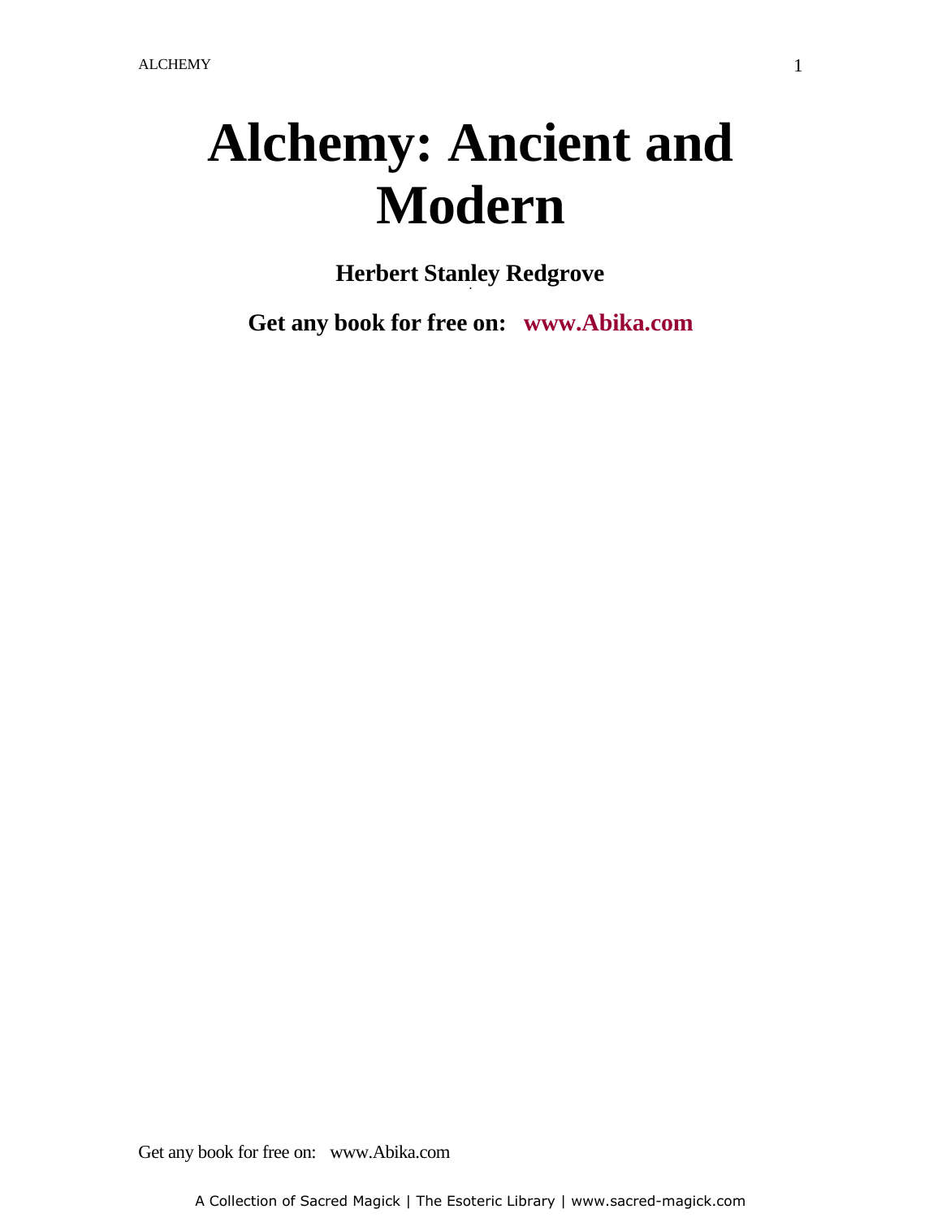# Alchemy: Ancient and Modern

**Herbert Stanley Redgrove**

**Get any book for free on: www.Abika.com**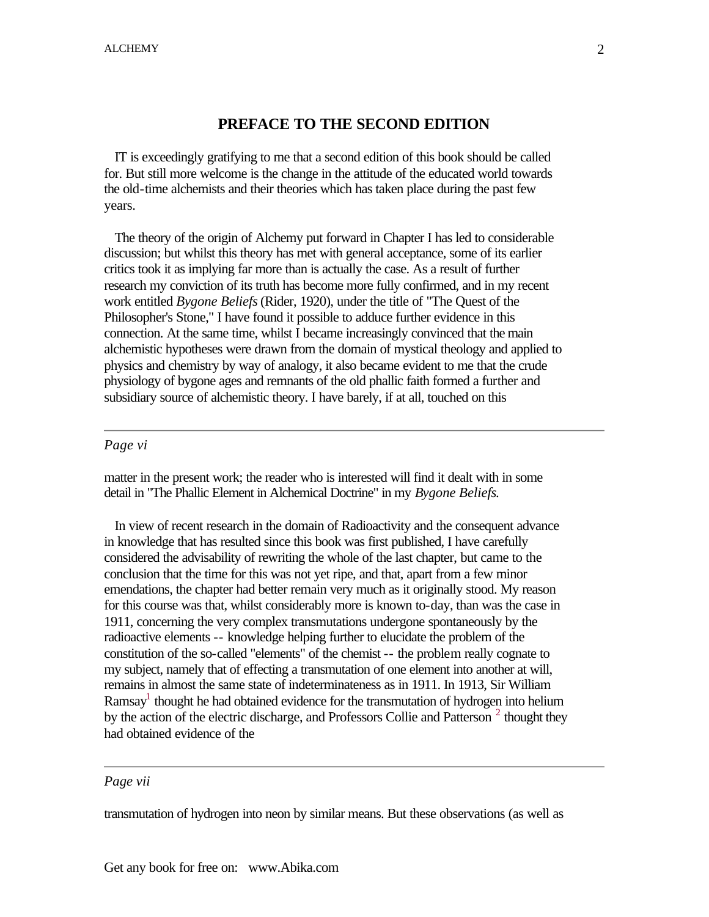## PREFACE TO THE SECOND EDITION

IT is exceedingly gratifying to me that a second edition of this book should be called for. But still more welcome is the change in the attitude of the educated world towards the old-time alchemists and their theories which has taken place during the past few years.

The theory of the origin of Alchemy put forward in Chapter I has led to considerable discussion; but whilst this theory has met with general acceptance, some of its earlier critics took it as implying far more than is actually the case. As a result of further research my conviction of its truth has become more fully confirmed, and in my recent work entitled *Bygone Beliefs* (Rider, 1920), under the title of "The Quest of the Philosopher's Stone," I have found it possible to adduce further evidence in this connection. At the same time, whilst I became increasingly convinced that the main alchemistic hypotheses were drawn from the domain of mystical theology and applied to physics and chemistry by way of analogy, it also became evident to me that the crude physiology of bygone ages and remnants of the old phallic faith formed a further and subsidiary source of alchemistic theory. I have barely, if at all, touched on this

---

*Page vi*

matter in the present work; the reader who is interested will find it dealt with in some detail in "The Phallic Element in Alchemical Doctrine" in my *Bygone Beliefs*.

In view of recent research in the domain of Radioactivity and the consequent advance in knowledge that has resulted since this book was first published, I have carefully considered the advisability of rewriting the whole of the last chapter, but came to the conclusion that the time for this was not yet ripe, and that, apart from a few minor emendations, the chapter had better remain very much as it originally stood. My reason for this course was that, whilst considerably more is known to-day, than was the case in 1911, concerning the very complex transmutations undergone spontaneously by the radioactive elements -- knowledge helping further to elucidate the problem of the constitution of the so-called "elements" of the chemist -- the problem really cognate to my subject, namely that of effecting a transmutation of one element into another at will, remains in almost the same state of indeterminateness as in 1911. In 1913, Sir William Ramsay[1] thought he had obtained evidence for the transmutation of hydrogen into helium by the action of the electric discharge, and Professors Collie and Patterson [2] thought they had obtained evidence of the

---

*Page vii*

transmutation of hydrogen into neon by similar means. But these observations (as well as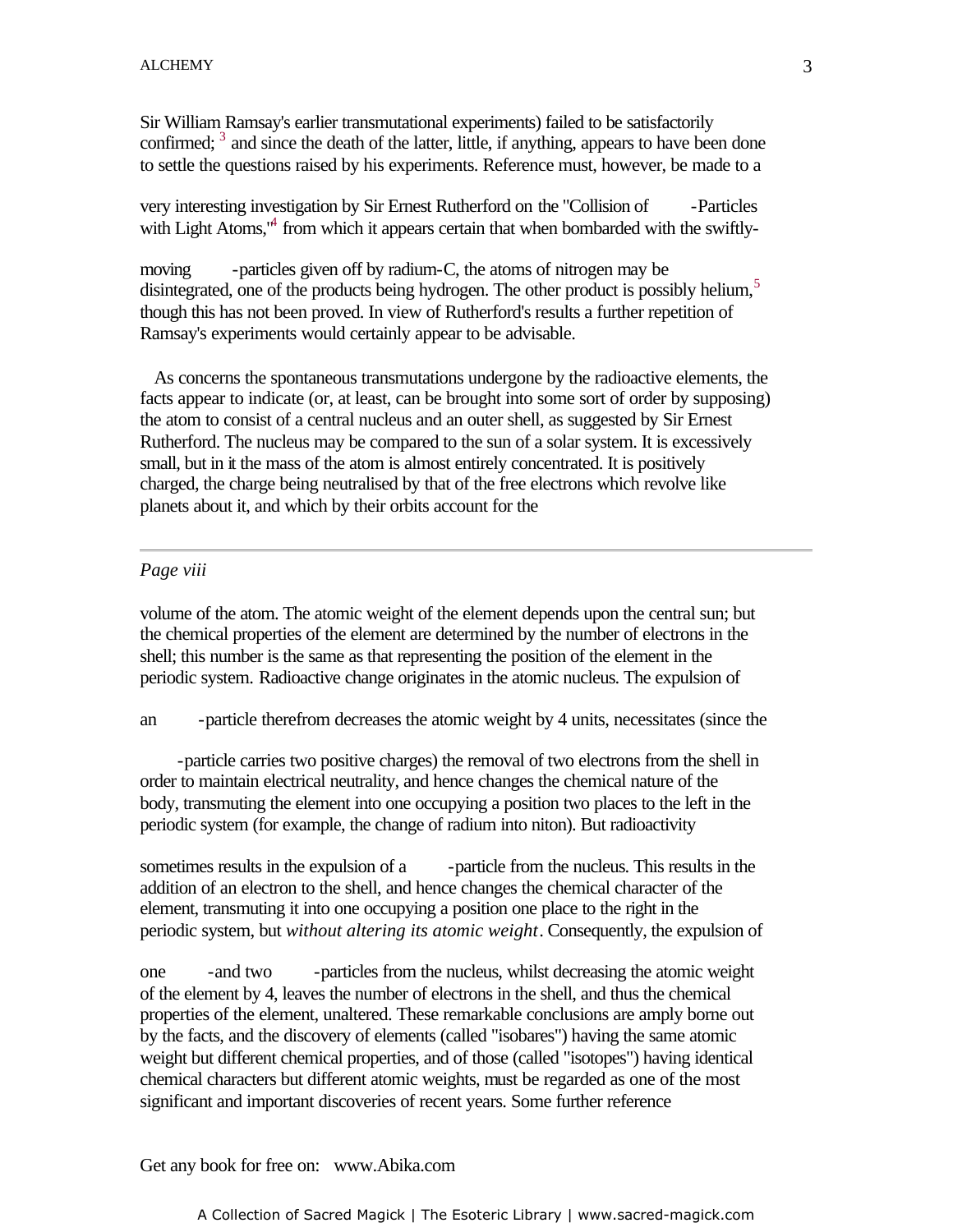Sir William Ramsay's earlier transmutational experiments) failed to be satisfactorily confirmed; [3] and since the death of the latter, little, if anything, appears to have been done to settle the questions raised by his experiments. Reference must, however, be made to a very interesting investigation by Sir Ernest Rutherford on the "Collision of -Particles with Light Atoms,"[4] from which it appears certain that when bombarded with the swiftly-moving -particles given off by radium-C, the atoms of nitrogen may be disintegrated, one of the products being hydrogen. The other product is possibly helium,[5] though this has not been proved. In view of Rutherford's results a further repetition of Ramsay's experiments would certainly appear to be advisable.

As concerns the spontaneous transmutations undergone by the radioactive elements, the facts appear to indicate (or, at least, can be brought into some sort of order by supposing) the atom to consist of a central nucleus and an outer shell, as suggested by Sir Ernest Rutherford. The nucleus may be compared to the sun of a solar system. It is excessively small, but in it the mass of the atom is almost entirely concentrated. It is positively charged, the charge being neutralised by that of the free electrons which revolve like planets about it, and which by their orbits account for the

---

*Page viii*

volume of the atom. The atomic weight of the element depends upon the central sun; but the chemical properties of the element are determined by the number of electrons in the shell; this number is the same as that representing the position of the element in the periodic system. Radioactive change originates in the atomic nucleus. The expulsion of an -particle therefrom decreases the atomic weight by 4 units, necessitates (since the -particle carries two positive charges) the removal of two electrons from the shell in order to maintain electrical neutrality, and hence changes the chemical nature of the body, transmuting the element into one occupying a position two places to the left in the periodic system (for example, the change of radium into niton). But radioactivity sometimes results in the expulsion of a -particle from the nucleus. This results in the addition of an electron to the shell, and hence changes the chemical character of the element, transmuting it into one occupying a position one place to the right in the periodic system, but *without altering its atomic weight*. Consequently, the expulsion of one -and two -particles from the nucleus, whilst decreasing the atomic weight of the element by 4, leaves the number of electrons in the shell, and thus the chemical properties of the element, unaltered. These remarkable conclusions are amply borne out by the facts, and the discovery of elements (called "isobares") having the same atomic weight but different chemical properties, and of those (called "isotopes") having identical chemical characters but different atomic weights, must be regarded as one of the most significant and important discoveries of recent years. Some further reference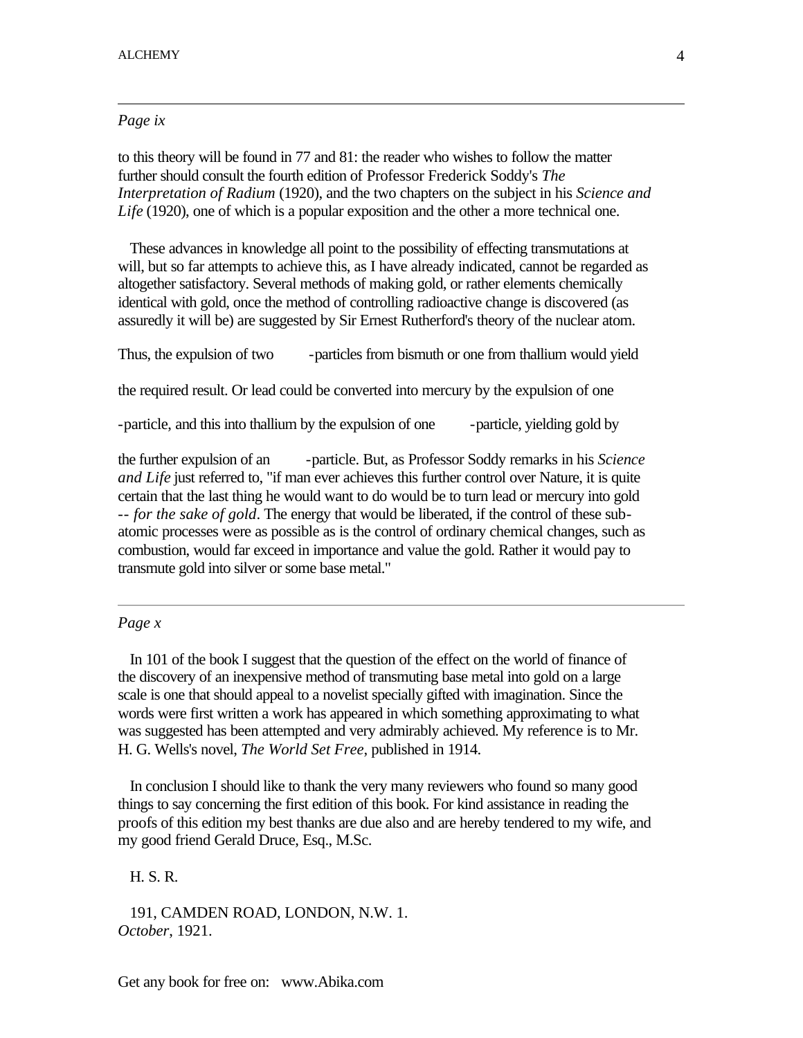*Page ix*

to this theory will be found in 77 and 81: the reader who wishes to follow the matter further should consult the fourth edition of Professor Frederick Soddy's *The Interpretation of Radium* (1920), and the two chapters on the subject in his *Science and Life* (1920), one of which is a popular exposition and the other a more technical one.

These advances in knowledge all point to the possibility of effecting transmutations at will, but so far attempts to achieve this, as I have already indicated, cannot be regarded as altogether satisfactory. Several methods of making gold, or rather elements chemically identical with gold, once the method of controlling radioactive change is discovered (as assuredly it will be) are suggested by Sir Ernest Rutherford's theory of the nuclear atom.

Thus, the expulsion of two -particles from bismuth or one from thallium would yield the required result. Or lead could be converted into mercury by the expulsion of one -particle, and this into thallium by the expulsion of one -particle, yielding gold by the further expulsion of an -particle. But, as Professor Soddy remarks in his *Science and Life* just referred to, "if man ever achieves this further control over Nature, it is quite certain that the last thing he would want to do would be to turn lead or mercury into gold -- *for the sake of gold*. The energy that would be liberated, if the control of these sub-atomic processes were as possible as is the control of ordinary chemical changes, such as combustion, would far exceed in importance and value the gold. Rather it would pay to transmute gold into silver or some base metal."

*Page x*

In 101 of the book I suggest that the question of the effect on the world of finance of the discovery of an inexpensive method of transmuting base metal into gold on a large scale is one that should appeal to a novelist specially gifted with imagination. Since the words were first written a work has appeared in which something approximating to what was suggested has been attempted and very admirably achieved. My reference is to Mr. H. G. Wells's novel, *The World Set Free*, published in 1914.

In conclusion I should like to thank the very many reviewers who found so many good things to say concerning the first edition of this book. For kind assistance in reading the proofs of this edition my best thanks are due also and are hereby tendered to my wife, and my good friend Gerald Druce, Esq., M.Sc.

H. S. R.

191, CAMDEN ROAD, LONDON, N.W. 1.
*October*, 1921.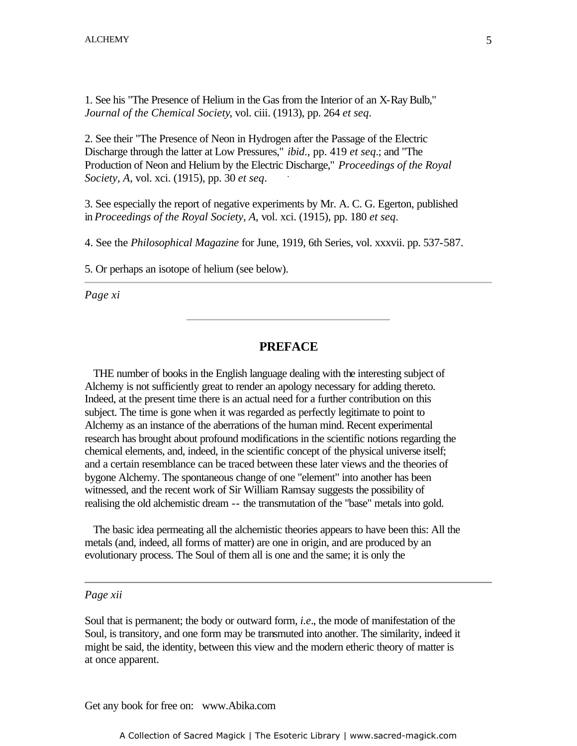1. See his "The Presence of Helium in the Gas from the Interior of an X-Ray Bulb," *Journal of the Chemical Society*, vol. ciii. (1913), pp. 264 *et seq*.

2. See their "The Presence of Neon in Hydrogen after the Passage of the Electric Discharge through the latter at Low Pressures," *ibid*., pp. 419 *et seq*.; and "The Production of Neon and Helium by the Electric Discharge," *Proceedings of the Royal Society, A*, vol. xci. (1915), pp. 30 *et seq*.

3. See especially the report of negative experiments by Mr. A. C. G. Egerton, published in *Proceedings of the Royal Society, A*, vol. xci. (1915), pp. 180 *et seq*.

4. See the *Philosophical Magazine* for June, 1919, 6th Series, vol. xxxvii. pp. 537-587.

5. Or perhaps an isotope of helium (see below).

---

*Page xi*

---

## PREFACE

THE number of books in the English language dealing with the interesting subject of Alchemy is not sufficiently great to render an apology necessary for adding thereto. Indeed, at the present time there is an actual need for a further contribution on this subject. The time is gone when it was regarded as perfectly legitimate to point to Alchemy as an instance of the aberrations of the human mind. Recent experimental research has brought about profound modifications in the scientific notions regarding the chemical elements, and, indeed, in the scientific concept of the physical universe itself; and a certain resemblance can be traced between these later views and the theories of bygone Alchemy. The spontaneous change of one "element" into another has been witnessed, and the recent work of Sir William Ramsay suggests the possibility of realising the old alchemistic dream -- the transmutation of the "base" metals into gold.

The basic idea permeating all the alchemistic theories appears to have been this: All the metals (and, indeed, all forms of matter) are one in origin, and are produced by an evolutionary process. The Soul of them all is one and the same; it is only the

---

*Page xii*

Soul that is permanent; the body or outward form, *i.e*., the mode of manifestation of the Soul, is transitory, and one form may be transmuted into another. The similarity, indeed it might be said, the identity, between this view and the modern etheric theory of matter is at once apparent.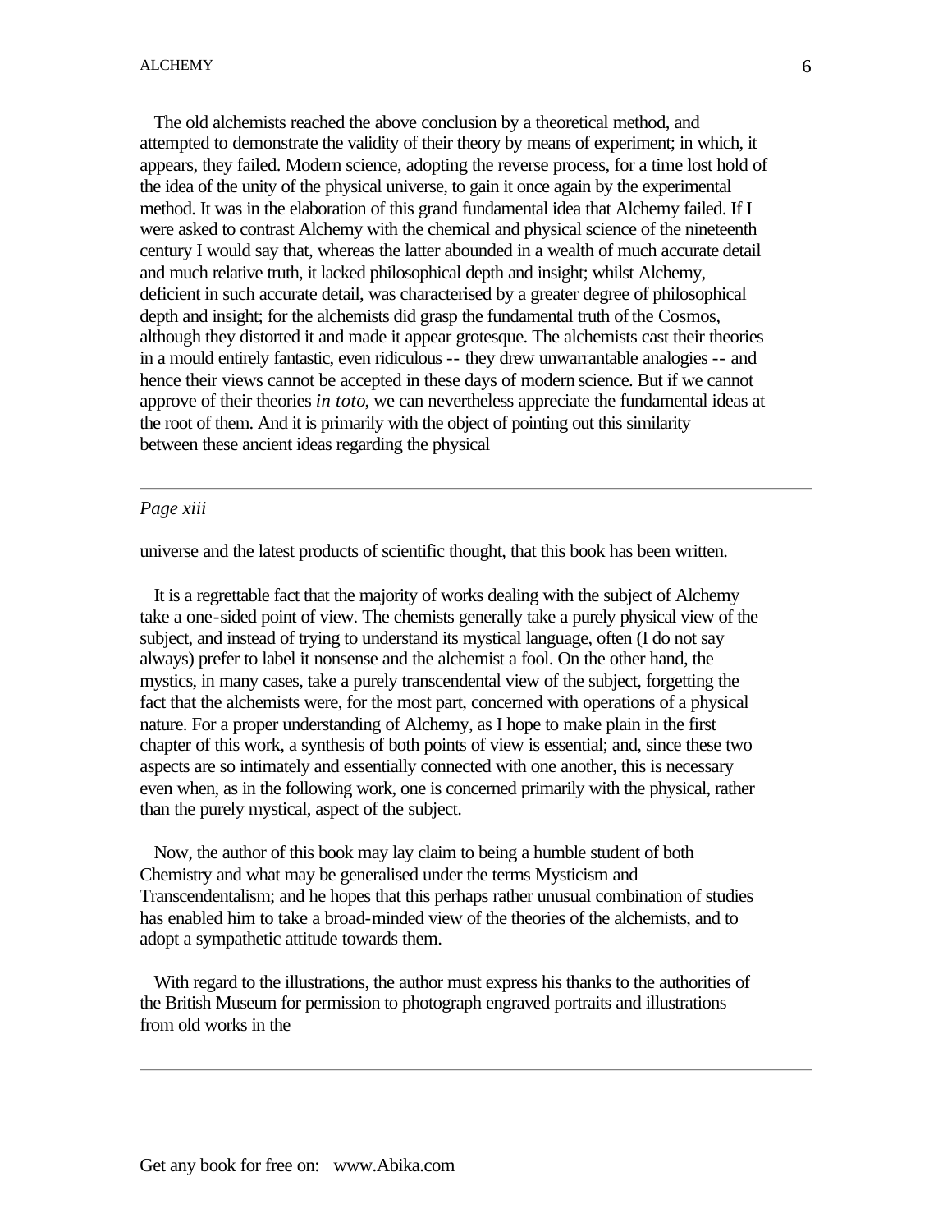The old alchemists reached the above conclusion by a theoretical method, and attempted to demonstrate the validity of their theory by means of experiment; in which, it appears, they failed. Modern science, adopting the reverse process, for a time lost hold of the idea of the unity of the physical universe, to gain it once again by the experimental method. It was in the elaboration of this grand fundamental idea that Alchemy failed. If I were asked to contrast Alchemy with the chemical and physical science of the nineteenth century I would say that, whereas the latter abounded in a wealth of much accurate detail and much relative truth, it lacked philosophical depth and insight; whilst Alchemy, deficient in such accurate detail, was characterised by a greater degree of philosophical depth and insight; for the alchemists did grasp the fundamental truth of the Cosmos, although they distorted it and made it appear grotesque. The alchemists cast their theories in a mould entirely fantastic, even ridiculous -- they drew unwarrantable analogies -- and hence their views cannot be accepted in these days of modern science. But if we cannot approve of their theories *in toto*, we can nevertheless appreciate the fundamental ideas at the root of them. And it is primarily with the object of pointing out this similarity between these ancient ideas regarding the physical

---

*Page xiii*

universe and the latest products of scientific thought, that this book has been written.

It is a regrettable fact that the majority of works dealing with the subject of Alchemy take a one-sided point of view. The chemists generally take a purely physical view of the subject, and instead of trying to understand its mystical language, often (I do not say always) prefer to label it nonsense and the alchemist a fool. On the other hand, the mystics, in many cases, take a purely transcendental view of the subject, forgetting the fact that the alchemists were, for the most part, concerned with operations of a physical nature. For a proper understanding of Alchemy, as I hope to make plain in the first chapter of this work, a synthesis of both points of view is essential; and, since these two aspects are so intimately and essentially connected with one another, this is necessary even when, as in the following work, one is concerned primarily with the physical, rather than the purely mystical, aspect of the subject.

Now, the author of this book may lay claim to being a humble student of both Chemistry and what may be generalised under the terms Mysticism and Transcendentalism; and he hopes that this perhaps rather unusual combination of studies has enabled him to take a broad-minded view of the theories of the alchemists, and to adopt a sympathetic attitude towards them.

With regard to the illustrations, the author must express his thanks to the authorities of the British Museum for permission to photograph engraved portraits and illustrations from old works in the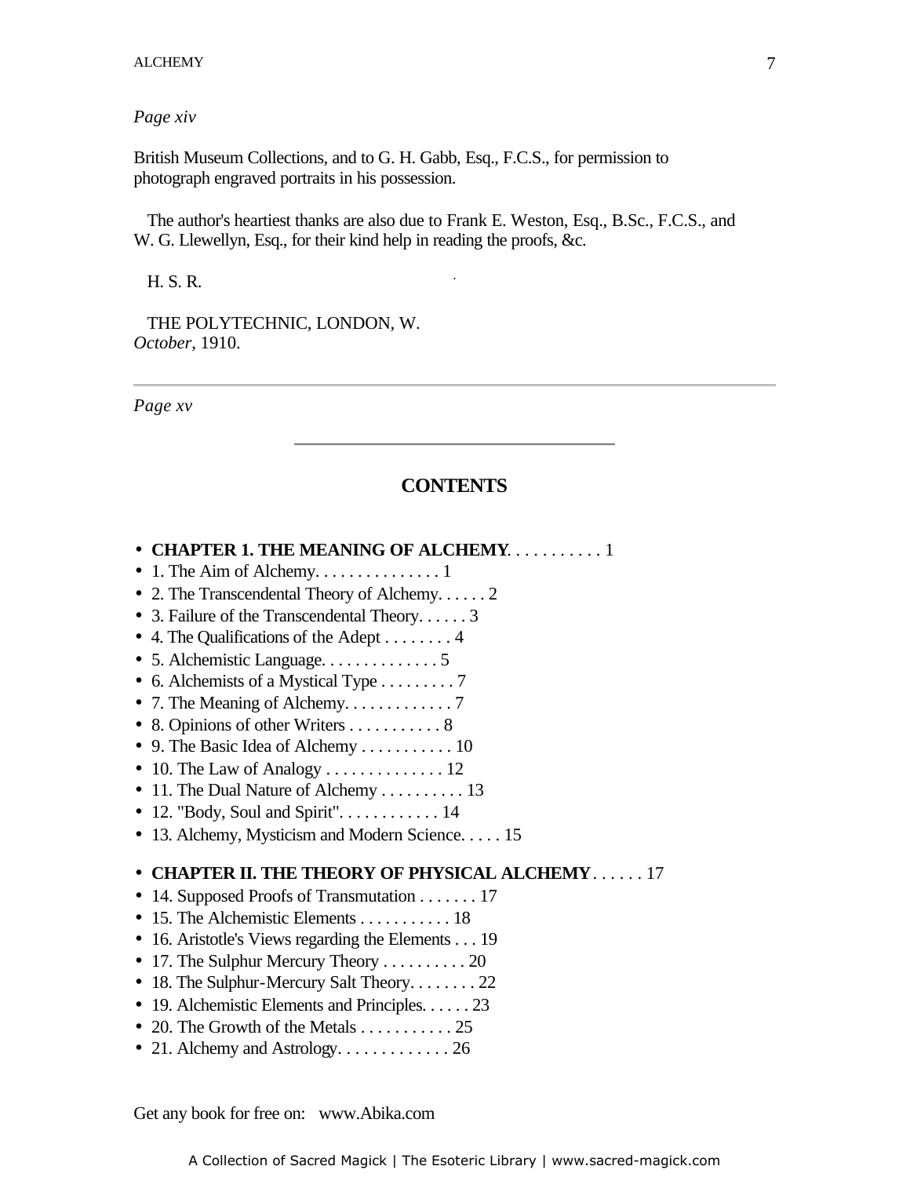*Page xiv*

British Museum Collections, and to G. H. Gabb, Esq., F.C.S., for permission to photograph engraved portraits in his possession.

The author's heartiest thanks are also due to Frank E. Weston, Esq., B.Sc., F.C.S., and W. G. Llewellyn, Esq., for their kind help in reading the proofs, &c.

H. S. R.

THE POLYTECHNIC, LONDON, W.
*October*, 1910.

---

*Page xv*

## CONTENTS

- **CHAPTER 1. THE MEANING OF ALCHEMY**. . . . . . . . . . . 1
- 1. The Aim of Alchemy. . . . . . . . . . . . . . . 1
- 2. The Transcendental Theory of Alchemy. . . . . . 2
- 3. Failure of the Transcendental Theory. . . . . . 3
- 4. The Qualifications of the Adept . . . . . . . . 4
- 5. Alchemistic Language. . . . . . . . . . . . . . 5
- 6. Alchemists of a Mystical Type . . . . . . . . . 7
- 7. The Meaning of Alchemy. . . . . . . . . . . . . 7
- 8. Opinions of other Writers . . . . . . . . . . . 8
- 9. The Basic Idea of Alchemy . . . . . . . . . . . 10
- 10. The Law of Analogy . . . . . . . . . . . . . . 12
- 11. The Dual Nature of Alchemy . . . . . . . . . . 13
- 12. "Body, Soul and Spirit". . . . . . . . . . . . 14
- 13. Alchemy, Mysticism and Modern Science. . . . . 15

- **CHAPTER II. THE THEORY OF PHYSICAL ALCHEMY** . . . . . . 17
- 14. Supposed Proofs of Transmutation . . . . . . . 17
- 15. The Alchemistic Elements . . . . . . . . . . . 18
- 16. Aristotle's Views regarding the Elements . . . 19
- 17. The Sulphur Mercury Theory . . . . . . . . . . 20
- 18. The Sulphur-Mercury Salt Theory. . . . . . . . 22
- 19. Alchemistic Elements and Principles. . . . . . 23
- 20. The Growth of the Metals . . . . . . . . . . . 25
- 21. Alchemy and Astrology. . . . . . . . . . . . . 26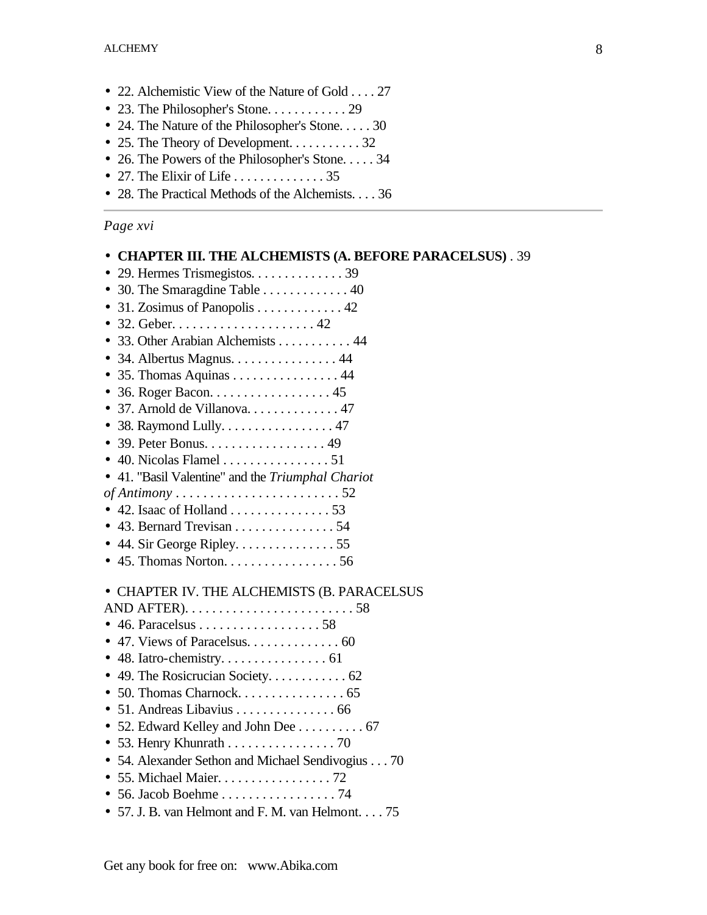- 22. Alchemistic View of the Nature of Gold . . . . 27
- 23. The Philosopher's Stone. . . . . . . . . . . . 29
- 24. The Nature of the Philosopher's Stone. . . . . 30
- 25. The Theory of Development. . . . . . . . . . . 32
- 26. The Powers of the Philosopher's Stone. . . . . 34
- 27. The Elixir of Life . . . . . . . . . . . . . . 35
- 28. The Practical Methods of the Alchemists. . . . 36

---

*Page xvi*

- **CHAPTER III. THE ALCHEMISTS (A. BEFORE PARACELSUS)** . 39
- 29. Hermes Trismegistos. . . . . . . . . . . . . . 39
- 30. The Smaragdine Table . . . . . . . . . . . . . 40
- 31. Zosimus of Panopolis . . . . . . . . . . . . . 42
- 32. Geber. . . . . . . . . . . . . . . . . . . . . 42
- 33. Other Arabian Alchemists . . . . . . . . . . . 44
- 34. Albertus Magnus. . . . . . . . . . . . . . . . 44
- 35. Thomas Aquinas . . . . . . . . . . . . . . . . 44
- 36. Roger Bacon. . . . . . . . . . . . . . . . . . 45
- 37. Arnold de Villanova. . . . . . . . . . . . . . 47
- 38. Raymond Lully. . . . . . . . . . . . . . . . . 47
- 39. Peter Bonus. . . . . . . . . . . . . . . . . . 49
- 40. Nicolas Flamel . . . . . . . . . . . . . . . . 51
- 41. "Basil Valentine" and the *Triumphal Chariot of Antimony* . . . . . . . . . . . . . . . . . . . . . . . . 52
- 42. Isaac of Holland . . . . . . . . . . . . . . . 53
- 43. Bernard Trevisan . . . . . . . . . . . . . . . 54
- 44. Sir George Ripley. . . . . . . . . . . . . . . 55
- 45. Thomas Norton. . . . . . . . . . . . . . . . . 56

- CHAPTER IV. THE ALCHEMISTS (B. PARACELSUS AND AFTER). . . . . . . . . . . . . . . . . . . . . . . . . 58
- 46. Paracelsus . . . . . . . . . . . . . . . . . . 58
- 47. Views of Paracelsus. . . . . . . . . . . . . . 60
- 48. Iatro-chemistry. . . . . . . . . . . . . . . . 61
- 49. The Rosicrucian Society. . . . . . . . . . . . 62
- 50. Thomas Charnock. . . . . . . . . . . . . . . . 65
- 51. Andreas Libavius . . . . . . . . . . . . . . . 66
- 52. Edward Kelley and John Dee . . . . . . . . . . 67
- 53. Henry Khunrath . . . . . . . . . . . . . . . . 70
- 54. Alexander Sethon and Michael Sendivogius . . . 70
- 55. Michael Maier. . . . . . . . . . . . . . . . . 72
- 56. Jacob Boehme . . . . . . . . . . . . . . . . . 74
- 57. J. B. van Helmont and F. M. van Helmont. . . . 75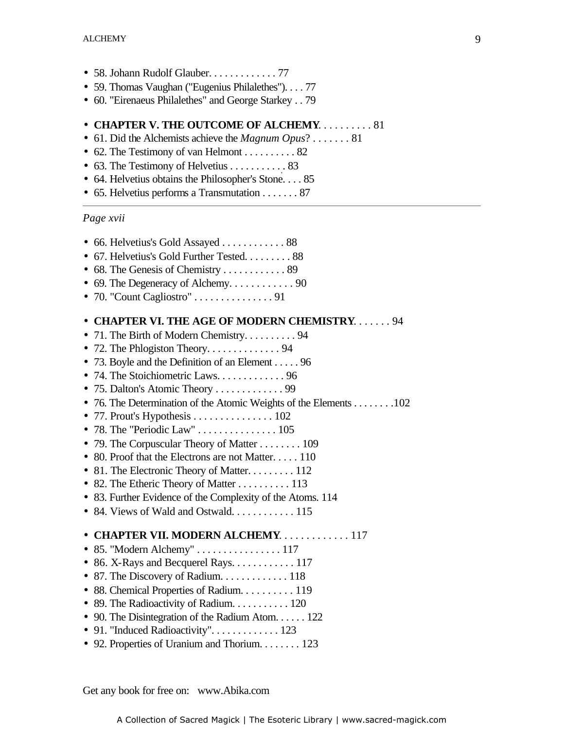- 58. Johann Rudolf Glauber. . . . . . . . . . . . . 77
- 59. Thomas Vaughan ("Eugenius Philalethes"). . . . 77
- 60. "Eirenaeus Philalethes" and George Starkey . . 79

- **CHAPTER V. THE OUTCOME OF ALCHEMY**. . . . . . . . . . 81
- 61. Did the Alchemists achieve the *Magnum Opus*? . . . . . . . 81
- 62. The Testimony of van Helmont . . . . . . . . . . 82
- 63. The Testimony of Helvetius . . . . . . . . . . . 83
- 64. Helvetius obtains the Philosopher's Stone. . . . 85
- 65. Helvetius performs a Transmutation . . . . . . . 87

---

*Page xvii*

- 66. Helvetius's Gold Assayed . . . . . . . . . . . . 88
- 67. Helvetius's Gold Further Tested. . . . . . . . . 88
- 68. The Genesis of Chemistry . . . . . . . . . . . . 89
- 69. The Degeneracy of Alchemy. . . . . . . . . . . . 90
- 70. "Count Cagliostro" . . . . . . . . . . . . . . . 91

- **CHAPTER VI. THE AGE OF MODERN CHEMISTRY**. . . . . . . 94
- 71. The Birth of Modern Chemistry. . . . . . . . . . 94
- 72. The Phlogiston Theory. . . . . . . . . . . . . . 94
- 73. Boyle and the Definition of an Element . . . . . 96
- 74. The Stoichiometric Laws. . . . . . . . . . . . . 96
- 75. Dalton's Atomic Theory . . . . . . . . . . . . . 99
- 76. The Determination of the Atomic Weights of the Elements . . . . . . . .102
- 77. Prout's Hypothesis . . . . . . . . . . . . . . . 102
- 78. The "Periodic Law" . . . . . . . . . . . . . . . 105
- 79. The Corpuscular Theory of Matter . . . . . . . . 109
- 80. Proof that the Electrons are not Matter. . . . . 110
- 81. The Electronic Theory of Matter. . . . . . . . . 112
- 82. The Etheric Theory of Matter . . . . . . . . . . 113
- 83. Further Evidence of the Complexity of the Atoms. 114
- 84. Views of Wald and Ostwald. . . . . . . . . . . . 115

- **CHAPTER VII. MODERN ALCHEMY**. . . . . . . . . . . . . 117
- 85. "Modern Alchemy" . . . . . . . . . . . . . . . . 117
- 86. X-Rays and Becquerel Rays. . . . . . . . . . . . 117
- 87. The Discovery of Radium. . . . . . . . . . . . . 118
- 88. Chemical Properties of Radium. . . . . . . . . . 119
- 89. The Radioactivity of Radium. . . . . . . . . . . 120
- 90. The Disintegration of the Radium Atom. . . . . . 122
- 91. "Induced Radioactivity". . . . . . . . . . . . . 123
- 92. Properties of Uranium and Thorium. . . . . . . . 123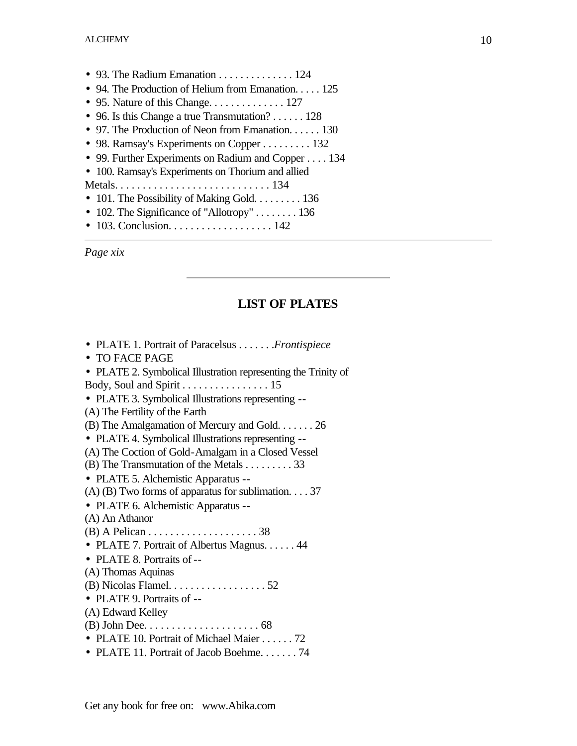- 93. The Radium Emanation . . . . . . . . . . . . . . 124
- 94. The Production of Helium from Emanation. . . . . 125
- 95. Nature of this Change. . . . . . . . . . . . . . 127
- 96. Is this Change a true Transmutation? . . . . . . 128
- 97. The Production of Neon from Emanation. . . . . . 130
- 98. Ramsay's Experiments on Copper . . . . . . . . . 132
- 99. Further Experiments on Radium and Copper . . . . 134
- 100. Ramsay's Experiments on Thorium and allied Metals. . . . . . . . . . . . . . . . . . . . . . . . . . . . 134
- 101. The Possibility of Making Gold. . . . . . . . . 136
- 102. The Significance of "Allotropy" . . . . . . . . 136
- 103. Conclusion. . . . . . . . . . . . . . . . . . . 142

---

*Page xix*

---

## LIST OF PLATES

- PLATE 1. Portrait of Paracelsus . . . . . . .*Frontispiece*
- TO FACE PAGE
- PLATE 2. Symbolical Illustration representing the Trinity of Body, Soul and Spirit . . . . . . . . . . . . . . . . 15
- PLATE 3. Symbolical Illustrations representing --
(A) The Fertility of the Earth
(B) The Amalgamation of Mercury and Gold. . . . . . . 26
- PLATE 4. Symbolical Illustrations representing --
(A) The Coction of Gold-Amalgam in a Closed Vessel
(B) The Transmutation of the Metals . . . . . . . . . 33
- PLATE 5. Alchemistic Apparatus --
(A) (B) Two forms of apparatus for sublimation. . . . 37
- PLATE 6. Alchemistic Apparatus --
(A) An Athanor
(B) A Pelican . . . . . . . . . . . . . . . . . . . . 38
- PLATE 7. Portrait of Albertus Magnus. . . . . . 44
- PLATE 8. Portraits of --
(A) Thomas Aquinas
(B) Nicolas Flamel. . . . . . . . . . . . . . . . . . 52
- PLATE 9. Portraits of --
(A) Edward Kelley
(B) John Dee. . . . . . . . . . . . . . . . . . . . . 68
- PLATE 10. Portrait of Michael Maier . . . . . . 72
- PLATE 11. Portrait of Jacob Boehme. . . . . . . 74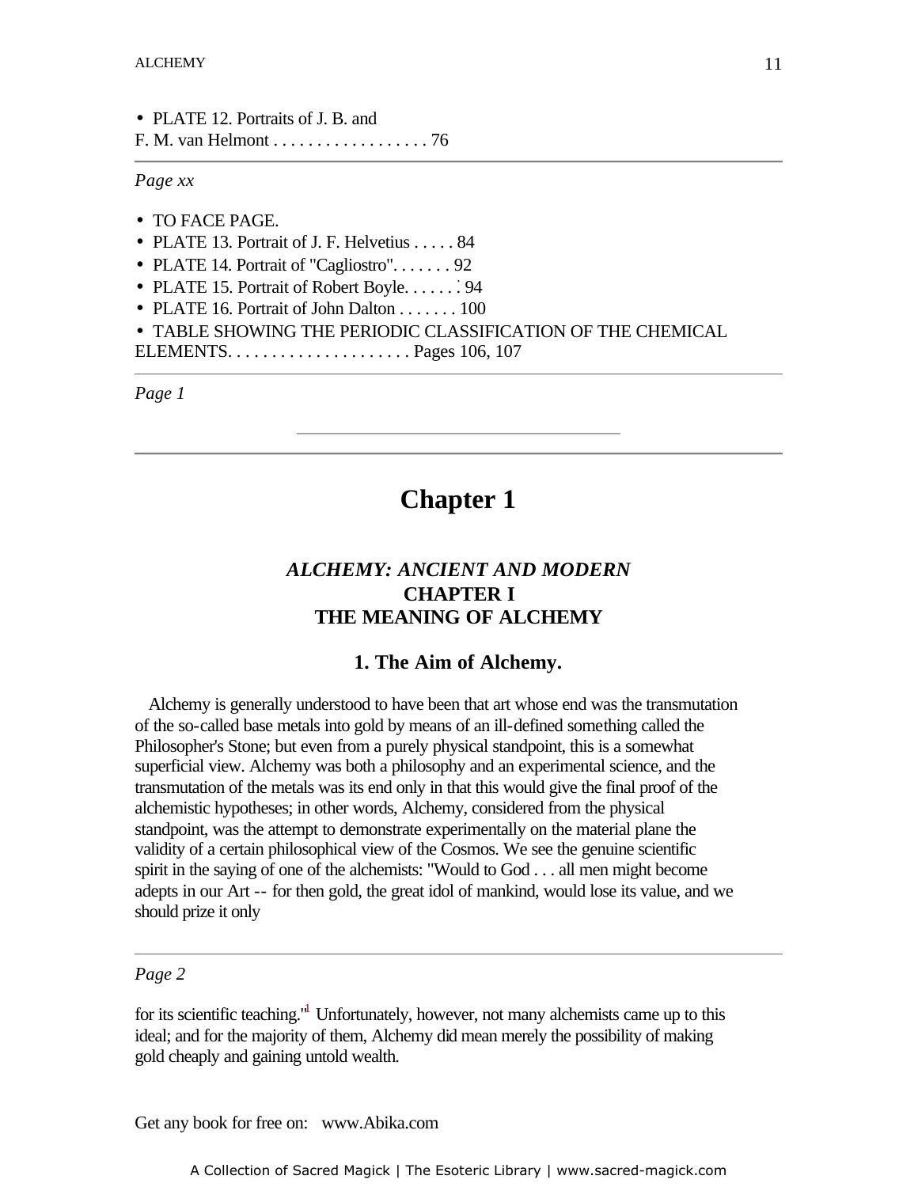- PLATE 12. Portraits of J. B. and F. M. van Helmont . . . . . . . . . . . . . . . . . . 76

---

*Page xx*

- TO FACE PAGE.
- PLATE 13. Portrait of J. F. Helvetius . . . . . 84
- PLATE 14. Portrait of "Cagliostro". . . . . . . 92
- PLATE 15. Portrait of Robert Boyle. . . . . . . 94
- PLATE 16. Portrait of John Dalton . . . . . . . 100
- TABLE SHOWING THE PERIODIC CLASSIFICATION OF THE CHEMICAL ELEMENTS. . . . . . . . . . . . . . . . . . . . . Pages 106, 107

---

*Page 1*

---

# Chapter 1

## *ALCHEMY: ANCIENT AND MODERN*
## CHAPTER I
## THE MEANING OF ALCHEMY

### 1. The Aim of Alchemy.

Alchemy is generally understood to have been that art whose end was the transmutation of the so-called base metals into gold by means of an ill-defined something called the Philosopher's Stone; but even from a purely physical standpoint, this is a somewhat superficial view. Alchemy was both a philosophy and an experimental science, and the transmutation of the metals was its end only in that this would give the final proof of the alchemistic hypotheses; in other words, Alchemy, considered from the physical standpoint, was the attempt to demonstrate experimentally on the material plane the validity of a certain philosophical view of the Cosmos. We see the genuine scientific spirit in the saying of one of the alchemists: "Would to God . . . all men might become adepts in our Art -- for then gold, the great idol of mankind, would lose its value, and we should prize it only

---

*Page 2*

for its scientific teaching."[1] Unfortunately, however, not many alchemists came up to this ideal; and for the majority of them, Alchemy did mean merely the possibility of making gold cheaply and gaining untold wealth.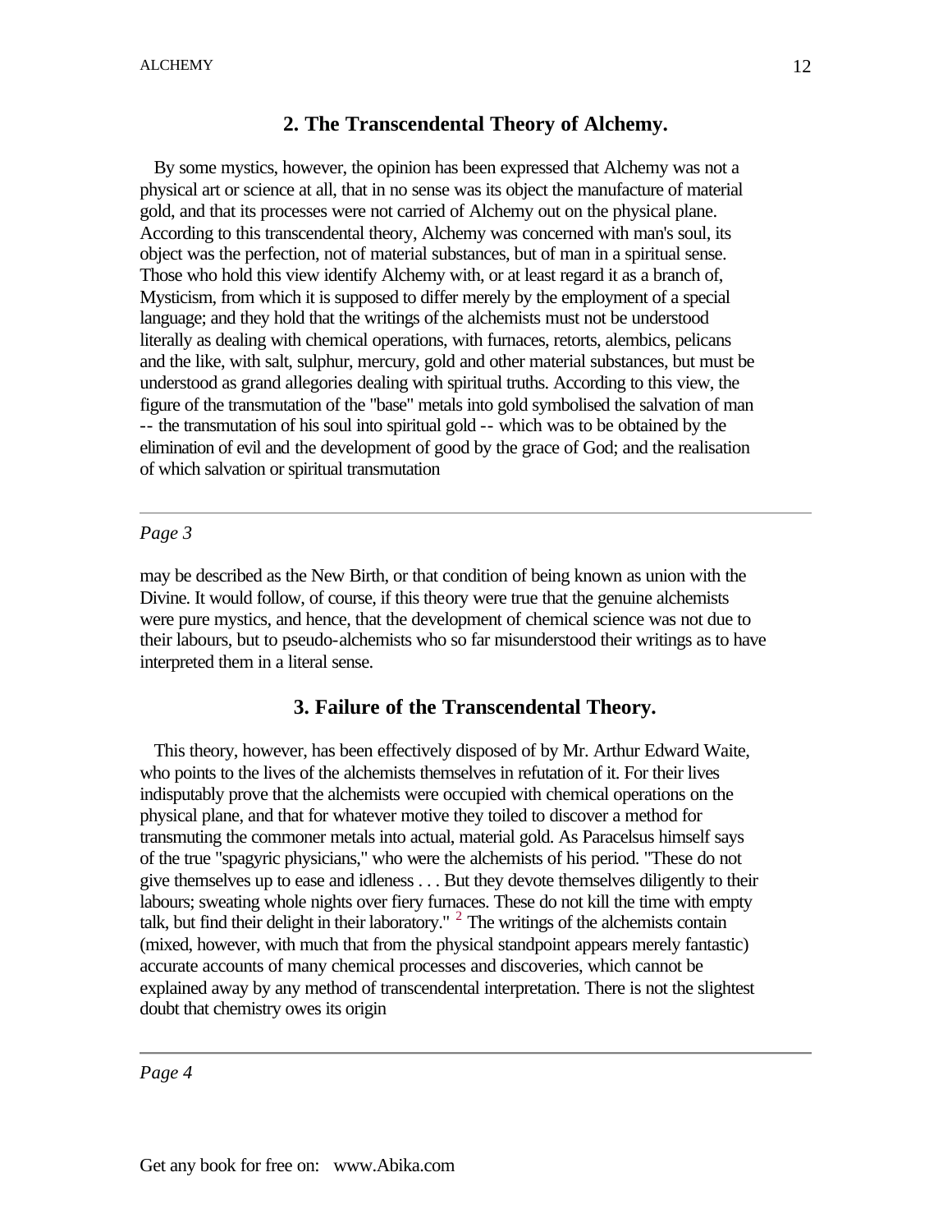## 2. The Transcendental Theory of Alchemy.

By some mystics, however, the opinion has been expressed that Alchemy was not a physical art or science at all, that in no sense was its object the manufacture of material gold, and that its processes were not carried of Alchemy out on the physical plane. According to this transcendental theory, Alchemy was concerned with man's soul, its object was the perfection, not of material substances, but of man in a spiritual sense. Those who hold this view identify Alchemy with, or at least regard it as a branch of, Mysticism, from which it is supposed to differ merely by the employment of a special language; and they hold that the writings of the alchemists must not be understood literally as dealing with chemical operations, with furnaces, retorts, alembics, pelicans and the like, with salt, sulphur, mercury, gold and other material substances, but must be understood as grand allegories dealing with spiritual truths. According to this view, the figure of the transmutation of the "base" metals into gold symbolised the salvation of man -- the transmutation of his soul into spiritual gold -- which was to be obtained by the elimination of evil and the development of good by the grace of God; and the realisation of which salvation or spiritual transmutation

---

*Page 3*

may be described as the New Birth, or that condition of being known as union with the Divine. It would follow, of course, if this theory were true that the genuine alchemists were pure mystics, and hence, that the development of chemical science was not due to their labours, but to pseudo-alchemists who so far misunderstood their writings as to have interpreted them in a literal sense.

## 3. Failure of the Transcendental Theory.

This theory, however, has been effectively disposed of by Mr. Arthur Edward Waite, who points to the lives of the alchemists themselves in refutation of it. For their lives indisputably prove that the alchemists were occupied with chemical operations on the physical plane, and that for whatever motive they toiled to discover a method for transmuting the commoner metals into actual, material gold. As Paracelsus himself says of the true "spagyric physicians," who were the alchemists of his period. "These do not give themselves up to ease and idleness . . . But they devote themselves diligently to their labours; sweating whole nights over fiery furnaces. These do not kill the time with empty talk, but find their delight in their laboratory." [2] The writings of the alchemists contain (mixed, however, with much that from the physical standpoint appears merely fantastic) accurate accounts of many chemical processes and discoveries, which cannot be explained away by any method of transcendental interpretation. There is not the slightest doubt that chemistry owes its origin

---

*Page 4*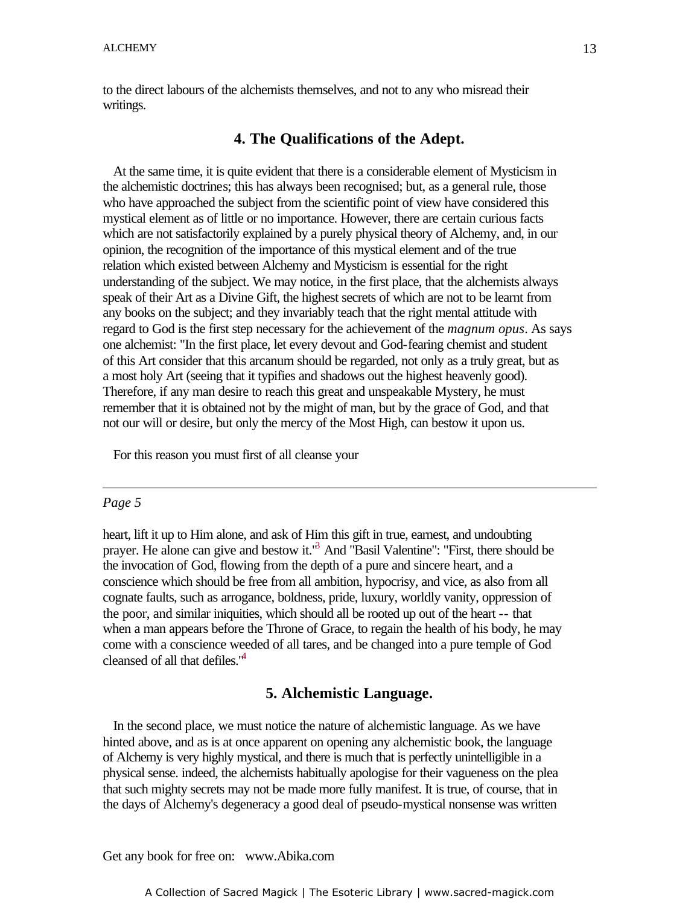to the direct labours of the alchemists themselves, and not to any who misread their writings.

## 4. The Qualifications of the Adept.

At the same time, it is quite evident that there is a considerable element of Mysticism in the alchemistic doctrines; this has always been recognised; but, as a general rule, those who have approached the subject from the scientific point of view have considered this mystical element as of little or no importance. However, there are certain curious facts which are not satisfactorily explained by a purely physical theory of Alchemy, and, in our opinion, the recognition of the importance of this mystical element and of the true relation which existed between Alchemy and Mysticism is essential for the right understanding of the subject. We may notice, in the first place, that the alchemists always speak of their Art as a Divine Gift, the highest secrets of which are not to be learnt from any books on the subject; and they invariably teach that the right mental attitude with regard to God is the first step necessary for the achievement of the *magnum opus*. As says one alchemist: "In the first place, let every devout and God-fearing chemist and student of this Art consider that this arcanum should be regarded, not only as a truly great, but as a most holy Art (seeing that it typifies and shadows out the highest heavenly good). Therefore, if any man desire to reach this great and unspeakable Mystery, he must remember that it is obtained not by the might of man, but by the grace of God, and that not our will or desire, but only the mercy of the Most High, can bestow it upon us.

For this reason you must first of all cleanse your

*Page 5*

heart, lift it up to Him alone, and ask of Him this gift in true, earnest, and undoubting prayer. He alone can give and bestow it."[3] And "Basil Valentine": "First, there should be the invocation of God, flowing from the depth of a pure and sincere heart, and a conscience which should be free from all ambition, hypocrisy, and vice, as also from all cognate faults, such as arrogance, boldness, pride, luxury, worldly vanity, oppression of the poor, and similar iniquities, which should all be rooted up out of the heart -- that when a man appears before the Throne of Grace, to regain the health of his body, he may come with a conscience weeded of all tares, and be changed into a pure temple of God cleansed of all that defiles."[4]

## 5. Alchemistic Language.

In the second place, we must notice the nature of alchemistic language. As we have hinted above, and as is at once apparent on opening any alchemistic book, the language of Alchemy is very highly mystical, and there is much that is perfectly unintelligible in a physical sense. indeed, the alchemists habitually apologise for their vagueness on the plea that such mighty secrets may not be made more fully manifest. It is true, of course, that in the days of Alchemy's degeneracy a good deal of pseudo-mystical nonsense was written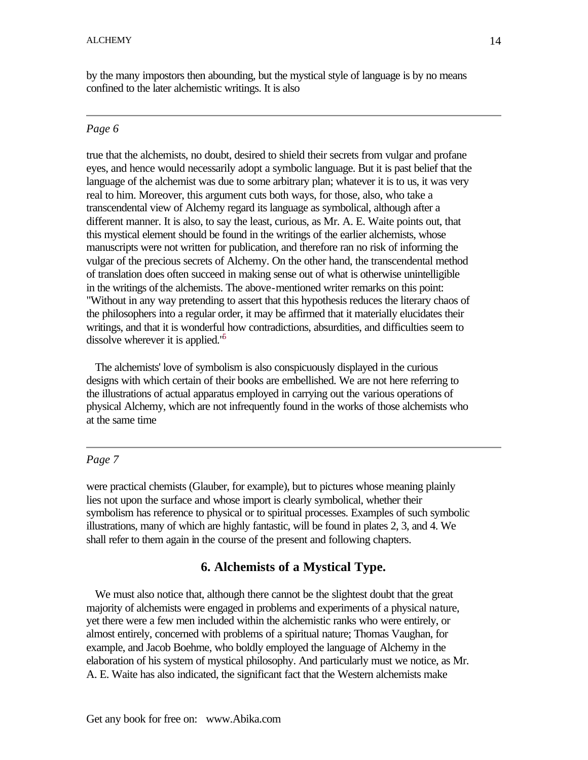by the many impostors then abounding, but the mystical style of language is by no means confined to the later alchemistic writings. It is also

---

*Page 6*

true that the alchemists, no doubt, desired to shield their secrets from vulgar and profane eyes, and hence would necessarily adopt a symbolic language. But it is past belief that the language of the alchemist was due to some arbitrary plan; whatever it is to us, it was very real to him. Moreover, this argument cuts both ways, for those, also, who take a transcendental view of Alchemy regard its language as symbolical, although after a different manner. It is also, to say the least, curious, as Mr. A. E. Waite points out, that this mystical element should be found in the writings of the earlier alchemists, whose manuscripts were not written for publication, and therefore ran no risk of informing the vulgar of the precious secrets of Alchemy. On the other hand, the transcendental method of translation does often succeed in making sense out of what is otherwise unintelligible in the writings of the alchemists. The above-mentioned writer remarks on this point: "Without in any way pretending to assert that this hypothesis reduces the literary chaos of the philosophers into a regular order, it may be affirmed that it materially elucidates their writings, and that it is wonderful how contradictions, absurdities, and difficulties seem to dissolve wherever it is applied."[5]

The alchemists' love of symbolism is also conspicuously displayed in the curious designs with which certain of their books are embellished. We are not here referring to the illustrations of actual apparatus employed in carrying out the various operations of physical Alchemy, which are not infrequently found in the works of those alchemists who at the same time

---

*Page 7*

were practical chemists (Glauber, for example), but to pictures whose meaning plainly lies not upon the surface and whose import is clearly symbolical, whether their symbolism has reference to physical or to spiritual processes. Examples of such symbolic illustrations, many of which are highly fantastic, will be found in plates 2, 3, and 4. We shall refer to them again in the course of the present and following chapters.

## 6. Alchemists of a Mystical Type.

We must also notice that, although there cannot be the slightest doubt that the great majority of alchemists were engaged in problems and experiments of a physical nature, yet there were a few men included within the alchemistic ranks who were entirely, or almost entirely, concerned with problems of a spiritual nature; Thomas Vaughan, for example, and Jacob Boehme, who boldly employed the language of Alchemy in the elaboration of his system of mystical philosophy. And particularly must we notice, as Mr. A. E. Waite has also indicated, the significant fact that the Western alchemists make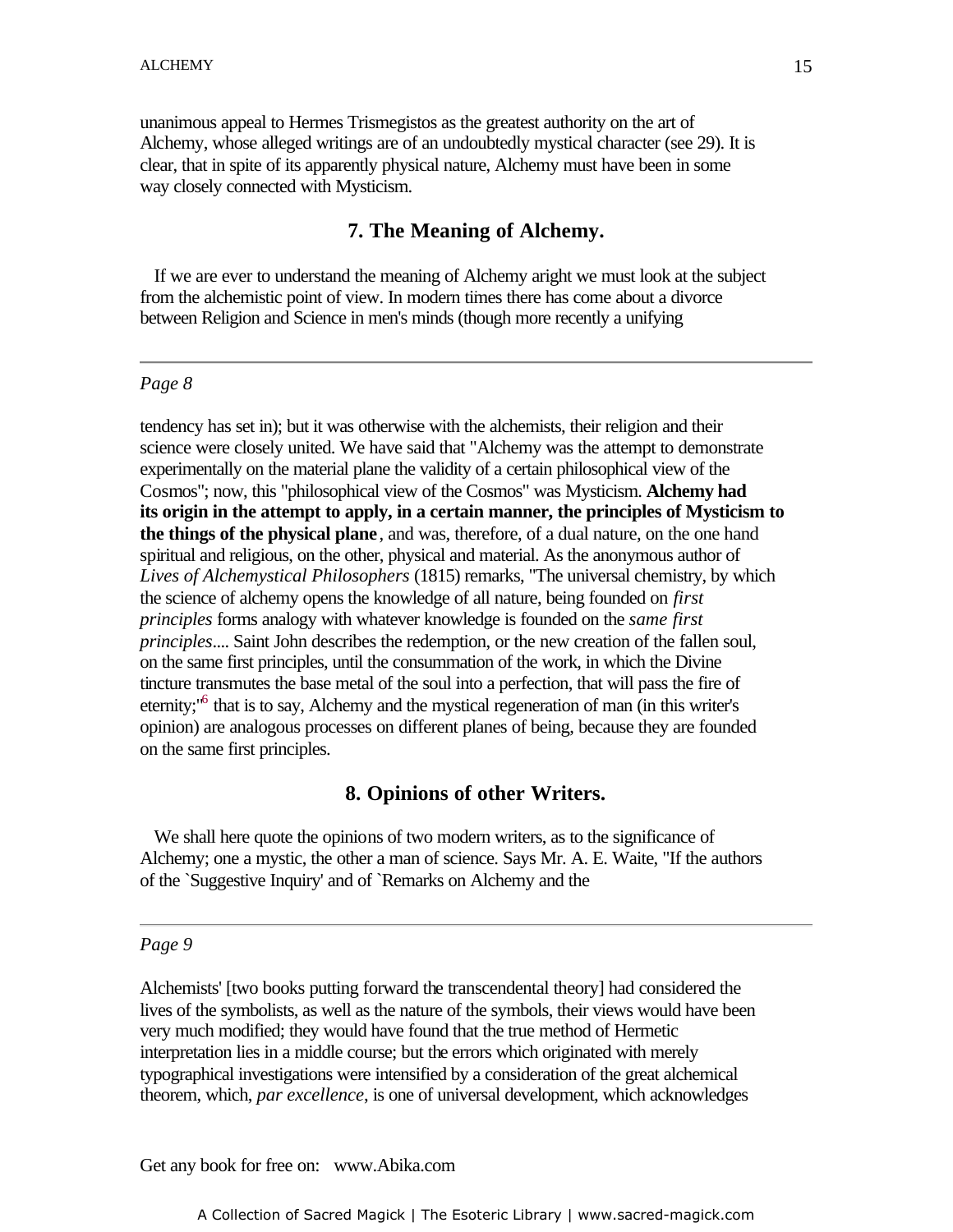unanimous appeal to Hermes Trismegistos as the greatest authority on the art of Alchemy, whose alleged writings are of an undoubtedly mystical character (see 29). It is clear, that in spite of its apparently physical nature, Alchemy must have been in some way closely connected with Mysticism.

## 7. The Meaning of Alchemy.

If we are ever to understand the meaning of Alchemy aright we must look at the subject from the alchemistic point of view. In modern times there has come about a divorce between Religion and Science in men's minds (though more recently a unifying

---

*Page 8*

tendency has set in); but it was otherwise with the alchemists, their religion and their science were closely united. We have said that "Alchemy was the attempt to demonstrate experimentally on the material plane the validity of a certain philosophical view of the Cosmos"; now, this "philosophical view of the Cosmos" was Mysticism. **Alchemy had its origin in the attempt to apply, in a certain manner, the principles of Mysticism to the things of the physical plane**, and was, therefore, of a dual nature, on the one hand spiritual and religious, on the other, physical and material. As the anonymous author of *Lives of Alchemystical Philosophers* (1815) remarks, "The universal chemistry, by which the science of alchemy opens the knowledge of all nature, being founded on *first principles* forms analogy with whatever knowledge is founded on the *same first principles*.... Saint John describes the redemption, or the new creation of the fallen soul, on the same first principles, until the consummation of the work, in which the Divine tincture transmutes the base metal of the soul into a perfection, that will pass the fire of eternity;"[6] that is to say, Alchemy and the mystical regeneration of man (in this writer's opinion) are analogous processes on different planes of being, because they are founded on the same first principles.

## 8. Opinions of other Writers.

We shall here quote the opinions of two modern writers, as to the significance of Alchemy; one a mystic, the other a man of science. Says Mr. A. E. Waite, "If the authors of the `Suggestive Inquiry' and of `Remarks on Alchemy and the

---

*Page 9*

Alchemists' [two books putting forward the transcendental theory] had considered the lives of the symbolists, as well as the nature of the symbols, their views would have been very much modified; they would have found that the true method of Hermetic interpretation lies in a middle course; but the errors which originated with merely typographical investigations were intensified by a consideration of the great alchemical theorem, which, *par excellence*, is one of universal development, which acknowledges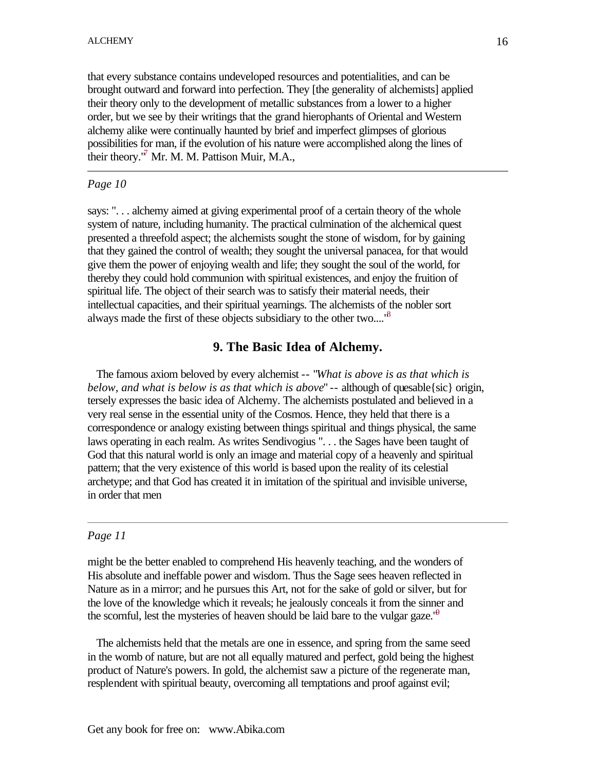that every substance contains undeveloped resources and potentialities, and can be brought outward and forward into perfection. They [the generality of alchemists] applied their theory only to the development of metallic substances from a lower to a higher order, but we see by their writings that the grand hierophants of Oriental and Western alchemy alike were continually haunted by brief and imperfect glimpses of glorious possibilities for man, if the evolution of his nature were accomplished along the lines of their theory."[7] Mr. M. M. Pattison Muir, M.A.,

---

*Page 10*

says: ". . . alchemy aimed at giving experimental proof of a certain theory of the whole system of nature, including humanity. The practical culmination of the alchemical quest presented a threefold aspect; the alchemists sought the stone of wisdom, for by gaining that they gained the control of wealth; they sought the universal panacea, for that would give them the power of enjoying wealth and life; they sought the soul of the world, for thereby they could hold communion with spiritual existences, and enjoy the fruition of spiritual life. The object of their search was to satisfy their material needs, their intellectual capacities, and their spiritual yearnings. The alchemists of the nobler sort always made the first of these objects subsidiary to the other two...."[8]

## 9. The Basic Idea of Alchemy.

The famous axiom beloved by every alchemist -- "*What is above is as that which is below, and what is below is as that which is above*" -- although of quesable{sic} origin, tersely expresses the basic idea of Alchemy. The alchemists postulated and believed in a very real sense in the essential unity of the Cosmos. Hence, they held that there is a correspondence or analogy existing between things spiritual and things physical, the same laws operating in each realm. As writes Sendivogius ". . . the Sages have been taught of God that this natural world is only an image and material copy of a heavenly and spiritual pattern; that the very existence of this world is based upon the reality of its celestial archetype; and that God has created it in imitation of the spiritual and invisible universe, in order that men

---

*Page 11*

might be the better enabled to comprehend His heavenly teaching, and the wonders of His absolute and ineffable power and wisdom. Thus the Sage sees heaven reflected in Nature as in a mirror; and he pursues this Art, not for the sake of gold or silver, but for the love of the knowledge which it reveals; he jealously conceals it from the sinner and the scornful, lest the mysteries of heaven should be laid bare to the vulgar gaze."[9]

The alchemists held that the metals are one in essence, and spring from the same seed in the womb of nature, but are not all equally matured and perfect, gold being the highest product of Nature's powers. In gold, the alchemist saw a picture of the regenerate man, resplendent with spiritual beauty, overcoming all temptations and proof against evil;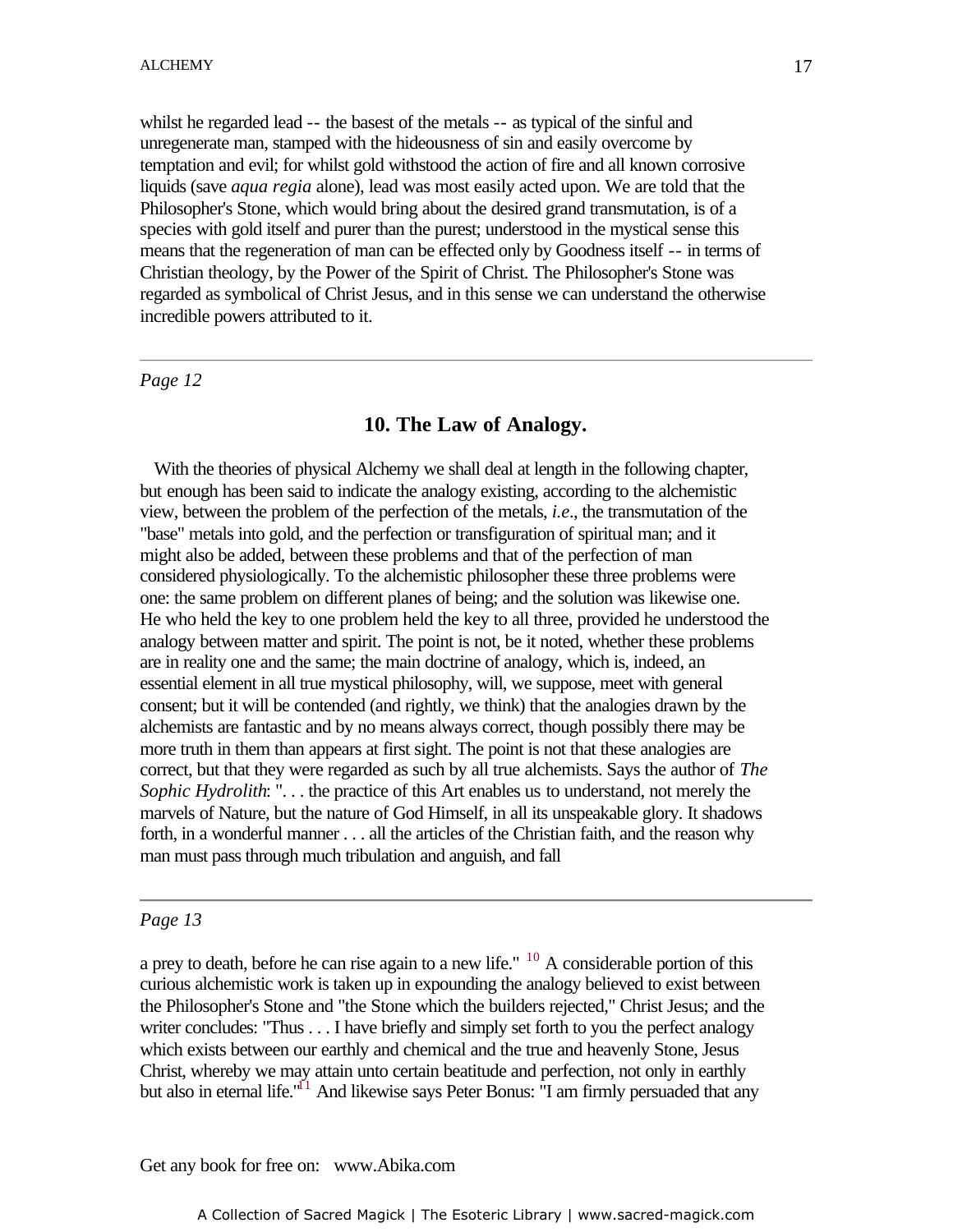whilst he regarded lead -- the basest of the metals -- as typical of the sinful and unregenerate man, stamped with the hideousness of sin and easily overcome by temptation and evil; for whilst gold withstood the action of fire and all known corrosive liquids (save *aqua regia* alone), lead was most easily acted upon. We are told that the Philosopher's Stone, which would bring about the desired grand transmutation, is of a species with gold itself and purer than the purest; understood in the mystical sense this means that the regeneration of man can be effected only by Goodness itself -- in terms of Christian theology, by the Power of the Spirit of Christ. The Philosopher's Stone was regarded as symbolical of Christ Jesus, and in this sense we can understand the otherwise incredible powers attributed to it.

---

*Page 12*

## 10. The Law of Analogy.

With the theories of physical Alchemy we shall deal at length in the following chapter, but enough has been said to indicate the analogy existing, according to the alchemistic view, between the problem of the perfection of the metals, *i.e*., the transmutation of the "base" metals into gold, and the perfection or transfiguration of spiritual man; and it might also be added, between these problems and that of the perfection of man considered physiologically. To the alchemistic philosopher these three problems were one: the same problem on different planes of being; and the solution was likewise one. He who held the key to one problem held the key to all three, provided he understood the analogy between matter and spirit. The point is not, be it noted, whether these problems are in reality one and the same; the main doctrine of analogy, which is, indeed, an essential element in all true mystical philosophy, will, we suppose, meet with general consent; but it will be contended (and rightly, we think) that the analogies drawn by the alchemists are fantastic and by no means always correct, though possibly there may be more truth in them than appears at first sight. The point is not that these analogies are correct, but that they were regarded as such by all true alchemists. Says the author of *The Sophic Hydrolith*: ". . . the practice of this Art enables us to understand, not merely the marvels of Nature, but the nature of God Himself, in all its unspeakable glory. It shadows forth, in a wonderful manner . . . all the articles of the Christian faith, and the reason why man must pass through much tribulation and anguish, and fall

---

*Page 13*

a prey to death, before he can rise again to a new life." [10] A considerable portion of this curious alchemistic work is taken up in expounding the analogy believed to exist between the Philosopher's Stone and "the Stone which the builders rejected," Christ Jesus; and the writer concludes: "Thus . . . I have briefly and simply set forth to you the perfect analogy which exists between our earthly and chemical and the true and heavenly Stone, Jesus Christ, whereby we may attain unto certain beatitude and perfection, not only in earthly but also in eternal life."[11] And likewise says Peter Bonus: "I am firmly persuaded that any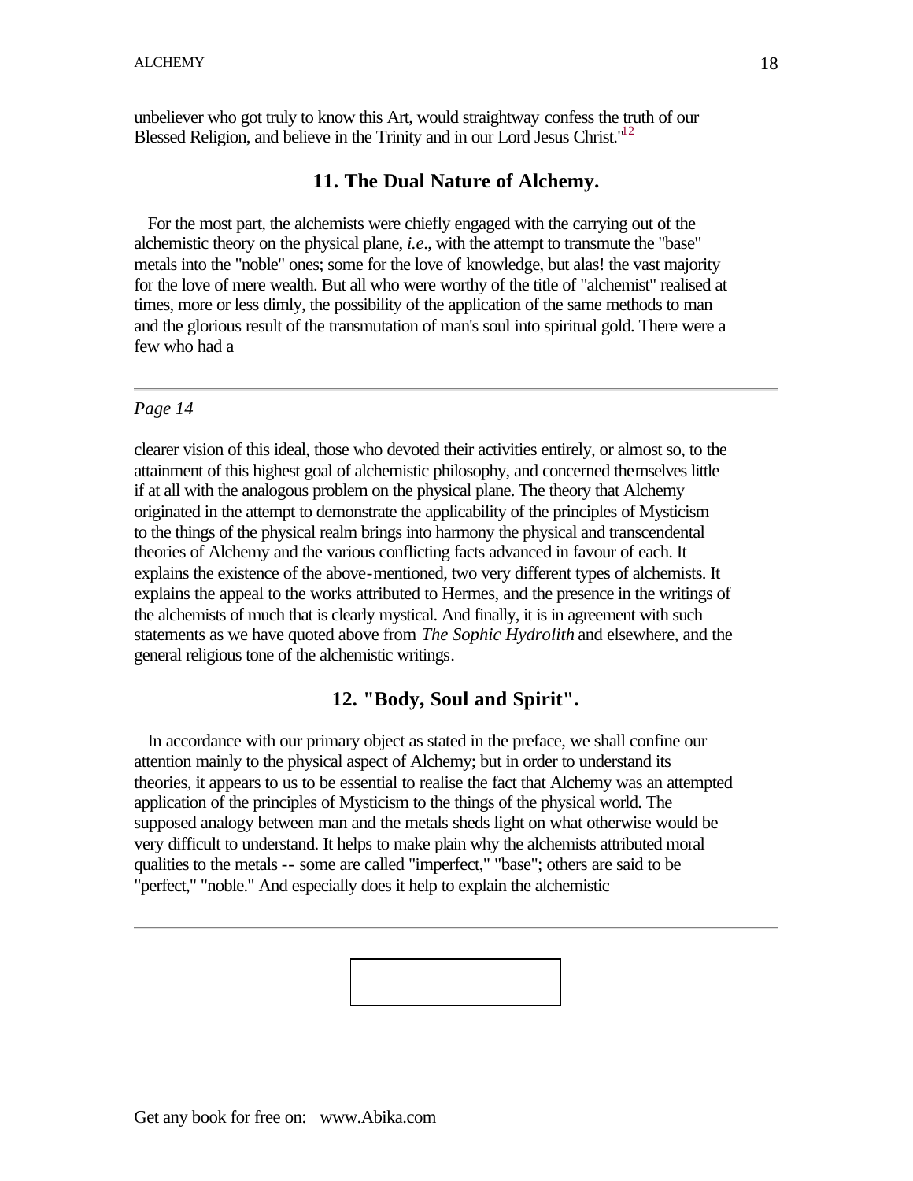unbeliever who got truly to know this Art, would straightway confess the truth of our Blessed Religion, and believe in the Trinity and in our Lord Jesus Christ."[12]

## 11. The Dual Nature of Alchemy.

For the most part, the alchemists were chiefly engaged with the carrying out of the alchemistic theory on the physical plane, *i.e.*, with the attempt to transmute the "base" metals into the "noble" ones; some for the love of knowledge, but alas! the vast majority for the love of mere wealth. But all who were worthy of the title of "alchemist" realised at times, more or less dimly, the possibility of the application of the same methods to man and the glorious result of the transmutation of man's soul into spiritual gold. There were a few who had a

*Page 14*

clearer vision of this ideal, those who devoted their activities entirely, or almost so, to the attainment of this highest goal of alchemistic philosophy, and concerned themselves little if at all with the analogous problem on the physical plane. The theory that Alchemy originated in the attempt to demonstrate the applicability of the principles of Mysticism to the things of the physical realm brings into harmony the physical and transcendental theories of Alchemy and the various conflicting facts advanced in favour of each. It explains the existence of the above-mentioned, two very different types of alchemists. It explains the appeal to the works attributed to Hermes, and the presence in the writings of the alchemists of much that is clearly mystical. And finally, it is in agreement with such statements as we have quoted above from *The Sophic Hydrolith* and elsewhere, and the general religious tone of the alchemistic writings.

## 12. "Body, Soul and Spirit".

In accordance with our primary object as stated in the preface, we shall confine our attention mainly to the physical aspect of Alchemy; but in order to understand its theories, it appears to us to be essential to realise the fact that Alchemy was an attempted application of the principles of Mysticism to the things of the physical world. The supposed analogy between man and the metals sheds light on what otherwise would be very difficult to understand. It helps to make plain why the alchemists attributed moral qualities to the metals -- some are called "imperfect," "base"; others are said to be "perfect," "noble." And especially does it help to explain the alchemistic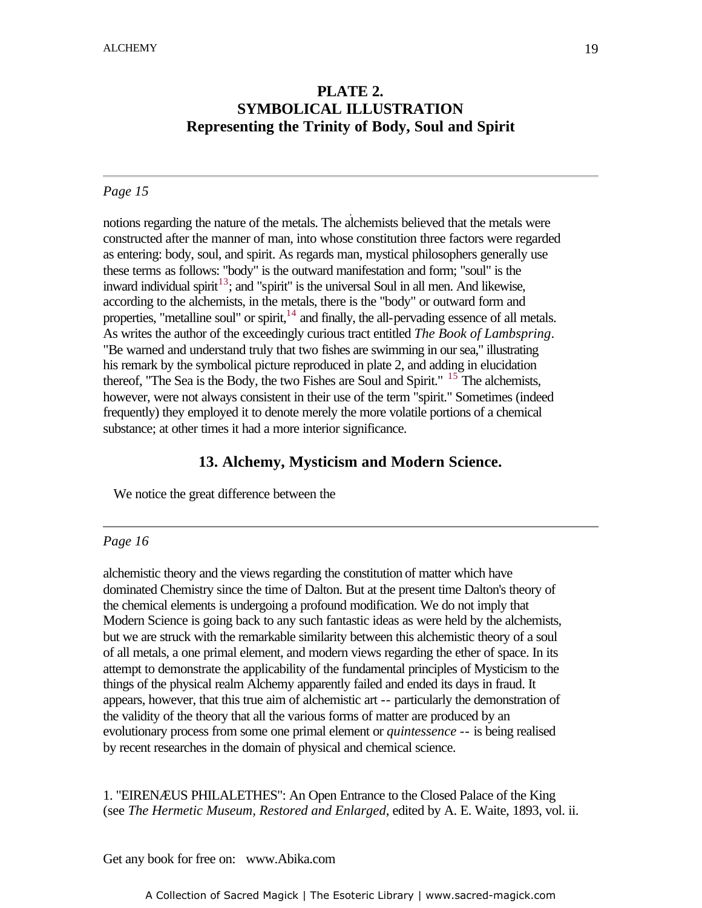## PLATE 2.
## SYMBOLICAL ILLUSTRATION
## Representing the Trinity of Body, Soul and Spirit

---

*Page 15*

notions regarding the nature of the metals. The alchemists believed that the metals were constructed after the manner of man, into whose constitution three factors were regarded as entering: body, soul, and spirit. As regards man, mystical philosophers generally use these terms as follows: "body" is the outward manifestation and form; "soul" is the inward individual spirit[13]; and "spirit" is the universal Soul in all men. And likewise, according to the alchemists, in the metals, there is the "body" or outward form and properties, "metalline soul" or spirit,[14] and finally, the all-pervading essence of all metals. As writes the author of the exceedingly curious tract entitled *The Book of Lambspring*. "Be warned and understand truly that two fishes are swimming in our sea," illustrating his remark by the symbolical picture reproduced in plate 2, and adding in elucidation thereof, "The Sea is the Body, the two Fishes are Soul and Spirit." [15] The alchemists, however, were not always consistent in their use of the term "spirit." Sometimes (indeed frequently) they employed it to denote merely the more volatile portions of a chemical substance; at other times it had a more interior significance.

### 13. Alchemy, Mysticism and Modern Science.

We notice the great difference between the

---

*Page 16*

alchemistic theory and the views regarding the constitution of matter which have dominated Chemistry since the time of Dalton. But at the present time Dalton's theory of the chemical elements is undergoing a profound modification. We do not imply that Modern Science is going back to any such fantastic ideas as were held by the alchemists, but we are struck with the remarkable similarity between this alchemistic theory of a soul of all metals, a one primal element, and modern views regarding the ether of space. In its attempt to demonstrate the applicability of the fundamental principles of Mysticism to the things of the physical realm Alchemy apparently failed and ended its days in fraud. It appears, however, that this true aim of alchemistic art -- particularly the demonstration of the validity of the theory that all the various forms of matter are produced by an evolutionary process from some one primal element or *quintessence* -- is being realised by recent researches in the domain of physical and chemical science.

1. "EIRENÆUS PHILALETHES": An Open Entrance to the Closed Palace of the King (see *The Hermetic Museum, Restored and Enlarged*, edited by A. E. Waite, 1893, vol. ii.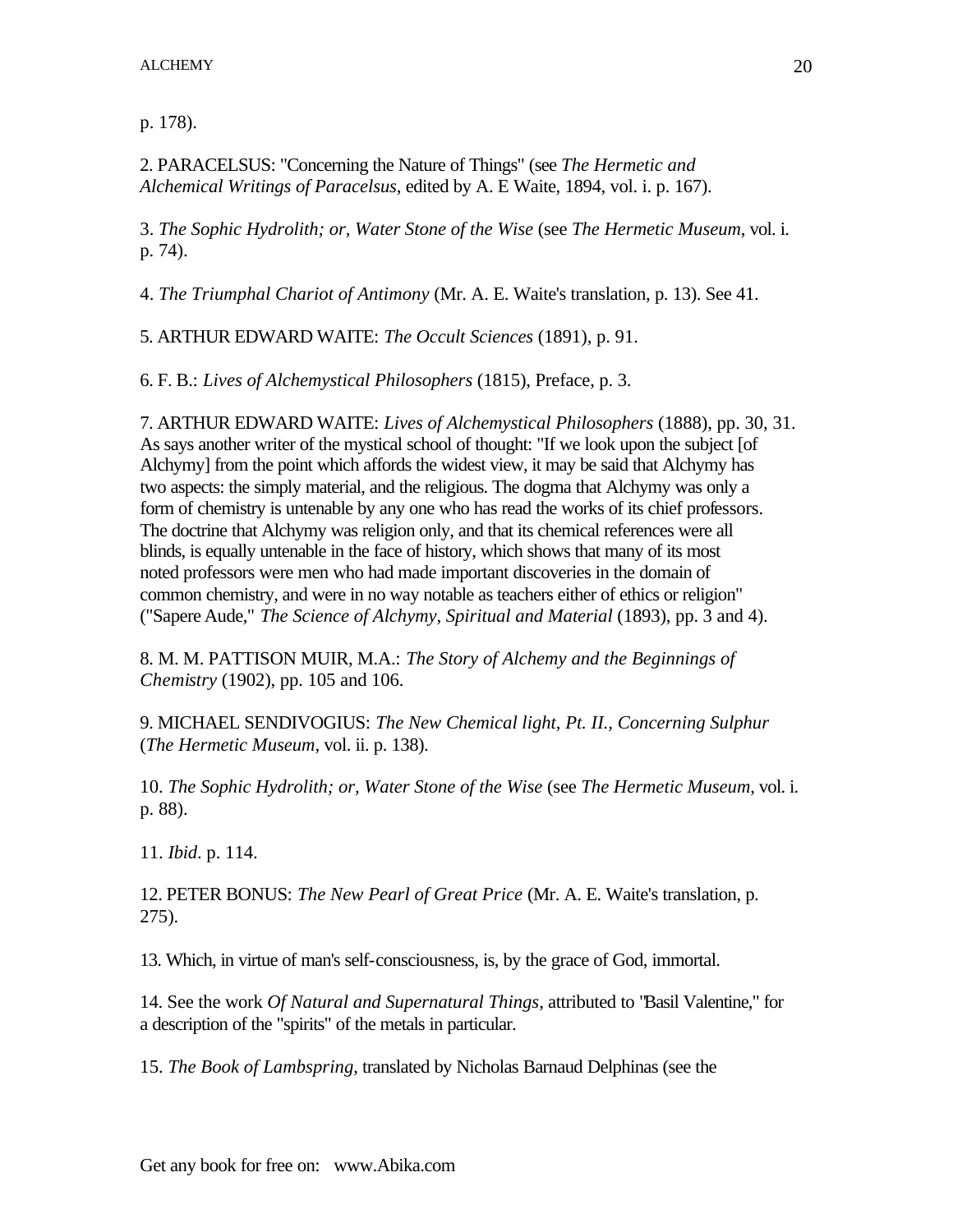p. 178).

2. PARACELSUS: "Concerning the Nature of Things" (see *The Hermetic and Alchemical Writings of Paracelsus*, edited by A. E Waite, 1894, vol. i. p. 167).

3. *The Sophic Hydrolith; or, Water Stone of the Wise* (see *The Hermetic Museum*, vol. i. p. 74).

4. *The Triumphal Chariot of Antimony* (Mr. A. E. Waite's translation, p. 13). See 41.

5. ARTHUR EDWARD WAITE: *The Occult Sciences* (1891), p. 91.

6. F. B.: *Lives of Alchemystical Philosophers* (1815), Preface, p. 3.

7. ARTHUR EDWARD WAITE: *Lives of Alchemystical Philosophers* (1888), pp. 30, 31. As says another writer of the mystical school of thought: "If we look upon the subject [of Alchymy] from the point which affords the widest view, it may be said that Alchymy has two aspects: the simply material, and the religious. The dogma that Alchymy was only a form of chemistry is untenable by any one who has read the works of its chief professors. The doctrine that Alchymy was religion only, and that its chemical references were all blinds, is equally untenable in the face of history, which shows that many of its most noted professors were men who had made important discoveries in the domain of common chemistry, and were in no way notable as teachers either of ethics or religion" ("Sapere Aude," *The Science of Alchymy, Spiritual and Material* (1893), pp. 3 and 4).

8. M. M. PATTISON MUIR, M.A.: *The Story of Alchemy and the Beginnings of Chemistry* (1902), pp. 105 and 106.

9. MICHAEL SENDIVOGIUS: *The New Chemical light, Pt. II., Concerning Sulphur* (*The Hermetic Museum*, vol. ii. p. 138).

10. *The Sophic Hydrolith; or, Water Stone of the Wise* (see *The Hermetic Museum*, vol. i. p. 88).

11. *Ibid*. p. 114.

12. PETER BONUS: *The New Pearl of Great Price* (Mr. A. E. Waite's translation, p. 275).

13. Which, in virtue of man's self-consciousness, is, by the grace of God, immortal.

14. See the work *Of Natural and Supernatural Things*, attributed to "Basil Valentine," for a description of the "spirits" of the metals in particular.

15. *The Book of Lambspring*, translated by Nicholas Barnaud Delphinas (see the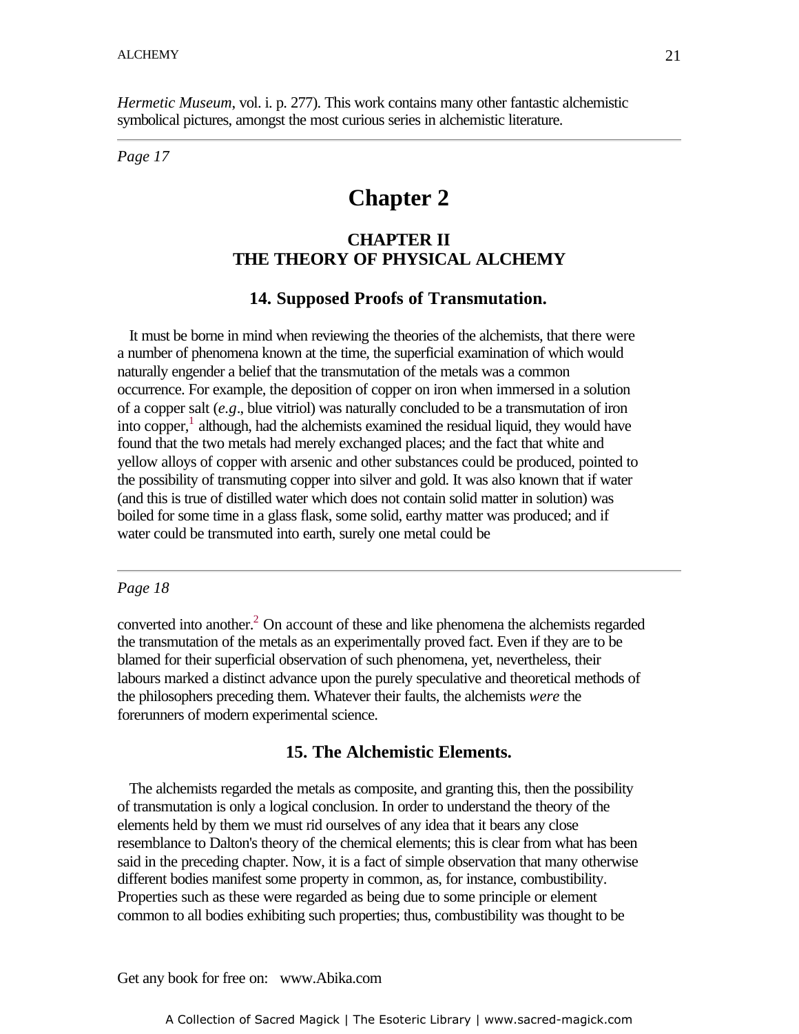*Hermetic Museum*, vol. i. p. 277). This work contains many other fantastic alchemistic symbolical pictures, amongst the most curious series in alchemistic literature.

---

*Page 17*

# Chapter 2

## CHAPTER II
## THE THEORY OF PHYSICAL ALCHEMY

### 14. Supposed Proofs of Transmutation.

It must be borne in mind when reviewing the theories of the alchemists, that there were a number of phenomena known at the time, the superficial examination of which would naturally engender a belief that the transmutation of the metals was a common occurrence. For example, the deposition of copper on iron when immersed in a solution of a copper salt (*e.g*., blue vitriol) was naturally concluded to be a transmutation of iron into copper,[1] although, had the alchemists examined the residual liquid, they would have found that the two metals had merely exchanged places; and the fact that white and yellow alloys of copper with arsenic and other substances could be produced, pointed to the possibility of transmuting copper into silver and gold. It was also known that if water (and this is true of distilled water which does not contain solid matter in solution) was boiled for some time in a glass flask, some solid, earthy matter was produced; and if water could be transmuted into earth, surely one metal could be

---

*Page 18*

converted into another.[2] On account of these and like phenomena the alchemists regarded the transmutation of the metals as an experimentally proved fact. Even if they are to be blamed for their superficial observation of such phenomena, yet, nevertheless, their labours marked a distinct advance upon the purely speculative and theoretical methods of the philosophers preceding them. Whatever their faults, the alchemists *were* the forerunners of modern experimental science.

### 15. The Alchemistic Elements.

The alchemists regarded the metals as composite, and granting this, then the possibility of transmutation is only a logical conclusion. In order to understand the theory of the elements held by them we must rid ourselves of any idea that it bears any close resemblance to Dalton's theory of the chemical elements; this is clear from what has been said in the preceding chapter. Now, it is a fact of simple observation that many otherwise different bodies manifest some property in common, as, for instance, combustibility. Properties such as these were regarded as being due to some principle or element common to all bodies exhibiting such properties; thus, combustibility was thought to be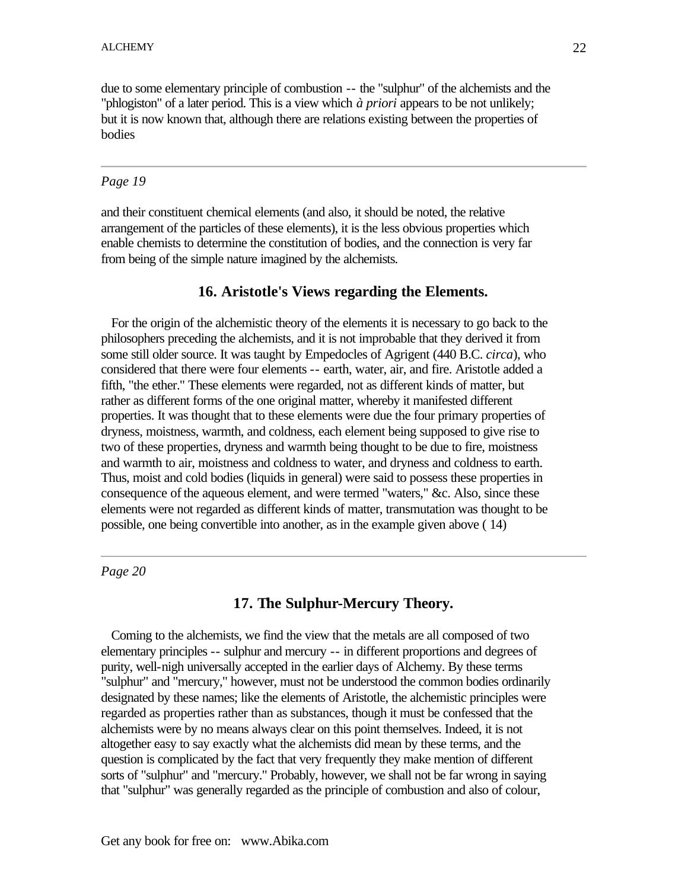due to some elementary principle of combustion -- the "sulphur" of the alchemists and the "phlogiston" of a later period. This is a view which *à priori* appears to be not unlikely; but it is now known that, although there are relations existing between the properties of bodies

---

*Page 19*

and their constituent chemical elements (and also, it should be noted, the relative arrangement of the particles of these elements), it is the less obvious properties which enable chemists to determine the constitution of bodies, and the connection is very far from being of the simple nature imagined by the alchemists.

## 16. Aristotle's Views regarding the Elements.

For the origin of the alchemistic theory of the elements it is necessary to go back to the philosophers preceding the alchemists, and it is not improbable that they derived it from some still older source. It was taught by Empedocles of Agrigent (440 B.C. *circa*), who considered that there were four elements -- earth, water, air, and fire. Aristotle added a fifth, "the ether." These elements were regarded, not as different kinds of matter, but rather as different forms of the one original matter, whereby it manifested different properties. It was thought that to these elements were due the four primary properties of dryness, moistness, warmth, and coldness, each element being supposed to give rise to two of these properties, dryness and warmth being thought to be due to fire, moistness and warmth to air, moistness and coldness to water, and dryness and coldness to earth. Thus, moist and cold bodies (liquids in general) were said to possess these properties in consequence of the aqueous element, and were termed "waters," &c. Also, since these elements were not regarded as different kinds of matter, transmutation was thought to be possible, one being convertible into another, as in the example given above ( 14)

---

*Page 20*

## 17. The Sulphur-Mercury Theory.

Coming to the alchemists, we find the view that the metals are all composed of two elementary principles -- sulphur and mercury -- in different proportions and degrees of purity, well-nigh universally accepted in the earlier days of Alchemy. By these terms "sulphur" and "mercury," however, must not be understood the common bodies ordinarily designated by these names; like the elements of Aristotle, the alchemistic principles were regarded as properties rather than as substances, though it must be confessed that the alchemists were by no means always clear on this point themselves. Indeed, it is not altogether easy to say exactly what the alchemists did mean by these terms, and the question is complicated by the fact that very frequently they make mention of different sorts of "sulphur" and "mercury." Probably, however, we shall not be far wrong in saying that "sulphur" was generally regarded as the principle of combustion and also of colour,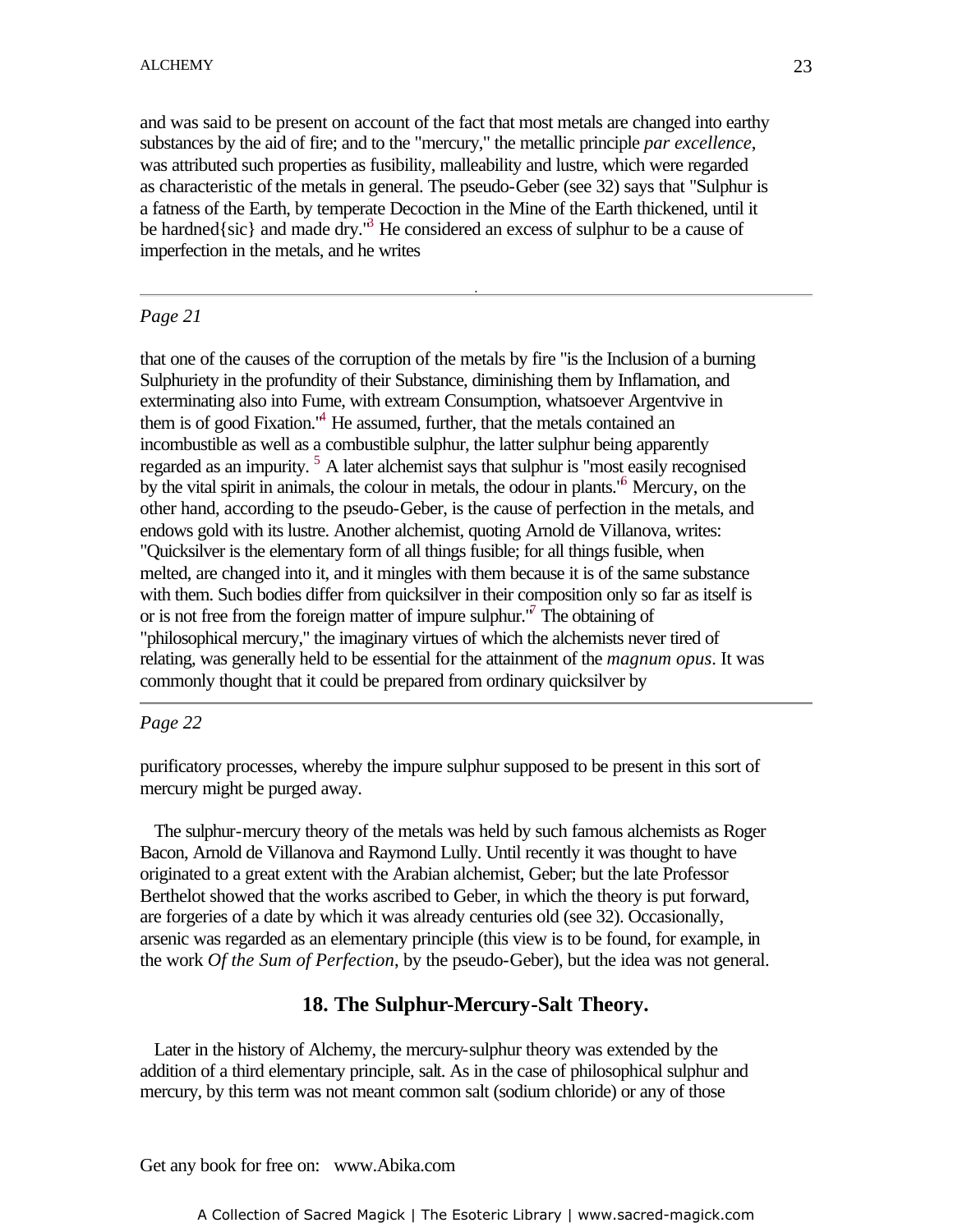and was said to be present on account of the fact that most metals are changed into earthy substances by the aid of fire; and to the "mercury," the metallic principle *par excellence*, was attributed such properties as fusibility, malleability and lustre, which were regarded as characteristic of the metals in general. The pseudo-Geber (see 32) says that "Sulphur is a fatness of the Earth, by temperate Decoction in the Mine of the Earth thickened, until it be hardned{sic} and made dry."[3] He considered an excess of sulphur to be a cause of imperfection in the metals, and he writes

---

*Page 21*

that one of the causes of the corruption of the metals by fire "is the Inclusion of a burning Sulphuriety in the profundity of their Substance, diminishing them by Inflamation, and exterminating also into Fume, with extream Consumption, whatsoever Argentvive in them is of good Fixation."[4] He assumed, further, that the metals contained an incombustible as well as a combustible sulphur, the latter sulphur being apparently regarded as an impurity. [5] A later alchemist says that sulphur is "most easily recognised by the vital spirit in animals, the colour in metals, the odour in plants."[6] Mercury, on the other hand, according to the pseudo-Geber, is the cause of perfection in the metals, and endows gold with its lustre. Another alchemist, quoting Arnold de Villanova, writes: "Quicksilver is the elementary form of all things fusible; for all things fusible, when melted, are changed into it, and it mingles with them because it is of the same substance with them. Such bodies differ from quicksilver in their composition only so far as itself is or is not free from the foreign matter of impure sulphur."[7] The obtaining of "philosophical mercury," the imaginary virtues of which the alchemists never tired of relating, was generally held to be essential for the attainment of the *magnum opus*. It was commonly thought that it could be prepared from ordinary quicksilver by

---

*Page 22*

purificatory processes, whereby the impure sulphur supposed to be present in this sort of mercury might be purged away.

The sulphur-mercury theory of the metals was held by such famous alchemists as Roger Bacon, Arnold de Villanova and Raymond Lully. Until recently it was thought to have originated to a great extent with the Arabian alchemist, Geber; but the late Professor Berthelot showed that the works ascribed to Geber, in which the theory is put forward, are forgeries of a date by which it was already centuries old (see 32). Occasionally, arsenic was regarded as an elementary principle (this view is to be found, for example, in the work *Of the Sum of Perfection*, by the pseudo-Geber), but the idea was not general.

## 18. The Sulphur-Mercury-Salt Theory.

Later in the history of Alchemy, the mercury-sulphur theory was extended by the addition of a third elementary principle, salt. As in the case of philosophical sulphur and mercury, by this term was not meant common salt (sodium chloride) or any of those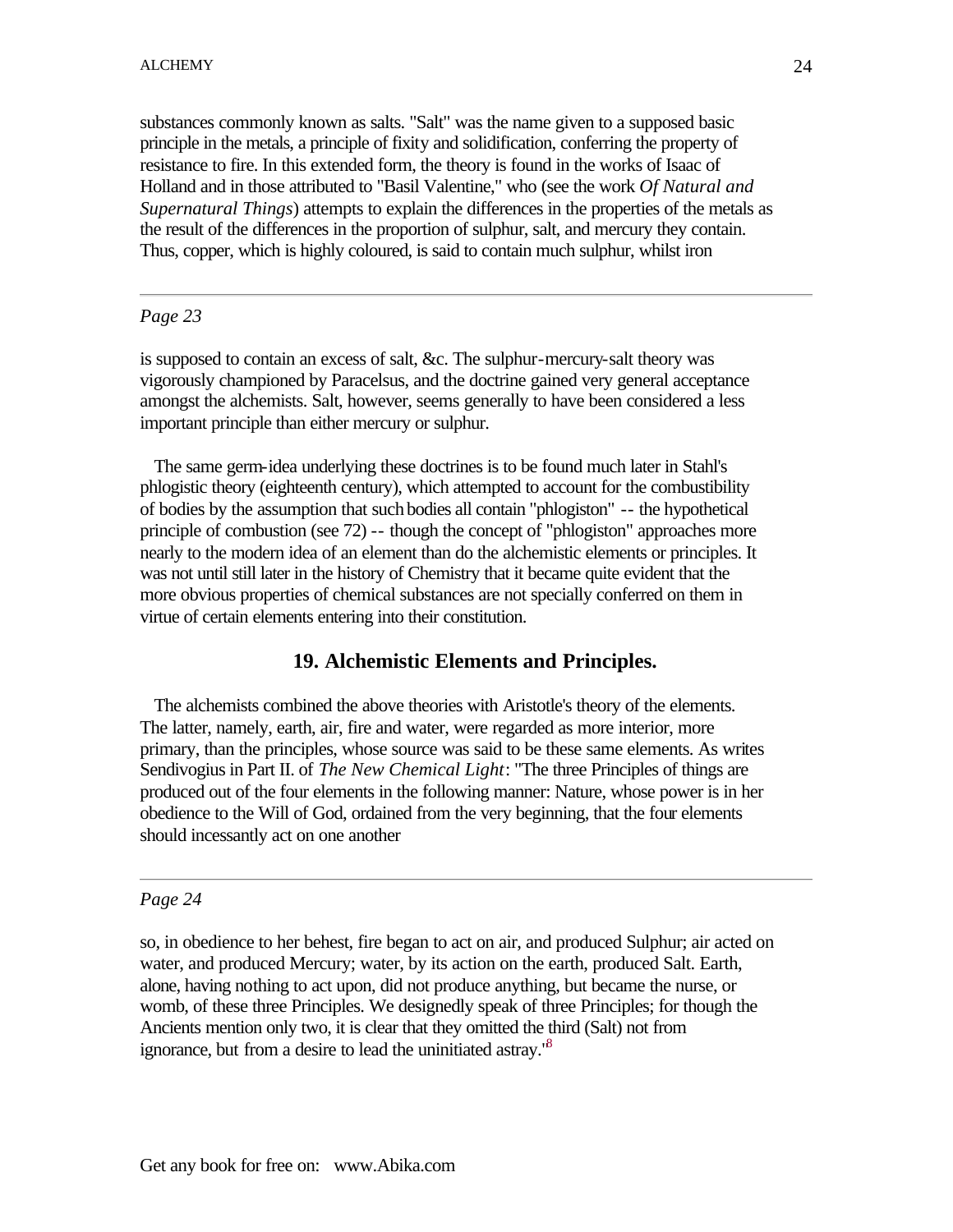substances commonly known as salts. "Salt" was the name given to a supposed basic principle in the metals, a principle of fixity and solidification, conferring the property of resistance to fire. In this extended form, the theory is found in the works of Isaac of Holland and in those attributed to "Basil Valentine," who (see the work *Of Natural and Supernatural Things*) attempts to explain the differences in the properties of the metals as the result of the differences in the proportion of sulphur, salt, and mercury they contain. Thus, copper, which is highly coloured, is said to contain much sulphur, whilst iron

---

*Page 23*

is supposed to contain an excess of salt, &c. The sulphur-mercury-salt theory was vigorously championed by Paracelsus, and the doctrine gained very general acceptance amongst the alchemists. Salt, however, seems generally to have been considered a less important principle than either mercury or sulphur.

The same germ-idea underlying these doctrines is to be found much later in Stahl's phlogistic theory (eighteenth century), which attempted to account for the combustibility of bodies by the assumption that such bodies all contain "phlogiston" -- the hypothetical principle of combustion (see 72) -- though the concept of "phlogiston" approaches more nearly to the modern idea of an element than do the alchemistic elements or principles. It was not until still later in the history of Chemistry that it became quite evident that the more obvious properties of chemical substances are not specially conferred on them in virtue of certain elements entering into their constitution.

### 19. Alchemistic Elements and Principles.

The alchemists combined the above theories with Aristotle's theory of the elements. The latter, namely, earth, air, fire and water, were regarded as more interior, more primary, than the principles, whose source was said to be these same elements. As writes Sendivogius in Part II. of *The New Chemical Light*: "The three Principles of things are produced out of the four elements in the following manner: Nature, whose power is in her obedience to the Will of God, ordained from the very beginning, that the four elements should incessantly act on one another

---

*Page 24*

so, in obedience to her behest, fire began to act on air, and produced Sulphur; air acted on water, and produced Mercury; water, by its action on the earth, produced Salt. Earth, alone, having nothing to act upon, did not produce anything, but became the nurse, or womb, of these three Principles. We designedly speak of three Principles; for though the Ancients mention only two, it is clear that they omitted the third (Salt) not from ignorance, but from a desire to lead the uninitiated astray."[8]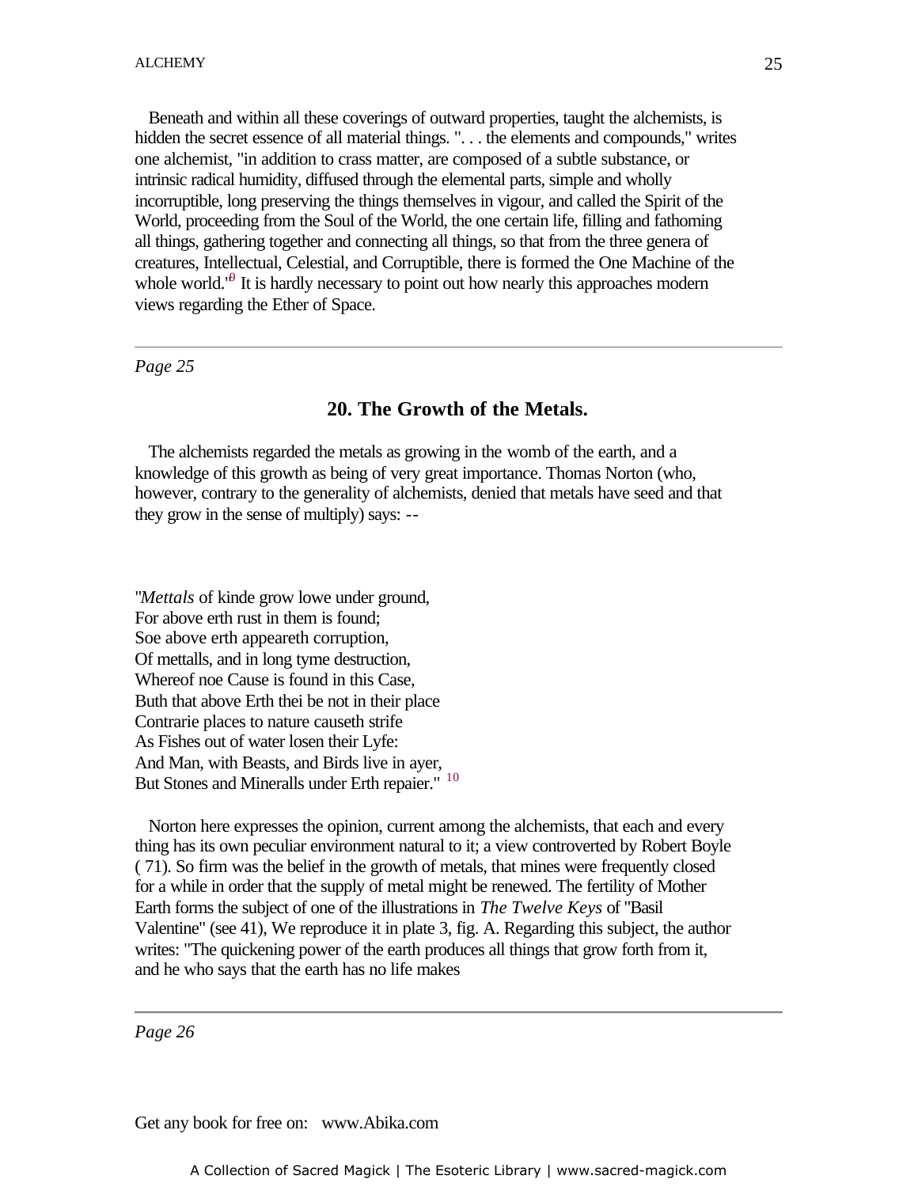Beneath and within all these coverings of outward properties, taught the alchemists, is hidden the secret essence of all material things. ". . . the elements and compounds," writes one alchemist, "in addition to crass matter, are composed of a subtle substance, or intrinsic radical humidity, diffused through the elemental parts, simple and wholly incorruptible, long preserving the things themselves in vigour, and called the Spirit of the World, proceeding from the Soul of the World, the one certain life, filling and fathoming all things, gathering together and connecting all things, so that from the three genera of creatures, Intellectual, Celestial, and Corruptible, there is formed the One Machine of the whole world."[9] It is hardly necessary to point out how nearly this approaches modern views regarding the Ether of Space.

*Page 25*

## 20. The Growth of the Metals.

The alchemists regarded the metals as growing in the womb of the earth, and a knowledge of this growth as being of very great importance. Thomas Norton (who, however, contrary to the generality of alchemists, denied that metals have seed and that they grow in the sense of multiply) says: --

"*Mettals* of kinde grow lowe under ground,
For above erth rust in them is found;
Soe above erth appeareth corruption,
Of mettalls, and in long tyme destruction,
Whereof noe Cause is found in this Case,
Buth that above Erth thei be not in their place
Contrarie places to nature causeth strife
As Fishes out of water losen their Lyfe:
And Man, with Beasts, and Birds live in ayer,
But Stones and Mineralls under Erth repaier." [10]

Norton here expresses the opinion, current among the alchemists, that each and every thing has its own peculiar environment natural to it; a view controverted by Robert Boyle ( 71). So firm was the belief in the growth of metals, that mines were frequently closed for a while in order that the supply of metal might be renewed. The fertility of Mother Earth forms the subject of one of the illustrations in *The Twelve Keys* of "Basil Valentine" (see 41), We reproduce it in plate 3, fig. A. Regarding this subject, the author writes: "The quickening power of the earth produces all things that grow forth from it, and he who says that the earth has no life makes

*Page 26*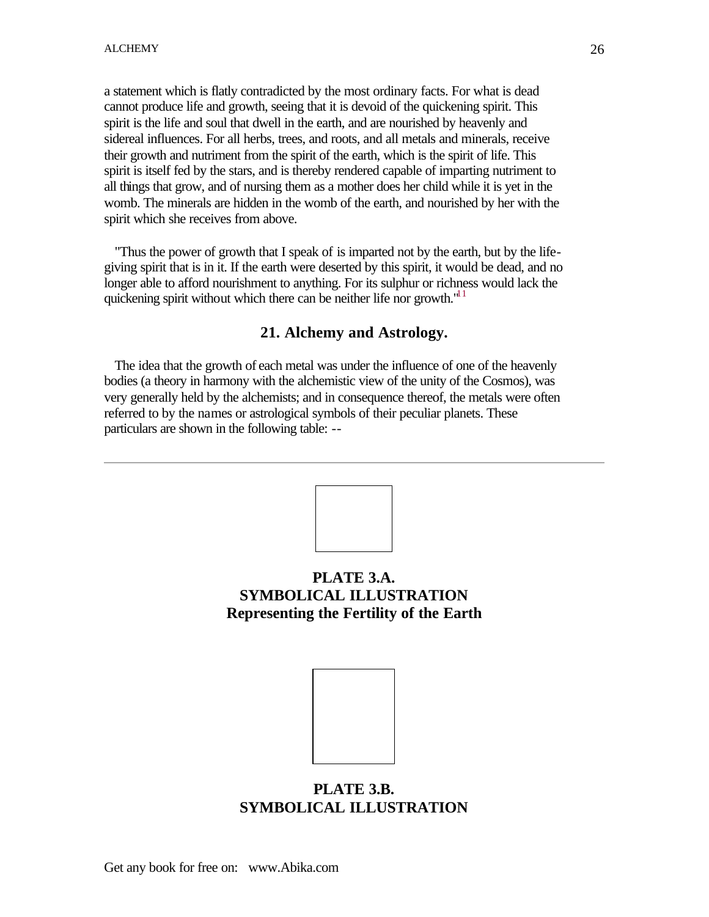a statement which is flatly contradicted by the most ordinary facts. For what is dead cannot produce life and growth, seeing that it is devoid of the quickening spirit. This spirit is the life and soul that dwell in the earth, and are nourished by heavenly and sidereal influences. For all herbs, trees, and roots, and all metals and minerals, receive their growth and nutriment from the spirit of the earth, which is the spirit of life. This spirit is itself fed by the stars, and is thereby rendered capable of imparting nutriment to all things that grow, and of nursing them as a mother does her child while it is yet in the womb. The minerals are hidden in the womb of the earth, and nourished by her with the spirit which she receives from above.

"Thus the power of growth that I speak of is imparted not by the earth, but by the life-giving spirit that is in it. If the earth were deserted by this spirit, it would be dead, and no longer able to afford nourishment to anything. For its sulphur or richness would lack the quickening spirit without which there can be neither life nor growth."[11]

## 21. Alchemy and Astrology.

The idea that the growth of each metal was under the influence of one of the heavenly bodies (a theory in harmony with the alchemistic view of the unity of the Cosmos), was very generally held by the alchemists; and in consequence thereof, the metals were often referred to by the names or astrological symbols of their peculiar planets. These particulars are shown in the following table: --

---

**PLATE 3.A.**
**SYMBOLICAL ILLUSTRATION**
**Representing the Fertility of the Earth**

**PLATE 3.B.**
**SYMBOLICAL ILLUSTRATION**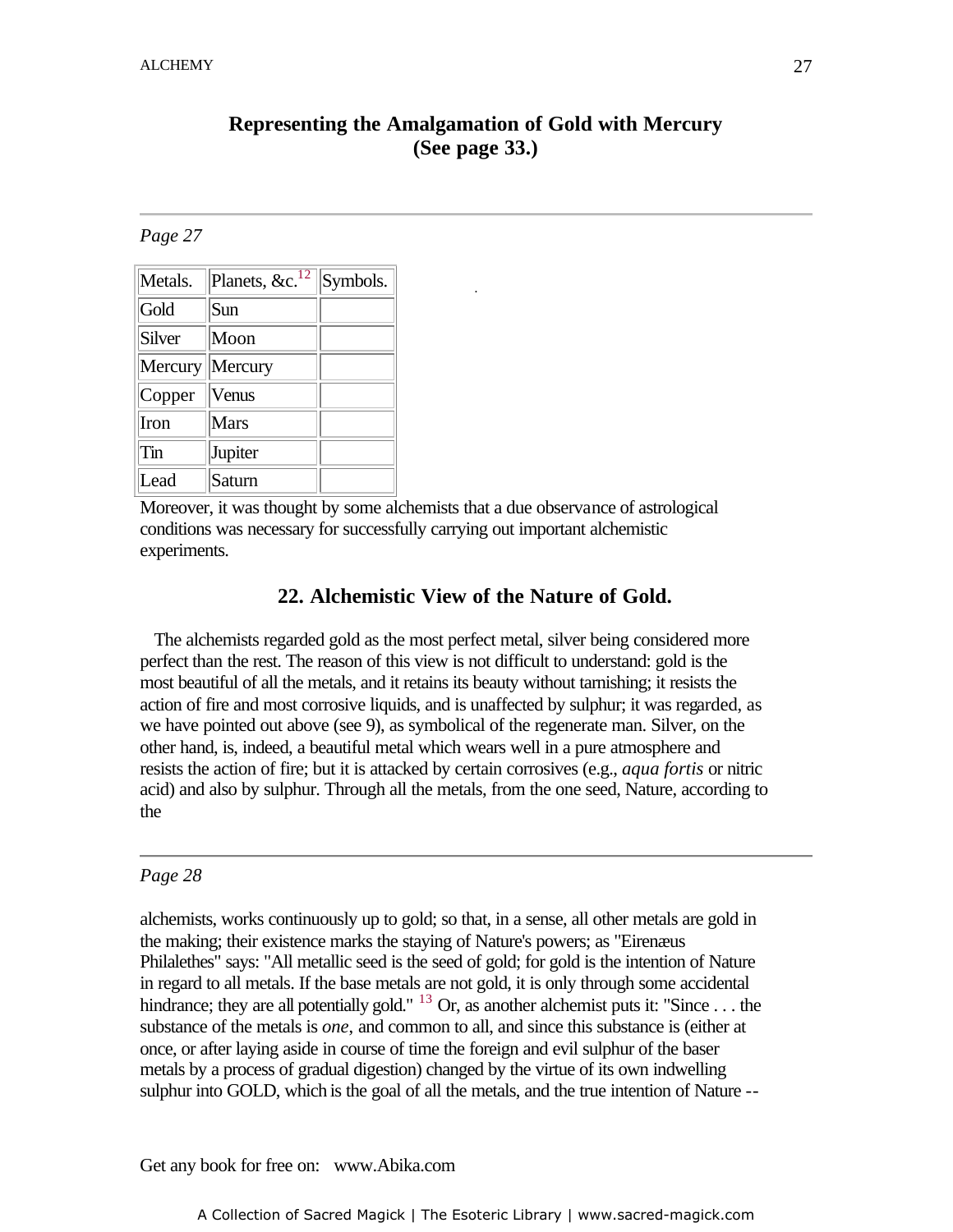**Representing the Amalgamation of Gold with Mercury (See page 33.)**

---

*Page 27*

| Metals. | Planets, &c.[12] | Symbols. |
|---|---|---|
| Gold | Sun | |
| Silver | Moon | |
| Mercury | Mercury | |
| Copper | Venus | |
| Iron | Mars | |
| Tin | Jupiter | |
| Lead | Saturn | |

Moreover, it was thought by some alchemists that a due observance of astrological conditions was necessary for successfully carrying out important alchemistic experiments.

## 22. Alchemistic View of the Nature of Gold.

The alchemists regarded gold as the most perfect metal, silver being considered more perfect than the rest. The reason of this view is not difficult to understand: gold is the most beautiful of all the metals, and it retains its beauty without tarnishing; it resists the action of fire and most corrosive liquids, and is unaffected by sulphur; it was regarded, as we have pointed out above (see 9), as symbolical of the regenerate man. Silver, on the other hand, is, indeed, a beautiful metal which wears well in a pure atmosphere and resists the action of fire; but it is attacked by certain corrosives (e.g., *aqua fortis* or nitric acid) and also by sulphur. Through all the metals, from the one seed, Nature, according to the

---

*Page 28*

alchemists, works continuously up to gold; so that, in a sense, all other metals are gold in the making; their existence marks the staying of Nature's powers; as "Eirenæus Philalethes" says: "All metallic seed is the seed of gold; for gold is the intention of Nature in regard to all metals. If the base metals are not gold, it is only through some accidental hindrance; they are all potentially gold." [13] Or, as another alchemist puts it: "Since . . . the substance of the metals is *one*, and common to all, and since this substance is (either at once, or after laying aside in course of time the foreign and evil sulphur of the baser metals by a process of gradual digestion) changed by the virtue of its own indwelling sulphur into GOLD, which is the goal of all the metals, and the true intention of Nature --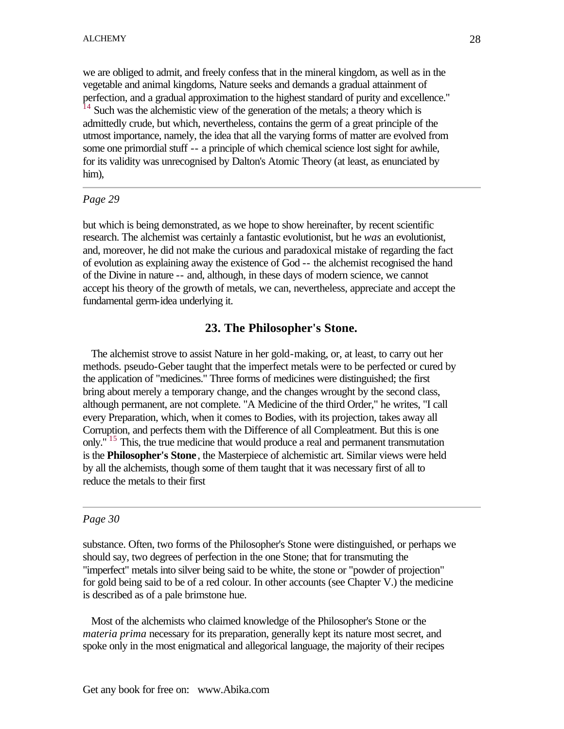we are obliged to admit, and freely confess that in the mineral kingdom, as well as in the vegetable and animal kingdoms, Nature seeks and demands a gradual attainment of perfection, and a gradual approximation to the highest standard of purity and excellence."[14] Such was the alchemistic view of the generation of the metals; a theory which is admittedly crude, but which, nevertheless, contains the germ of a great principle of the utmost importance, namely, the idea that all the varying forms of matter are evolved from some one primordial stuff -- a principle of which chemical science lost sight for awhile, for its validity was unrecognised by Dalton's Atomic Theory (at least, as enunciated by him),

*Page 29*

but which is being demonstrated, as we hope to show hereinafter, by recent scientific research. The alchemist was certainly a fantastic evolutionist, but he *was* an evolutionist, and, moreover, he did not make the curious and paradoxical mistake of regarding the fact of evolution as explaining away the existence of God -- the alchemist recognised the hand of the Divine in nature -- and, although, in these days of modern science, we cannot accept his theory of the growth of metals, we can, nevertheless, appreciate and accept the fundamental germ-idea underlying it.

### 23. The Philosopher's Stone.

The alchemist strove to assist Nature in her gold-making, or, at least, to carry out her methods. pseudo-Geber taught that the imperfect metals were to be perfected or cured by the application of "medicines." Three forms of medicines were distinguished; the first bring about merely a temporary change, and the changes wrought by the second class, although permanent, are not complete. "A Medicine of the third Order," he writes, "I call every Preparation, which, when it comes to Bodies, with its projection, takes away all Corruption, and perfects them with the Difference of all Compleatment. But this is one only."[15] This, the true medicine that would produce a real and permanent transmutation is the **Philosopher's Stone**, the Masterpiece of alchemistic art. Similar views were held by all the alchemists, though some of them taught that it was necessary first of all to reduce the metals to their first

*Page 30*

substance. Often, two forms of the Philosopher's Stone were distinguished, or perhaps we should say, two degrees of perfection in the one Stone; that for transmuting the "imperfect" metals into silver being said to be white, the stone or "powder of projection" for gold being said to be of a red colour. In other accounts (see Chapter V.) the medicine is described as of a pale brimstone hue.

Most of the alchemists who claimed knowledge of the Philosopher's Stone or the *materia prima* necessary for its preparation, generally kept its nature most secret, and spoke only in the most enigmatical and allegorical language, the majority of their recipes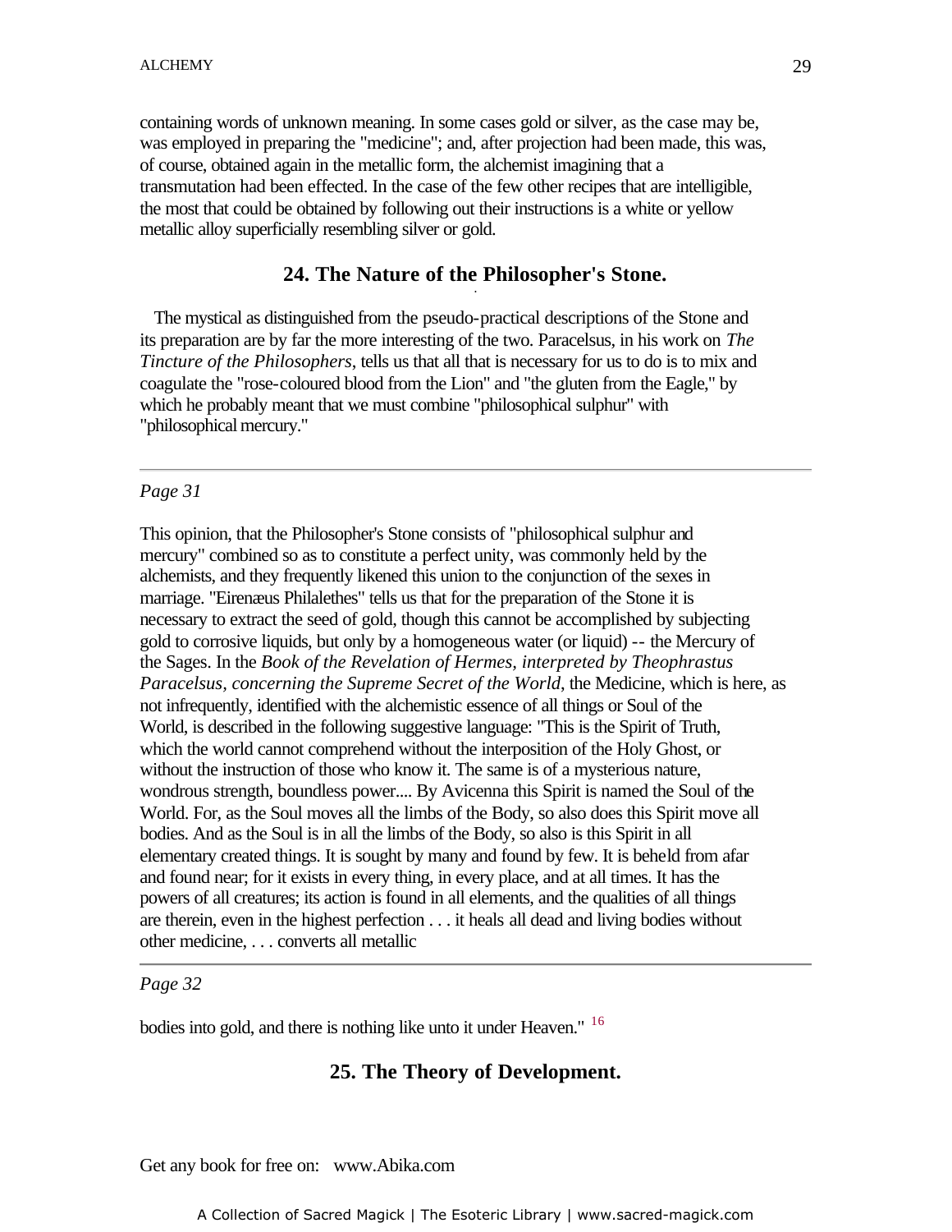containing words of unknown meaning. In some cases gold or silver, as the case may be, was employed in preparing the "medicine"; and, after projection had been made, this was, of course, obtained again in the metallic form, the alchemist imagining that a transmutation had been effected. In the case of the few other recipes that are intelligible, the most that could be obtained by following out their instructions is a white or yellow metallic alloy superficially resembling silver or gold.

## 24. The Nature of the Philosopher's Stone.

The mystical as distinguished from the pseudo-practical descriptions of the Stone and its preparation are by far the more interesting of the two. Paracelsus, in his work on *The Tincture of the Philosophers*, tells us that all that is necessary for us to do is to mix and coagulate the "rose-coloured blood from the Lion" and "the gluten from the Eagle," by which he probably meant that we must combine "philosophical sulphur" with "philosophical mercury."

---

*Page 31*

This opinion, that the Philosopher's Stone consists of "philosophical sulphur and mercury" combined so as to constitute a perfect unity, was commonly held by the alchemists, and they frequently likened this union to the conjunction of the sexes in marriage. "Eirenæus Philalethes" tells us that for the preparation of the Stone it is necessary to extract the seed of gold, though this cannot be accomplished by subjecting gold to corrosive liquids, but only by a homogeneous water (or liquid) -- the Mercury of the Sages. In the *Book of the Revelation of Hermes, interpreted by Theophrastus Paracelsus, concerning the Supreme Secret of the World*, the Medicine, which is here, as not infrequently, identified with the alchemistic essence of all things or Soul of the World, is described in the following suggestive language: "This is the Spirit of Truth, which the world cannot comprehend without the interposition of the Holy Ghost, or without the instruction of those who know it. The same is of a mysterious nature, wondrous strength, boundless power.... By Avicenna this Spirit is named the Soul of the World. For, as the Soul moves all the limbs of the Body, so also does this Spirit move all bodies. And as the Soul is in all the limbs of the Body, so also is this Spirit in all elementary created things. It is sought by many and found by few. It is beheld from afar and found near; for it exists in every thing, in every place, and at all times. It has the powers of all creatures; its action is found in all elements, and the qualities of all things are therein, even in the highest perfection . . . it heals all dead and living bodies without other medicine, . . . converts all metallic

---

*Page 32*

bodies into gold, and there is nothing like unto it under Heaven." [16]

## 25. The Theory of Development.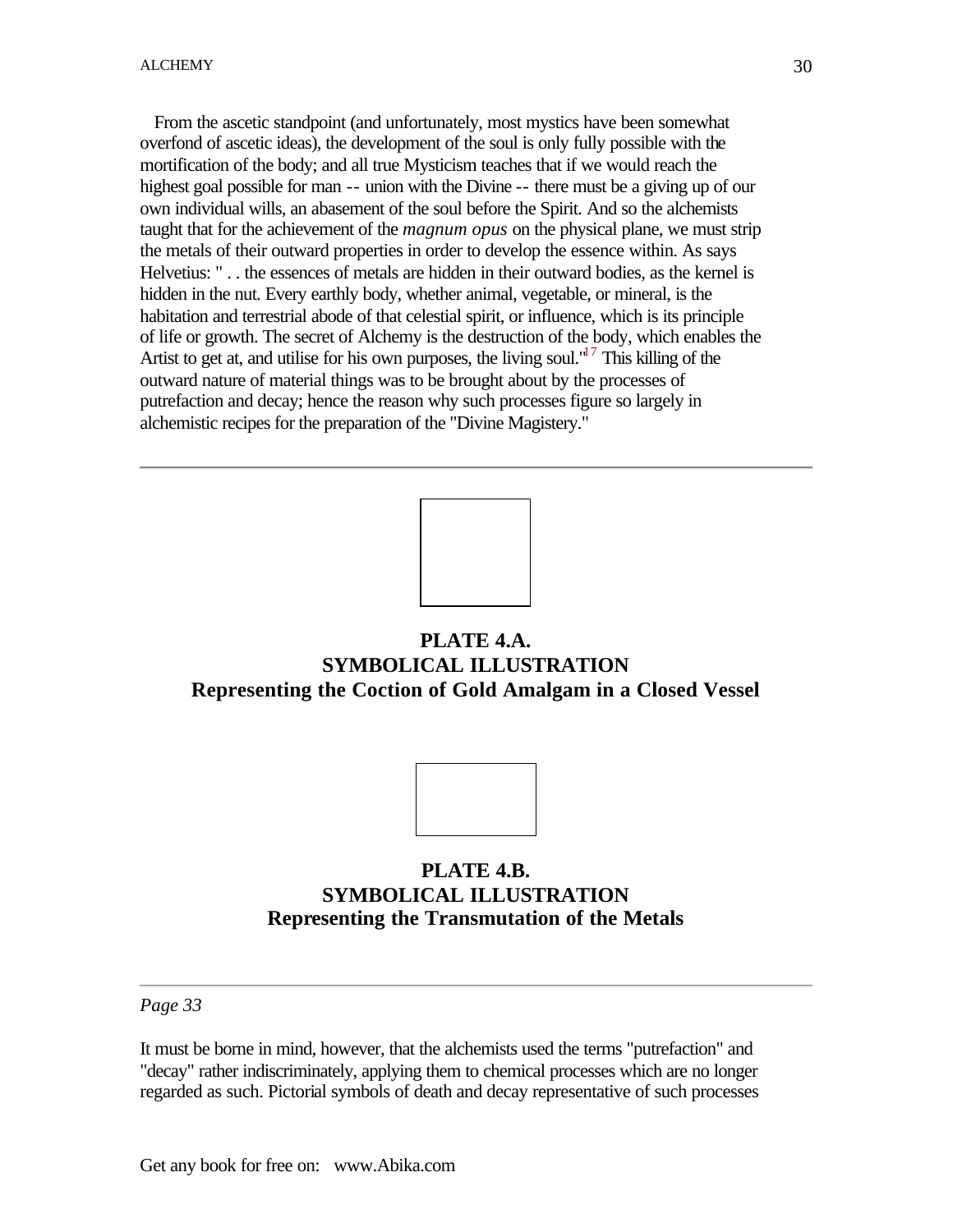From the ascetic standpoint (and unfortunately, most mystics have been somewhat overfond of ascetic ideas), the development of the soul is only fully possible with the mortification of the body; and all true Mysticism teaches that if we would reach the highest goal possible for man -- union with the Divine -- there must be a giving up of our own individual wills, an abasement of the soul before the Spirit. And so the alchemists taught that for the achievement of the *magnum opus* on the physical plane, we must strip the metals of their outward properties in order to develop the essence within. As says Helvetius: " . . the essences of metals are hidden in their outward bodies, as the kernel is hidden in the nut. Every earthly body, whether animal, vegetable, or mineral, is the habitation and terrestrial abode of that celestial spirit, or influence, which is its principle of life or growth. The secret of Alchemy is the destruction of the body, which enables the Artist to get at, and utilise for his own purposes, the living soul."[17] This killing of the outward nature of material things was to be brought about by the processes of putrefaction and decay; hence the reason why such processes figure so largely in alchemistic recipes for the preparation of the "Divine Magistery."

---

**PLATE 4.A.**
**SYMBOLICAL ILLUSTRATION**
**Representing the Coction of Gold Amalgam in a Closed Vessel**

**PLATE 4.B.**
**SYMBOLICAL ILLUSTRATION**
**Representing the Transmutation of the Metals**

---

*Page 33*

It must be borne in mind, however, that the alchemists used the terms "putrefaction" and "decay" rather indiscriminately, applying them to chemical processes which are no longer regarded as such. Pictorial symbols of death and decay representative of such processes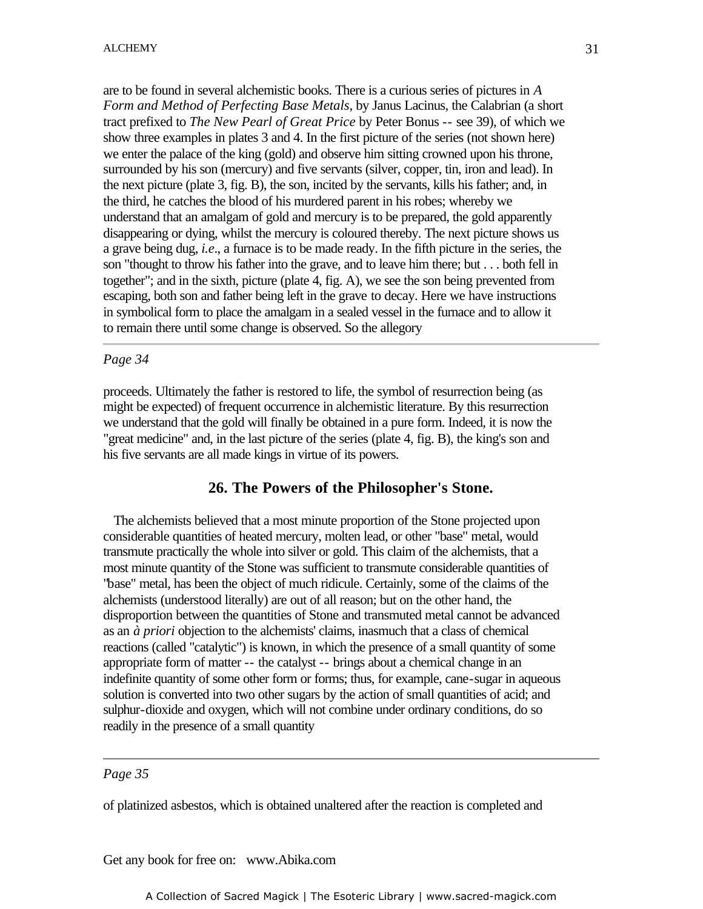are to be found in several alchemistic books. There is a curious series of pictures in *A Form and Method of Perfecting Base Metals*, by Janus Lacinus, the Calabrian (a short tract prefixed to *The New Pearl of Great Price* by Peter Bonus -- see 39), of which we show three examples in plates 3 and 4. In the first picture of the series (not shown here) we enter the palace of the king (gold) and observe him sitting crowned upon his throne, surrounded by his son (mercury) and five servants (silver, copper, tin, iron and lead). In the next picture (plate 3, fig. B), the son, incited by the servants, kills his father; and, in the third, he catches the blood of his murdered parent in his robes; whereby we understand that an amalgam of gold and mercury is to be prepared, the gold apparently disappearing or dying, whilst the mercury is coloured thereby. The next picture shows us a grave being dug, *i.e*., a furnace is to be made ready. In the fifth picture in the series, the son "thought to throw his father into the grave, and to leave him there; but . . . both fell in together"; and in the sixth, picture (plate 4, fig. A), we see the son being prevented from escaping, both son and father being left in the grave to decay. Here we have instructions in symbolical form to place the amalgam in a sealed vessel in the furnace and to allow it to remain there until some change is observed. So the allegory

*Page 34*

proceeds. Ultimately the father is restored to life, the symbol of resurrection being (as might be expected) of frequent occurrence in alchemistic literature. By this resurrection we understand that the gold will finally be obtained in a pure form. Indeed, it is now the "great medicine" and, in the last picture of the series (plate 4, fig. B), the king's son and his five servants are all made kings in virtue of its powers.

## 26. The Powers of the Philosopher's Stone.

The alchemists believed that a most minute proportion of the Stone projected upon considerable quantities of heated mercury, molten lead, or other "base" metal, would transmute practically the whole into silver or gold. This claim of the alchemists, that a most minute quantity of the Stone was sufficient to transmute considerable quantities of "base" metal, has been the object of much ridicule. Certainly, some of the claims of the alchemists (understood literally) are out of all reason; but on the other hand, the disproportion between the quantities of Stone and transmuted metal cannot be advanced as an *à priori* objection to the alchemists' claims, inasmuch that a class of chemical reactions (called "catalytic") is known, in which the presence of a small quantity of some appropriate form of matter -- the catalyst -- brings about a chemical change in an indefinite quantity of some other form or forms; thus, for example, cane-sugar in aqueous solution is converted into two other sugars by the action of small quantities of acid; and sulphur-dioxide and oxygen, which will not combine under ordinary conditions, do so readily in the presence of a small quantity

*Page 35*

of platinized asbestos, which is obtained unaltered after the reaction is completed and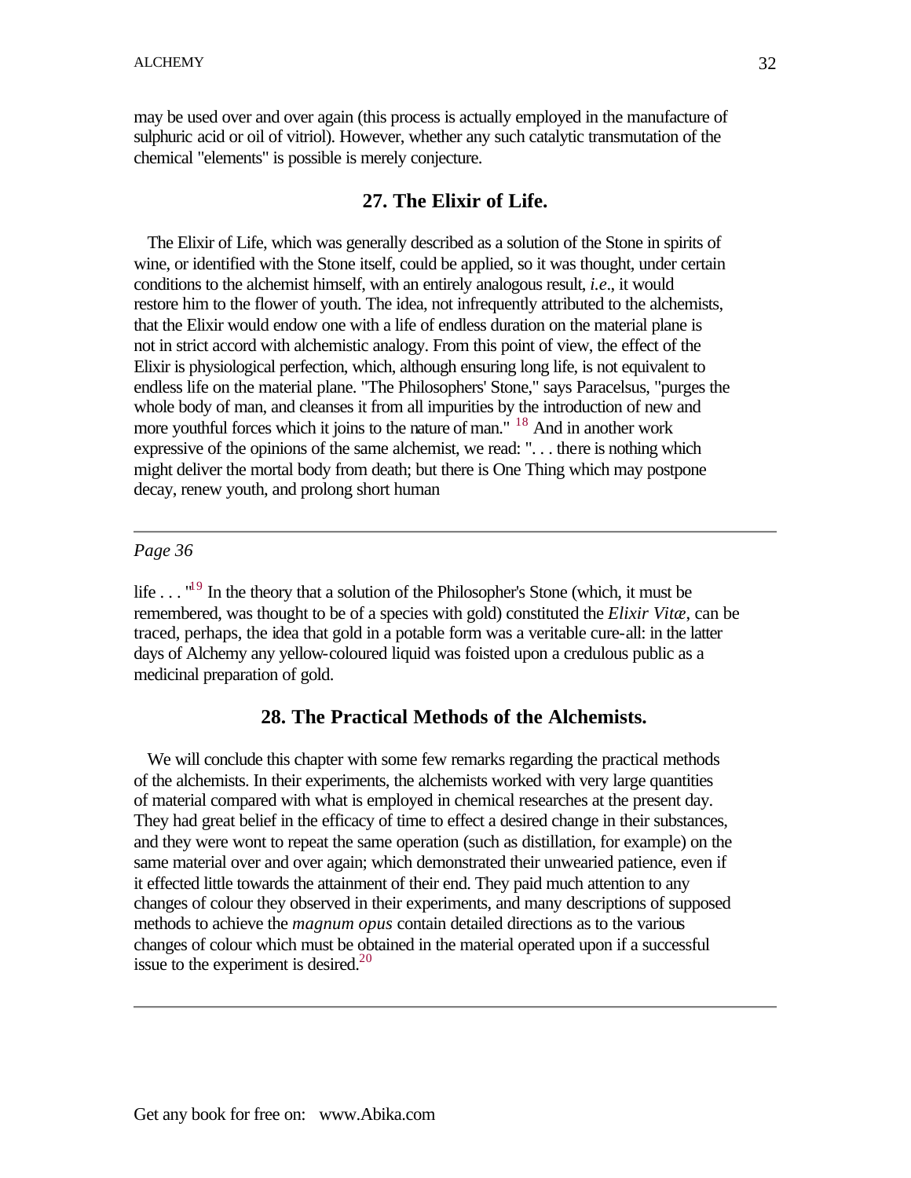may be used over and over again (this process is actually employed in the manufacture of sulphuric acid or oil of vitriol). However, whether any such catalytic transmutation of the chemical "elements" is possible is merely conjecture.

## 27. The Elixir of Life.

The Elixir of Life, which was generally described as a solution of the Stone in spirits of wine, or identified with the Stone itself, could be applied, so it was thought, under certain conditions to the alchemist himself, with an entirely analogous result, *i.e*., it would restore him to the flower of youth. The idea, not infrequently attributed to the alchemists, that the Elixir would endow one with a life of endless duration on the material plane is not in strict accord with alchemistic analogy. From this point of view, the effect of the Elixir is physiological perfection, which, although ensuring long life, is not equivalent to endless life on the material plane. "The Philosophers' Stone," says Paracelsus, "purges the whole body of man, and cleanses it from all impurities by the introduction of new and more youthful forces which it joins to the nature of man." [18] And in another work expressive of the opinions of the same alchemist, we read: ". . . there is nothing which might deliver the mortal body from death; but there is One Thing which may postpone decay, renew youth, and prolong short human

---

*Page 36*

life . . . "[19] In the theory that a solution of the Philosopher's Stone (which, it must be remembered, was thought to be of a species with gold) constituted the *Elixir Vitæ*, can be traced, perhaps, the idea that gold in a potable form was a veritable cure-all: in the latter days of Alchemy any yellow-coloured liquid was foisted upon a credulous public as a medicinal preparation of gold.

## 28. The Practical Methods of the Alchemists.

We will conclude this chapter with some few remarks regarding the practical methods of the alchemists. In their experiments, the alchemists worked with very large quantities of material compared with what is employed in chemical researches at the present day. They had great belief in the efficacy of time to effect a desired change in their substances, and they were wont to repeat the same operation (such as distillation, for example) on the same material over and over again; which demonstrated their unwearied patience, even if it effected little towards the attainment of their end. They paid much attention to any changes of colour they observed in their experiments, and many descriptions of supposed methods to achieve the *magnum opus* contain detailed directions as to the various changes of colour which must be obtained in the material operated upon if a successful issue to the experiment is desired.[20]

---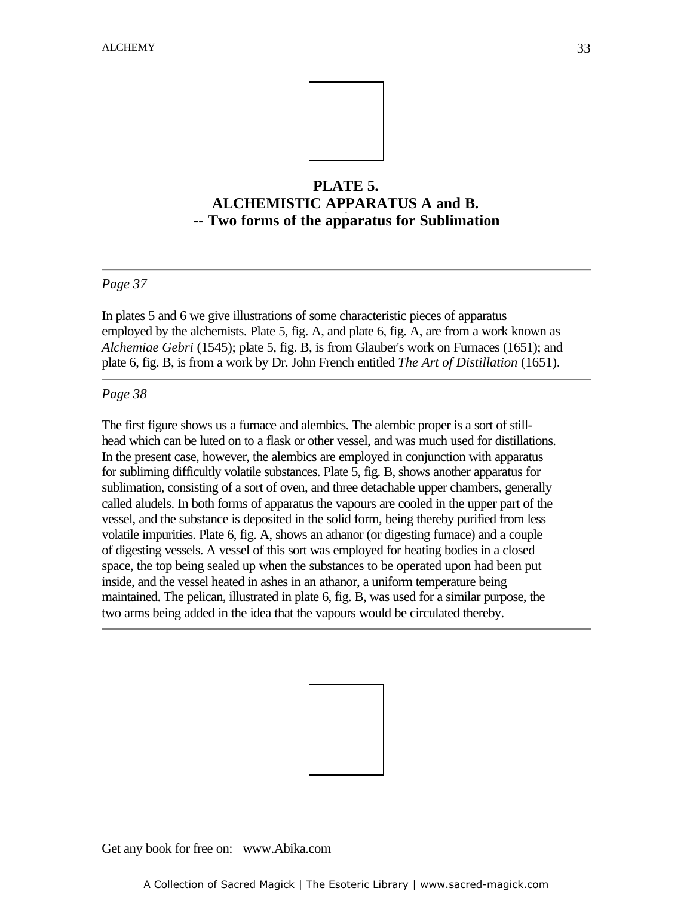**PLATE 5.**
**ALCHEMISTIC APPARATUS A and B.**
**-- Two forms of the apparatus for Sublimation**

---

*Page 37*

In plates 5 and 6 we give illustrations of some characteristic pieces of apparatus employed by the alchemists. Plate 5, fig. A, and plate 6, fig. A, are from a work known as *Alchemiae Gebri* (1545); plate 5, fig. B, is from Glauber's work on Furnaces (1651); and plate 6, fig. B, is from a work by Dr. John French entitled *The Art of Distillation* (1651).

---

*Page 38*

The first figure shows us a furnace and alembics. The alembic proper is a sort of still-head which can be luted on to a flask or other vessel, and was much used for distillations. In the present case, however, the alembics are employed in conjunction with apparatus for subliming difficultly volatile substances. Plate 5, fig. B, shows another apparatus for sublimation, consisting of a sort of oven, and three detachable upper chambers, generally called aludels. In both forms of apparatus the vapours are cooled in the upper part of the vessel, and the substance is deposited in the solid form, being thereby purified from less volatile impurities. Plate 6, fig. A, shows an athanor (or digesting furnace) and a couple of digesting vessels. A vessel of this sort was employed for heating bodies in a closed space, the top being sealed up when the substances to be operated upon had been put inside, and the vessel heated in ashes in an athanor, a uniform temperature being maintained. The pelican, illustrated in plate 6, fig. B, was used for a similar purpose, the two arms being added in the idea that the vapours would be circulated thereby.

---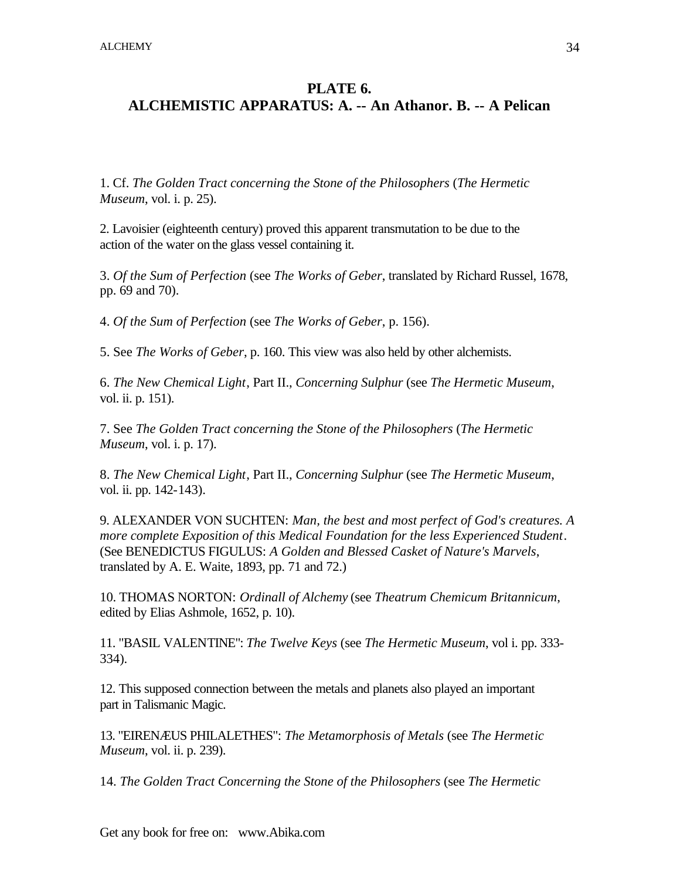## PLATE 6.
## ALCHEMISTIC APPARATUS: A. -- An Athanor. B. -- A Pelican

1. Cf. *The Golden Tract concerning the Stone of the Philosophers* (*The Hermetic Museum*, vol. i. p. 25).

2. Lavoisier (eighteenth century) proved this apparent transmutation to be due to the action of the water on the glass vessel containing it.

3. *Of the Sum of Perfection* (see *The Works of Geber*, translated by Richard Russel, 1678, pp. 69 and 70).

4. *Of the Sum of Perfection* (see *The Works of Geber*, p. 156).

5. See *The Works of Geber*, p. 160. This view was also held by other alchemists.

6. *The New Chemical Light*, Part II., *Concerning Sulphur* (see *The Hermetic Museum*, vol. ii. p. 151).

7. See *The Golden Tract concerning the Stone of the Philosophers* (*The Hermetic Museum*, vol. i. p. 17).

8. *The New Chemical Light*, Part II., *Concerning Sulphur* (see *The Hermetic Museum*, vol. ii. pp. 142-143).

9. ALEXANDER VON SUCHTEN: *Man, the best and most perfect of God's creatures. A more complete Exposition of this Medical Foundation for the less Experienced Student*. (See BENEDICTUS FIGULUS: *A Golden and Blessed Casket of Nature's Marvels*, translated by A. E. Waite, 1893, pp. 71 and 72.)

10. THOMAS NORTON: *Ordinall of Alchemy* (see *Theatrum Chemicum Britannicum*, edited by Elias Ashmole, 1652, p. 10).

11. "BASIL VALENTINE": *The Twelve Keys* (see *The Hermetic Museum*, vol i. pp. 333-334).

12. This supposed connection between the metals and planets also played an important part in Talismanic Magic.

13. "EIRENÆUS PHILALETHES": *The Metamorphosis of Metals* (see *The Hermetic Museum*, vol. ii. p. 239).

14. *The Golden Tract Concerning the Stone of the Philosophers* (see *The Hermetic*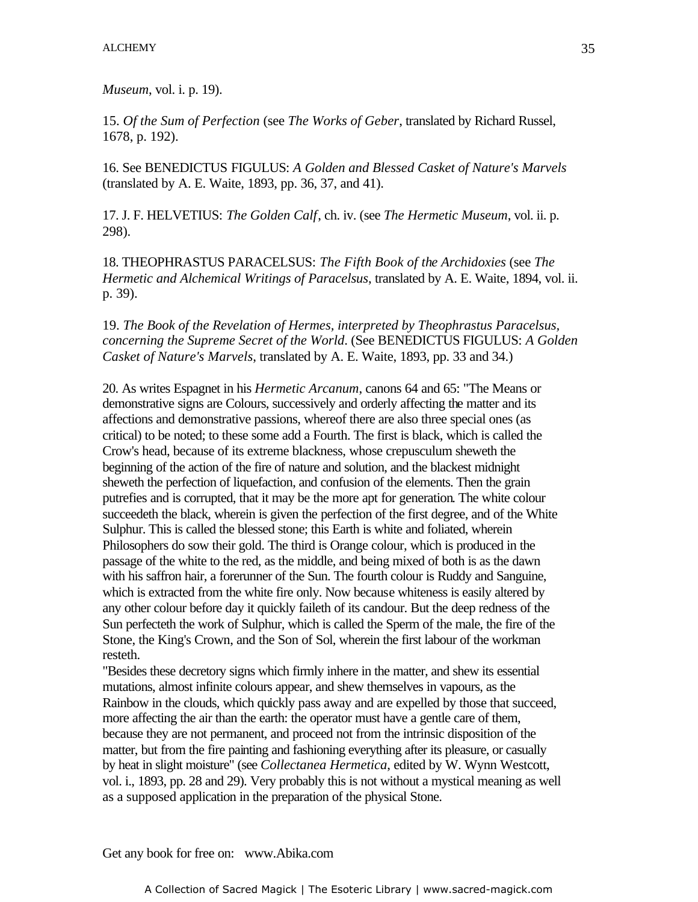*Museum*, vol. i. p. 19).

15. *Of the Sum of Perfection* (see *The Works of Geber*, translated by Richard Russel, 1678, p. 192).

16. See BENEDICTUS FIGULUS: *A Golden and Blessed Casket of Nature's Marvels* (translated by A. E. Waite, 1893, pp. 36, 37, and 41).

17. J. F. HELVETIUS: *The Golden Calf*, ch. iv. (see *The Hermetic Museum*, vol. ii. p. 298).

18. THEOPHRASTUS PARACELSUS: *The Fifth Book of the Archidoxies* (see *The Hermetic and Alchemical Writings of Paracelsus*, translated by A. E. Waite, 1894, vol. ii. p. 39).

19. *The Book of the Revelation of Hermes, interpreted by Theophrastus Paracelsus, concerning the Supreme Secret of the World*. (See BENEDICTUS FIGULUS: *A Golden Casket of Nature's Marvels*, translated by A. E. Waite, 1893, pp. 33 and 34.)

20. As writes Espagnet in his *Hermetic Arcanum*, canons 64 and 65: "The Means or demonstrative signs are Colours, successively and orderly affecting the matter and its affections and demonstrative passions, whereof there are also three special ones (as critical) to be noted; to these some add a Fourth. The first is black, which is called the Crow's head, because of its extreme blackness, whose crepusculum sheweth the beginning of the action of the fire of nature and solution, and the blackest midnight sheweth the perfection of liquefaction, and confusion of the elements. Then the grain putrefies and is corrupted, that it may be the more apt for generation. The white colour succeedeth the black, wherein is given the perfection of the first degree, and of the White Sulphur. This is called the blessed stone; this Earth is white and foliated, wherein Philosophers do sow their gold. The third is Orange colour, which is produced in the passage of the white to the red, as the middle, and being mixed of both is as the dawn with his saffron hair, a forerunner of the Sun. The fourth colour is Ruddy and Sanguine, which is extracted from the white fire only. Now because whiteness is easily altered by any other colour before day it quickly faileth of its candour. But the deep redness of the Sun perfecteth the work of Sulphur, which is called the Sperm of the male, the fire of the Stone, the King's Crown, and the Son of Sol, wherein the first labour of the workman resteth.

"Besides these decretory signs which firmly inhere in the matter, and shew its essential mutations, almost infinite colours appear, and shew themselves in vapours, as the Rainbow in the clouds, which quickly pass away and are expelled by those that succeed, more affecting the air than the earth: the operator must have a gentle care of them, because they are not permanent, and proceed not from the intrinsic disposition of the matter, but from the fire painting and fashioning everything after its pleasure, or casually by heat in slight moisture" (see *Collectanea Hermetica*, edited by W. Wynn Westcott, vol. i., 1893, pp. 28 and 29). Very probably this is not without a mystical meaning as well as a supposed application in the preparation of the physical Stone.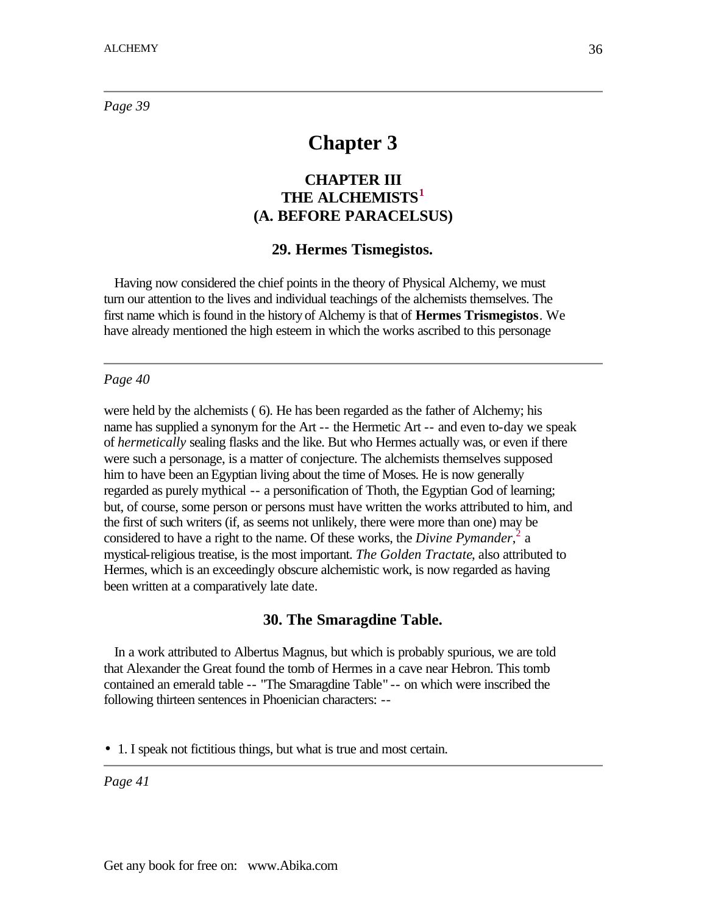*Page 39*

# Chapter 3

## CHAPTER III
## THE ALCHEMISTS[1]
## (A. BEFORE PARACELSUS)

### 29. Hermes Tismegistos.

Having now considered the chief points in the theory of Physical Alchemy, we must turn our attention to the lives and individual teachings of the alchemists themselves. The first name which is found in the history of Alchemy is that of **Hermes Trismegistos**. We have already mentioned the high esteem in which the works ascribed to this personage

*Page 40*

were held by the alchemists ( 6). He has been regarded as the father of Alchemy; his name has supplied a synonym for the Art -- the Hermetic Art -- and even to-day we speak of *hermetically* sealing flasks and the like. But who Hermes actually was, or even if there were such a personage, is a matter of conjecture. The alchemists themselves supposed him to have been an Egyptian living about the time of Moses. He is now generally regarded as purely mythical -- a personification of Thoth, the Egyptian God of learning; but, of course, some person or persons must have written the works attributed to him, and the first of such writers (if, as seems not unlikely, there were more than one) may be considered to have a right to the name. Of these works, the *Divine Pymander*,[2] a mystical-religious treatise, is the most important. *The Golden Tractate*, also attributed to Hermes, which is an exceedingly obscure alchemistic work, is now regarded as having been written at a comparatively late date.

### 30. The Smaragdine Table.

In a work attributed to Albertus Magnus, but which is probably spurious, we are told that Alexander the Great found the tomb of Hermes in a cave near Hebron. This tomb contained an emerald table -- "The Smaragdine Table" -- on which were inscribed the following thirteen sentences in Phoenician characters: --

- 1. I speak not fictitious things, but what is true and most certain.

*Page 41*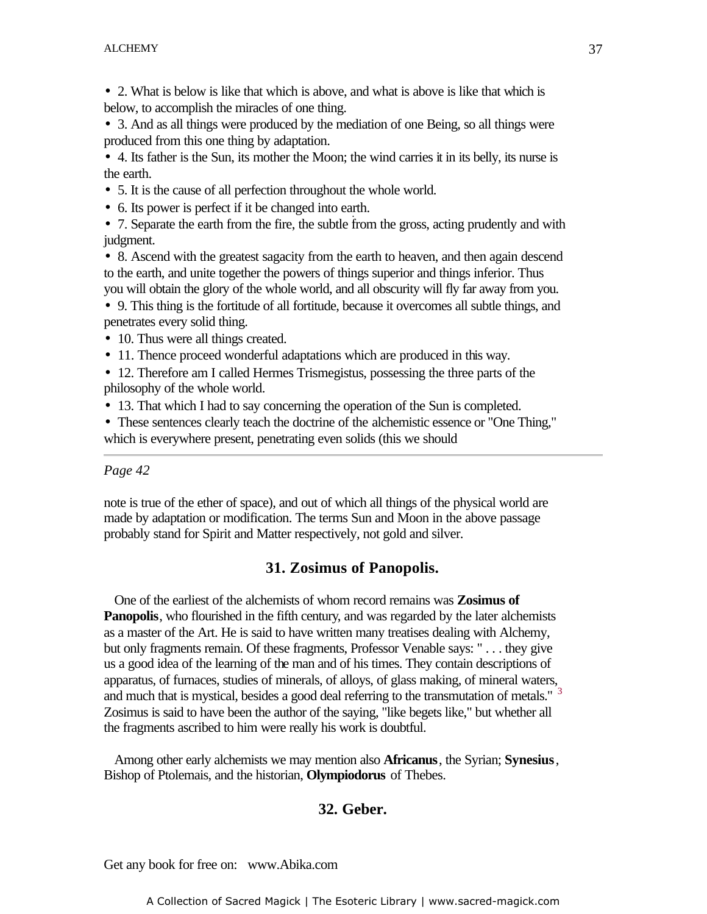- 2. What is below is like that which is above, and what is above is like that which is below, to accomplish the miracles of one thing.
- 3. And as all things were produced by the mediation of one Being, so all things were produced from this one thing by adaptation.
- 4. Its father is the Sun, its mother the Moon; the wind carries it in its belly, its nurse is the earth.
- 5. It is the cause of all perfection throughout the whole world.
- 6. Its power is perfect if it be changed into earth.
- 7. Separate the earth from the fire, the subtle from the gross, acting prudently and with judgment.
- 8. Ascend with the greatest sagacity from the earth to heaven, and then again descend to the earth, and unite together the powers of things superior and things inferior. Thus you will obtain the glory of the whole world, and all obscurity will fly far away from you.
- 9. This thing is the fortitude of all fortitude, because it overcomes all subtle things, and penetrates every solid thing.
- 10. Thus were all things created.
- 11. Thence proceed wonderful adaptations which are produced in this way.
- 12. Therefore am I called Hermes Trismegistus, possessing the three parts of the philosophy of the whole world.
- 13. That which I had to say concerning the operation of the Sun is completed.
- These sentences clearly teach the doctrine of the alchemistic essence or "One Thing," which is everywhere present, penetrating even solids (this we should

---

*Page 42*

note is true of the ether of space), and out of which all things of the physical world are made by adaptation or modification. The terms Sun and Moon in the above passage probably stand for Spirit and Matter respectively, not gold and silver.

## 31. Zosimus of Panopolis.

One of the earliest of the alchemists of whom record remains was **Zosimus of Panopolis**, who flourished in the fifth century, and was regarded by the later alchemists as a master of the Art. He is said to have written many treatises dealing with Alchemy, but only fragments remain. Of these fragments, Professor Venable says: " . . . they give us a good idea of the learning of the man and of his times. They contain descriptions of apparatus, of furnaces, studies of minerals, of alloys, of glass making, of mineral waters, and much that is mystical, besides a good deal referring to the transmutation of metals." [3] Zosimus is said to have been the author of the saying, "like begets like," but whether all the fragments ascribed to him were really his work is doubtful.

Among other early alchemists we may mention also **Africanus**, the Syrian; **Synesius**, Bishop of Ptolemais, and the historian, **Olympiodorus** of Thebes.

## 32. Geber.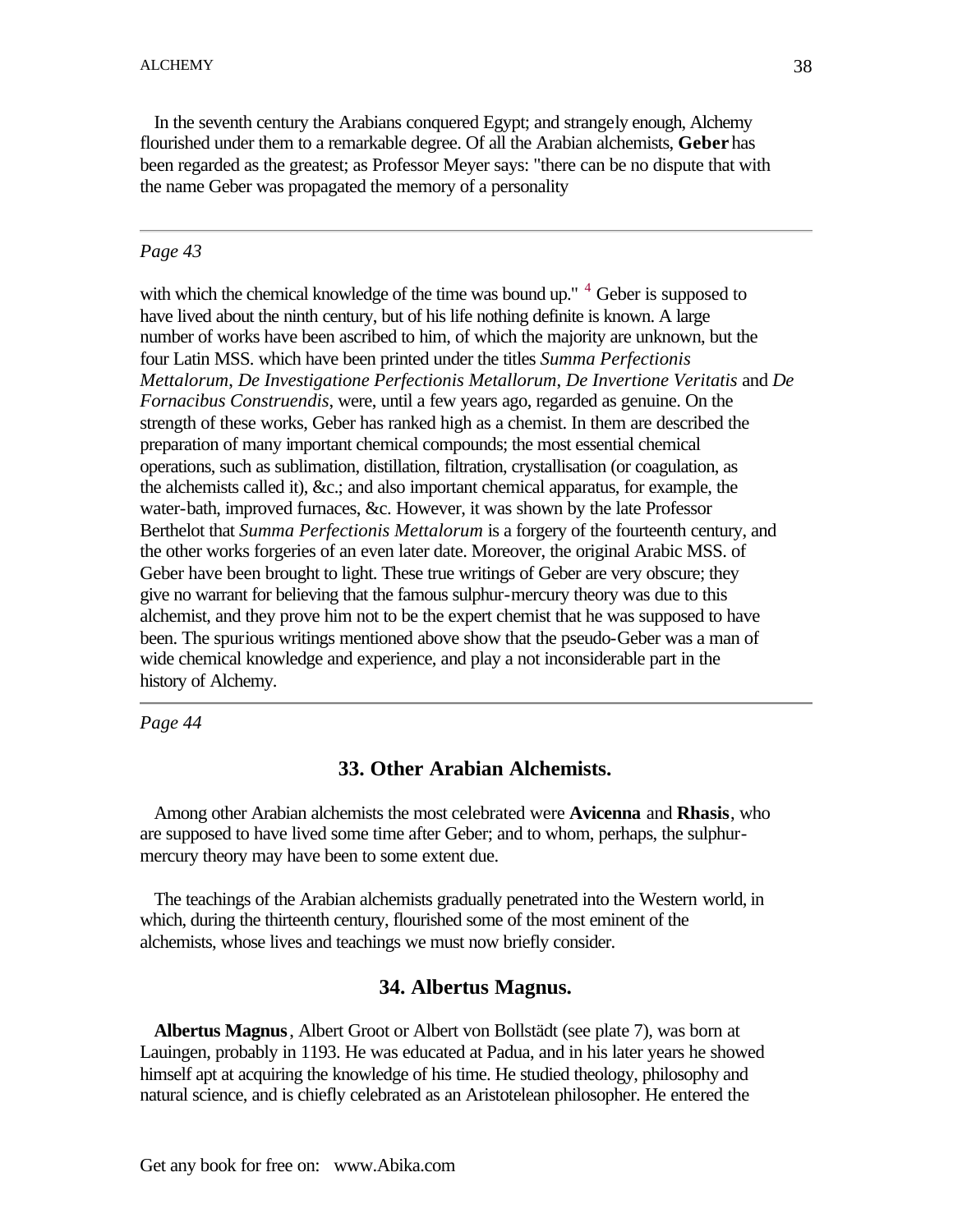In the seventh century the Arabians conquered Egypt; and strangely enough, Alchemy flourished under them to a remarkable degree. Of all the Arabian alchemists, **Geber** has been regarded as the greatest; as Professor Meyer says: "there can be no dispute that with the name Geber was propagated the memory of a personality

---

*Page 43*

with which the chemical knowledge of the time was bound up." [4] Geber is supposed to have lived about the ninth century, but of his life nothing definite is known. A large number of works have been ascribed to him, of which the majority are unknown, but the four Latin MSS. which have been printed under the titles *Summa Perfectionis Mettalorum*, *De Investigatione Perfectionis Metallorum*, *De Invertione Veritatis* and *De Fornacibus Construendis*, were, until a few years ago, regarded as genuine. On the strength of these works, Geber has ranked high as a chemist. In them are described the preparation of many important chemical compounds; the most essential chemical operations, such as sublimation, distillation, filtration, crystallisation (or coagulation, as the alchemists called it), &c.; and also important chemical apparatus, for example, the water-bath, improved furnaces, &c. However, it was shown by the late Professor Berthelot that *Summa Perfectionis Mettalorum* is a forgery of the fourteenth century, and the other works forgeries of an even later date. Moreover, the original Arabic MSS. of Geber have been brought to light. These true writings of Geber are very obscure; they give no warrant for believing that the famous sulphur-mercury theory was due to this alchemist, and they prove him not to be the expert chemist that he was supposed to have been. The spurious writings mentioned above show that the pseudo-Geber was a man of wide chemical knowledge and experience, and play a not inconsiderable part in the history of Alchemy.

---

*Page 44*

## 33. Other Arabian Alchemists.

Among other Arabian alchemists the most celebrated were **Avicenna** and **Rhasis**, who are supposed to have lived some time after Geber; and to whom, perhaps, the sulphur-mercury theory may have been to some extent due.

The teachings of the Arabian alchemists gradually penetrated into the Western world, in which, during the thirteenth century, flourished some of the most eminent of the alchemists, whose lives and teachings we must now briefly consider.

## 34. Albertus Magnus.

**Albertus Magnus**, Albert Groot or Albert von Bollstädt (see plate 7), was born at Lauingen, probably in 1193. He was educated at Padua, and in his later years he showed himself apt at acquiring the knowledge of his time. He studied theology, philosophy and natural science, and is chiefly celebrated as an Aristotelean philosopher. He entered the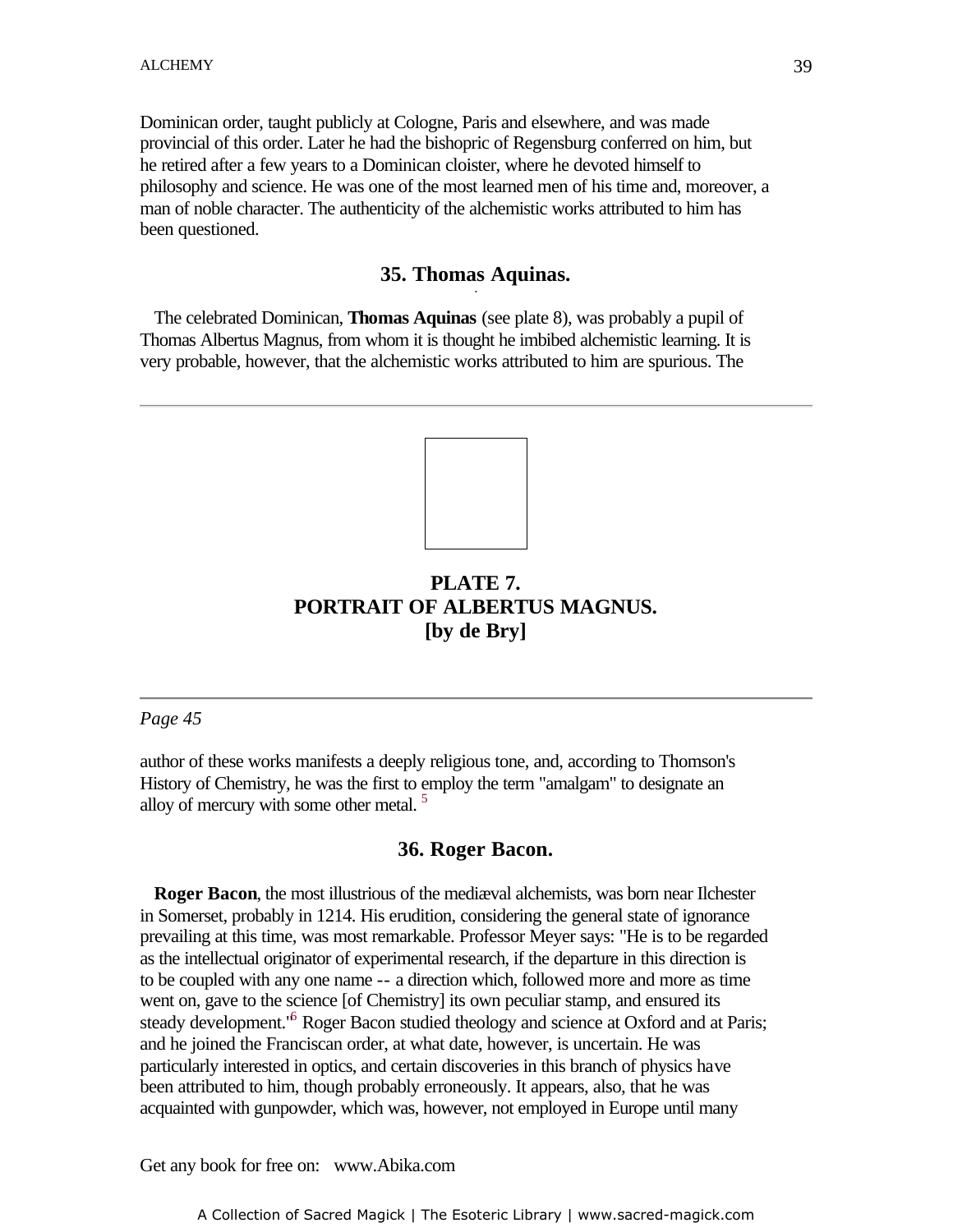Dominican order, taught publicly at Cologne, Paris and elsewhere, and was made provincial of this order. Later he had the bishopric of Regensburg conferred on him, but he retired after a few years to a Dominican cloister, where he devoted himself to philosophy and science. He was one of the most learned men of his time and, moreover, a man of noble character. The authenticity of the alchemistic works attributed to him has been questioned.

### 35. Thomas Aquinas.

The celebrated Dominican, **Thomas Aquinas** (see plate 8), was probably a pupil of Thomas Albertus Magnus, from whom it is thought he imbibed alchemistic learning. It is very probable, however, that the alchemistic works attributed to him are spurious. The

**PLATE 7.**
**PORTRAIT OF ALBERTUS MAGNUS.**
**[by de Bry]**

*Page 45*

author of these works manifests a deeply religious tone, and, according to Thomson's History of Chemistry, he was the first to employ the term "amalgam" to designate an alloy of mercury with some other metal. [5]

### 36. Roger Bacon.

**Roger Bacon**, the most illustrious of the mediæval alchemists, was born near Ilchester in Somerset, probably in 1214. His erudition, considering the general state of ignorance prevailing at this time, was most remarkable. Professor Meyer says: "He is to be regarded as the intellectual originator of experimental research, if the departure in this direction is to be coupled with any one name -- a direction which, followed more and more as time went on, gave to the science [of Chemistry] its own peculiar stamp, and ensured its steady development."[6] Roger Bacon studied theology and science at Oxford and at Paris; and he joined the Franciscan order, at what date, however, is uncertain. He was particularly interested in optics, and certain discoveries in this branch of physics have been attributed to him, though probably erroneously. It appears, also, that he was acquainted with gunpowder, which was, however, not employed in Europe until many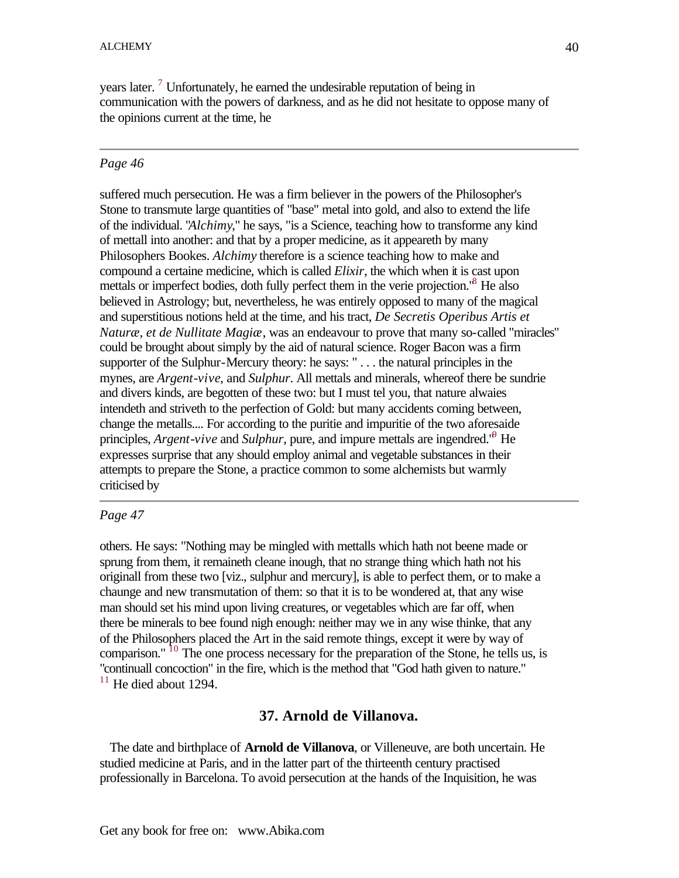years later. [7] Unfortunately, he earned the undesirable reputation of being in communication with the powers of darkness, and as he did not hesitate to oppose many of the opinions current at the time, he

---

*Page 46*

suffered much persecution. He was a firm believer in the powers of the Philosopher's Stone to transmute large quantities of "base" metal into gold, and also to extend the life of the individual. "*Alchimy*," he says, "is a Science, teaching how to transforme any kind of mettall into another: and that by a proper medicine, as it appeareth by many Philosophers Bookes. *Alchimy* therefore is a science teaching how to make and compound a certaine medicine, which is called *Elixir*, the which when it is cast upon mettals or imperfect bodies, doth fully perfect them in the verie projection."[8] He also believed in Astrology; but, nevertheless, he was entirely opposed to many of the magical and superstitious notions held at the time, and his tract, *De Secretis Operibus Artis et Naturæ, et de Nullitate Magiæ*, was an endeavour to prove that many so-called "miracles" could be brought about simply by the aid of natural science. Roger Bacon was a firm supporter of the Sulphur-Mercury theory: he says: " . . . the natural principles in the mynes, are *Argent-vive*, and *Sulphur*. All mettals and minerals, whereof there be sundrie and divers kinds, are begotten of these two: but I must tel you, that nature alwaies intendeth and striveth to the perfection of Gold: but many accidents coming between, change the metalls.... For according to the puritie and impuritie of the two aforesaide principles, *Argent-vive* and *Sulphur*, pure, and impure mettals are ingendred."[9] He expresses surprise that any should employ animal and vegetable substances in their attempts to prepare the Stone, a practice common to some alchemists but warmly criticised by

---

*Page 47*

others. He says: "Nothing may be mingled with mettalls which hath not beene made or sprung from them, it remaineth cleane inough, that no strange thing which hath not his originall from these two [viz., sulphur and mercury], is able to perfect them, or to make a chaunge and new transmutation of them: so that it is to be wondered at, that any wise man should set his mind upon living creatures, or vegetables which are far off, when there be minerals to bee found nigh enough: neither may we in any wise thinke, that any of the Philosophers placed the Art in the said remote things, except it were by way of comparison." [10] The one process necessary for the preparation of the Stone, he tells us, is "continuall concoction" in the fire, which is the method that "God hath given to nature." [11] He died about 1294.

## 37. Arnold de Villanova.

The date and birthplace of **Arnold de Villanova**, or Villeneuve, are both uncertain. He studied medicine at Paris, and in the latter part of the thirteenth century practised professionally in Barcelona. To avoid persecution at the hands of the Inquisition, he was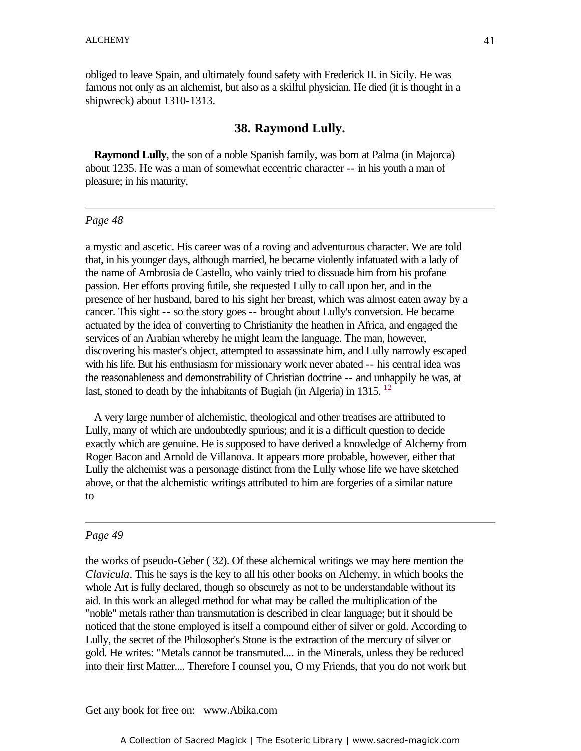obliged to leave Spain, and ultimately found safety with Frederick II. in Sicily. He was famous not only as an alchemist, but also as a skilful physician. He died (it is thought in a shipwreck) about 1310-1313.

## 38. Raymond Lully.

**Raymond Lully**, the son of a noble Spanish family, was born at Palma (in Majorca) about 1235. He was a man of somewhat eccentric character -- in his youth a man of pleasure; in his maturity,

---

*Page 48*

a mystic and ascetic. His career was of a roving and adventurous character. We are told that, in his younger days, although married, he became violently infatuated with a lady of the name of Ambrosia de Castello, who vainly tried to dissuade him from his profane passion. Her efforts proving futile, she requested Lully to call upon her, and in the presence of her husband, bared to his sight her breast, which was almost eaten away by a cancer. This sight -- so the story goes -- brought about Lully's conversion. He became actuated by the idea of converting to Christianity the heathen in Africa, and engaged the services of an Arabian whereby he might learn the language. The man, however, discovering his master's object, attempted to assassinate him, and Lully narrowly escaped with his life. But his enthusiasm for missionary work never abated -- his central idea was the reasonableness and demonstrability of Christian doctrine -- and unhappily he was, at last, stoned to death by the inhabitants of Bugiah (in Algeria) in 1315. [12]

A very large number of alchemistic, theological and other treatises are attributed to Lully, many of which are undoubtedly spurious; and it is a difficult question to decide exactly which are genuine. He is supposed to have derived a knowledge of Alchemy from Roger Bacon and Arnold de Villanova. It appears more probable, however, either that Lully the alchemist was a personage distinct from the Lully whose life we have sketched above, or that the alchemistic writings attributed to him are forgeries of a similar nature to

---

*Page 49*

the works of pseudo-Geber ( 32). Of these alchemical writings we may here mention the *Clavicula*. This he says is the key to all his other books on Alchemy, in which books the whole Art is fully declared, though so obscurely as not to be understandable without its aid. In this work an alleged method for what may be called the multiplication of the "noble" metals rather than transmutation is described in clear language; but it should be noticed that the stone employed is itself a compound either of silver or gold. According to Lully, the secret of the Philosopher's Stone is the extraction of the mercury of silver or gold. He writes: "Metals cannot be transmuted.... in the Minerals, unless they be reduced into their first Matter.... Therefore I counsel you, O my Friends, that you do not work but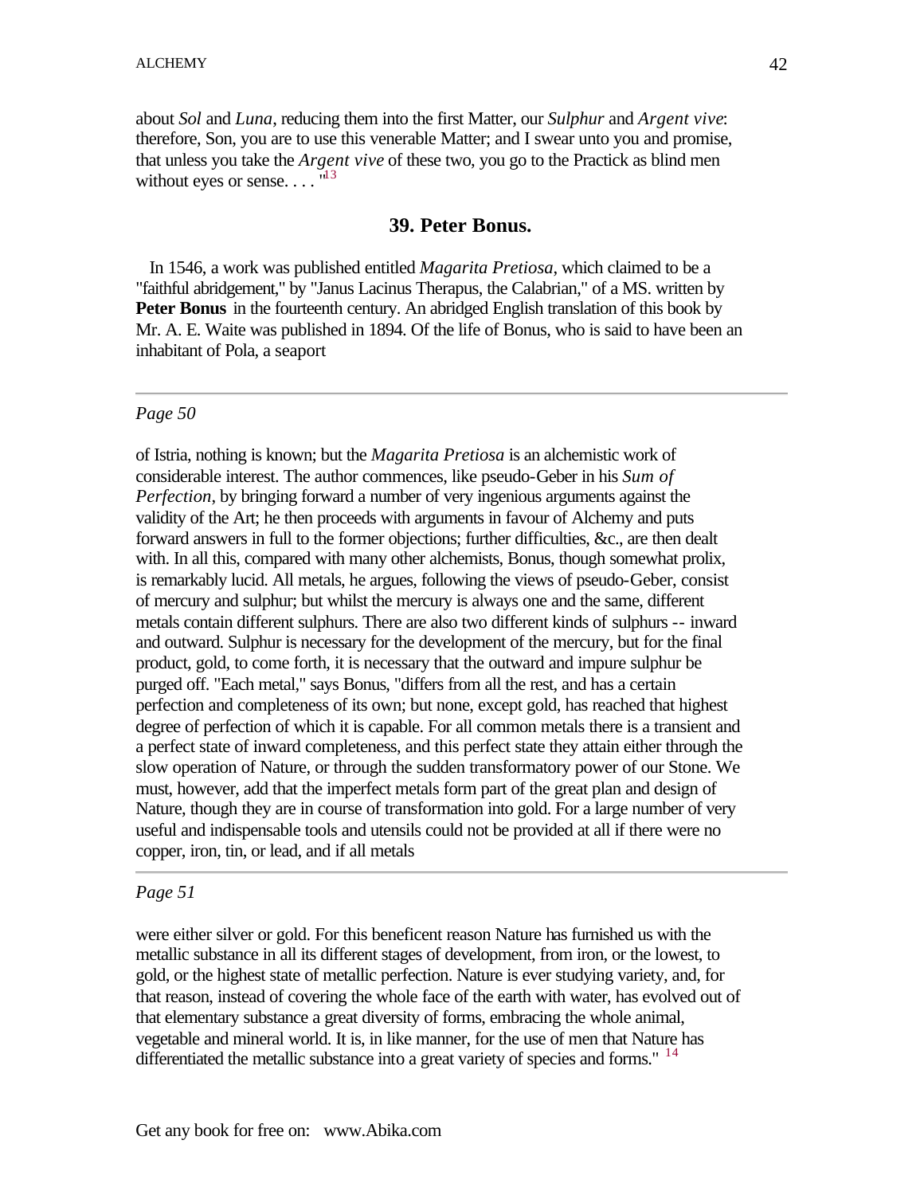about *Sol* and *Luna*, reducing them into the first Matter, our *Sulphur* and *Argent vive*: therefore, Son, you are to use this venerable Matter; and I swear unto you and promise, that unless you take the *Argent vive* of these two, you go to the Practick as blind men without eyes or sense. . . . "[13]

## 39. Peter Bonus.

In 1546, a work was published entitled *Magarita Pretiosa*, which claimed to be a "faithful abridgement," by "Janus Lacinus Therapus, the Calabrian," of a MS. written by **Peter Bonus** in the fourteenth century. An abridged English translation of this book by Mr. A. E. Waite was published in 1894. Of the life of Bonus, who is said to have been an inhabitant of Pola, a seaport

*Page 50*

of Istria, nothing is known; but the *Magarita Pretiosa* is an alchemistic work of considerable interest. The author commences, like pseudo-Geber in his *Sum of Perfection*, by bringing forward a number of very ingenious arguments against the validity of the Art; he then proceeds with arguments in favour of Alchemy and puts forward answers in full to the former objections; further difficulties, &c., are then dealt with. In all this, compared with many other alchemists, Bonus, though somewhat prolix, is remarkably lucid. All metals, he argues, following the views of pseudo-Geber, consist of mercury and sulphur; but whilst the mercury is always one and the same, different metals contain different sulphurs. There are also two different kinds of sulphurs -- inward and outward. Sulphur is necessary for the development of the mercury, but for the final product, gold, to come forth, it is necessary that the outward and impure sulphur be purged off. "Each metal," says Bonus, "differs from all the rest, and has a certain perfection and completeness of its own; but none, except gold, has reached that highest degree of perfection of which it is capable. For all common metals there is a transient and a perfect state of inward completeness, and this perfect state they attain either through the slow operation of Nature, or through the sudden transformatory power of our Stone. We must, however, add that the imperfect metals form part of the great plan and design of Nature, though they are in course of transformation into gold. For a large number of very useful and indispensable tools and utensils could not be provided at all if there were no copper, iron, tin, or lead, and if all metals

*Page 51*

were either silver or gold. For this beneficent reason Nature has furnished us with the metallic substance in all its different stages of development, from iron, or the lowest, to gold, or the highest state of metallic perfection. Nature is ever studying variety, and, for that reason, instead of covering the whole face of the earth with water, has evolved out of that elementary substance a great diversity of forms, embracing the whole animal, vegetable and mineral world. It is, in like manner, for the use of men that Nature has differentiated the metallic substance into a great variety of species and forms." [14]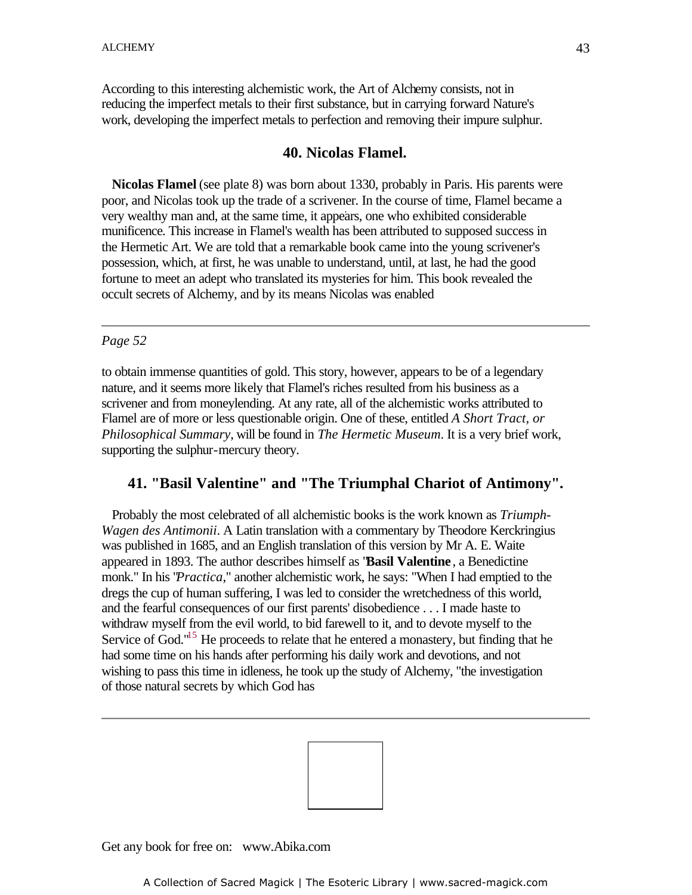According to this interesting alchemistic work, the Art of Alchemy consists, not in reducing the imperfect metals to their first substance, but in carrying forward Nature's work, developing the imperfect metals to perfection and removing their impure sulphur.

## 40. Nicolas Flamel.

**Nicolas Flamel** (see plate 8) was born about 1330, probably in Paris. His parents were poor, and Nicolas took up the trade of a scrivener. In the course of time, Flamel became a very wealthy man and, at the same time, it appears, one who exhibited considerable munificence. This increase in Flamel's wealth has been attributed to supposed success in the Hermetic Art. We are told that a remarkable book came into the young scrivener's possession, which, at first, he was unable to understand, until, at last, he had the good fortune to meet an adept who translated its mysteries for him. This book revealed the occult secrets of Alchemy, and by its means Nicolas was enabled

*Page 52*

to obtain immense quantities of gold. This story, however, appears to be of a legendary nature, and it seems more likely that Flamel's riches resulted from his business as a scrivener and from moneylending. At any rate, all of the alchemistic works attributed to Flamel are of more or less questionable origin. One of these, entitled *A Short Tract, or Philosophical Summary*, will be found in *The Hermetic Museum*. It is a very brief work, supporting the sulphur-mercury theory.

## 41. "Basil Valentine" and "The Triumphal Chariot of Antimony".

Probably the most celebrated of all alchemistic books is the work known as *Triumph-Wagen des Antimonii*. A Latin translation with a commentary by Theodore Kerckringius was published in 1685, and an English translation of this version by Mr A. E. Waite appeared in 1893. The author describes himself as "**Basil Valentine**, a Benedictine monk." In his "*Practica*," another alchemistic work, he says: "When I had emptied to the dregs the cup of human suffering, I was led to consider the wretchedness of this world, and the fearful consequences of our first parents' disobedience . . . I made haste to withdraw myself from the evil world, to bid farewell to it, and to devote myself to the Service of God."[15] He proceeds to relate that he entered a monastery, but finding that he had some time on his hands after performing his daily work and devotions, and not wishing to pass this time in idleness, he took up the study of Alchemy, "the investigation of those natural secrets by which God has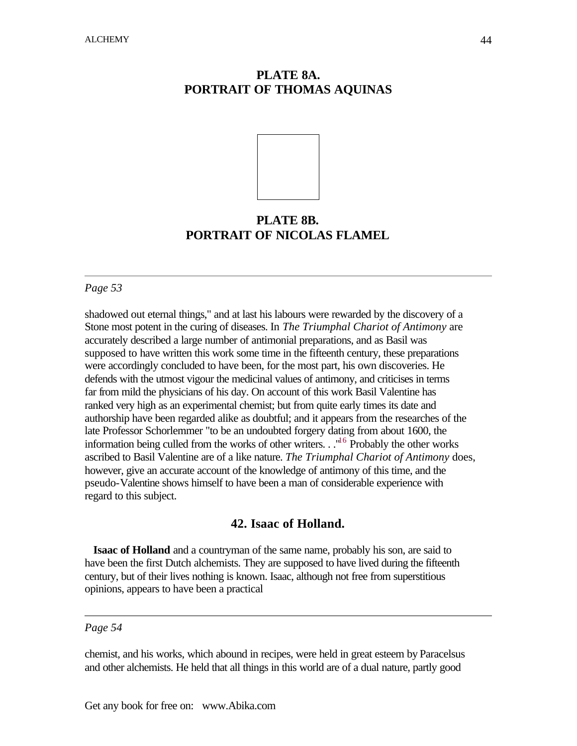**PLATE 8A.**
**PORTRAIT OF THOMAS AQUINAS**

**PLATE 8B.**
**PORTRAIT OF NICOLAS FLAMEL**

---

*Page 53*

shadowed out eternal things," and at last his labours were rewarded by the discovery of a Stone most potent in the curing of diseases. In *The Triumphal Chariot of Antimony* are accurately described a large number of antimonial preparations, and as Basil was supposed to have written this work some time in the fifteenth century, these preparations were accordingly concluded to have been, for the most part, his own discoveries. He defends with the utmost vigour the medicinal values of antimony, and criticises in terms far from mild the physicians of his day. On account of this work Basil Valentine has ranked very high as an experimental chemist; but from quite early times its date and authorship have been regarded alike as doubtful; and it appears from the researches of the late Professor Schorlemmer "to be an undoubted forgery dating from about 1600, the information being culled from the works of other writers. . ."[16] Probably the other works ascribed to Basil Valentine are of a like nature. *The Triumphal Chariot of Antimony* does, however, give an accurate account of the knowledge of antimony of this time, and the pseudo-Valentine shows himself to have been a man of considerable experience with regard to this subject.

## 42. Isaac of Holland.

**Isaac of Holland** and a countryman of the same name, probably his son, are said to have been the first Dutch alchemists. They are supposed to have lived during the fifteenth century, but of their lives nothing is known. Isaac, although not free from superstitious opinions, appears to have been a practical

---

*Page 54*

chemist, and his works, which abound in recipes, were held in great esteem by Paracelsus and other alchemists. He held that all things in this world are of a dual nature, partly good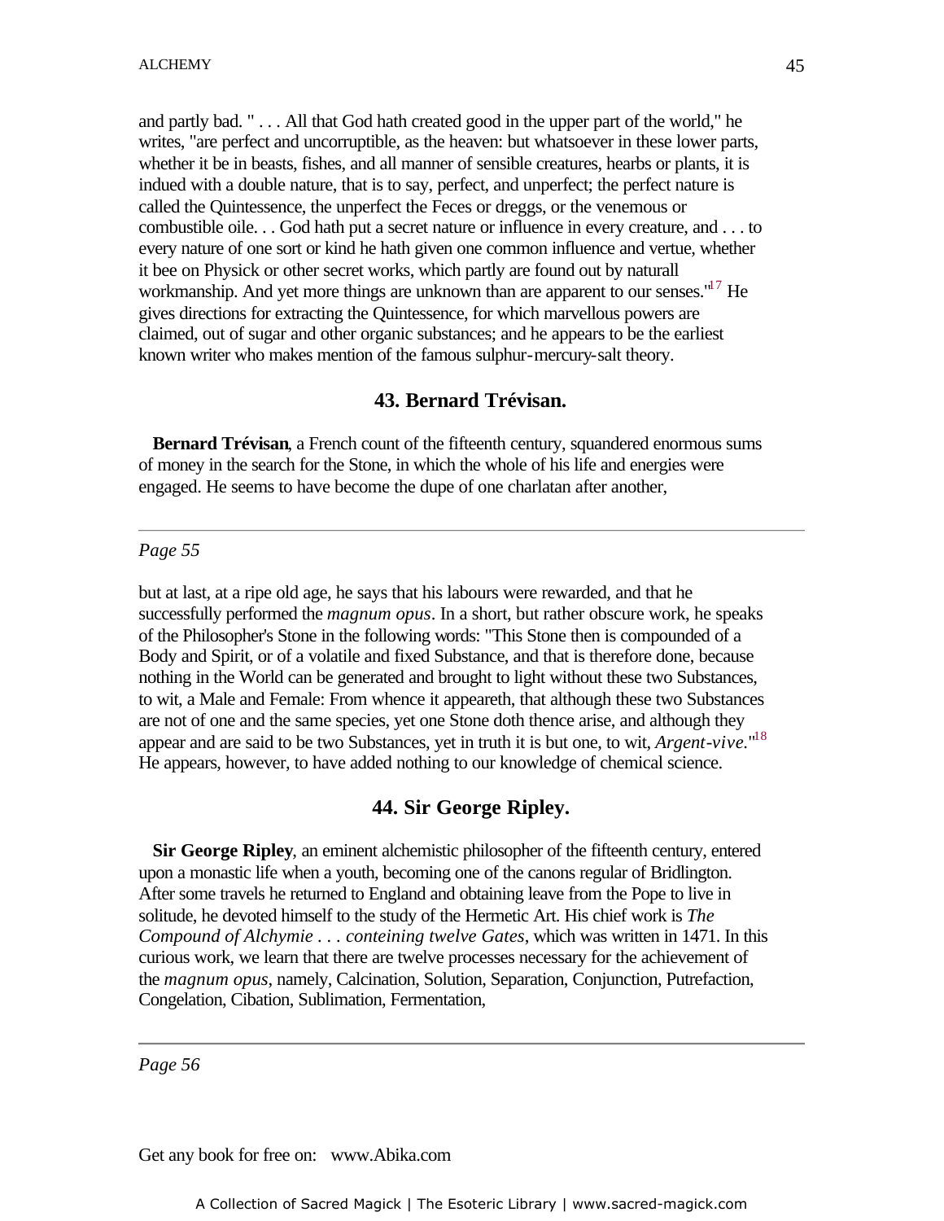and partly bad. " . . . All that God hath created good in the upper part of the world," he writes, "are perfect and uncorruptible, as the heaven: but whatsoever in these lower parts, whether it be in beasts, fishes, and all manner of sensible creatures, hearbs or plants, it is indued with a double nature, that is to say, perfect, and unperfect; the perfect nature is called the Quintessence, the unperfect the Feces or dreggs, or the venemous or combustible oile. . . God hath put a secret nature or influence in every creature, and . . . to every nature of one sort or kind he hath given one common influence and vertue, whether it bee on Physick or other secret works, which partly are found out by naturall workmanship. And yet more things are unknown than are apparent to our senses."[17] He gives directions for extracting the Quintessence, for which marvellous powers are claimed, out of sugar and other organic substances; and he appears to be the earliest known writer who makes mention of the famous sulphur-mercury-salt theory.

## 43. Bernard Trévisan.

**Bernard Trévisan**, a French count of the fifteenth century, squandered enormous sums of money in the search for the Stone, in which the whole of his life and energies were engaged. He seems to have become the dupe of one charlatan after another,

---

*Page 55*

but at last, at a ripe old age, he says that his labours were rewarded, and that he successfully performed the *magnum opus*. In a short, but rather obscure work, he speaks of the Philosopher's Stone in the following words: "This Stone then is compounded of a Body and Spirit, or of a volatile and fixed Substance, and that is therefore done, because nothing in the World can be generated and brought to light without these two Substances, to wit, a Male and Female: From whence it appeareth, that although these two Substances are not of one and the same species, yet one Stone doth thence arise, and although they appear and are said to be two Substances, yet in truth it is but one, to wit, *Argent-vive*."[18] He appears, however, to have added nothing to our knowledge of chemical science.

## 44. Sir George Ripley.

**Sir George Ripley**, an eminent alchemistic philosopher of the fifteenth century, entered upon a monastic life when a youth, becoming one of the canons regular of Bridlington. After some travels he returned to England and obtaining leave from the Pope to live in solitude, he devoted himself to the study of the Hermetic Art. His chief work is *The Compound of Alchymie . . . conteining twelve Gates*, which was written in 1471. In this curious work, we learn that there are twelve processes necessary for the achievement of the *magnum opus*, namely, Calcination, Solution, Separation, Conjunction, Putrefaction, Congelation, Cibation, Sublimation, Fermentation,

---

*Page 56*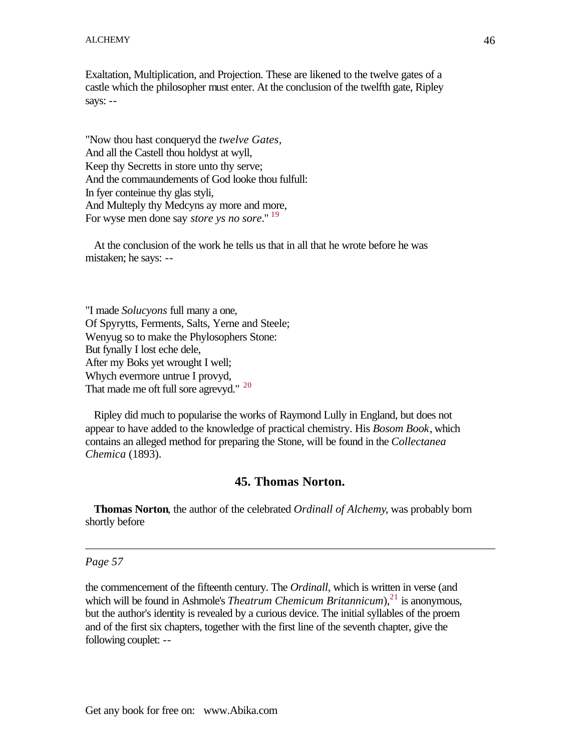Exaltation, Multiplication, and Projection. These are likened to the twelve gates of a castle which the philosopher must enter. At the conclusion of the twelfth gate, Ripley says: --

"Now thou hast conqueryd the *twelve Gates*,
And all the Castell thou holdyst at wyll,
Keep thy Secretts in store unto thy serve;
And the commaundements of God looke thou fulfull:
In fyer conteinue thy glas styli,
And Multeply thy Medcyns ay more and more,
For wyse men done say *store ys no sore*." [19]

At the conclusion of the work he tells us that in all that he wrote before he was mistaken; he says: --

"I made *Solucyons* full many a one,
Of Spyrytts, Ferments, Salts, Yerne and Steele;
Wenyug so to make the Phylosophers Stone:
But fynally I lost eche dele,
After my Boks yet wrought I well;
Whych evermore untrue I provyd,
That made me oft full sore agrevyd." [20]

Ripley did much to popularise the works of Raymond Lully in England, but does not appear to have added to the knowledge of practical chemistry. His *Bosom Book*, which contains an alleged method for preparing the Stone, will be found in the *Collectanea Chemica* (1893).

### 45. Thomas Norton.

**Thomas Norton**, the author of the celebrated *Ordinall of Alchemy*, was probably born shortly before

---

*Page 57*

the commencement of the fifteenth century. The *Ordinall*, which is written in verse (and which will be found in Ashmole's *Theatrum Chemicum Britannicum*),[21] is anonymous, but the author's identity is revealed by a curious device. The initial syllables of the proem and of the first six chapters, together with the first line of the seventh chapter, give the following couplet: --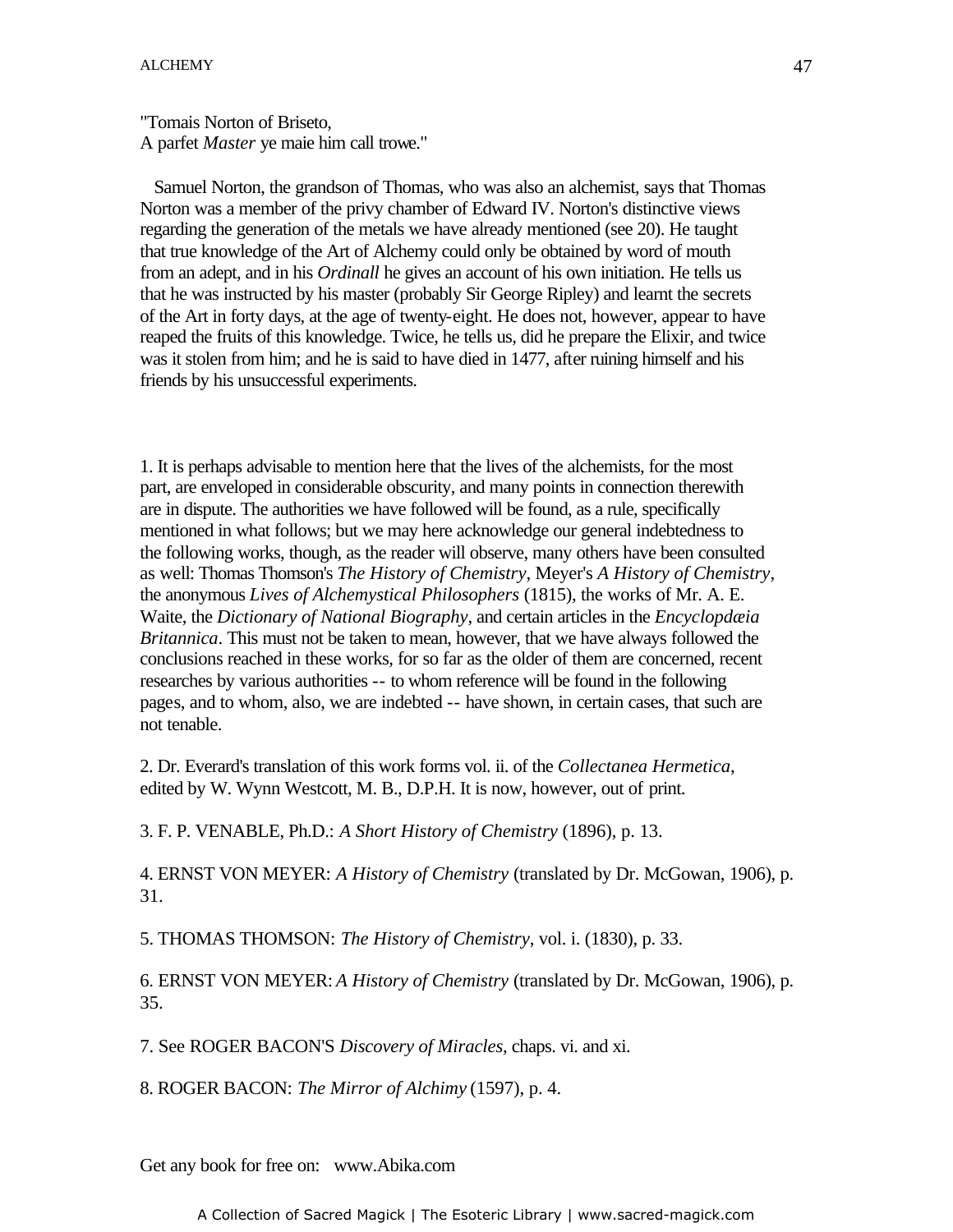"Tomais Norton of Briseto,
A parfet *Master* ye maie him call trowe."

Samuel Norton, the grandson of Thomas, who was also an alchemist, says that Thomas Norton was a member of the privy chamber of Edward IV. Norton's distinctive views regarding the generation of the metals we have already mentioned (see 20). He taught that true knowledge of the Art of Alchemy could only be obtained by word of mouth from an adept, and in his *Ordinall* he gives an account of his own initiation. He tells us that he was instructed by his master (probably Sir George Ripley) and learnt the secrets of the Art in forty days, at the age of twenty-eight. He does not, however, appear to have reaped the fruits of this knowledge. Twice, he tells us, did he prepare the Elixir, and twice was it stolen from him; and he is said to have died in 1477, after ruining himself and his friends by his unsuccessful experiments.

1. It is perhaps advisable to mention here that the lives of the alchemists, for the most part, are enveloped in considerable obscurity, and many points in connection therewith are in dispute. The authorities we have followed will be found, as a rule, specifically mentioned in what follows; but we may here acknowledge our general indebtedness to the following works, though, as the reader will observe, many others have been consulted as well: Thomas Thomson's *The History of Chemistry*, Meyer's *A History of Chemistry*, the anonymous *Lives of Alchemystical Philosophers* (1815), the works of Mr. A. E. Waite, the *Dictionary of National Biography*, and certain articles in the *Encyclopdæia Britannica*. This must not be taken to mean, however, that we have always followed the conclusions reached in these works, for so far as the older of them are concerned, recent researches by various authorities -- to whom reference will be found in the following pages, and to whom, also, we are indebted -- have shown, in certain cases, that such are not tenable.

2. Dr. Everard's translation of this work forms vol. ii. of the *Collectanea Hermetica*, edited by W. Wynn Westcott, M. B., D.P.H. It is now, however, out of print.

3. F. P. VENABLE, Ph.D.: *A Short History of Chemistry* (1896), p. 13.

4. ERNST VON MEYER: *A History of Chemistry* (translated by Dr. McGowan, 1906), p. 31.

5. THOMAS THOMSON: *The History of Chemistry*, vol. i. (1830), p. 33.

6. ERNST VON MEYER: *A History of Chemistry* (translated by Dr. McGowan, 1906), p. 35.

7. See ROGER BACON'S *Discovery of Miracles*, chaps. vi. and xi.

8. ROGER BACON: *The Mirror of Alchimy* (1597), p. 4.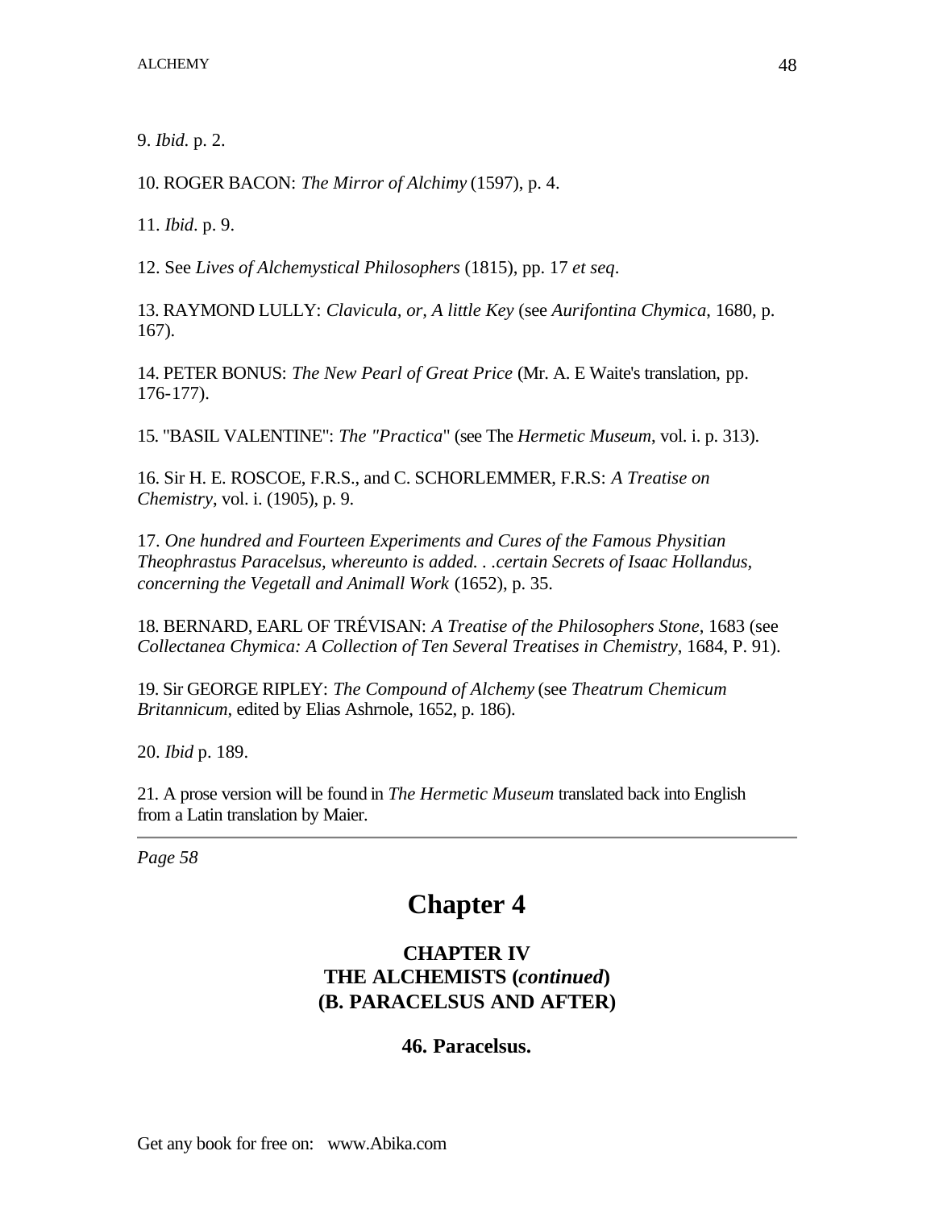9. *Ibid.* p. 2.

10. ROGER BACON: *The Mirror of Alchimy* (1597), p. 4.

11. *Ibid*. p. 9.

12. See *Lives of Alchemystical Philosophers* (1815), pp. 17 *et seq*.

13. RAYMOND LULLY: *Clavicula, or, A little Key* (see *Aurifontina Chymica*, 1680, p. 167).

14. PETER BONUS: *The New Pearl of Great Price* (Mr. A. E Waite's translation, pp. 176-177).

15. "BASIL VALENTINE": *The "Practica*" (see The *Hermetic Museum*, vol. i. p. 313).

16. Sir H. E. ROSCOE, F.R.S., and C. SCHORLEMMER, F.R.S: *A Treatise on Chemistry*, vol. i. (1905), p. 9.

17. *One hundred and Fourteen Experiments and Cures of the Famous Physitian Theophrastus Paracelsus, whereunto is added. . .certain Secrets of Isaac Hollandus, concerning the Vegetall and Animall Work* (1652), p. 35.

18. BERNARD, EARL OF TRÉVISAN: *A Treatise of the Philosophers Stone*, 1683 (see *Collectanea Chymica: A Collection of Ten Several Treatises in Chemistry*, 1684, P. 91).

19. Sir GEORGE RIPLEY: *The Compound of Alchemy* (see *Theatrum Chemicum Britannicum*, edited by Elias Ashrnole, 1652, p. 186).

20. *Ibid* p. 189.

21. A prose version will be found in *The Hermetic Museum* translated back into English from a Latin translation by Maier.

---

*Page 58*

# Chapter 4

### CHAPTER IV
### THE ALCHEMISTS (*continued*)
### (B. PARACELSUS AND AFTER)

#### 46. Paracelsus.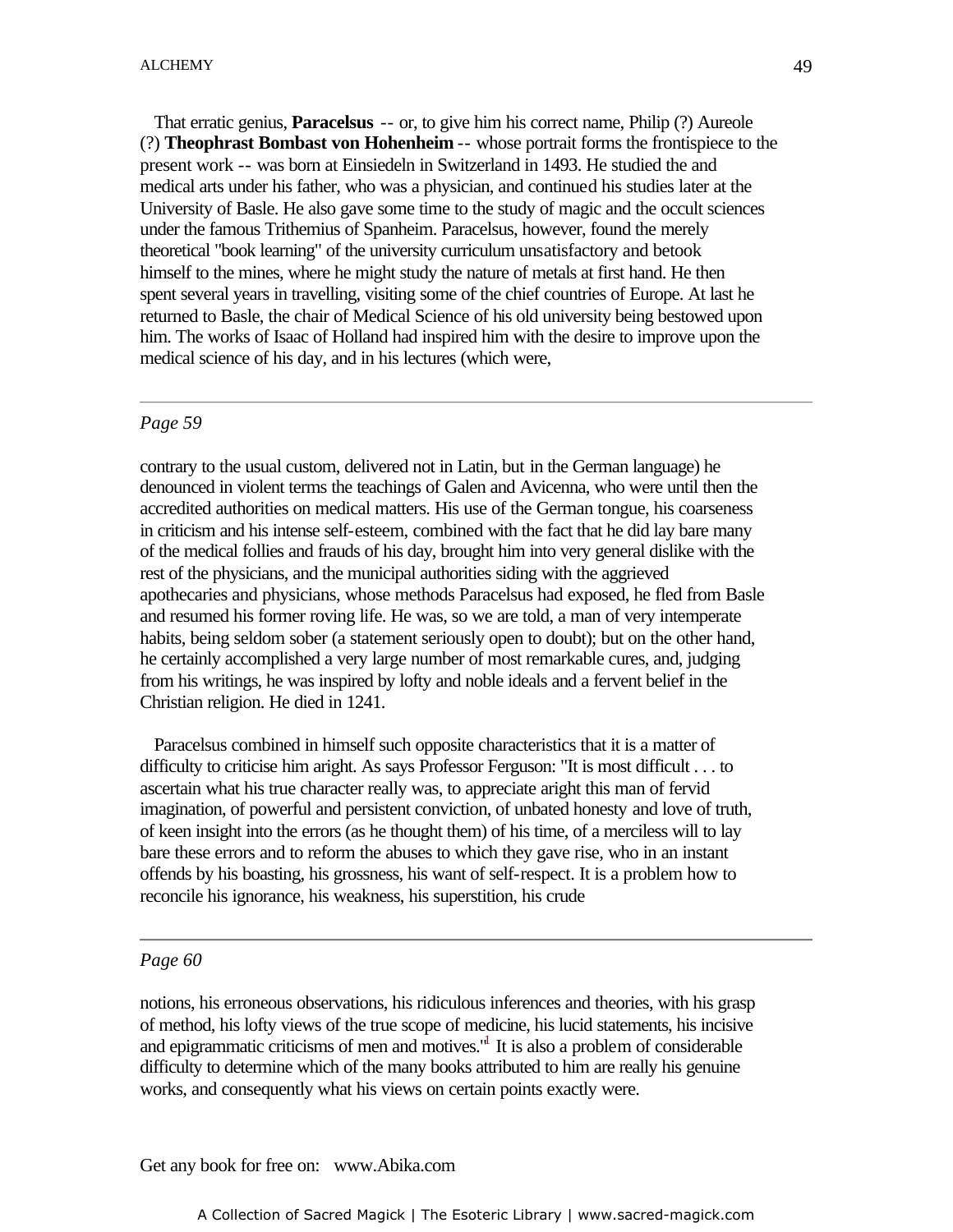That erratic genius, **Paracelsus** -- or, to give him his correct name, Philip (?) Aureole (?) **Theophrast Bombast von Hohenheim** -- whose portrait forms the frontispiece to the present work -- was born at Einsiedeln in Switzerland in 1493. He studied the and medical arts under his father, who was a physician, and continued his studies later at the University of Basle. He also gave some time to the study of magic and the occult sciences under the famous Trithemius of Spanheim. Paracelsus, however, found the merely theoretical "book learning" of the university curriculum unsatisfactory and betook himself to the mines, where he might study the nature of metals at first hand. He then spent several years in travelling, visiting some of the chief countries of Europe. At last he returned to Basle, the chair of Medical Science of his old university being bestowed upon him. The works of Isaac of Holland had inspired him with the desire to improve upon the medical science of his day, and in his lectures (which were,

---

*Page 59*

contrary to the usual custom, delivered not in Latin, but in the German language) he denounced in violent terms the teachings of Galen and Avicenna, who were until then the accredited authorities on medical matters. His use of the German tongue, his coarseness in criticism and his intense self-esteem, combined with the fact that he did lay bare many of the medical follies and frauds of his day, brought him into very general dislike with the rest of the physicians, and the municipal authorities siding with the aggrieved apothecaries and physicians, whose methods Paracelsus had exposed, he fled from Basle and resumed his former roving life. He was, so we are told, a man of very intemperate habits, being seldom sober (a statement seriously open to doubt); but on the other hand, he certainly accomplished a very large number of most remarkable cures, and, judging from his writings, he was inspired by lofty and noble ideals and a fervent belief in the Christian religion. He died in 1241.

Paracelsus combined in himself such opposite characteristics that it is a matter of difficulty to criticise him aright. As says Professor Ferguson: "It is most difficult . . . to ascertain what his true character really was, to appreciate aright this man of fervid imagination, of powerful and persistent conviction, of unbated honesty and love of truth, of keen insight into the errors (as he thought them) of his time, of a merciless will to lay bare these errors and to reform the abuses to which they gave rise, who in an instant offends by his boasting, his grossness, his want of self-respect. It is a problem how to reconcile his ignorance, his weakness, his superstition, his crude

---

*Page 60*

notions, his erroneous observations, his ridiculous inferences and theories, with his grasp of method, his lofty views of the true scope of medicine, his lucid statements, his incisive and epigrammatic criticisms of men and motives."[1] It is also a problem of considerable difficulty to determine which of the many books attributed to him are really his genuine works, and consequently what his views on certain points exactly were.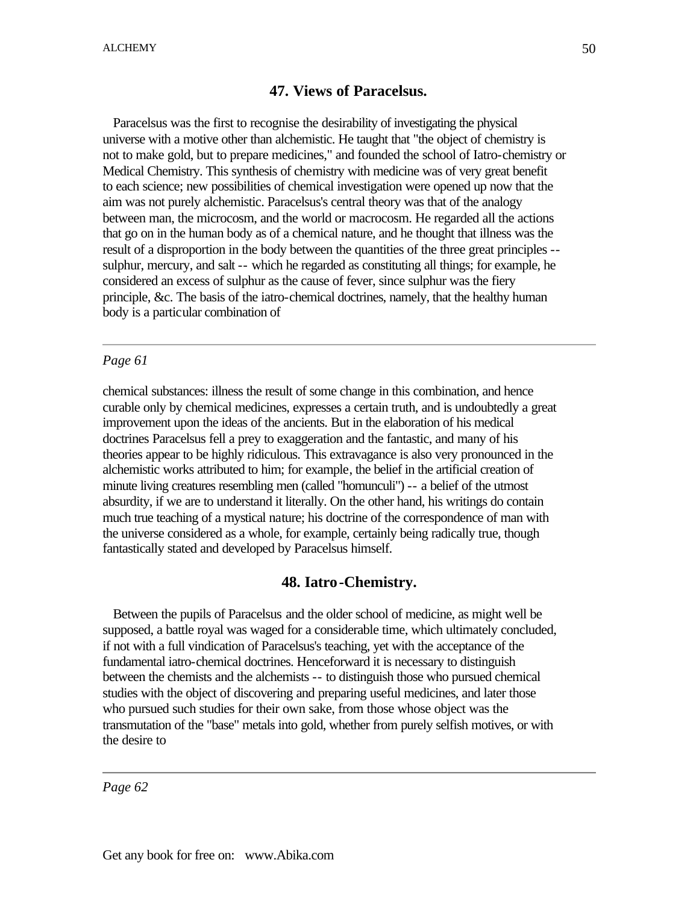## 47. Views of Paracelsus.

Paracelsus was the first to recognise the desirability of investigating the physical universe with a motive other than alchemistic. He taught that "the object of chemistry is not to make gold, but to prepare medicines," and founded the school of Iatro-chemistry or Medical Chemistry. This synthesis of chemistry with medicine was of very great benefit to each science; new possibilities of chemical investigation were opened up now that the aim was not purely alchemistic. Paracelsus's central theory was that of the analogy between man, the microcosm, and the world or macrocosm. He regarded all the actions that go on in the human body as of a chemical nature, and he thought that illness was the result of a disproportion in the body between the quantities of the three great principles -- sulphur, mercury, and salt -- which he regarded as constituting all things; for example, he considered an excess of sulphur as the cause of fever, since sulphur was the fiery principle, &c. The basis of the iatro-chemical doctrines, namely, that the healthy human body is a particular combination of

*Page 61*

chemical substances: illness the result of some change in this combination, and hence curable only by chemical medicines, expresses a certain truth, and is undoubtedly a great improvement upon the ideas of the ancients. But in the elaboration of his medical doctrines Paracelsus fell a prey to exaggeration and the fantastic, and many of his theories appear to be highly ridiculous. This extravagance is also very pronounced in the alchemistic works attributed to him; for example, the belief in the artificial creation of minute living creatures resembling men (called "homunculi") -- a belief of the utmost absurdity, if we are to understand it literally. On the other hand, his writings do contain much true teaching of a mystical nature; his doctrine of the correspondence of man with the universe considered as a whole, for example, certainly being radically true, though fantastically stated and developed by Paracelsus himself.

## 48. Iatro-Chemistry.

Between the pupils of Paracelsus and the older school of medicine, as might well be supposed, a battle royal was waged for a considerable time, which ultimately concluded, if not with a full vindication of Paracelsus's teaching, yet with the acceptance of the fundamental iatro-chemical doctrines. Henceforward it is necessary to distinguish between the chemists and the alchemists -- to distinguish those who pursued chemical studies with the object of discovering and preparing useful medicines, and later those who pursued such studies for their own sake, from those whose object was the transmutation of the "base" metals into gold, whether from purely selfish motives, or with the desire to

*Page 62*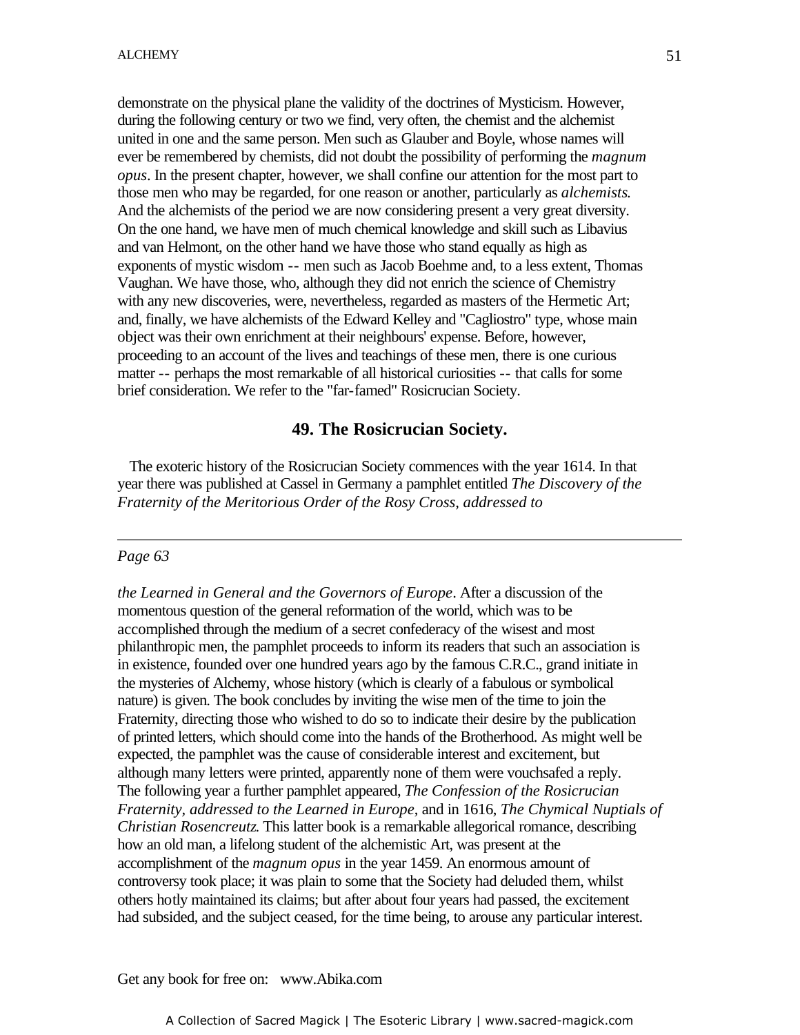demonstrate on the physical plane the validity of the doctrines of Mysticism. However, during the following century or two we find, very often, the chemist and the alchemist united in one and the same person. Men such as Glauber and Boyle, whose names will ever be remembered by chemists, did not doubt the possibility of performing the *magnum opus*. In the present chapter, however, we shall confine our attention for the most part to those men who may be regarded, for one reason or another, particularly as *alchemists*. And the alchemists of the period we are now considering present a very great diversity. On the one hand, we have men of much chemical knowledge and skill such as Libavius and van Helmont, on the other hand we have those who stand equally as high as exponents of mystic wisdom -- men such as Jacob Boehme and, to a less extent, Thomas Vaughan. We have those, who, although they did not enrich the science of Chemistry with any new discoveries, were, nevertheless, regarded as masters of the Hermetic Art; and, finally, we have alchemists of the Edward Kelley and "Cagliostro" type, whose main object was their own enrichment at their neighbours' expense. Before, however, proceeding to an account of the lives and teachings of these men, there is one curious matter -- perhaps the most remarkable of all historical curiosities -- that calls for some brief consideration. We refer to the "far-famed" Rosicrucian Society.

## 49. The Rosicrucian Society.

The exoteric history of the Rosicrucian Society commences with the year 1614. In that year there was published at Cassel in Germany a pamphlet entitled *The Discovery of the Fraternity of the Meritorious Order of the Rosy Cross, addressed to the Learned in General and the Governors of Europe*. After a discussion of the momentous question of the general reformation of the world, which was to be accomplished through the medium of a secret confederacy of the wisest and most philanthropic men, the pamphlet proceeds to inform its readers that such an association is in existence, founded over one hundred years ago by the famous C.R.C., grand initiate in the mysteries of Alchemy, whose history (which is clearly of a fabulous or symbolical nature) is given. The book concludes by inviting the wise men of the time to join the Fraternity, directing those who wished to do so to indicate their desire by the publication of printed letters, which should come into the hands of the Brotherhood. As might well be expected, the pamphlet was the cause of considerable interest and excitement, but although many letters were printed, apparently none of them were vouchsafed a reply. The following year a further pamphlet appeared, *The Confession of the Rosicrucian Fraternity, addressed to the Learned in Europe*, and in 1616, *The Chymical Nuptials of Christian Rosencreutz*. This latter book is a remarkable allegorical romance, describing how an old man, a lifelong student of the alchemistic Art, was present at the accomplishment of the *magnum opus* in the year 1459. An enormous amount of controversy took place; it was plain to some that the Society had deluded them, whilst others hotly maintained its claims; but after about four years had passed, the excitement had subsided, and the subject ceased, for the time being, to arouse any particular interest.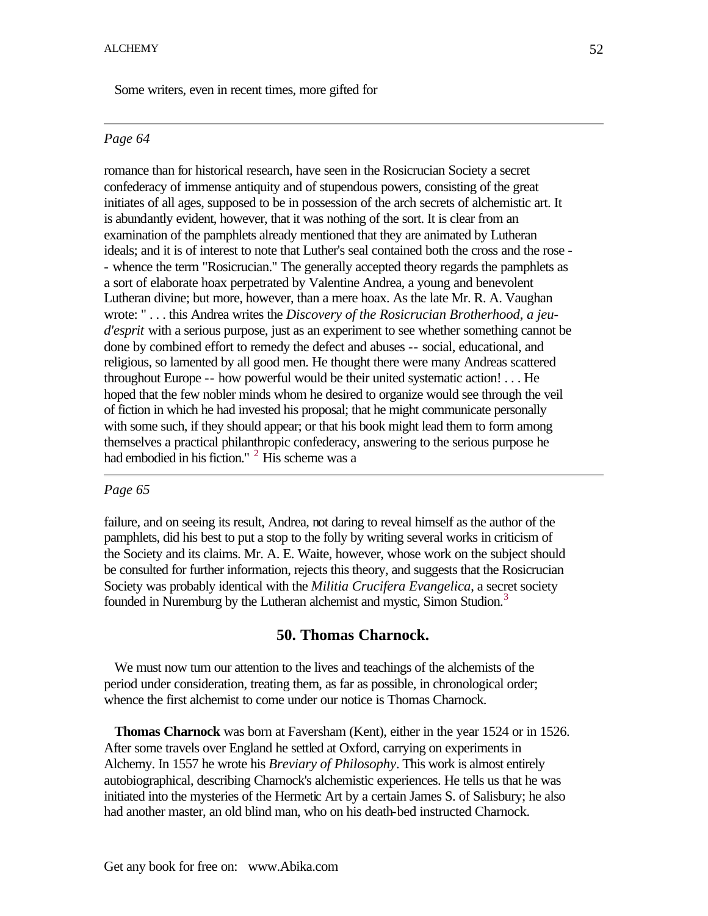Some writers, even in recent times, more gifted for

---

*Page 64*

romance than for historical research, have seen in the Rosicrucian Society a secret confederacy of immense antiquity and of stupendous powers, consisting of the great initiates of all ages, supposed to be in possession of the arch secrets of alchemistic art. It is abundantly evident, however, that it was nothing of the sort. It is clear from an examination of the pamphlets already mentioned that they are animated by Lutheran ideals; and it is of interest to note that Luther's seal contained both the cross and the rose -- whence the term "Rosicrucian." The generally accepted theory regards the pamphlets as a sort of elaborate hoax perpetrated by Valentine Andrea, a young and benevolent Lutheran divine; but more, however, than a mere hoax. As the late Mr. R. A. Vaughan wrote: " . . . this Andrea writes the *Discovery of the Rosicrucian Brotherhood, a jeu-d'esprit* with a serious purpose, just as an experiment to see whether something cannot be done by combined effort to remedy the defect and abuses -- social, educational, and religious, so lamented by all good men. He thought there were many Andreas scattered throughout Europe -- how powerful would be their united systematic action! . . . He hoped that the few nobler minds whom he desired to organize would see through the veil of fiction in which he had invested his proposal; that he might communicate personally with some such, if they should appear; or that his book might lead them to form among themselves a practical philanthropic confederacy, answering to the serious purpose he had embodied in his fiction." [2] His scheme was a

---

*Page 65*

failure, and on seeing its result, Andrea, not daring to reveal himself as the author of the pamphlets, did his best to put a stop to the folly by writing several works in criticism of the Society and its claims. Mr. A. E. Waite, however, whose work on the subject should be consulted for further information, rejects this theory, and suggests that the Rosicrucian Society was probably identical with the *Militia Crucifera Evangelica*, a secret society founded in Nuremburg by the Lutheran alchemist and mystic, Simon Studion.[3]

## 50. Thomas Charnock.

We must now turn our attention to the lives and teachings of the alchemists of the period under consideration, treating them, as far as possible, in chronological order; whence the first alchemist to come under our notice is Thomas Charnock.

**Thomas Charnock** was born at Faversham (Kent), either in the year 1524 or in 1526. After some travels over England he settled at Oxford, carrying on experiments in Alchemy. In 1557 he wrote his *Breviary of Philosophy*. This work is almost entirely autobiographical, describing Charnock's alchemistic experiences. He tells us that he was initiated into the mysteries of the Hermetic Art by a certain James S. of Salisbury; he also had another master, an old blind man, who on his death-bed instructed Charnock.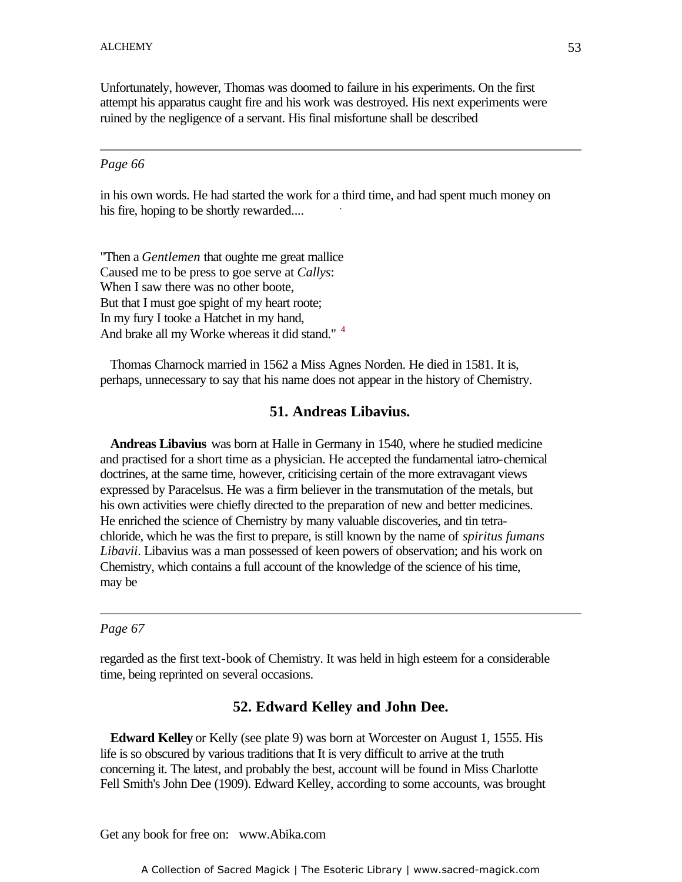Unfortunately, however, Thomas was doomed to failure in his experiments. On the first attempt his apparatus caught fire and his work was destroyed. His next experiments were ruined by the negligence of a servant. His final misfortune shall be described

---

*Page 66*

in his own words. He had started the work for a third time, and had spent much money on his fire, hoping to be shortly rewarded....

"Then a *Gentlemen* that oughte me great mallice
Caused me to be press to goe serve at *Callys*:
When I saw there was no other boote,
But that I must goe spight of my heart roote;
In my fury I tooke a Hatchet in my hand,
And brake all my Worke whereas it did stand." [4]

Thomas Charnock married in 1562 a Miss Agnes Norden. He died in 1581. It is, perhaps, unnecessary to say that his name does not appear in the history of Chemistry.

## 51. Andreas Libavius.

**Andreas Libavius** was born at Halle in Germany in 1540, where he studied medicine and practised for a short time as a physician. He accepted the fundamental iatro-chemical doctrines, at the same time, however, criticising certain of the more extravagant views expressed by Paracelsus. He was a firm believer in the transmutation of the metals, but his own activities were chiefly directed to the preparation of new and better medicines. He enriched the science of Chemistry by many valuable discoveries, and tin tetra-chloride, which he was the first to prepare, is still known by the name of *spiritus fumans Libavii*. Libavius was a man possessed of keen powers of observation; and his work on Chemistry, which contains a full account of the knowledge of the science of his time, may be

---

*Page 67*

regarded as the first text-book of Chemistry. It was held in high esteem for a considerable time, being reprinted on several occasions.

## 52. Edward Kelley and John Dee.

**Edward Kelley** or Kelly (see plate 9) was born at Worcester on August 1, 1555. His life is so obscured by various traditions that It is very difficult to arrive at the truth concerning it. The latest, and probably the best, account will be found in Miss Charlotte Fell Smith's John Dee (1909). Edward Kelley, according to some accounts, was brought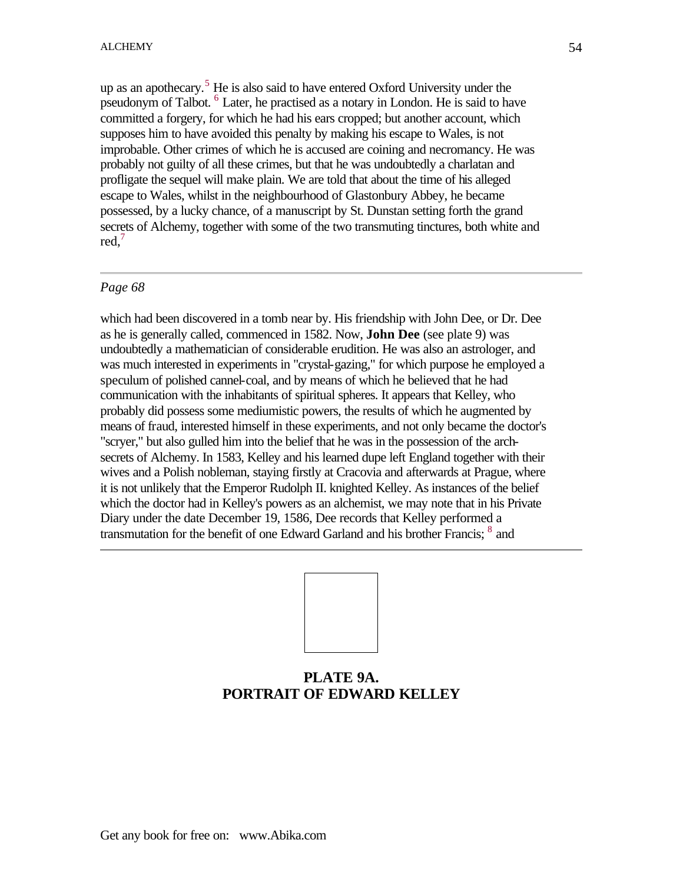up as an apothecary.[5] He is also said to have entered Oxford University under the pseudonym of Talbot. [6] Later, he practised as a notary in London. He is said to have committed a forgery, for which he had his ears cropped; but another account, which supposes him to have avoided this penalty by making his escape to Wales, is not improbable. Other crimes of which he is accused are coining and necromancy. He was probably not guilty of all these crimes, but that he was undoubtedly a charlatan and profligate the sequel will make plain. We are told that about the time of his alleged escape to Wales, whilst in the neighbourhood of Glastonbury Abbey, he became possessed, by a lucky chance, of a manuscript by St. Dunstan setting forth the grand secrets of Alchemy, together with some of the two transmuting tinctures, both white and red,[7]

---

*Page 68*

which had been discovered in a tomb near by. His friendship with John Dee, or Dr. Dee as he is generally called, commenced in 1582. Now, **John Dee** (see plate 9) was undoubtedly a mathematician of considerable erudition. He was also an astrologer, and was much interested in experiments in "crystal-gazing," for which purpose he employed a speculum of polished cannel-coal, and by means of which he believed that he had communication with the inhabitants of spiritual spheres. It appears that Kelley, who probably did possess some mediumistic powers, the results of which he augmented by means of fraud, interested himself in these experiments, and not only became the doctor's "scryer," but also gulled him into the belief that he was in the possession of the arch-secrets of Alchemy. In 1583, Kelley and his learned dupe left England together with their wives and a Polish nobleman, staying firstly at Cracovia and afterwards at Prague, where it is not unlikely that the Emperor Rudolph II. knighted Kelley. As instances of the belief which the doctor had in Kelley's powers as an alchemist, we may note that in his Private Diary under the date December 19, 1586, Dee records that Kelley performed a transmutation for the benefit of one Edward Garland and his brother Francis; [8] and

---

**PLATE 9A.
PORTRAIT OF EDWARD KELLEY**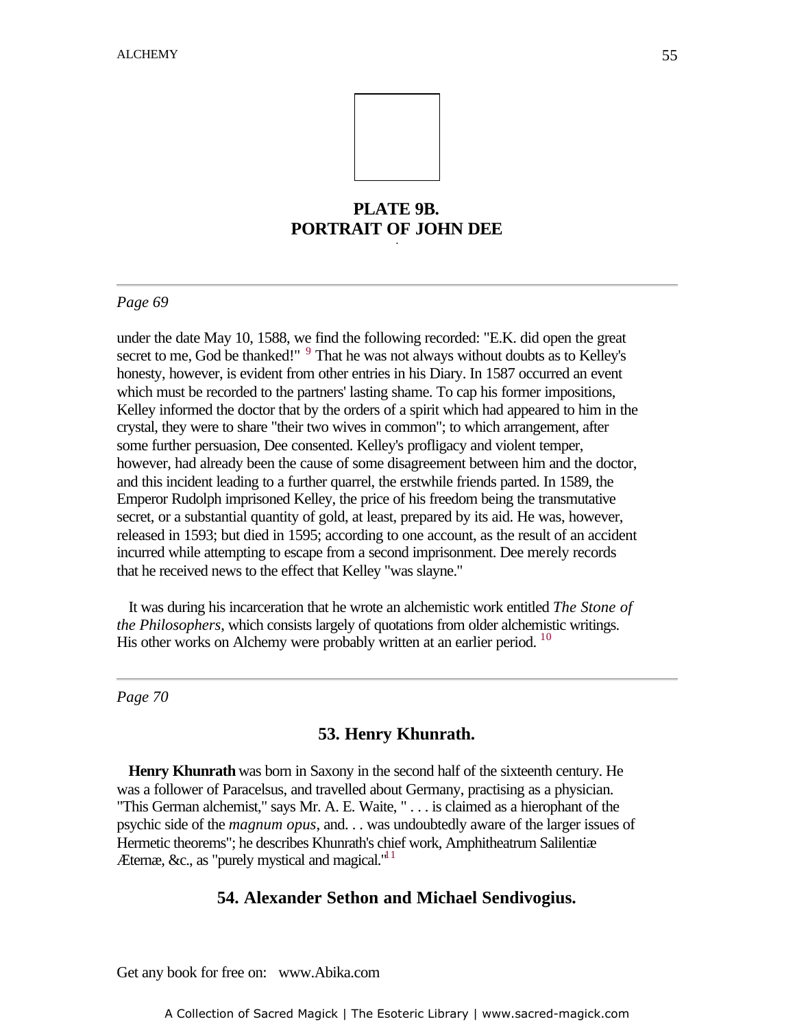**PLATE 9B.**
**PORTRAIT OF JOHN DEE**

---

*Page 69*

under the date May 10, 1588, we find the following recorded: "E.K. did open the great secret to me, God be thanked!" [9] That he was not always without doubts as to Kelley's honesty, however, is evident from other entries in his Diary. In 1587 occurred an event which must be recorded to the partners' lasting shame. To cap his former impositions, Kelley informed the doctor that by the orders of a spirit which had appeared to him in the crystal, they were to share "their two wives in common"; to which arrangement, after some further persuasion, Dee consented. Kelley's profligacy and violent temper, however, had already been the cause of some disagreement between him and the doctor, and this incident leading to a further quarrel, the erstwhile friends parted. In 1589, the Emperor Rudolph imprisoned Kelley, the price of his freedom being the transmutative secret, or a substantial quantity of gold, at least, prepared by its aid. He was, however, released in 1593; but died in 1595; according to one account, as the result of an accident incurred while attempting to escape from a second imprisonment. Dee merely records that he received news to the effect that Kelley "was slayne."

It was during his incarceration that he wrote an alchemistic work entitled *The Stone of the Philosophers*, which consists largely of quotations from older alchemistic writings. His other works on Alchemy were probably written at an earlier period. [10]

---

*Page 70*

### 53. Henry Khunrath.

**Henry Khunrath** was born in Saxony in the second half of the sixteenth century. He was a follower of Paracelsus, and travelled about Germany, practising as a physician. "This German alchemist," says Mr. A. E. Waite, " . . . is claimed as a hierophant of the psychic side of the *magnum opus*, and. . . was undoubtedly aware of the larger issues of Hermetic theorems"; he describes Khunrath's chief work, Amphitheatrum Salilentiæ Æternæ, &c., as "purely mystical and magical."[11]

### 54. Alexander Sethon and Michael Sendivogius.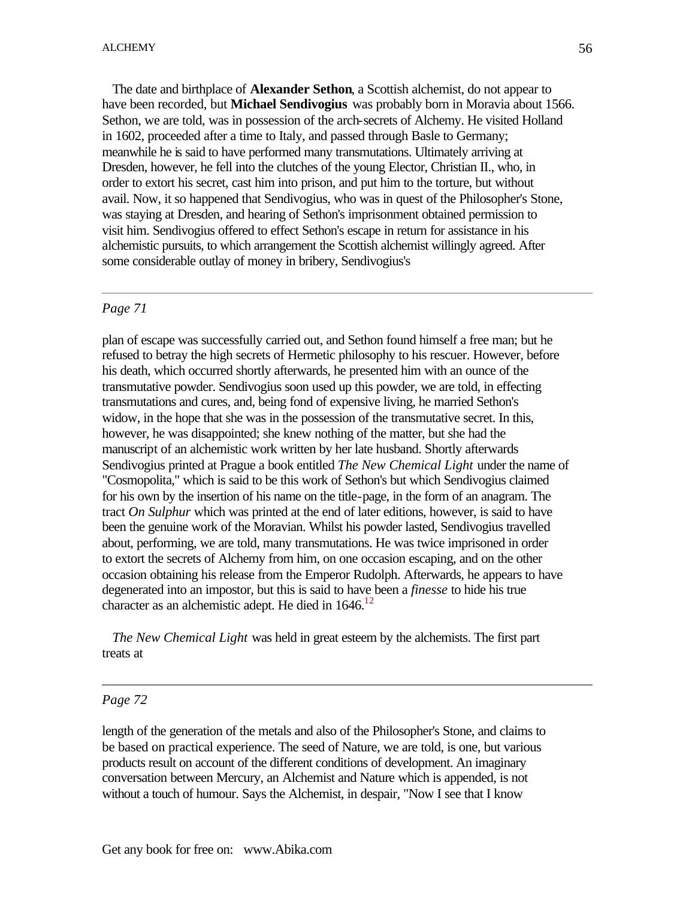The date and birthplace of **Alexander Sethon**, a Scottish alchemist, do not appear to have been recorded, but **Michael Sendivogius** was probably born in Moravia about 1566. Sethon, we are told, was in possession of the arch-secrets of Alchemy. He visited Holland in 1602, proceeded after a time to Italy, and passed through Basle to Germany; meanwhile he is said to have performed many transmutations. Ultimately arriving at Dresden, however, he fell into the clutches of the young Elector, Christian II., who, in order to extort his secret, cast him into prison, and put him to the torture, but without avail. Now, it so happened that Sendivogius, who was in quest of the Philosopher's Stone, was staying at Dresden, and hearing of Sethon's imprisonment obtained permission to visit him. Sendivogius offered to effect Sethon's escape in return for assistance in his alchemistic pursuits, to which arrangement the Scottish alchemist willingly agreed. After some considerable outlay of money in bribery, Sendivogius's plan of escape was successfully carried out, and Sethon found himself a free man; but he refused to betray the high secrets of Hermetic philosophy to his rescuer. However, before his death, which occurred shortly afterwards, he presented him with an ounce of the transmutative powder. Sendivogius soon used up this powder, we are told, in effecting transmutations and cures, and, being fond of expensive living, he married Sethon's widow, in the hope that she was in the possession of the transmutative secret. In this, however, he was disappointed; she knew nothing of the matter, but she had the manuscript of an alchemistic work written by her late husband. Shortly afterwards Sendivogius printed at Prague a book entitled *The New Chemical Light* under the name of "Cosmopolita," which is said to be this work of Sethon's but which Sendivogius claimed for his own by the insertion of his name on the title-page, in the form of an anagram. The tract *On Sulphur* which was printed at the end of later editions, however, is said to have been the genuine work of the Moravian. Whilst his powder lasted, Sendivogius travelled about, performing, we are told, many transmutations. He was twice imprisoned in order to extort the secrets of Alchemy from him, on one occasion escaping, and on the other occasion obtaining his release from the Emperor Rudolph. Afterwards, he appears to have degenerated into an impostor, but this is said to have been a *finesse* to hide his true character as an alchemistic adept. He died in 1646.[12]

*The New Chemical Light* was held in great esteem by the alchemists. The first part treats at length of the generation of the metals and also of the Philosopher's Stone, and claims to be based on practical experience. The seed of Nature, we are told, is one, but various products result on account of the different conditions of development. An imaginary conversation between Mercury, an Alchemist and Nature which is appended, is not without a touch of humour. Says the Alchemist, in despair, "Now I see that I know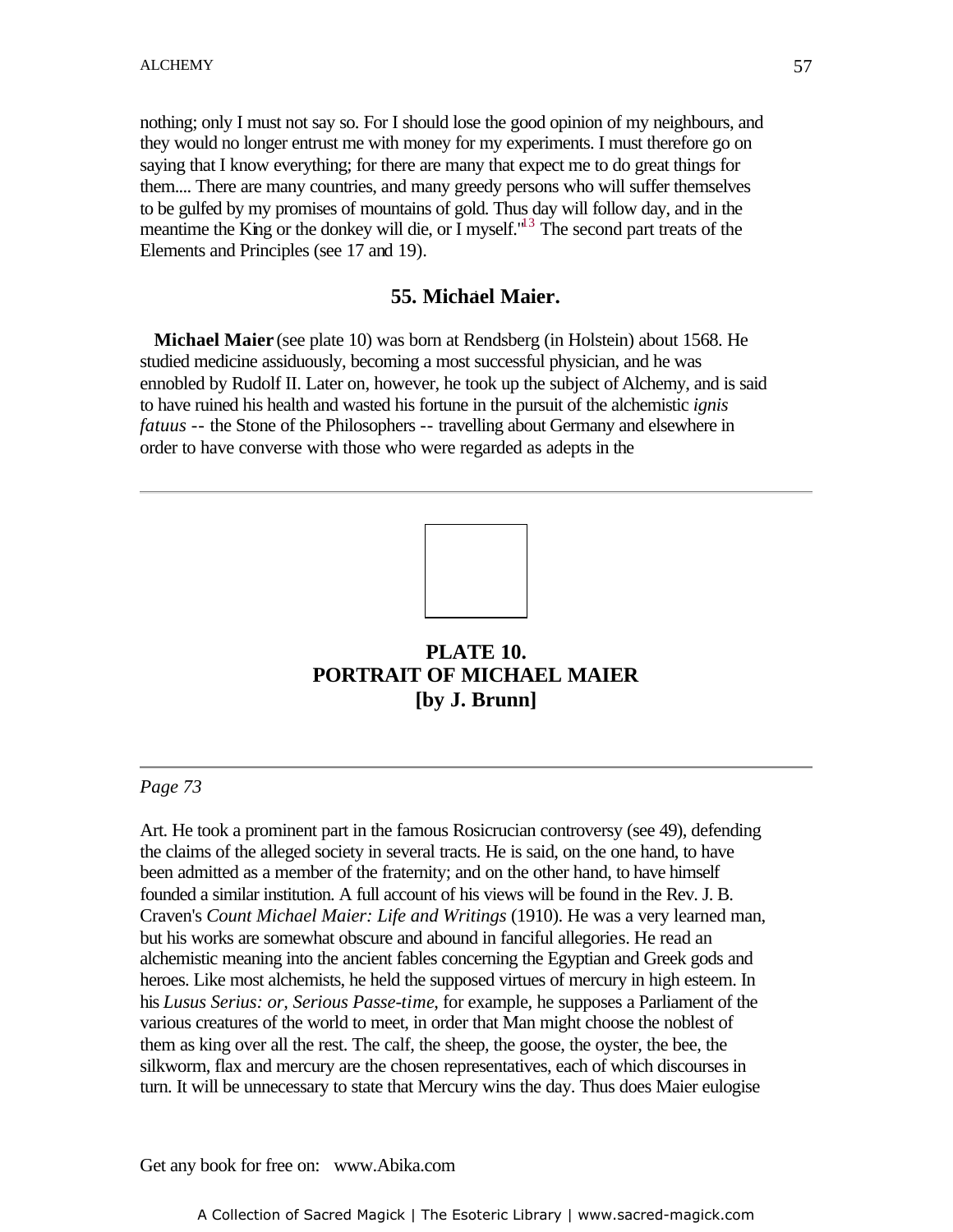nothing; only I must not say so. For I should lose the good opinion of my neighbours, and they would no longer entrust me with money for my experiments. I must therefore go on saying that I know everything; for there are many that expect me to do great things for them.... There are many countries, and many greedy persons who will suffer themselves to be gulfed by my promises of mountains of gold. Thus day will follow day, and in the meantime the King or the donkey will die, or I myself."[13] The second part treats of the Elements and Principles (see 17 and 19).

## 55. Michael Maier.

**Michael Maier** (see plate 10) was born at Rendsberg (in Holstein) about 1568. He studied medicine assiduously, becoming a most successful physician, and he was ennobled by Rudolf II. Later on, however, he took up the subject of Alchemy, and is said to have ruined his health and wasted his fortune in the pursuit of the alchemistic *ignis fatuus* -- the Stone of the Philosophers -- travelling about Germany and elsewhere in order to have converse with those who were regarded as adepts in the

---

**PLATE 10.**
**PORTRAIT OF MICHAEL MAIER**
**[by J. Brunn]**

---

*Page 73*

Art. He took a prominent part in the famous Rosicrucian controversy (see 49), defending the claims of the alleged society in several tracts. He is said, on the one hand, to have been admitted as a member of the fraternity; and on the other hand, to have himself founded a similar institution. A full account of his views will be found in the Rev. J. B. Craven's *Count Michael Maier: Life and Writings* (1910). He was a very learned man, but his works are somewhat obscure and abound in fanciful allegories. He read an alchemistic meaning into the ancient fables concerning the Egyptian and Greek gods and heroes. Like most alchemists, he held the supposed virtues of mercury in high esteem. In his *Lusus Serius: or, Serious Passe-time*, for example, he supposes a Parliament of the various creatures of the world to meet, in order that Man might choose the noblest of them as king over all the rest. The calf, the sheep, the goose, the oyster, the bee, the silkworm, flax and mercury are the chosen representatives, each of which discourses in turn. It will be unnecessary to state that Mercury wins the day. Thus does Maier eulogise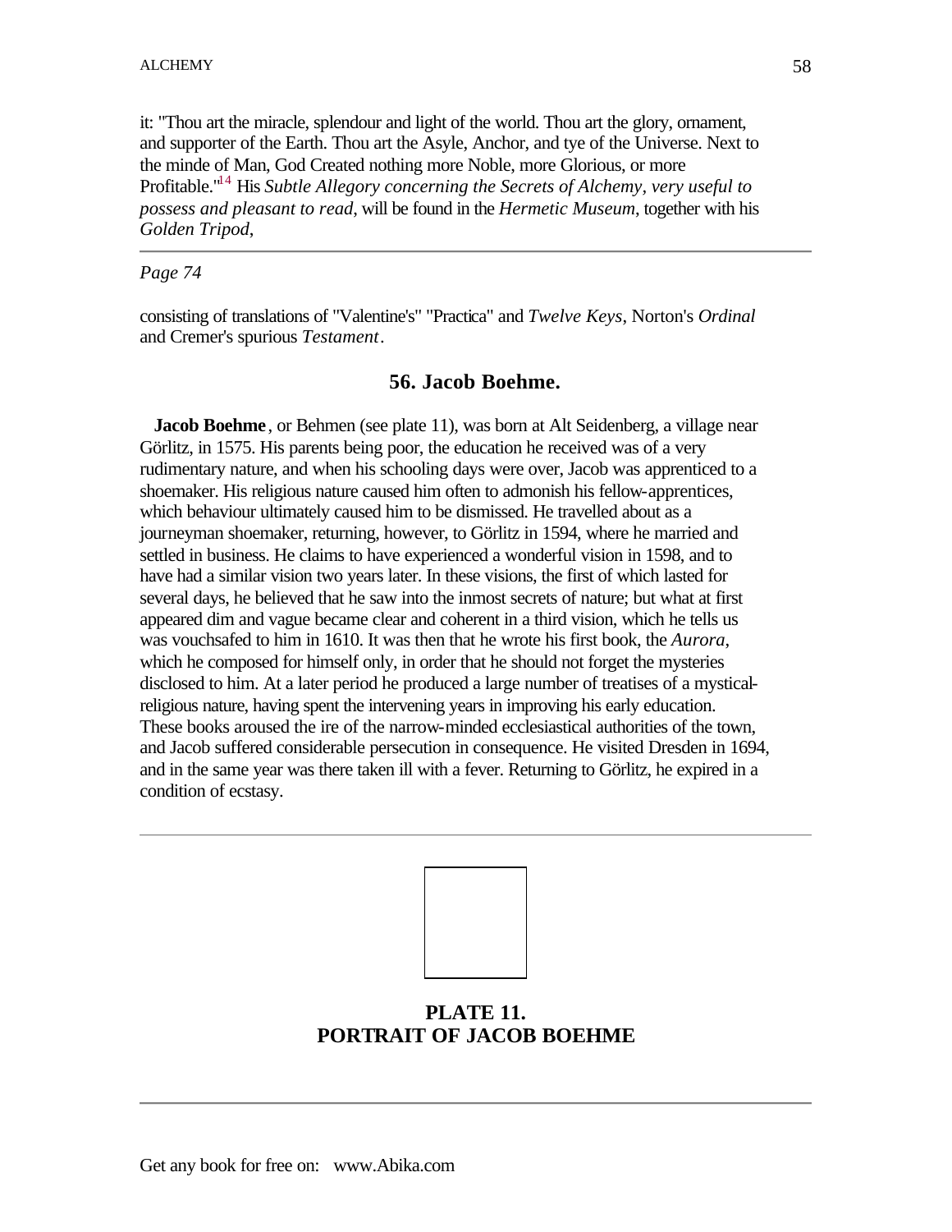it: "Thou art the miracle, splendour and light of the world. Thou art the glory, ornament, and supporter of the Earth. Thou art the Asyle, Anchor, and tye of the Universe. Next to the minde of Man, God Created nothing more Noble, more Glorious, or more Profitable."[14] His *Subtle Allegory concerning the Secrets of Alchemy, very useful to possess and pleasant to read*, will be found in the *Hermetic Museum*, together with his *Golden Tripod*,

---

*Page 74*

consisting of translations of "Valentine's" "Practica" and *Twelve Keys*, Norton's *Ordinal* and Cremer's spurious *Testament*.

## 56. Jacob Boehme.

**Jacob Boehme**, or Behmen (see plate 11), was born at Alt Seidenberg, a village near Görlitz, in 1575. His parents being poor, the education he received was of a very rudimentary nature, and when his schooling days were over, Jacob was apprenticed to a shoemaker. His religious nature caused him often to admonish his fellow-apprentices, which behaviour ultimately caused him to be dismissed. He travelled about as a journeyman shoemaker, returning, however, to Görlitz in 1594, where he married and settled in business. He claims to have experienced a wonderful vision in 1598, and to have had a similar vision two years later. In these visions, the first of which lasted for several days, he believed that he saw into the inmost secrets of nature; but what at first appeared dim and vague became clear and coherent in a third vision, which he tells us was vouchsafed to him in 1610. It was then that he wrote his first book, the *Aurora*, which he composed for himself only, in order that he should not forget the mysteries disclosed to him. At a later period he produced a large number of treatises of a mystical-religious nature, having spent the intervening years in improving his early education. These books aroused the ire of the narrow-minded ecclesiastical authorities of the town, and Jacob suffered considerable persecution in consequence. He visited Dresden in 1694, and in the same year was there taken ill with a fever. Returning to Görlitz, he expired in a condition of ecstasy.

---

**PLATE 11.**
**PORTRAIT OF JACOB BOEHME**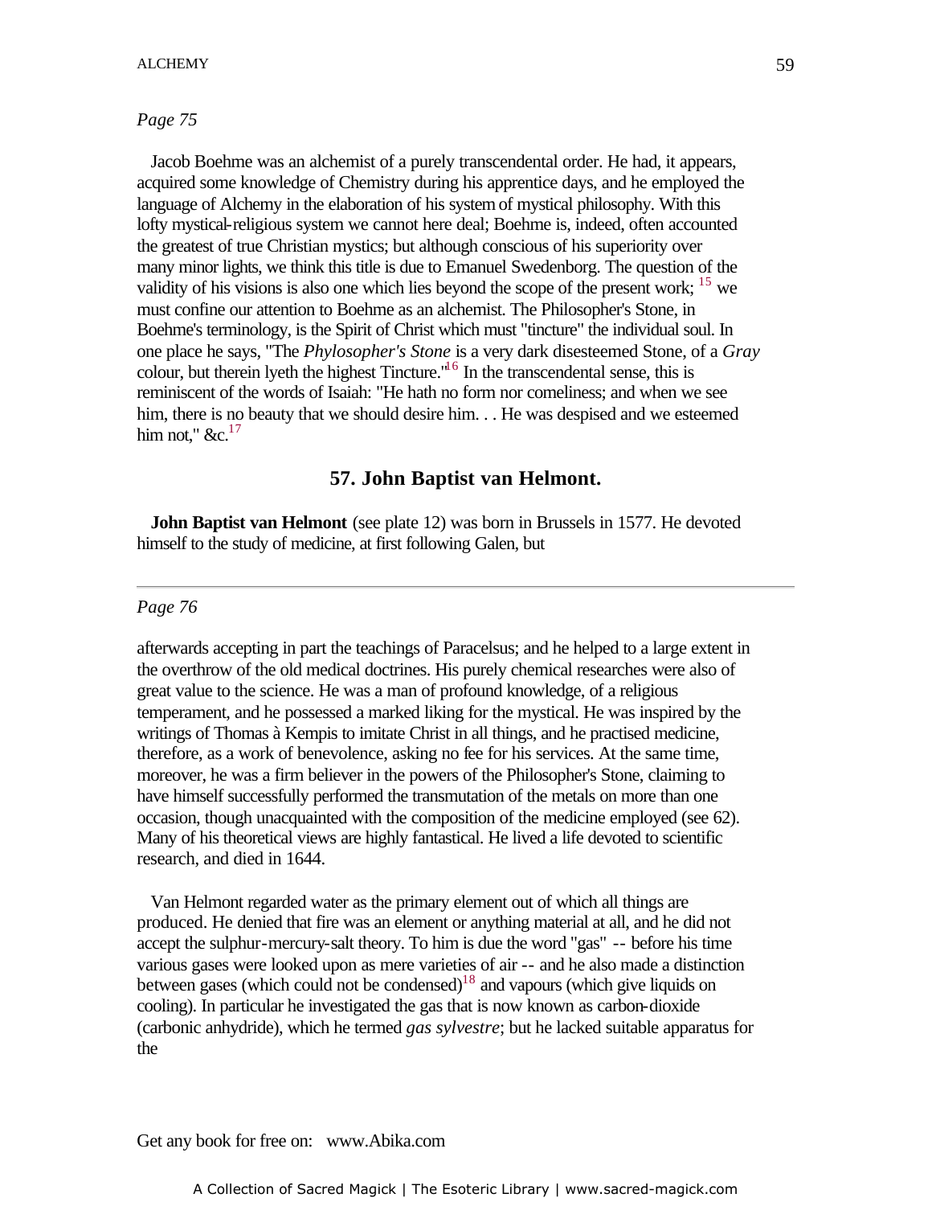*Page 75*

Jacob Boehme was an alchemist of a purely transcendental order. He had, it appears, acquired some knowledge of Chemistry during his apprentice days, and he employed the language of Alchemy in the elaboration of his system of mystical philosophy. With this lofty mystical-religious system we cannot here deal; Boehme is, indeed, often accounted the greatest of true Christian mystics; but although conscious of his superiority over many minor lights, we think this title is due to Emanuel Swedenborg. The question of the validity of his visions is also one which lies beyond the scope of the present work; [15] we must confine our attention to Boehme as an alchemist. The Philosopher's Stone, in Boehme's terminology, is the Spirit of Christ which must "tincture" the individual soul. In one place he says, "The *Phylosopher's Stone* is a very dark disesteemed Stone, of a *Gray* colour, but therein lyeth the highest Tincture."[16] In the transcendental sense, this is reminiscent of the words of Isaiah: "He hath no form nor comeliness; and when we see him, there is no beauty that we should desire him. . . He was despised and we esteemed him not," &c.[17]

## 57. John Baptist van Helmont.

**John Baptist van Helmont** (see plate 12) was born in Brussels in 1577. He devoted himself to the study of medicine, at first following Galen, but

*Page 76*

afterwards accepting in part the teachings of Paracelsus; and he helped to a large extent in the overthrow of the old medical doctrines. His purely chemical researches were also of great value to the science. He was a man of profound knowledge, of a religious temperament, and he possessed a marked liking for the mystical. He was inspired by the writings of Thomas à Kempis to imitate Christ in all things, and he practised medicine, therefore, as a work of benevolence, asking no fee for his services. At the same time, moreover, he was a firm believer in the powers of the Philosopher's Stone, claiming to have himself successfully performed the transmutation of the metals on more than one occasion, though unacquainted with the composition of the medicine employed (see 62). Many of his theoretical views are highly fantastical. He lived a life devoted to scientific research, and died in 1644.

Van Helmont regarded water as the primary element out of which all things are produced. He denied that fire was an element or anything material at all, and he did not accept the sulphur-mercury-salt theory. To him is due the word "gas" -- before his time various gases were looked upon as mere varieties of air -- and he also made a distinction between gases (which could not be condensed)[18] and vapours (which give liquids on cooling). In particular he investigated the gas that is now known as carbon-dioxide (carbonic anhydride), which he termed *gas sylvestre*; but he lacked suitable apparatus for the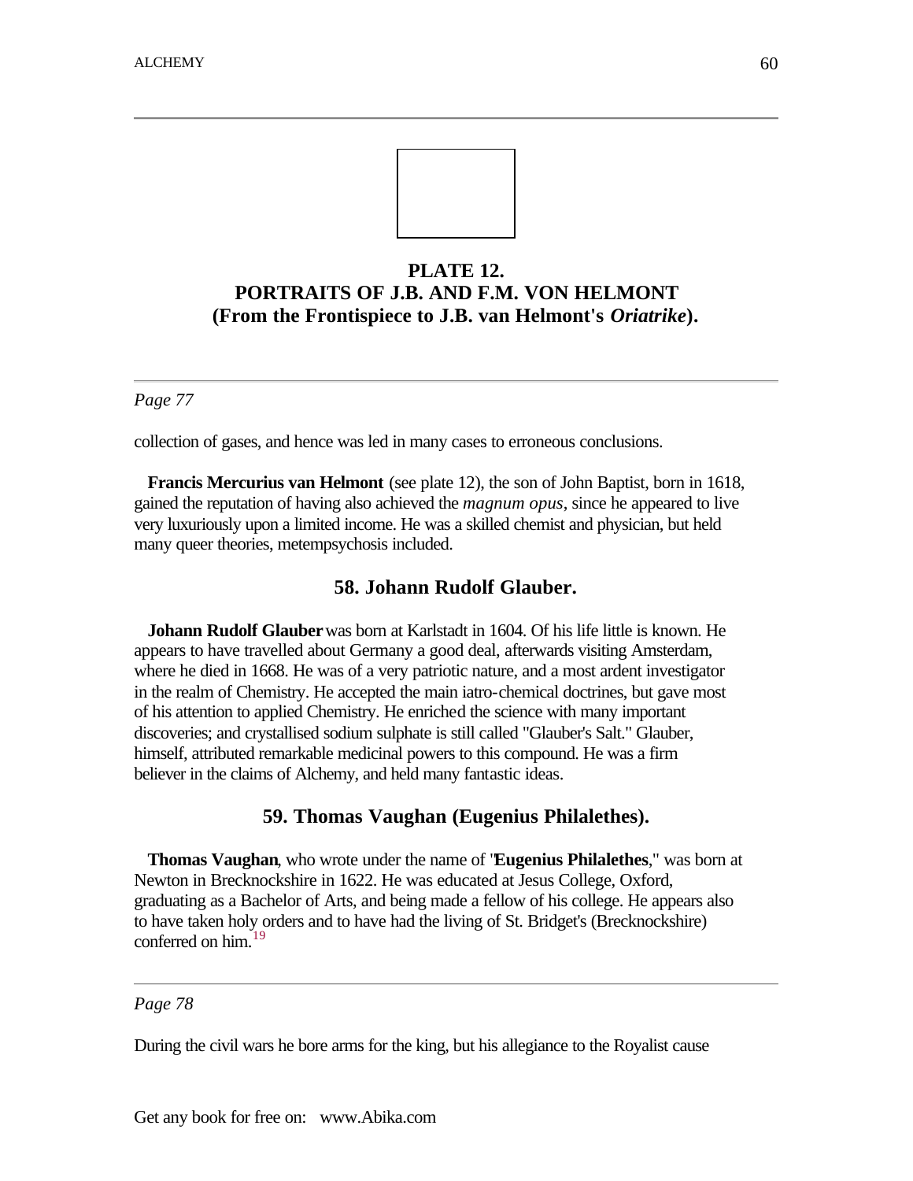**PLATE 12.**
**PORTRAITS OF J.B. AND F.M. VON HELMONT**
**(From the Frontispiece to J.B. van Helmont's *Oriatrike*).**

---

*Page 77*

collection of gases, and hence was led in many cases to erroneous conclusions.

**Francis Mercurius van Helmont** (see plate 12), the son of John Baptist, born in 1618, gained the reputation of having also achieved the *magnum opus*, since he appeared to live very luxuriously upon a limited income. He was a skilled chemist and physician, but held many queer theories, metempsychosis included.

### 58. Johann Rudolf Glauber.

**Johann Rudolf Glauber** was born at Karlstadt in 1604. Of his life little is known. He appears to have travelled about Germany a good deal, afterwards visiting Amsterdam, where he died in 1668. He was of a very patriotic nature, and a most ardent investigator in the realm of Chemistry. He accepted the main iatro-chemical doctrines, but gave most of his attention to applied Chemistry. He enriched the science with many important discoveries; and crystallised sodium sulphate is still called "Glauber's Salt." Glauber, himself, attributed remarkable medicinal powers to this compound. He was a firm believer in the claims of Alchemy, and held many fantastic ideas.

### 59. Thomas Vaughan (Eugenius Philalethes).

**Thomas Vaughan**, who wrote under the name of "**Eugenius Philalethes**," was born at Newton in Brecknockshire in 1622. He was educated at Jesus College, Oxford, graduating as a Bachelor of Arts, and being made a fellow of his college. He appears also to have taken holy orders and to have had the living of St. Bridget's (Brecknockshire) conferred on him.[19]

---

*Page 78*

During the civil wars he bore arms for the king, but his allegiance to the Royalist cause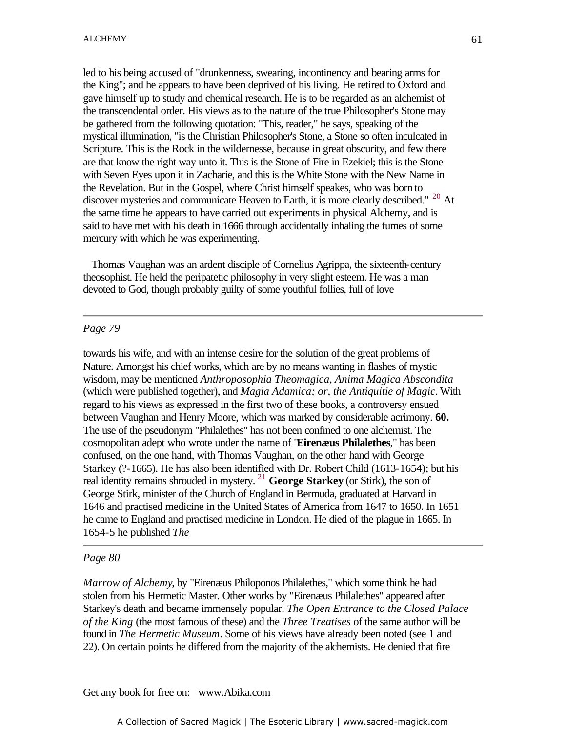led to his being accused of "drunkenness, swearing, incontinency and bearing arms for the King"; and he appears to have been deprived of his living. He retired to Oxford and gave himself up to study and chemical research. He is to be regarded as an alchemist of the transcendental order. His views as to the nature of the true Philosopher's Stone may be gathered from the following quotation: "This, reader," he says, speaking of the mystical illumination, "is the Christian Philosopher's Stone, a Stone so often inculcated in Scripture. This is the Rock in the wildernesse, because in great obscurity, and few there are that know the right way unto it. This is the Stone of Fire in Ezekiel; this is the Stone with Seven Eyes upon it in Zacharie, and this is the White Stone with the New Name in the Revelation. But in the Gospel, where Christ himself speakes, who was born to discover mysteries and communicate Heaven to Earth, it is more clearly described." [20] At the same time he appears to have carried out experiments in physical Alchemy, and is said to have met with his death in 1666 through accidentally inhaling the fumes of some mercury with which he was experimenting.

Thomas Vaughan was an ardent disciple of Cornelius Agrippa, the sixteenth-century theosophist. He held the peripatetic philosophy in very slight esteem. He was a man devoted to God, though probably guilty of some youthful follies, full of love

---

*Page 79*

towards his wife, and with an intense desire for the solution of the great problems of Nature. Amongst his chief works, which are by no means wanting in flashes of mystic wisdom, may be mentioned *Anthroposophia Theomagica, Anima Magica Abscondita* (which were published together), and *Magia Adamica; or, the Antiquitie of Magic*. With regard to his views as expressed in the first two of these books, a controversy ensued between Vaughan and Henry Moore, which was marked by considerable acrimony. **60.** The use of the pseudonym "Philalethes" has not been confined to one alchemist. The cosmopolitan adept who wrote under the name of "**Eirenæus Philalethes**," has been confused, on the one hand, with Thomas Vaughan, on the other hand with George Starkey (?-1665). He has also been identified with Dr. Robert Child (1613-1654); but his real identity remains shrouded in mystery. [21] **George Starkey** (or Stirk), the son of George Stirk, minister of the Church of England in Bermuda, graduated at Harvard in 1646 and practised medicine in the United States of America from 1647 to 1650. In 1651 he came to England and practised medicine in London. He died of the plague in 1665. In 1654-5 he published *The*

---

*Page 80*

*Marrow of Alchemy*, by "Eirenæus Philoponos Philalethes," which some think he had stolen from his Hermetic Master. Other works by "Eirenæus Philalethes" appeared after Starkey's death and became immensely popular. *The Open Entrance to the Closed Palace of the King* (the most famous of these) and the *Three Treatises* of the same author will be found in *The Hermetic Museum*. Some of his views have already been noted (see 1 and 22). On certain points he differed from the majority of the alchemists. He denied that fire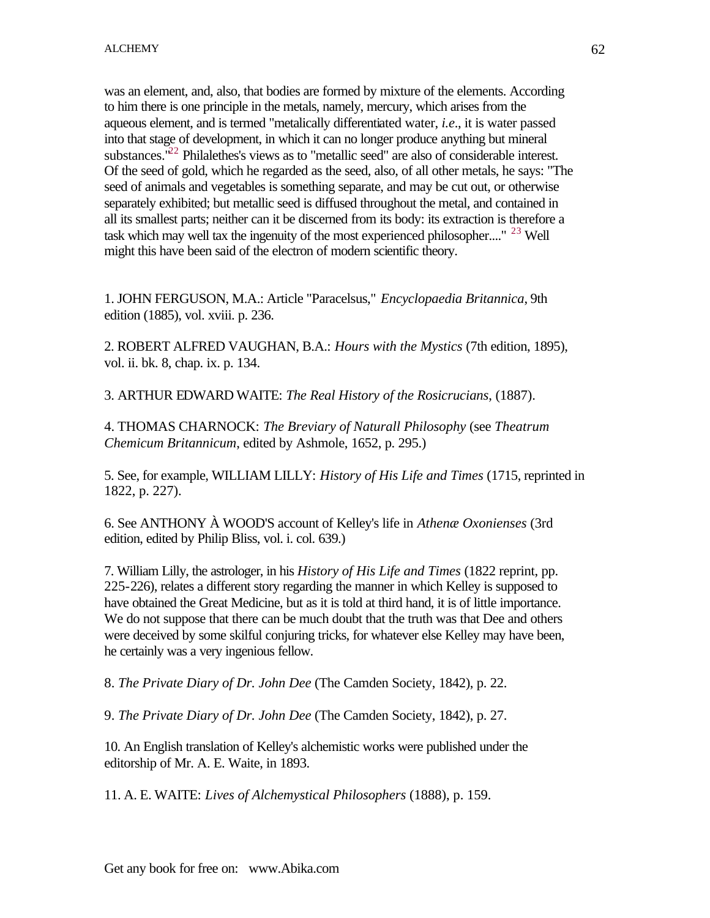was an element, and, also, that bodies are formed by mixture of the elements. According to him there is one principle in the metals, namely, mercury, which arises from the aqueous element, and is termed "metalically differentiated water, *i.e*., it is water passed into that stage of development, in which it can no longer produce anything but mineral substances."[22] Philalethes's views as to "metallic seed" are also of considerable interest. Of the seed of gold, which he regarded as the seed, also, of all other metals, he says: "The seed of animals and vegetables is something separate, and may be cut out, or otherwise separately exhibited; but metallic seed is diffused throughout the metal, and contained in all its smallest parts; neither can it be discerned from its body: its extraction is therefore a task which may well tax the ingenuity of the most experienced philosopher...." [23] Well might this have been said of the electron of modern scientific theory.

1. JOHN FERGUSON, M.A.: Article "Paracelsus," *Encyclopaedia Britannica*, 9th edition (1885), vol. xviii. p. 236.

2. ROBERT ALFRED VAUGHAN, B.A.: *Hours with the Mystics* (7th edition, 1895), vol. ii. bk. 8, chap. ix. p. 134.

3. ARTHUR EDWARD WAITE: *The Real History of the Rosicrucians*, (1887).

4. THOMAS CHARNOCK: *The Breviary of Naturall Philosophy* (see *Theatrum Chemicum Britannicum*, edited by Ashmole, 1652, p. 295.)

5. See, for example, WILLIAM LILLY: *History of His Life and Times* (1715, reprinted in 1822, p. 227).

6. See ANTHONY À WOOD'S account of Kelley's life in *Athenæ Oxonienses* (3rd edition, edited by Philip Bliss, vol. i. col. 639.)

7. William Lilly, the astrologer, in his *History of His Life and Times* (1822 reprint, pp. 225-226), relates a different story regarding the manner in which Kelley is supposed to have obtained the Great Medicine, but as it is told at third hand, it is of little importance. We do not suppose that there can be much doubt that the truth was that Dee and others were deceived by some skilful conjuring tricks, for whatever else Kelley may have been, he certainly was a very ingenious fellow.

8. *The Private Diary of Dr. John Dee* (The Camden Society, 1842), p. 22.

9. *The Private Diary of Dr. John Dee* (The Camden Society, 1842), p. 27.

10. An English translation of Kelley's alchemistic works were published under the editorship of Mr. A. E. Waite, in 1893.

11. A. E. WAITE: *Lives of Alchemystical Philosophers* (1888), p. 159.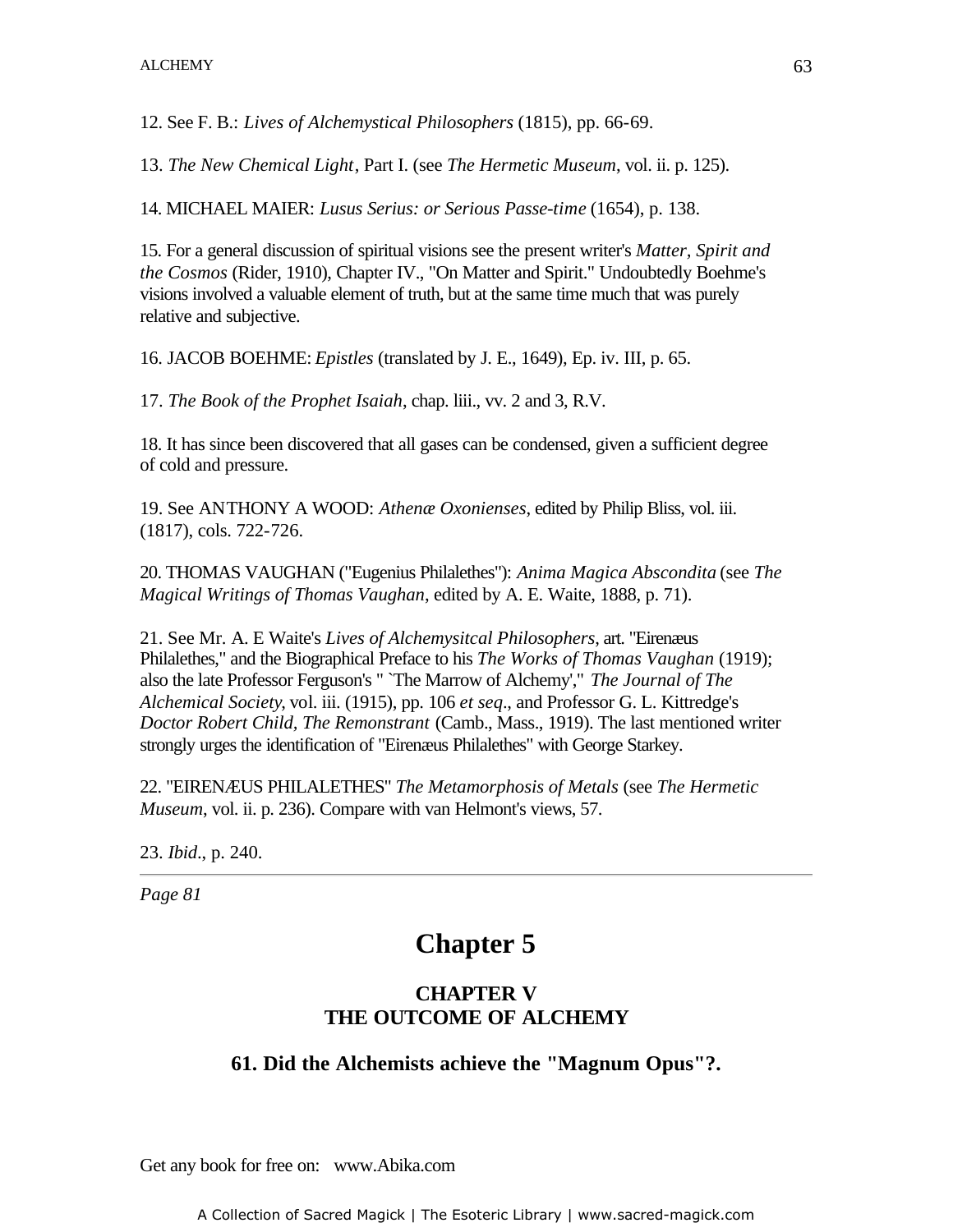12. See F. B.: *Lives of Alchemystical Philosophers* (1815), pp. 66-69.

13. *The New Chemical Light*, Part I. (see *The Hermetic Museum*, vol. ii. p. 125).

14. MICHAEL MAIER: *Lusus Serius: or Serious Passe-time* (1654), p. 138.

15. For a general discussion of spiritual visions see the present writer's *Matter, Spirit and the Cosmos* (Rider, 1910), Chapter IV., "On Matter and Spirit." Undoubtedly Boehme's visions involved a valuable element of truth, but at the same time much that was purely relative and subjective.

16. JACOB BOEHME: *Epistles* (translated by J. E., 1649), Ep. iv. III, p. 65.

17. *The Book of the Prophet Isaiah*, chap. liii., vv. 2 and 3, R.V.

18. It has since been discovered that all gases can be condensed, given a sufficient degree of cold and pressure.

19. See ANTHONY A WOOD: *Athenæ Oxonienses*, edited by Philip Bliss, vol. iii. (1817), cols. 722-726.

20. THOMAS VAUGHAN ("Eugenius Philalethes"): *Anima Magica Abscondita* (see *The Magical Writings of Thomas Vaughan*, edited by A. E. Waite, 1888, p. 71).

21. See Mr. A. E Waite's *Lives of Alchemysitcal Philosophers*, art. "Eirenæus Philalethes," and the Biographical Preface to his *The Works of Thomas Vaughan* (1919); also the late Professor Ferguson's " `The Marrow of Alchemy'," *The Journal of The Alchemical Society*, vol. iii. (1915), pp. 106 *et seq*., and Professor G. L. Kittredge's *Doctor Robert Child, The Remonstrant* (Camb., Mass., 1919). The last mentioned writer strongly urges the identification of "Eirenæus Philalethes" with George Starkey.

22. "EIRENÆUS PHILALETHES" *The Metamorphosis of Metals* (see *The Hermetic Museum*, vol. ii. p. 236). Compare with van Helmont's views, 57.

23. *Ibid*., p. 240.

---

*Page 81*

# Chapter 5

### CHAPTER V
### THE OUTCOME OF ALCHEMY

### 61. Did the Alchemists achieve the "Magnum Opus"?.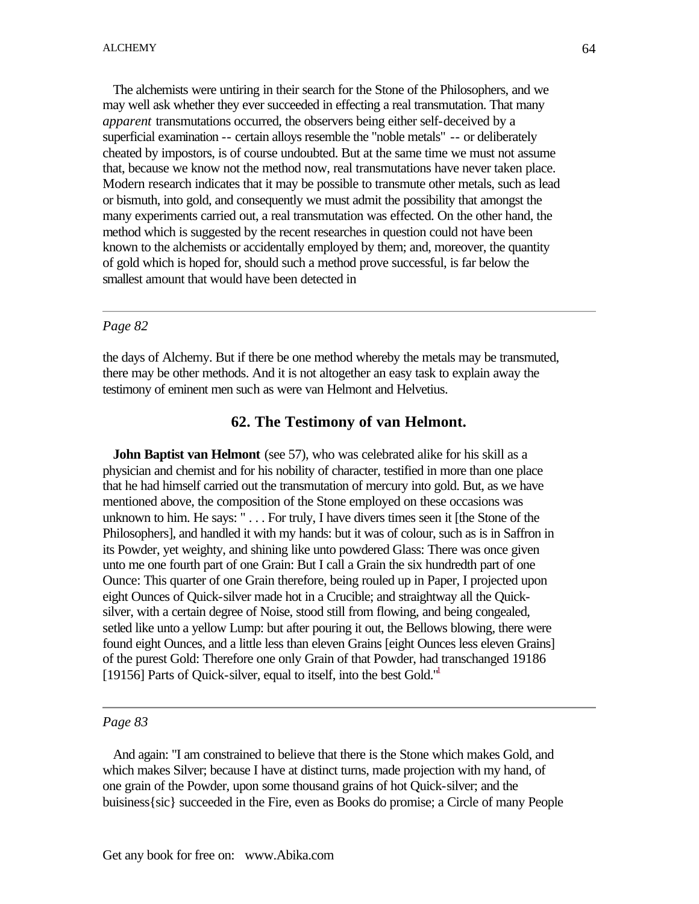The alchemists were untiring in their search for the Stone of the Philosophers, and we may well ask whether they ever succeeded in effecting a real transmutation. That many *apparent* transmutations occurred, the observers being either self-deceived by a superficial examination -- certain alloys resemble the "noble metals" -- or deliberately cheated by impostors, is of course undoubted. But at the same time we must not assume that, because we know not the method now, real transmutations have never taken place. Modern research indicates that it may be possible to transmute other metals, such as lead or bismuth, into gold, and consequently we must admit the possibility that amongst the many experiments carried out, a real transmutation was effected. On the other hand, the method which is suggested by the recent researches in question could not have been known to the alchemists or accidentally employed by them; and, moreover, the quantity of gold which is hoped for, should such a method prove successful, is far below the smallest amount that would have been detected in

---

*Page 82*

the days of Alchemy. But if there be one method whereby the metals may be transmuted, there may be other methods. And it is not altogether an easy task to explain away the testimony of eminent men such as were van Helmont and Helvetius.

## 62. The Testimony of van Helmont.

**John Baptist van Helmont** (see 57), who was celebrated alike for his skill as a physician and chemist and for his nobility of character, testified in more than one place that he had himself carried out the transmutation of mercury into gold. But, as we have mentioned above, the composition of the Stone employed on these occasions was unknown to him. He says: " . . . For truly, I have divers times seen it [the Stone of the Philosophers], and handled it with my hands: but it was of colour, such as is in Saffron in its Powder, yet weighty, and shining like unto powdered Glass: There was once given unto me one fourth part of one Grain: But I call a Grain the six hundredth part of one Ounce: This quarter of one Grain therefore, being rouled up in Paper, I projected upon eight Ounces of Quick-silver made hot in a Crucible; and straightway all the Quick-silver, with a certain degree of Noise, stood still from flowing, and being congealed, setled like unto a yellow Lump: but after pouring it out, the Bellows blowing, there were found eight Ounces, and a little less than eleven Grains [eight Ounces less eleven Grains] of the purest Gold: Therefore one only Grain of that Powder, had transchanged 19186 [19156] Parts of Quick-silver, equal to itself, into the best Gold."[1]

---

*Page 83*

And again: "I am constrained to believe that there is the Stone which makes Gold, and which makes Silver; because I have at distinct turns, made projection with my hand, of one grain of the Powder, upon some thousand grains of hot Quick-silver; and the buisiness{sic} succeeded in the Fire, even as Books do promise; a Circle of many People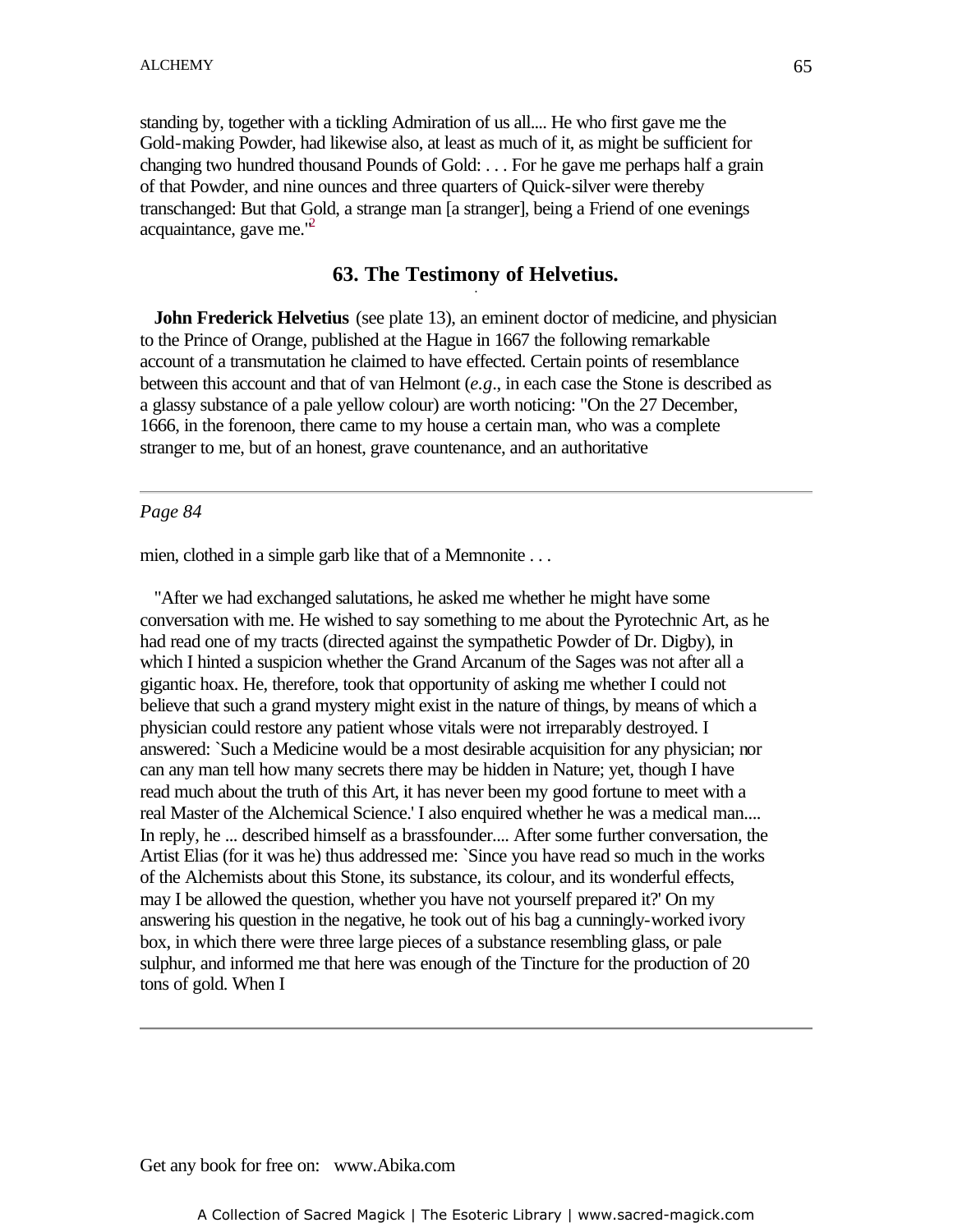standing by, together with a tickling Admiration of us all.... He who first gave me the Gold-making Powder, had likewise also, at least as much of it, as might be sufficient for changing two hundred thousand Pounds of Gold: . . . For he gave me perhaps half a grain of that Powder, and nine ounces and three quarters of Quick-silver were thereby transchanged: But that Gold, a strange man [a stranger], being a Friend of one evenings acquaintance, gave me."[2]

## 63. The Testimony of Helvetius.

**John Frederick Helvetius** (see plate 13), an eminent doctor of medicine, and physician to the Prince of Orange, published at the Hague in 1667 the following remarkable account of a transmutation he claimed to have effected. Certain points of resemblance between this account and that of van Helmont (*e.g*., in each case the Stone is described as a glassy substance of a pale yellow colour) are worth noticing: "On the 27 December, 1666, in the forenoon, there came to my house a certain man, who was a complete stranger to me, but of an honest, grave countenance, and an authoritative

---

*Page 84*

mien, clothed in a simple garb like that of a Memnonite . . .

"After we had exchanged salutations, he asked me whether he might have some conversation with me. He wished to say something to me about the Pyrotechnic Art, as he had read one of my tracts (directed against the sympathetic Powder of Dr. Digby), in which I hinted a suspicion whether the Grand Arcanum of the Sages was not after all a gigantic hoax. He, therefore, took that opportunity of asking me whether I could not believe that such a grand mystery might exist in the nature of things, by means of which a physician could restore any patient whose vitals were not irreparably destroyed. I answered: `Such a Medicine would be a most desirable acquisition for any physician; nor can any man tell how many secrets there may be hidden in Nature; yet, though I have read much about the truth of this Art, it has never been my good fortune to meet with a real Master of the Alchemical Science.' I also enquired whether he was a medical man.... In reply, he ... described himself as a brassfounder.... After some further conversation, the Artist Elias (for it was he) thus addressed me: `Since you have read so much in the works of the Alchemists about this Stone, its substance, its colour, and its wonderful effects, may I be allowed the question, whether you have not yourself prepared it?' On my answering his question in the negative, he took out of his bag a cunningly-worked ivory box, in which there were three large pieces of a substance resembling glass, or pale sulphur, and informed me that here was enough of the Tincture for the production of 20 tons of gold. When I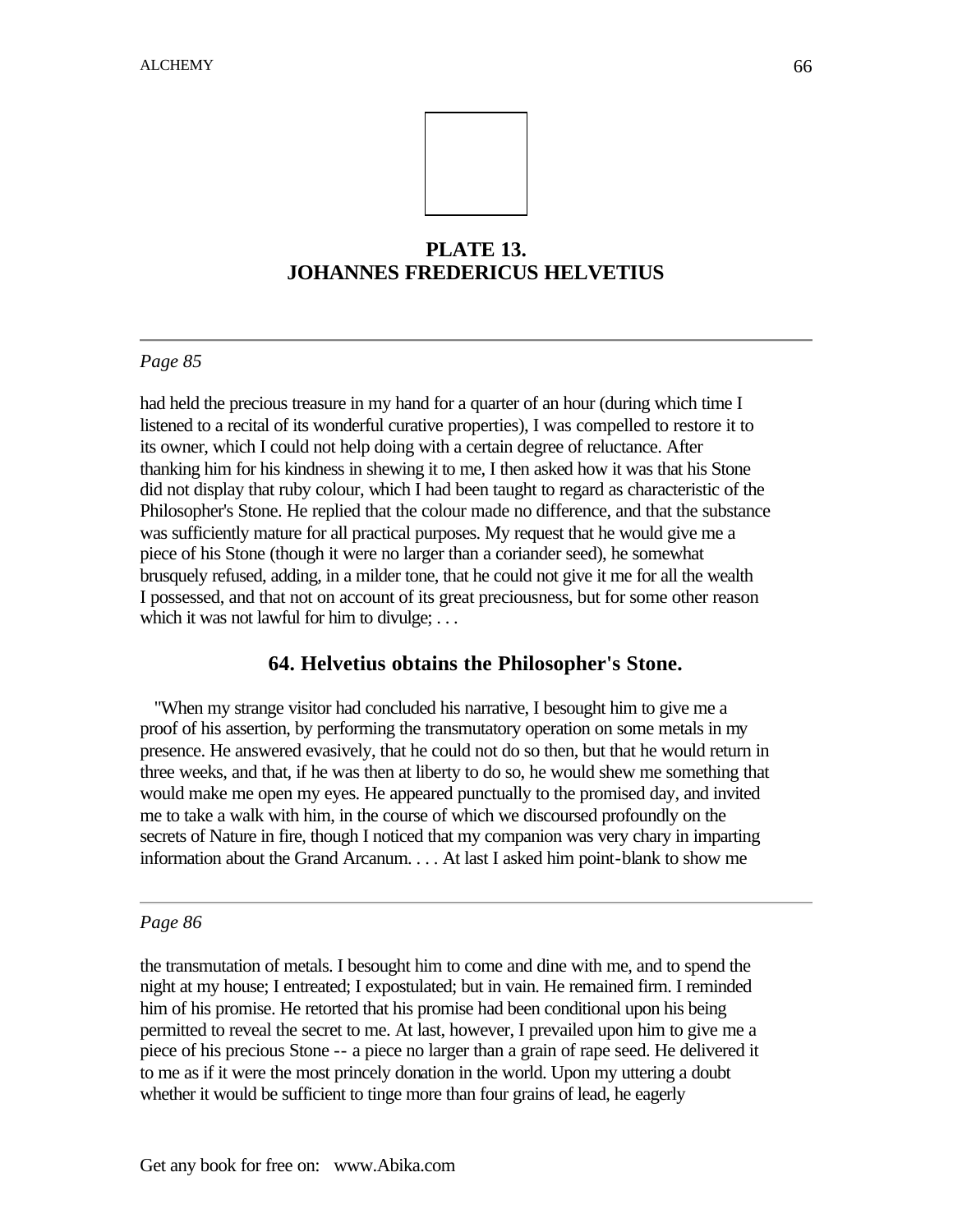**PLATE 13.**
**JOHANNES FREDERICUS HELVETIUS**

---

*Page 85*

had held the precious treasure in my hand for a quarter of an hour (during which time I listened to a recital of its wonderful curative properties), I was compelled to restore it to its owner, which I could not help doing with a certain degree of reluctance. After thanking him for his kindness in shewing it to me, I then asked how it was that his Stone did not display that ruby colour, which I had been taught to regard as characteristic of the Philosopher's Stone. He replied that the colour made no difference, and that the substance was sufficiently mature for all practical purposes. My request that he would give me a piece of his Stone (though it were no larger than a coriander seed), he somewhat brusquely refused, adding, in a milder tone, that he could not give it me for all the wealth I possessed, and that not on account of its great preciousness, but for some other reason which it was not lawful for him to divulge; . . .

## 64. Helvetius obtains the Philosopher's Stone.

"When my strange visitor had concluded his narrative, I besought him to give me a proof of his assertion, by performing the transmutatory operation on some metals in my presence. He answered evasively, that he could not do so then, but that he would return in three weeks, and that, if he was then at liberty to do so, he would shew me something that would make me open my eyes. He appeared punctually to the promised day, and invited me to take a walk with him, in the course of which we discoursed profoundly on the secrets of Nature in fire, though I noticed that my companion was very chary in imparting information about the Grand Arcanum. . . . At last I asked him point-blank to show me

---

*Page 86*

the transmutation of metals. I besought him to come and dine with me, and to spend the night at my house; I entreated; I expostulated; but in vain. He remained firm. I reminded him of his promise. He retorted that his promise had been conditional upon his being permitted to reveal the secret to me. At last, however, I prevailed upon him to give me a piece of his precious Stone -- a piece no larger than a grain of rape seed. He delivered it to me as if it were the most princely donation in the world. Upon my uttering a doubt whether it would be sufficient to tinge more than four grains of lead, he eagerly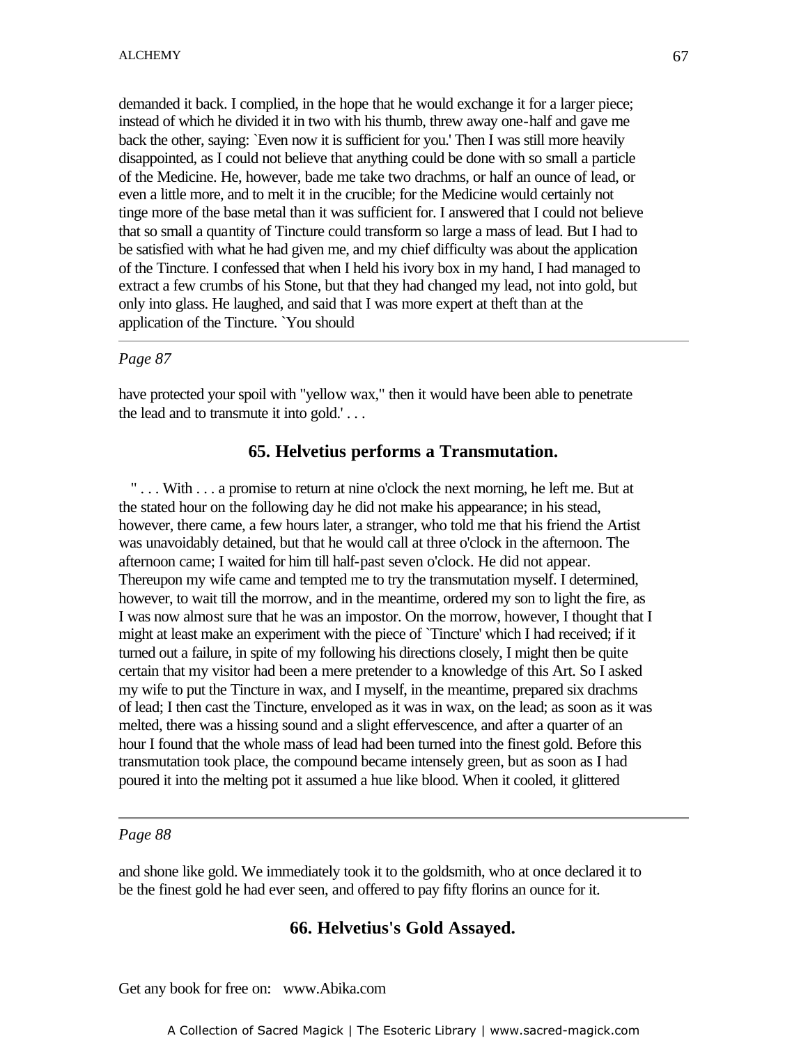demanded it back. I complied, in the hope that he would exchange it for a larger piece; instead of which he divided it in two with his thumb, threw away one-half and gave me back the other, saying: `Even now it is sufficient for you.' Then I was still more heavily disappointed, as I could not believe that anything could be done with so small a particle of the Medicine. He, however, bade me take two drachms, or half an ounce of lead, or even a little more, and to melt it in the crucible; for the Medicine would certainly not tinge more of the base metal than it was sufficient for. I answered that I could not believe that so small a quantity of Tincture could transform so large a mass of lead. But I had to be satisfied with what he had given me, and my chief difficulty was about the application of the Tincture. I confessed that when I held his ivory box in my hand, I had managed to extract a few crumbs of his Stone, but that they had changed my lead, not into gold, but only into glass. He laughed, and said that I was more expert at theft than at the application of the Tincture. `You should

---

*Page 87*

have protected your spoil with "yellow wax," then it would have been able to penetrate the lead and to transmute it into gold.' . . .

## 65. Helvetius performs a Transmutation.

" . . . With . . . a promise to return at nine o'clock the next morning, he left me. But at the stated hour on the following day he did not make his appearance; in his stead, however, there came, a few hours later, a stranger, who told me that his friend the Artist was unavoidably detained, but that he would call at three o'clock in the afternoon. The afternoon came; I waited for him till half-past seven o'clock. He did not appear. Thereupon my wife came and tempted me to try the transmutation myself. I determined, however, to wait till the morrow, and in the meantime, ordered my son to light the fire, as I was now almost sure that he was an impostor. On the morrow, however, I thought that I might at least make an experiment with the piece of `Tincture' which I had received; if it turned out a failure, in spite of my following his directions closely, I might then be quite certain that my visitor had been a mere pretender to a knowledge of this Art. So I asked my wife to put the Tincture in wax, and I myself, in the meantime, prepared six drachms of lead; I then cast the Tincture, enveloped as it was in wax, on the lead; as soon as it was melted, there was a hissing sound and a slight effervescence, and after a quarter of an hour I found that the whole mass of lead had been turned into the finest gold. Before this transmutation took place, the compound became intensely green, but as soon as I had poured it into the melting pot it assumed a hue like blood. When it cooled, it glittered

---

*Page 88*

and shone like gold. We immediately took it to the goldsmith, who at once declared it to be the finest gold he had ever seen, and offered to pay fifty florins an ounce for it.

## 66. Helvetius's Gold Assayed.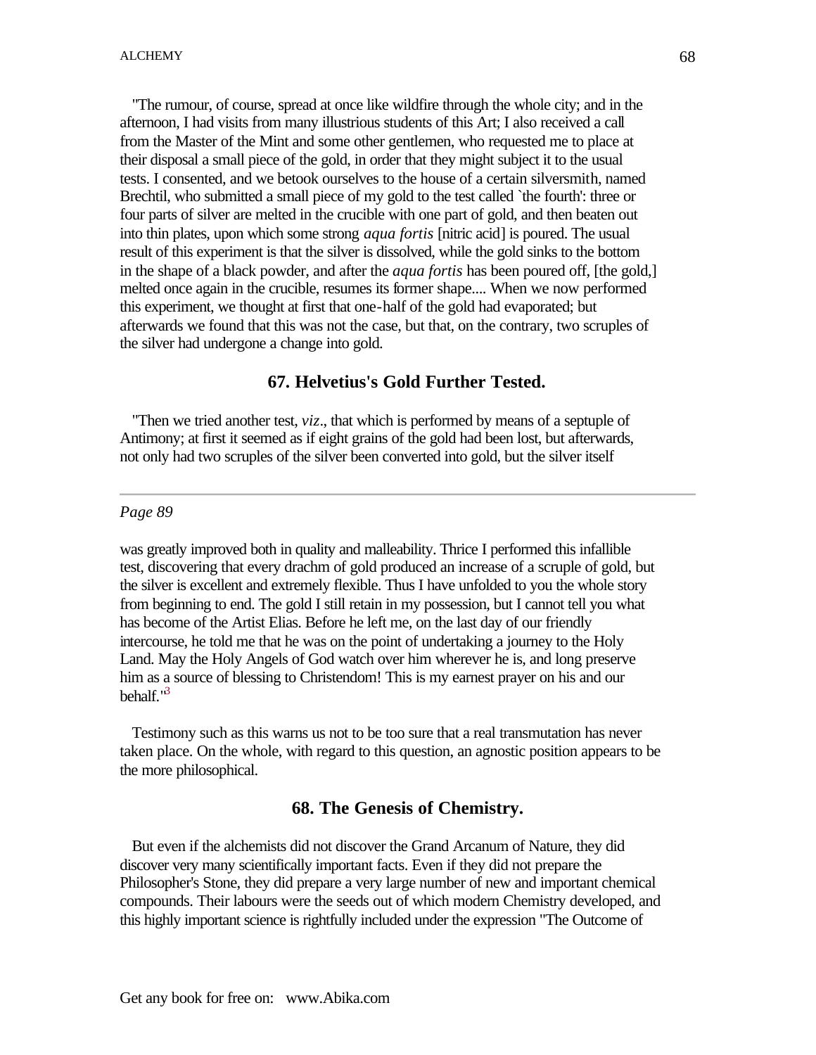"The rumour, of course, spread at once like wildfire through the whole city; and in the afternoon, I had visits from many illustrious students of this Art; I also received a call from the Master of the Mint and some other gentlemen, who requested me to place at their disposal a small piece of the gold, in order that they might subject it to the usual tests. I consented, and we betook ourselves to the house of a certain silversmith, named Brechtil, who submitted a small piece of my gold to the test called `the fourth': three or four parts of silver are melted in the crucible with one part of gold, and then beaten out into thin plates, upon which some strong *aqua fortis* [nitric acid] is poured. The usual result of this experiment is that the silver is dissolved, while the gold sinks to the bottom in the shape of a black powder, and after the *aqua fortis* has been poured off, [the gold,] melted once again in the crucible, resumes its former shape.... When we now performed this experiment, we thought at first that one-half of the gold had evaporated; but afterwards we found that this was not the case, but that, on the contrary, two scruples of the silver had undergone a change into gold.

## 67. Helvetius's Gold Further Tested.

"Then we tried another test, *viz*., that which is performed by means of a septuple of Antimony; at first it seemed as if eight grains of the gold had been lost, but afterwards, not only had two scruples of the silver been converted into gold, but the silver itself

---

*Page 89*

was greatly improved both in quality and malleability. Thrice I performed this infallible test, discovering that every drachm of gold produced an increase of a scruple of gold, but the silver is excellent and extremely flexible. Thus I have unfolded to you the whole story from beginning to end. The gold I still retain in my possession, but I cannot tell you what has become of the Artist Elias. Before he left me, on the last day of our friendly intercourse, he told me that he was on the point of undertaking a journey to the Holy Land. May the Holy Angels of God watch over him wherever he is, and long preserve him as a source of blessing to Christendom! This is my earnest prayer on his and our behalf."[3]

Testimony such as this warns us not to be too sure that a real transmutation has never taken place. On the whole, with regard to this question, an agnostic position appears to be the more philosophical.

## 68. The Genesis of Chemistry.

But even if the alchemists did not discover the Grand Arcanum of Nature, they did discover very many scientifically important facts. Even if they did not prepare the Philosopher's Stone, they did prepare a very large number of new and important chemical compounds. Their labours were the seeds out of which modern Chemistry developed, and this highly important science is rightfully included under the expression "The Outcome of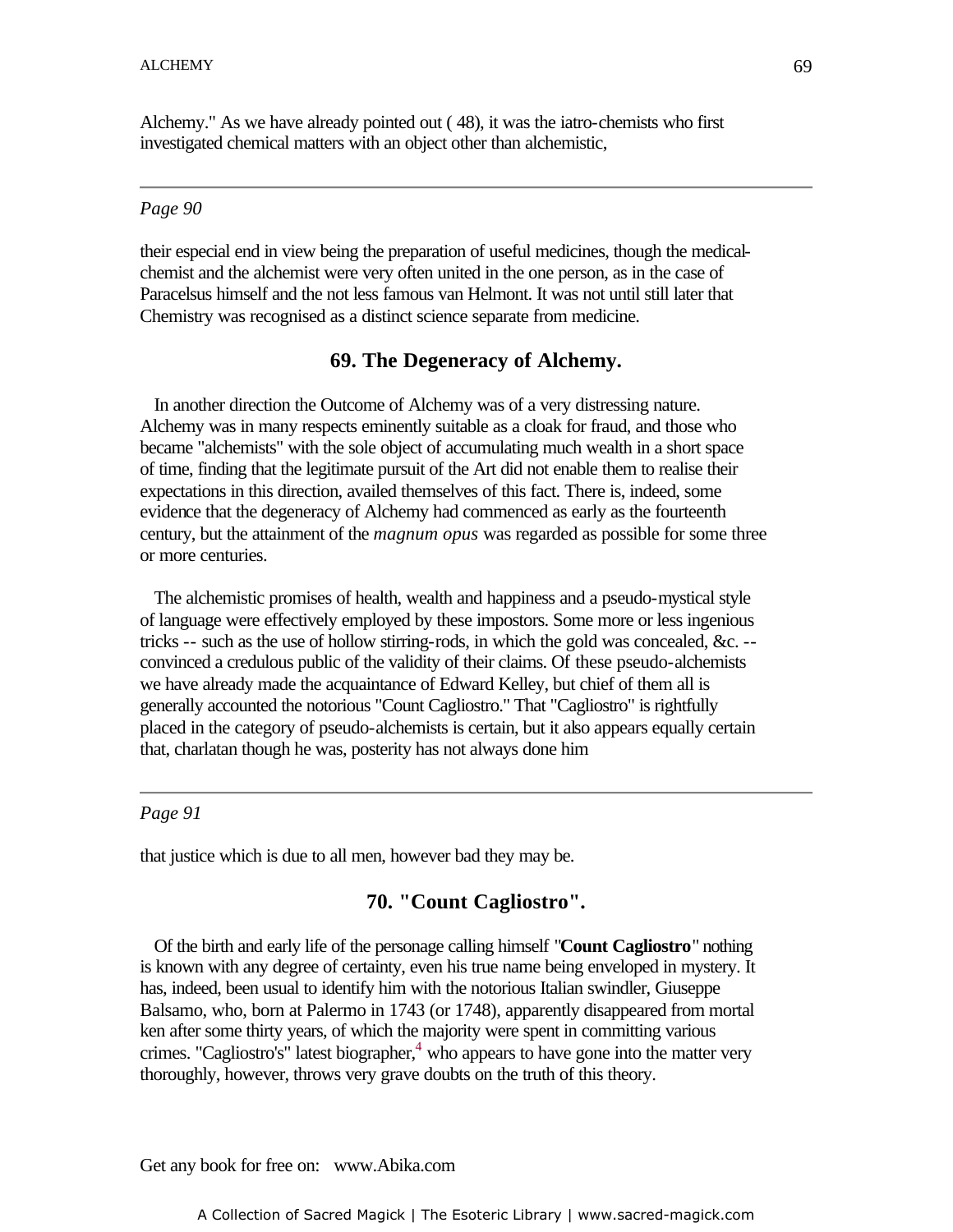Alchemy." As we have already pointed out ( 48), it was the iatro-chemists who first investigated chemical matters with an object other than alchemistic,

---

*Page 90*

their especial end in view being the preparation of useful medicines, though the medical-chemist and the alchemist were very often united in the one person, as in the case of Paracelsus himself and the not less famous van Helmont. It was not until still later that Chemistry was recognised as a distinct science separate from medicine.

## 69. The Degeneracy of Alchemy.

In another direction the Outcome of Alchemy was of a very distressing nature. Alchemy was in many respects eminently suitable as a cloak for fraud, and those who became "alchemists" with the sole object of accumulating much wealth in a short space of time, finding that the legitimate pursuit of the Art did not enable them to realise their expectations in this direction, availed themselves of this fact. There is, indeed, some evidence that the degeneracy of Alchemy had commenced as early as the fourteenth century, but the attainment of the *magnum opus* was regarded as possible for some three or more centuries.

The alchemistic promises of health, wealth and happiness and a pseudo-mystical style of language were effectively employed by these impostors. Some more or less ingenious tricks -- such as the use of hollow stirring-rods, in which the gold was concealed, &c. -- convinced a credulous public of the validity of their claims. Of these pseudo-alchemists we have already made the acquaintance of Edward Kelley, but chief of them all is generally accounted the notorious "Count Cagliostro." That "Cagliostro" is rightfully placed in the category of pseudo-alchemists is certain, but it also appears equally certain that, charlatan though he was, posterity has not always done him

---

*Page 91*

that justice which is due to all men, however bad they may be.

## 70. "Count Cagliostro".

Of the birth and early life of the personage calling himself "**Count Cagliostro**" nothing is known with any degree of certainty, even his true name being enveloped in mystery. It has, indeed, been usual to identify him with the notorious Italian swindler, Giuseppe Balsamo, who, born at Palermo in 1743 (or 1748), apparently disappeared from mortal ken after some thirty years, of which the majority were spent in committing various crimes. "Cagliostro's" latest biographer,[4] who appears to have gone into the matter very thoroughly, however, throws very grave doubts on the truth of this theory.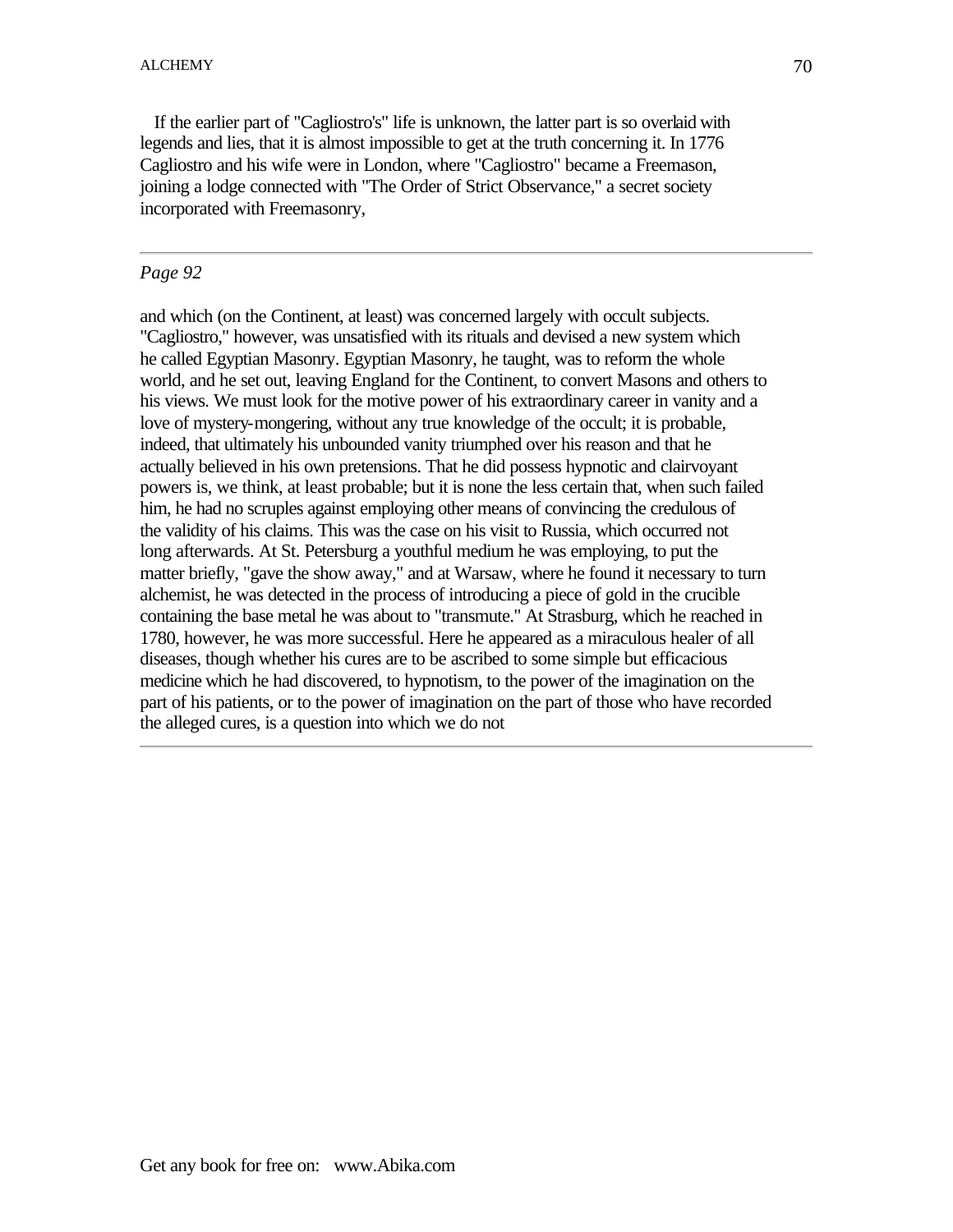If the earlier part of "Cagliostro's" life is unknown, the latter part is so overlaid with legends and lies, that it is almost impossible to get at the truth concerning it. In 1776 Cagliostro and his wife were in London, where "Cagliostro" became a Freemason, joining a lodge connected with "The Order of Strict Observance," a secret society incorporated with Freemasonry,

*Page 92*

and which (on the Continent, at least) was concerned largely with occult subjects. "Cagliostro," however, was unsatisfied with its rituals and devised a new system which he called Egyptian Masonry. Egyptian Masonry, he taught, was to reform the whole world, and he set out, leaving England for the Continent, to convert Masons and others to his views. We must look for the motive power of his extraordinary career in vanity and a love of mystery-mongering, without any true knowledge of the occult; it is probable, indeed, that ultimately his unbounded vanity triumphed over his reason and that he actually believed in his own pretensions. That he did possess hypnotic and clairvoyant powers is, we think, at least probable; but it is none the less certain that, when such failed him, he had no scruples against employing other means of convincing the credulous of the validity of his claims. This was the case on his visit to Russia, which occurred not long afterwards. At St. Petersburg a youthful medium he was employing, to put the matter briefly, "gave the show away," and at Warsaw, where he found it necessary to turn alchemist, he was detected in the process of introducing a piece of gold in the crucible containing the base metal he was about to "transmute." At Strasburg, which he reached in 1780, however, he was more successful. Here he appeared as a miraculous healer of all diseases, though whether his cures are to be ascribed to some simple but efficacious medicine which he had discovered, to hypnotism, to the power of the imagination on the part of his patients, or to the power of imagination on the part of those who have recorded the alleged cures, is a question into which we do not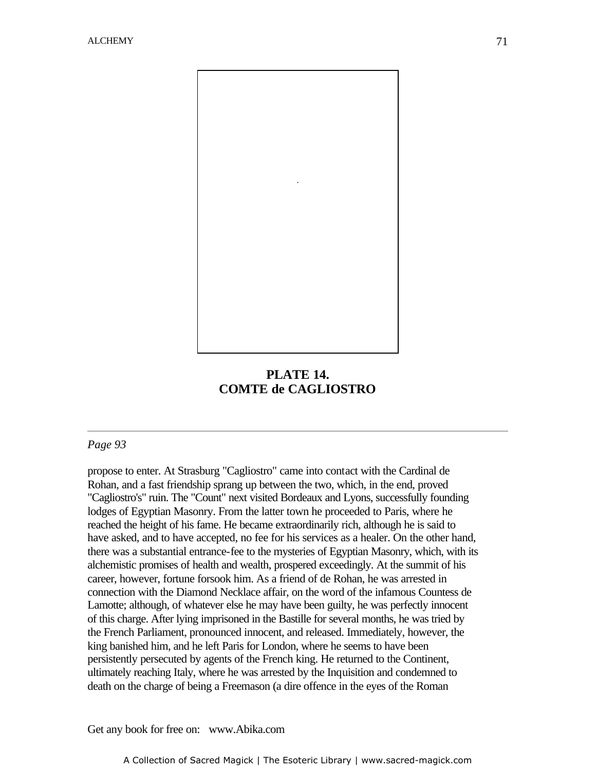**PLATE 14.**
**COMTE de CAGLIOSTRO**

---

*Page 93*

propose to enter. At Strasburg "Cagliostro" came into contact with the Cardinal de Rohan, and a fast friendship sprang up between the two, which, in the end, proved "Cagliostro's" ruin. The "Count" next visited Bordeaux and Lyons, successfully founding lodges of Egyptian Masonry. From the latter town he proceeded to Paris, where he reached the height of his fame. He became extraordinarily rich, although he is said to have asked, and to have accepted, no fee for his services as a healer. On the other hand, there was a substantial entrance-fee to the mysteries of Egyptian Masonry, which, with its alchemistic promises of health and wealth, prospered exceedingly. At the summit of his career, however, fortune forsook him. As a friend of de Rohan, he was arrested in connection with the Diamond Necklace affair, on the word of the infamous Countess de Lamotte; although, of whatever else he may have been guilty, he was perfectly innocent of this charge. After lying imprisoned in the Bastille for several months, he was tried by the French Parliament, pronounced innocent, and released. Immediately, however, the king banished him, and he left Paris for London, where he seems to have been persistently persecuted by agents of the French king. He returned to the Continent, ultimately reaching Italy, where he was arrested by the Inquisition and condemned to death on the charge of being a Freemason (a dire offence in the eyes of the Roman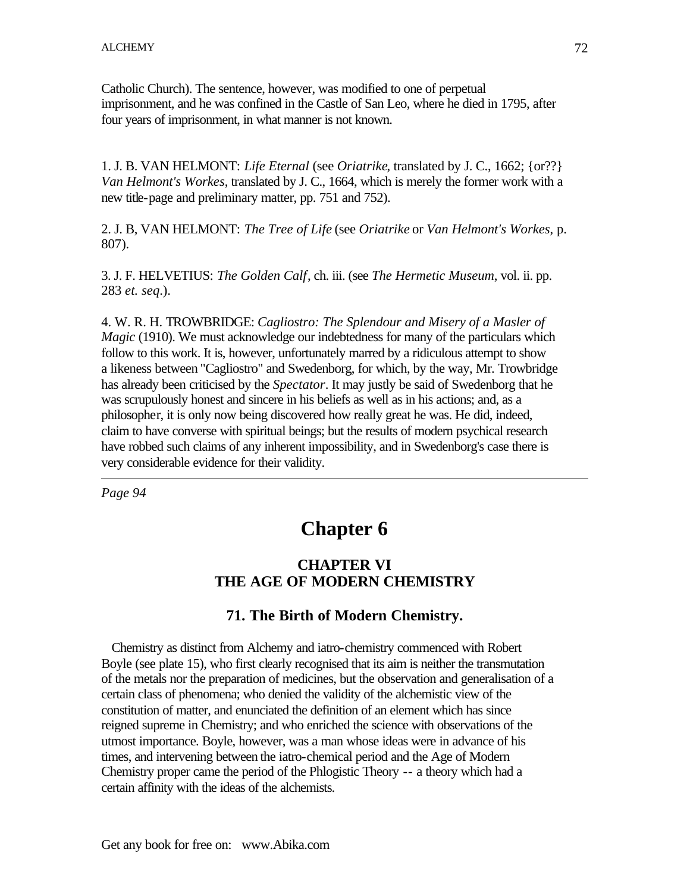Catholic Church). The sentence, however, was modified to one of perpetual imprisonment, and he was confined in the Castle of San Leo, where he died in 1795, after four years of imprisonment, in what manner is not known.

1. J. B. VAN HELMONT: *Life Eternal* (see *Oriatrike*, translated by J. C., 1662; {or??} *Van Helmont's Workes*, translated by J. C., 1664, which is merely the former work with a new title-page and preliminary matter, pp. 751 and 752).

2. J. B, VAN HELMONT: *The Tree of Life* (see *Oriatrike* or *Van Helmont's Workes*, p. 807).

3. J. F. HELVETIUS: *The Golden Calf*, ch. iii. (see *The Hermetic Museum*, vol. ii. pp. 283 *et. seq*.).

4. W. R. H. TROWBRIDGE: *Cagliostro: The Splendour and Misery of a Masler of Magic* (1910). We must acknowledge our indebtedness for many of the particulars which follow to this work. It is, however, unfortunately marred by a ridiculous attempt to show a likeness between "Cagliostro" and Swedenborg, for which, by the way, Mr. Trowbridge has already been criticised by the *Spectator*. It may justly be said of Swedenborg that he was scrupulously honest and sincere in his beliefs as well as in his actions; and, as a philosopher, it is only now being discovered how really great he was. He did, indeed, claim to have converse with spiritual beings; but the results of modern psychical research have robbed such claims of any inherent impossibility, and in Swedenborg's case there is very considerable evidence for their validity.

---

*Page 94*

# Chapter 6

### CHAPTER VI
### THE AGE OF MODERN CHEMISTRY

### 71. The Birth of Modern Chemistry.

Chemistry as distinct from Alchemy and iatro-chemistry commenced with Robert Boyle (see plate 15), who first clearly recognised that its aim is neither the transmutation of the metals nor the preparation of medicines, but the observation and generalisation of a certain class of phenomena; who denied the validity of the alchemistic view of the constitution of matter, and enunciated the definition of an element which has since reigned supreme in Chemistry; and who enriched the science with observations of the utmost importance. Boyle, however, was a man whose ideas were in advance of his times, and intervening between the iatro-chemical period and the Age of Modern Chemistry proper came the period of the Phlogistic Theory -- a theory which had a certain affinity with the ideas of the alchemists.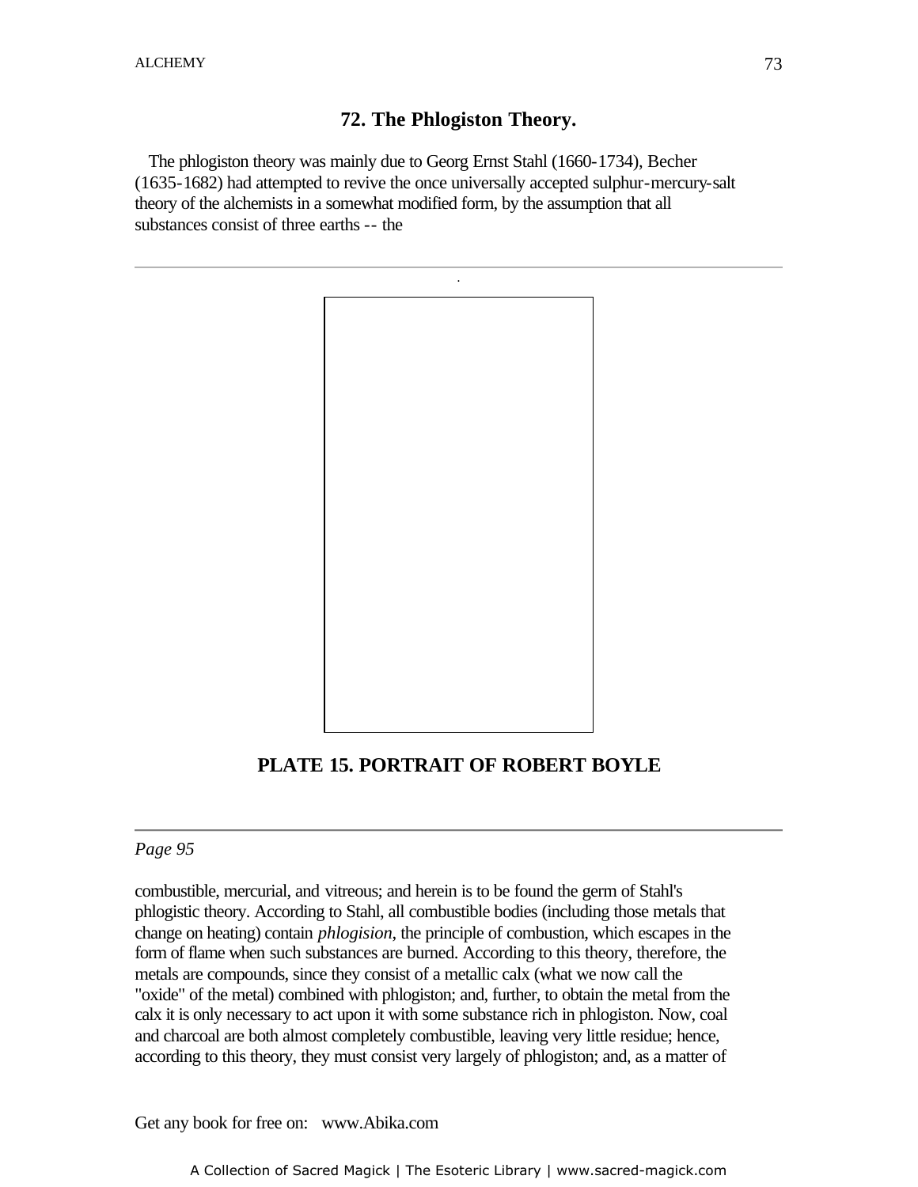## 72. The Phlogiston Theory.

The phlogiston theory was mainly due to Georg Ernst Stahl (1660-1734), Becher (1635-1682) had attempted to revive the once universally accepted sulphur-mercury-salt theory of the alchemists in a somewhat modified form, by the assumption that all substances consist of three earths -- the

**PLATE 15. PORTRAIT OF ROBERT BOYLE**

*Page 95*

combustible, mercurial, and vitreous; and herein is to be found the germ of Stahl's phlogistic theory. According to Stahl, all combustible bodies (including those metals that change on heating) contain *phlogision*, the principle of combustion, which escapes in the form of flame when such substances are burned. According to this theory, therefore, the metals are compounds, since they consist of a metallic calx (what we now call the "oxide" of the metal) combined with phlogiston; and, further, to obtain the metal from the calx it is only necessary to act upon it with some substance rich in phlogiston. Now, coal and charcoal are both almost completely combustible, leaving very little residue; hence, according to this theory, they must consist very largely of phlogiston; and, as a matter of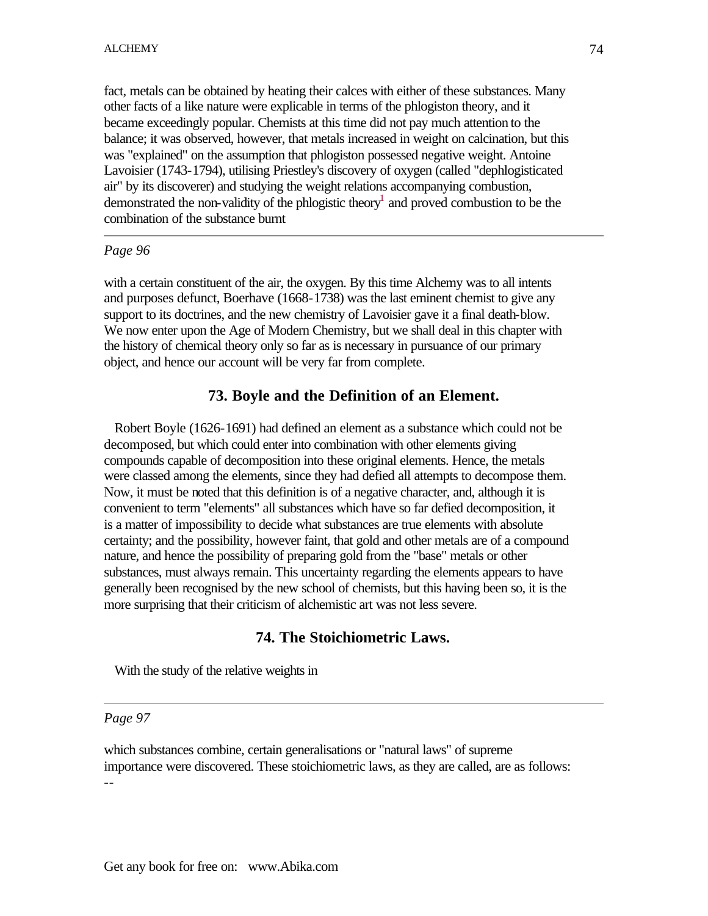fact, metals can be obtained by heating their calces with either of these substances. Many other facts of a like nature were explicable in terms of the phlogiston theory, and it became exceedingly popular. Chemists at this time did not pay much attention to the balance; it was observed, however, that metals increased in weight on calcination, but this was "explained" on the assumption that phlogiston possessed negative weight. Antoine Lavoisier (1743-1794), utilising Priestley's discovery of oxygen (called "dephlogisticated air" by its discoverer) and studying the weight relations accompanying combustion, demonstrated the non-validity of the phlogistic theory[1] and proved combustion to be the combination of the substance burnt

---

*Page 96*

with a certain constituent of the air, the oxygen. By this time Alchemy was to all intents and purposes defunct, Boerhave (1668-1738) was the last eminent chemist to give any support to its doctrines, and the new chemistry of Lavoisier gave it a final death-blow. We now enter upon the Age of Modern Chemistry, but we shall deal in this chapter with the history of chemical theory only so far as is necessary in pursuance of our primary object, and hence our account will be very far from complete.

## 73. Boyle and the Definition of an Element.

Robert Boyle (1626-1691) had defined an element as a substance which could not be decomposed, but which could enter into combination with other elements giving compounds capable of decomposition into these original elements. Hence, the metals were classed among the elements, since they had defied all attempts to decompose them. Now, it must be noted that this definition is of a negative character, and, although it is convenient to term "elements" all substances which have so far defied decomposition, it is a matter of impossibility to decide what substances are true elements with absolute certainty; and the possibility, however faint, that gold and other metals are of a compound nature, and hence the possibility of preparing gold from the "base" metals or other substances, must always remain. This uncertainty regarding the elements appears to have generally been recognised by the new school of chemists, but this having been so, it is the more surprising that their criticism of alchemistic art was not less severe.

## 74. The Stoichiometric Laws.

With the study of the relative weights in

---

*Page 97*

which substances combine, certain generalisations or "natural laws" of supreme importance were discovered. These stoichiometric laws, as they are called, are as follows: --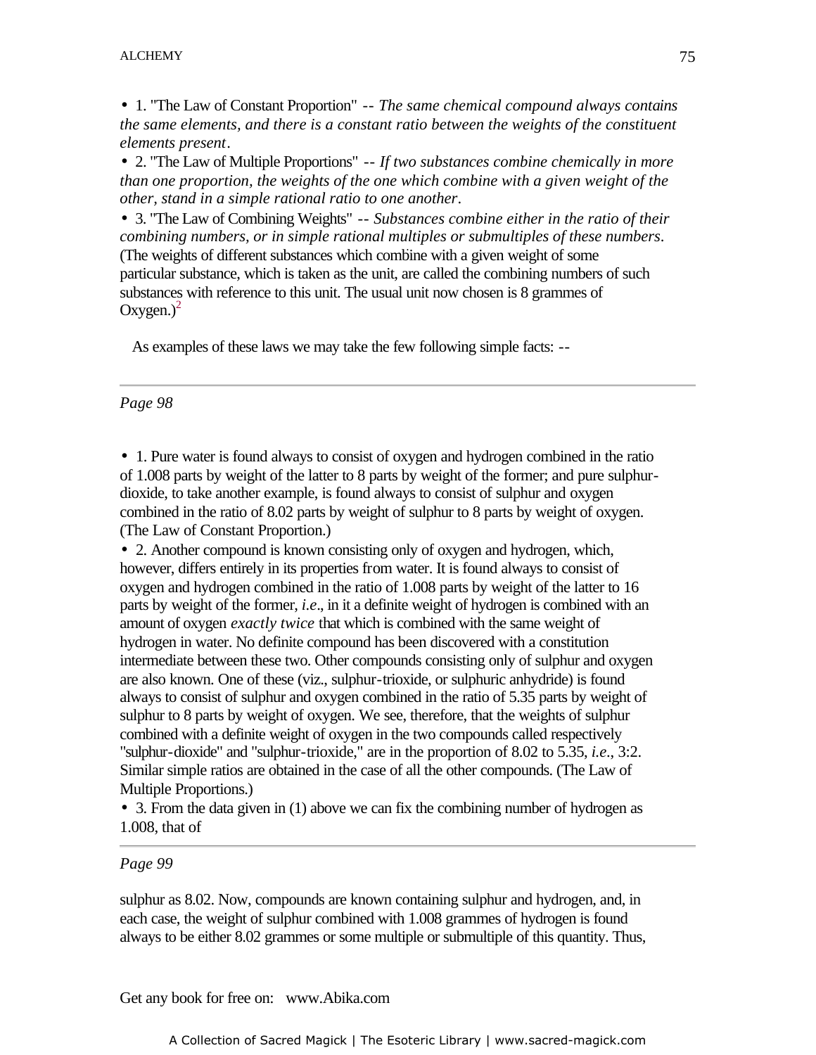- 1. "The Law of Constant Proportion" -- *The same chemical compound always contains the same elements, and there is a constant ratio between the weights of the constituent elements present*.
- 2. "The Law of Multiple Proportions" -- *If two substances combine chemically in more than one proportion, the weights of the one which combine with a given weight of the other, stand in a simple rational ratio to one another*.
- 3. "The Law of Combining Weights" -- *Substances combine either in the ratio of their combining numbers, or in simple rational multiples or submultiples of these numbers*. (The weights of different substances which combine with a given weight of some particular substance, which is taken as the unit, are called the combining numbers of such substances with reference to this unit. The usual unit now chosen is 8 grammes of Oxygen.)[2]

As examples of these laws we may take the few following simple facts: --

---

*Page 98*

- 1. Pure water is found always to consist of oxygen and hydrogen combined in the ratio of 1.008 parts by weight of the latter to 8 parts by weight of the former; and pure sulphur-dioxide, to take another example, is found always to consist of sulphur and oxygen combined in the ratio of 8.02 parts by weight of sulphur to 8 parts by weight of oxygen. (The Law of Constant Proportion.)
- 2. Another compound is known consisting only of oxygen and hydrogen, which, however, differs entirely in its properties from water. It is found always to consist of oxygen and hydrogen combined in the ratio of 1.008 parts by weight of the latter to 16 parts by weight of the former, *i.e*., in it a definite weight of hydrogen is combined with an amount of oxygen *exactly twice* that which is combined with the same weight of hydrogen in water. No definite compound has been discovered with a constitution intermediate between these two. Other compounds consisting only of sulphur and oxygen are also known. One of these (viz., sulphur-trioxide, or sulphuric anhydride) is found always to consist of sulphur and oxygen combined in the ratio of 5.35 parts by weight of sulphur to 8 parts by weight of oxygen. We see, therefore, that the weights of sulphur combined with a definite weight of oxygen in the two compounds called respectively "sulphur-dioxide" and "sulphur-trioxide," are in the proportion of 8.02 to 5.35, *i.e*., 3:2. Similar simple ratios are obtained in the case of all the other compounds. (The Law of Multiple Proportions.)
- 3. From the data given in (1) above we can fix the combining number of hydrogen as 1.008, that of

---

*Page 99*

sulphur as 8.02. Now, compounds are known containing sulphur and hydrogen, and, in each case, the weight of sulphur combined with 1.008 grammes of hydrogen is found always to be either 8.02 grammes or some multiple or submultiple of this quantity. Thus,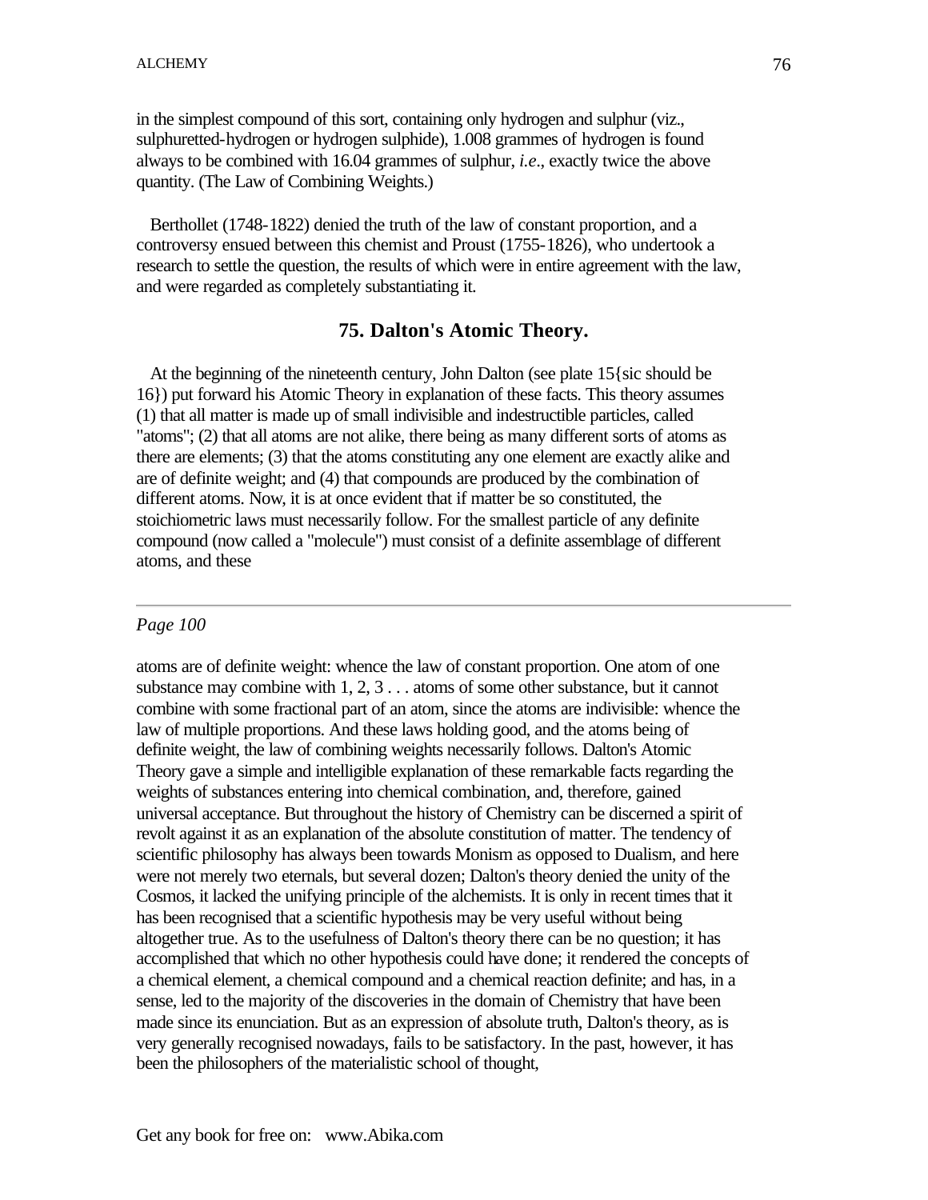in the simplest compound of this sort, containing only hydrogen and sulphur (viz., sulphuretted-hydrogen or hydrogen sulphide), 1.008 grammes of hydrogen is found always to be combined with 16.04 grammes of sulphur, *i.e*., exactly twice the above quantity. (The Law of Combining Weights.)

Berthollet (1748-1822) denied the truth of the law of constant proportion, and a controversy ensued between this chemist and Proust (1755-1826), who undertook a research to settle the question, the results of which were in entire agreement with the law, and were regarded as completely substantiating it.

## 75. Dalton's Atomic Theory.

At the beginning of the nineteenth century, John Dalton (see plate 15{sic should be 16}) put forward his Atomic Theory in explanation of these facts. This theory assumes (1) that all matter is made up of small indivisible and indestructible particles, called "atoms"; (2) that all atoms are not alike, there being as many different sorts of atoms as there are elements; (3) that the atoms constituting any one element are exactly alike and are of definite weight; and (4) that compounds are produced by the combination of different atoms. Now, it is at once evident that if matter be so constituted, the stoichiometric laws must necessarily follow. For the smallest particle of any definite compound (now called a "molecule") must consist of a definite assemblage of different atoms, and these

*Page 100*

atoms are of definite weight: whence the law of constant proportion. One atom of one substance may combine with 1, 2, 3 . . . atoms of some other substance, but it cannot combine with some fractional part of an atom, since the atoms are indivisible: whence the law of multiple proportions. And these laws holding good, and the atoms being of definite weight, the law of combining weights necessarily follows. Dalton's Atomic Theory gave a simple and intelligible explanation of these remarkable facts regarding the weights of substances entering into chemical combination, and, therefore, gained universal acceptance. But throughout the history of Chemistry can be discerned a spirit of revolt against it as an explanation of the absolute constitution of matter. The tendency of scientific philosophy has always been towards Monism as opposed to Dualism, and here were not merely two eternals, but several dozen; Dalton's theory denied the unity of the Cosmos, it lacked the unifying principle of the alchemists. It is only in recent times that it has been recognised that a scientific hypothesis may be very useful without being altogether true. As to the usefulness of Dalton's theory there can be no question; it has accomplished that which no other hypothesis could have done; it rendered the concepts of a chemical element, a chemical compound and a chemical reaction definite; and has, in a sense, led to the majority of the discoveries in the domain of Chemistry that have been made since its enunciation. But as an expression of absolute truth, Dalton's theory, as is very generally recognised nowadays, fails to be satisfactory. In the past, however, it has been the philosophers of the materialistic school of thought,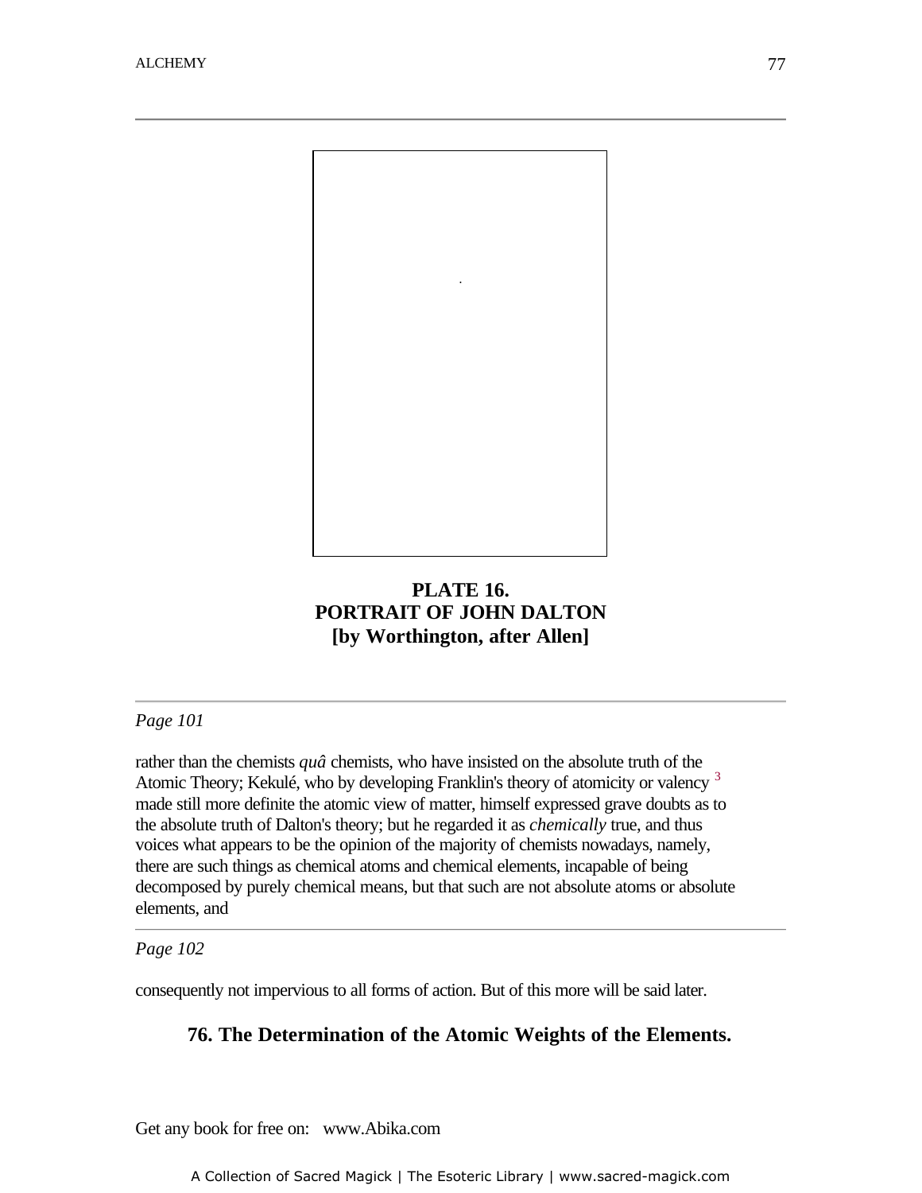**PLATE 16.**
**PORTRAIT OF JOHN DALTON**
**[by Worthington, after Allen]**

*Page 101*

rather than the chemists *quâ* chemists, who have insisted on the absolute truth of the Atomic Theory; Kekulé, who by developing Franklin's theory of atomicity or valency [3] made still more definite the atomic view of matter, himself expressed grave doubts as to the absolute truth of Dalton's theory; but he regarded it as *chemically* true, and thus voices what appears to be the opinion of the majority of chemists nowadays, namely, there are such things as chemical atoms and chemical elements, incapable of being decomposed by purely chemical means, but that such are not absolute atoms or absolute elements, and

*Page 102*

consequently not impervious to all forms of action. But of this more will be said later.

## 76. The Determination of the Atomic Weights of the Elements.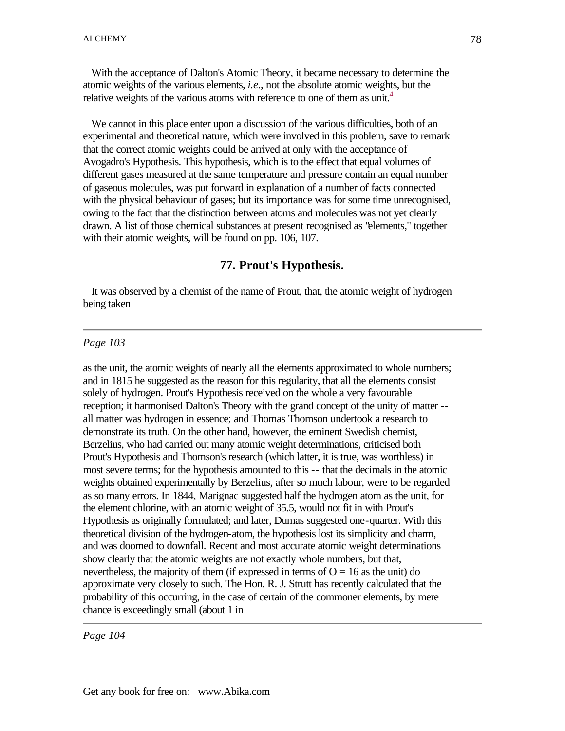With the acceptance of Dalton's Atomic Theory, it became necessary to determine the atomic weights of the various elements, *i.e*., not the absolute atomic weights, but the relative weights of the various atoms with reference to one of them as unit.[4]

We cannot in this place enter upon a discussion of the various difficulties, both of an experimental and theoretical nature, which were involved in this problem, save to remark that the correct atomic weights could be arrived at only with the acceptance of Avogadro's Hypothesis. This hypothesis, which is to the effect that equal volumes of different gases measured at the same temperature and pressure contain an equal number of gaseous molecules, was put forward in explanation of a number of facts connected with the physical behaviour of gases; but its importance was for some time unrecognised, owing to the fact that the distinction between atoms and molecules was not yet clearly drawn. A list of those chemical substances at present recognised as "elements," together with their atomic weights, will be found on pp. 106, 107.

## 77. Prout's Hypothesis.

It was observed by a chemist of the name of Prout, that, the atomic weight of hydrogen being taken

---

*Page 103*

as the unit, the atomic weights of nearly all the elements approximated to whole numbers; and in 1815 he suggested as the reason for this regularity, that all the elements consist solely of hydrogen. Prout's Hypothesis received on the whole a very favourable reception; it harmonised Dalton's Theory with the grand concept of the unity of matter -- all matter was hydrogen in essence; and Thomas Thomson undertook a research to demonstrate its truth. On the other hand, however, the eminent Swedish chemist, Berzelius, who had carried out many atomic weight determinations, criticised both Prout's Hypothesis and Thomson's research (which latter, it is true, was worthless) in most severe terms; for the hypothesis amounted to this -- that the decimals in the atomic weights obtained experimentally by Berzelius, after so much labour, were to be regarded as so many errors. In 1844, Marignac suggested half the hydrogen atom as the unit, for the element chlorine, with an atomic weight of 35.5, would not fit in with Prout's Hypothesis as originally formulated; and later, Dumas suggested one-quarter. With this theoretical division of the hydrogen-atom, the hypothesis lost its simplicity and charm, and was doomed to downfall. Recent and most accurate atomic weight determinations show clearly that the atomic weights are not exactly whole numbers, but that, nevertheless, the majority of them (if expressed in terms of O = 16 as the unit) do approximate very closely to such. The Hon. R. J. Strutt has recently calculated that the probability of this occurring, in the case of certain of the commoner elements, by mere chance is exceedingly small (about 1 in

---

*Page 104*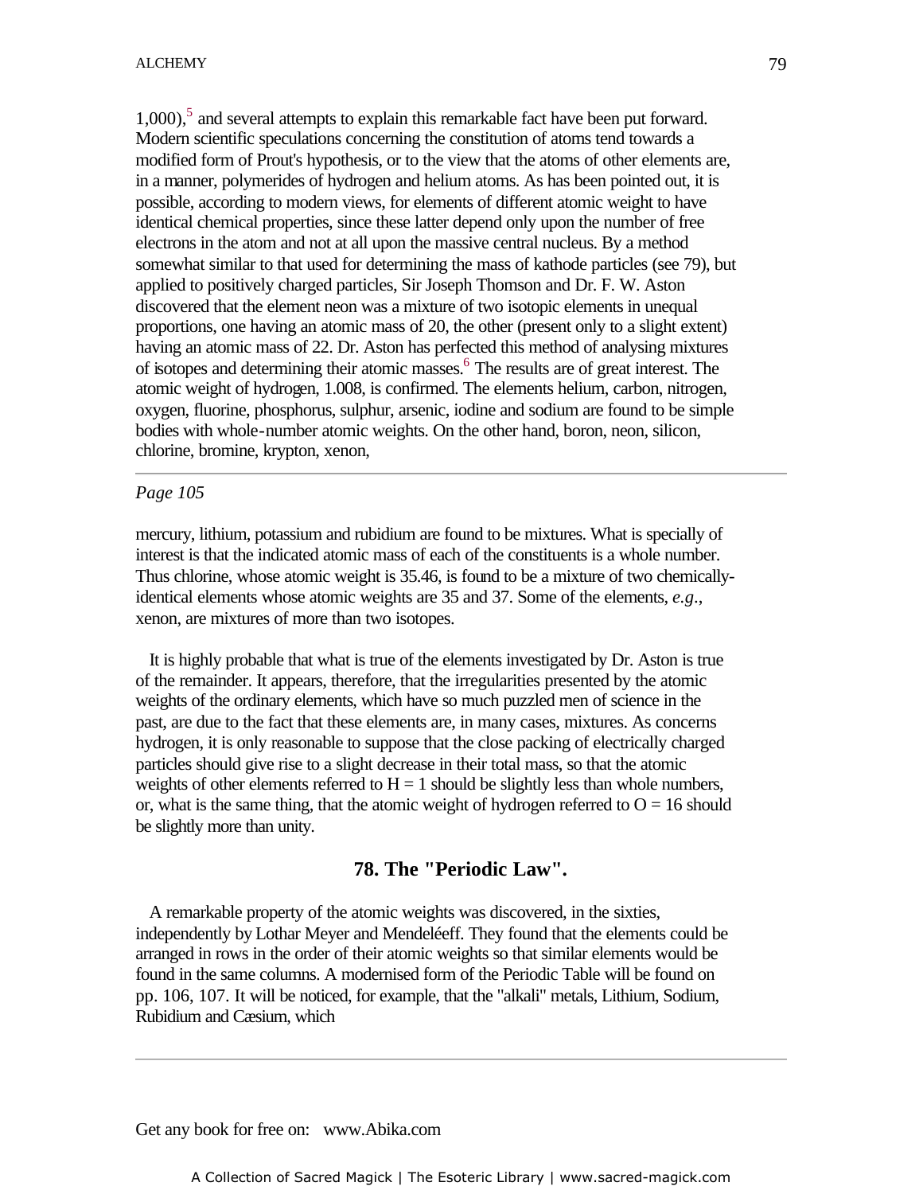1,000),[5] and several attempts to explain this remarkable fact have been put forward. Modern scientific speculations concerning the constitution of atoms tend towards a modified form of Prout's hypothesis, or to the view that the atoms of other elements are, in a manner, polymerides of hydrogen and helium atoms. As has been pointed out, it is possible, according to modern views, for elements of different atomic weight to have identical chemical properties, since these latter depend only upon the number of free electrons in the atom and not at all upon the massive central nucleus. By a method somewhat similar to that used for determining the mass of kathode particles (see 79), but applied to positively charged particles, Sir Joseph Thomson and Dr. F. W. Aston discovered that the element neon was a mixture of two isotopic elements in unequal proportions, one having an atomic mass of 20, the other (present only to a slight extent) having an atomic mass of 22. Dr. Aston has perfected this method of analysing mixtures of isotopes and determining their atomic masses.[6] The results are of great interest. The atomic weight of hydrogen, 1.008, is confirmed. The elements helium, carbon, nitrogen, oxygen, fluorine, phosphorus, sulphur, arsenic, iodine and sodium are found to be simple bodies with whole-number atomic weights. On the other hand, boron, neon, silicon, chlorine, bromine, krypton, xenon,

*Page 105*

mercury, lithium, potassium and rubidium are found to be mixtures. What is specially of interest is that the indicated atomic mass of each of the constituents is a whole number. Thus chlorine, whose atomic weight is 35.46, is found to be a mixture of two chemically-identical elements whose atomic weights are 35 and 37. Some of the elements, *e.g*., xenon, are mixtures of more than two isotopes.

It is highly probable that what is true of the elements investigated by Dr. Aston is true of the remainder. It appears, therefore, that the irregularities presented by the atomic weights of the ordinary elements, which have so much puzzled men of science in the past, are due to the fact that these elements are, in many cases, mixtures. As concerns hydrogen, it is only reasonable to suppose that the close packing of electrically charged particles should give rise to a slight decrease in their total mass, so that the atomic weights of other elements referred to $H = 1$ should be slightly less than whole numbers, or, what is the same thing, that the atomic weight of hydrogen referred to $O = 16$ should be slightly more than unity.

## 78. The "Periodic Law".

A remarkable property of the atomic weights was discovered, in the sixties, independently by Lothar Meyer and Mendeléeff. They found that the elements could be arranged in rows in the order of their atomic weights so that similar elements would be found in the same columns. A modernised form of the Periodic Table will be found on pp. 106, 107. It will be noticed, for example, that the "alkali" metals, Lithium, Sodium, Rubidium and Cæsium, which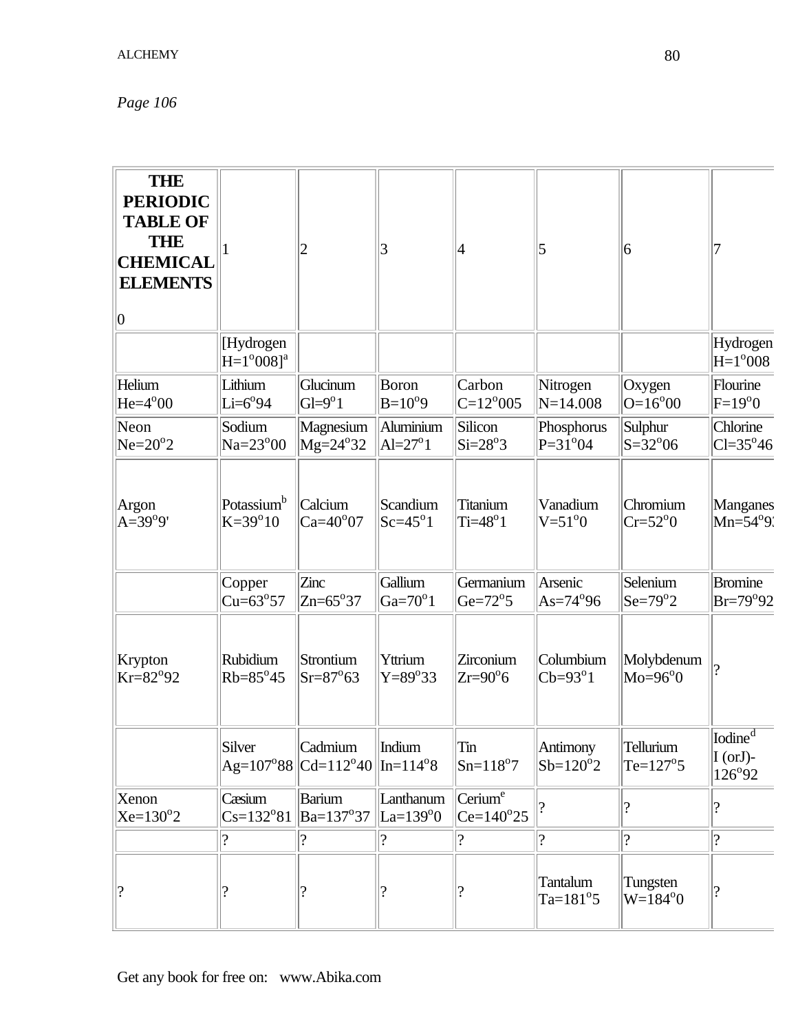*Page 106*

| **THE PERIODIC TABLE OF THE CHEMICAL ELEMENTS** 0 | 1 | 2 | 3 | 4 | 5 | 6 | 7 |
|---|---|---|---|---|---|---|---|
| | [Hydrogen H=1°008][a] | | | | | | Hydrogen H=1°008 |
| Helium He=4°00 | Lithium Li=6°94 | Glucinum Gl=9°1 | Boron B=10°9 | Carbon C=12°005 | Nitrogen N=14.008 | Oxygen O=16°00 | Flourine F=19°0 |
| Neon Ne=20°2 | Sodium Na=23°00 | Magnesium Mg=24°32 | Aluminium Al=27°1 | Silicon Si=28°3 | Phosphorus P=31°04 | Sulphur S=32°06 | Chlorine Cl=35°46 |
| Argon A=39°9' | Potassium[b] K=39°10 | Calcium Ca=40°07 | Scandium Sc=45°1 | Titanium Ti=48°1 | Vanadium V=51°0 | Chromium Cr=52°0 | Manganes Mn=54°9 |
| | Copper Cu=63°57 | Zinc Zn=65°37 | Gallium Ga=70°1 | Germanium Ge=72°5 | Arsenic As=74°96 | Selenium Se=79°2 | Bromine Br=79°92 |
| Krypton Kr=82°92 | Rubidium Rb=85°45 | Strontium Sr=87°63 | Yttrium Y=89°33 | Zirconium Zr=90°6 | Columbium Cb=93°1 | Molybdenum Mo=96°0 | ? |
| | Silver Ag=107°88 | Cadmium Cd=112°40 | Indium In=114°8 | Tin Sn=118°7 | Antimony Sb=120°2 | Tellurium Te=127°5 | Iodine[d] I (orJ)-126°92 |
| Xenon Xe=130°2 | Cæsium Cs=132°81 | Barium Ba=137°37 | Lanthanum La=139°0 | Cerium[e] Ce=140°25 | ? | ? | ? |
| | ? | ? | ? | ? | ? | ? | ? |
| ? | ? | ? | ? | ? | Tantalum Ta=181°5 | Tungsten W=184°0 | ? |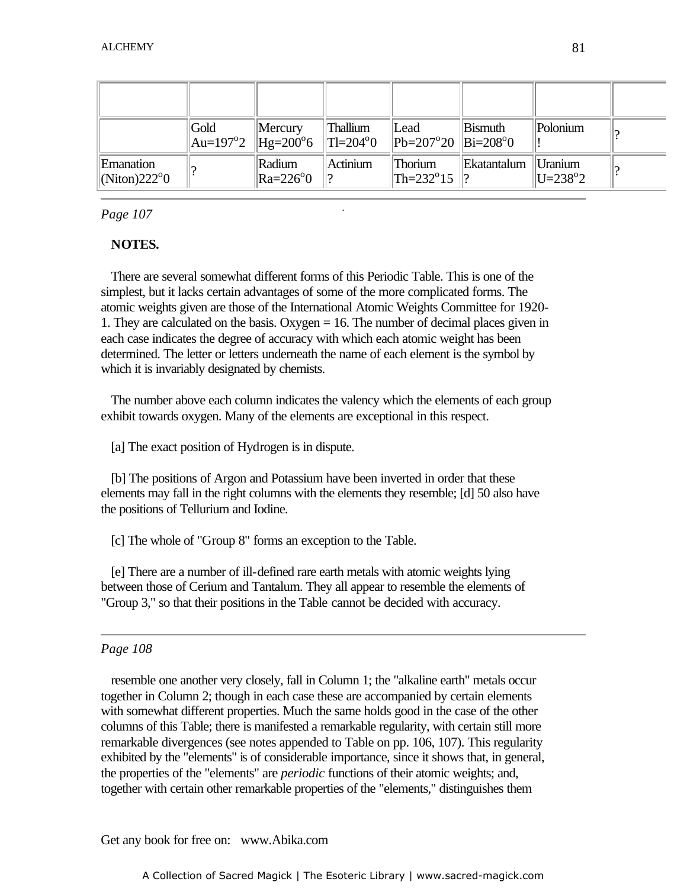| | | | | | | | |
|---|---|---|---|---|---|---|---|
| | | | | | | | |
| | Gold Au=197°2 | Mercury Hg=200°6 | Thallium Tl=204°0 | Lead Pb=207°20 | Bismuth Bi=208°0 | Polonium ! | ? |
| Emanation (Niton)222°0 | ? | Radium Ra=226°0 | Actinium ? | Thorium Th=232°15 | Ekatantalum ? | Uranium U=238°2 | ? |

*Page 107*

**NOTES.**

There are several somewhat different forms of this Periodic Table. This is one of the simplest, but it lacks certain advantages of some of the more complicated forms. The atomic weights given are those of the International Atomic Weights Committee for 1920-1. They are calculated on the basis. Oxygen = 16. The number of decimal places given in each case indicates the degree of accuracy with which each atomic weight has been determined. The letter or letters underneath the name of each element is the symbol by which it is invariably designated by chemists.

The number above each column indicates the valency which the elements of each group exhibit towards oxygen. Many of the elements are exceptional in this respect.

[a] The exact position of Hydrogen is in dispute.

[b] The positions of Argon and Potassium have been inverted in order that these elements may fall in the right columns with the elements they resemble; [d] 50 also have the positions of Tellurium and Iodine.

[c] The whole of "Group 8" forms an exception to the Table.

[e] There are a number of ill-defined rare earth metals with atomic weights lying between those of Cerium and Tantalum. They all appear to resemble the elements of "Group 3," so that their positions in the Table cannot be decided with accuracy.

---

*Page 108*

resemble one another very closely, fall in Column 1; the "alkaline earth" metals occur together in Column 2; though in each case these are accompanied by certain elements with somewhat different properties. Much the same holds good in the case of the other columns of this Table; there is manifested a remarkable regularity, with certain still more remarkable divergences (see notes appended to Table on pp. 106, 107). This regularity exhibited by the "elements" is of considerable importance, since it shows that, in general, the properties of the "elements" are *periodic* functions of their atomic weights; and, together with certain other remarkable properties of the "elements," distinguishes them

Get any book for free on: www.Abika.com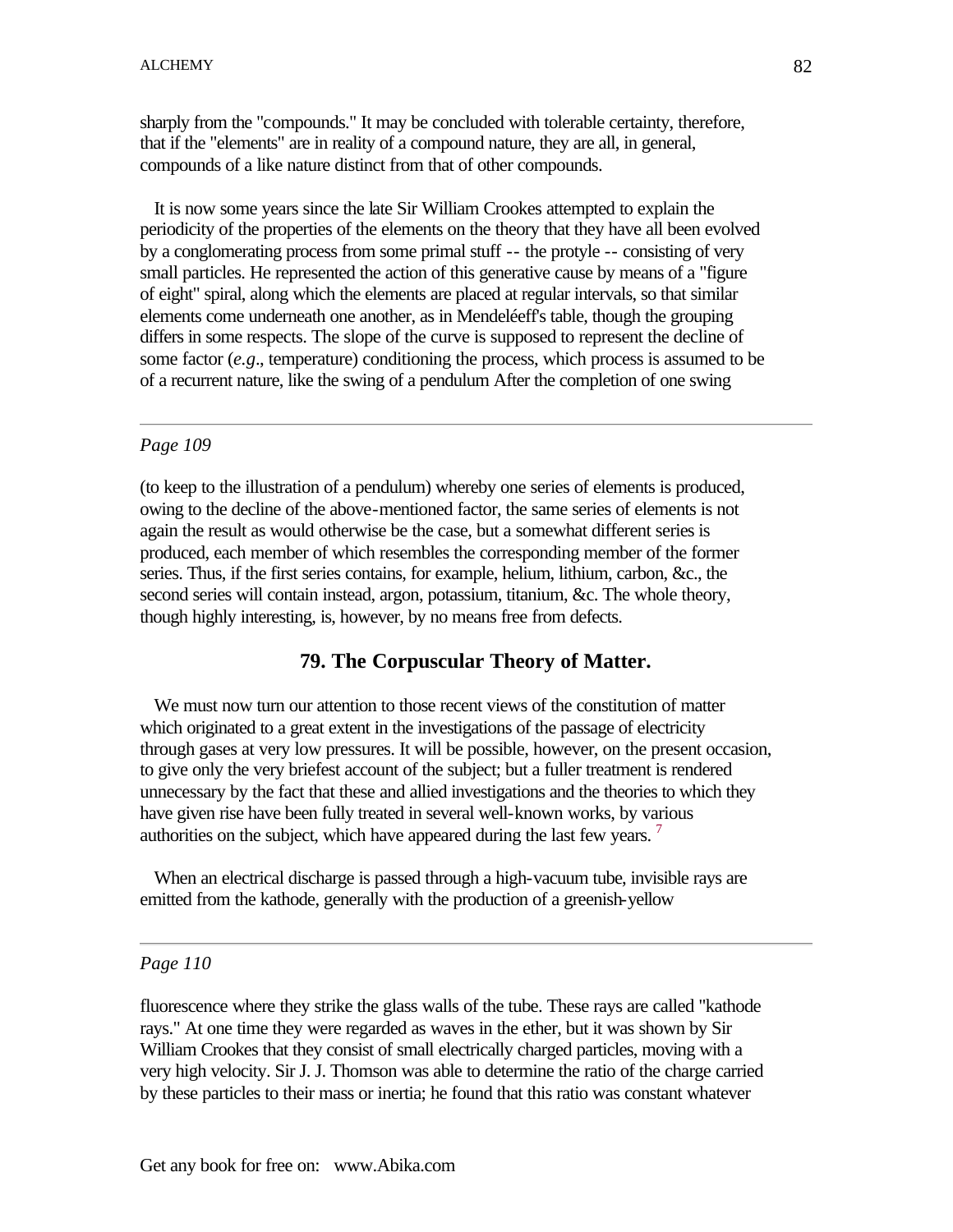sharply from the "compounds." It may be concluded with tolerable certainty, therefore, that if the "elements" are in reality of a compound nature, they are all, in general, compounds of a like nature distinct from that of other compounds.

It is now some years since the late Sir William Crookes attempted to explain the periodicity of the properties of the elements on the theory that they have all been evolved by a conglomerating process from some primal stuff -- the protyle -- consisting of very small particles. He represented the action of this generative cause by means of a "figure of eight" spiral, along which the elements are placed at regular intervals, so that similar elements come underneath one another, as in Mendeléeff's table, though the grouping differs in some respects. The slope of the curve is supposed to represent the decline of some factor (*e.g*., temperature) conditioning the process, which process is assumed to be of a recurrent nature, like the swing of a pendulum After the completion of one swing

---

*Page 109*

(to keep to the illustration of a pendulum) whereby one series of elements is produced, owing to the decline of the above-mentioned factor, the same series of elements is not again the result as would otherwise be the case, but a somewhat different series is produced, each member of which resembles the corresponding member of the former series. Thus, if the first series contains, for example, helium, lithium, carbon, &c., the second series will contain instead, argon, potassium, titanium, &c. The whole theory, though highly interesting, is, however, by no means free from defects.

## 79. The Corpuscular Theory of Matter.

We must now turn our attention to those recent views of the constitution of matter which originated to a great extent in the investigations of the passage of electricity through gases at very low pressures. It will be possible, however, on the present occasion, to give only the very briefest account of the subject; but a fuller treatment is rendered unnecessary by the fact that these and allied investigations and the theories to which they have given rise have been fully treated in several well-known works, by various authorities on the subject, which have appeared during the last few years. [7]

When an electrical discharge is passed through a high-vacuum tube, invisible rays are emitted from the kathode, generally with the production of a greenish-yellow

---

*Page 110*

fluorescence where they strike the glass walls of the tube. These rays are called "kathode rays." At one time they were regarded as waves in the ether, but it was shown by Sir William Crookes that they consist of small electrically charged particles, moving with a very high velocity. Sir J. J. Thomson was able to determine the ratio of the charge carried by these particles to their mass or inertia; he found that this ratio was constant whatever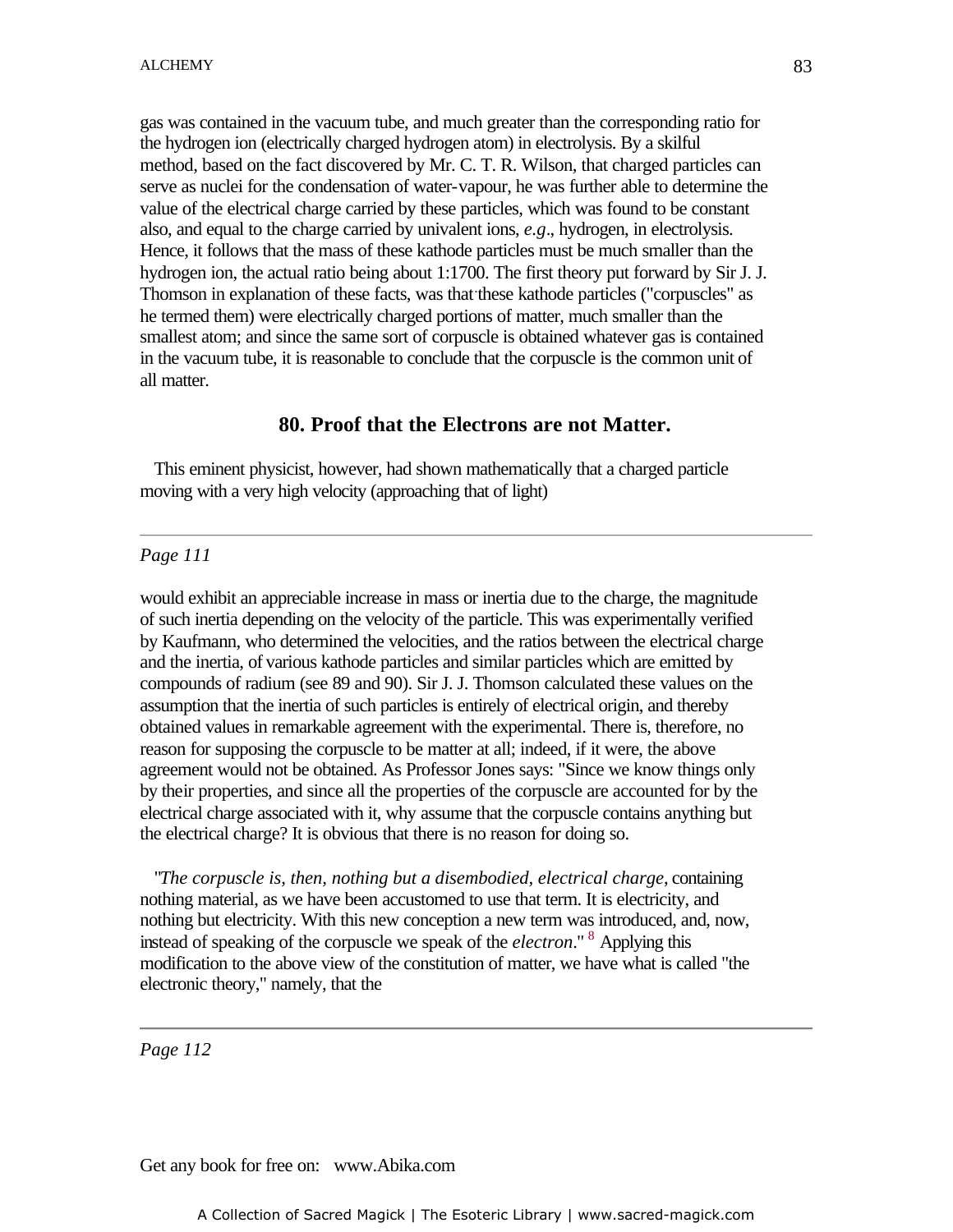gas was contained in the vacuum tube, and much greater than the corresponding ratio for the hydrogen ion (electrically charged hydrogen atom) in electrolysis. By a skilful method, based on the fact discovered by Mr. C. T. R. Wilson, that charged particles can serve as nuclei for the condensation of water-vapour, he was further able to determine the value of the electrical charge carried by these particles, which was found to be constant also, and equal to the charge carried by univalent ions, *e.g*., hydrogen, in electrolysis. Hence, it follows that the mass of these kathode particles must be much smaller than the hydrogen ion, the actual ratio being about 1:1700. The first theory put forward by Sir J. J. Thomson in explanation of these facts, was that these kathode particles ("corpuscles" as he termed them) were electrically charged portions of matter, much smaller than the smallest atom; and since the same sort of corpuscle is obtained whatever gas is contained in the vacuum tube, it is reasonable to conclude that the corpuscle is the common unit of all matter.

### 80. Proof that the Electrons are not Matter.

This eminent physicist, however, had shown mathematically that a charged particle moving with a very high velocity (approaching that of light)

---

*Page 111*

would exhibit an appreciable increase in mass or inertia due to the charge, the magnitude of such inertia depending on the velocity of the particle. This was experimentally verified by Kaufmann, who determined the velocities, and the ratios between the electrical charge and the inertia, of various kathode particles and similar particles which are emitted by compounds of radium (see 89 and 90). Sir J. J. Thomson calculated these values on the assumption that the inertia of such particles is entirely of electrical origin, and thereby obtained values in remarkable agreement with the experimental. There is, therefore, no reason for supposing the corpuscle to be matter at all; indeed, if it were, the above agreement would not be obtained. As Professor Jones says: "Since we know things only by their properties, and since all the properties of the corpuscle are accounted for by the electrical charge associated with it, why assume that the corpuscle contains anything but the electrical charge? It is obvious that there is no reason for doing so.

"*The corpuscle is, then, nothing but a disembodied, electrical charge*, containing nothing material, as we have been accustomed to use that term. It is electricity, and nothing but electricity. With this new conception a new term was introduced, and, now, instead of speaking of the corpuscle we speak of the *electron*." [8] Applying this modification to the above view of the constitution of matter, we have what is called "the electronic theory," namely, that the

---

*Page 112*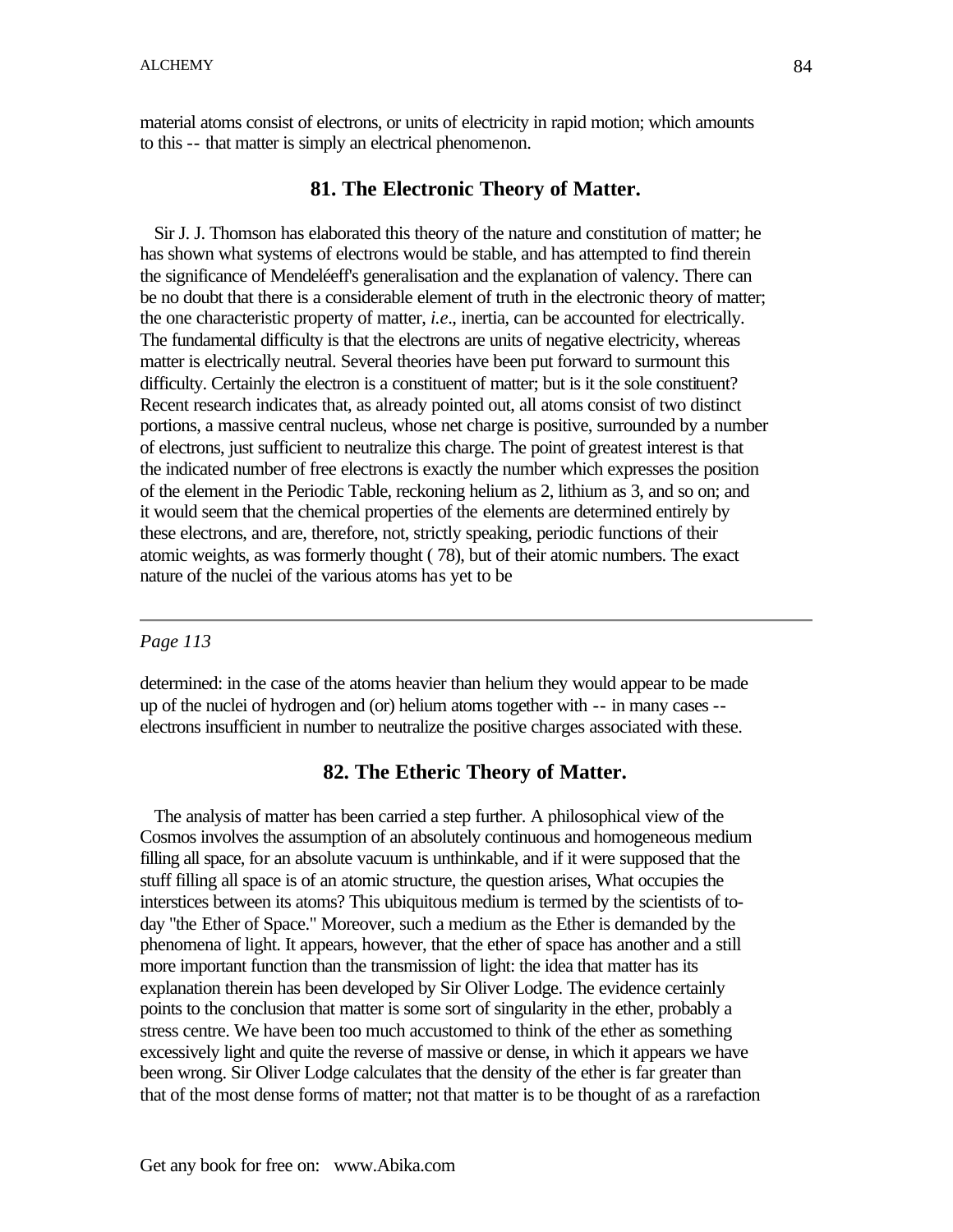material atoms consist of electrons, or units of electricity in rapid motion; which amounts to this -- that matter is simply an electrical phenomenon.

## 81. The Electronic Theory of Matter.

Sir J. J. Thomson has elaborated this theory of the nature and constitution of matter; he has shown what systems of electrons would be stable, and has attempted to find therein the significance of Mendeléeff's generalisation and the explanation of valency. There can be no doubt that there is a considerable element of truth in the electronic theory of matter; the one characteristic property of matter, *i.e.*, inertia, can be accounted for electrically. The fundamental difficulty is that the electrons are units of negative electricity, whereas matter is electrically neutral. Several theories have been put forward to surmount this difficulty. Certainly the electron is a constituent of matter; but is it the sole constituent? Recent research indicates that, as already pointed out, all atoms consist of two distinct portions, a massive central nucleus, whose net charge is positive, surrounded by a number of electrons, just sufficient to neutralize this charge. The point of greatest interest is that the indicated number of free electrons is exactly the number which expresses the position of the element in the Periodic Table, reckoning helium as 2, lithium as 3, and so on; and it would seem that the chemical properties of the elements are determined entirely by these electrons, and are, therefore, not, strictly speaking, periodic functions of their atomic weights, as was formerly thought ( 78), but of their atomic numbers. The exact nature of the nuclei of the various atoms has yet to be

---

*Page 113*

determined: in the case of the atoms heavier than helium they would appear to be made up of the nuclei of hydrogen and (or) helium atoms together with -- in many cases -- electrons insufficient in number to neutralize the positive charges associated with these.

## 82. The Etheric Theory of Matter.

The analysis of matter has been carried a step further. A philosophical view of the Cosmos involves the assumption of an absolutely continuous and homogeneous medium filling all space, for an absolute vacuum is unthinkable, and if it were supposed that the stuff filling all space is of an atomic structure, the question arises, What occupies the interstices between its atoms? This ubiquitous medium is termed by the scientists of to-day "the Ether of Space." Moreover, such a medium as the Ether is demanded by the phenomena of light. It appears, however, that the ether of space has another and a still more important function than the transmission of light: the idea that matter has its explanation therein has been developed by Sir Oliver Lodge. The evidence certainly points to the conclusion that matter is some sort of singularity in the ether, probably a stress centre. We have been too much accustomed to think of the ether as something excessively light and quite the reverse of massive or dense, in which it appears we have been wrong. Sir Oliver Lodge calculates that the density of the ether is far greater than that of the most dense forms of matter; not that matter is to be thought of as a rarefaction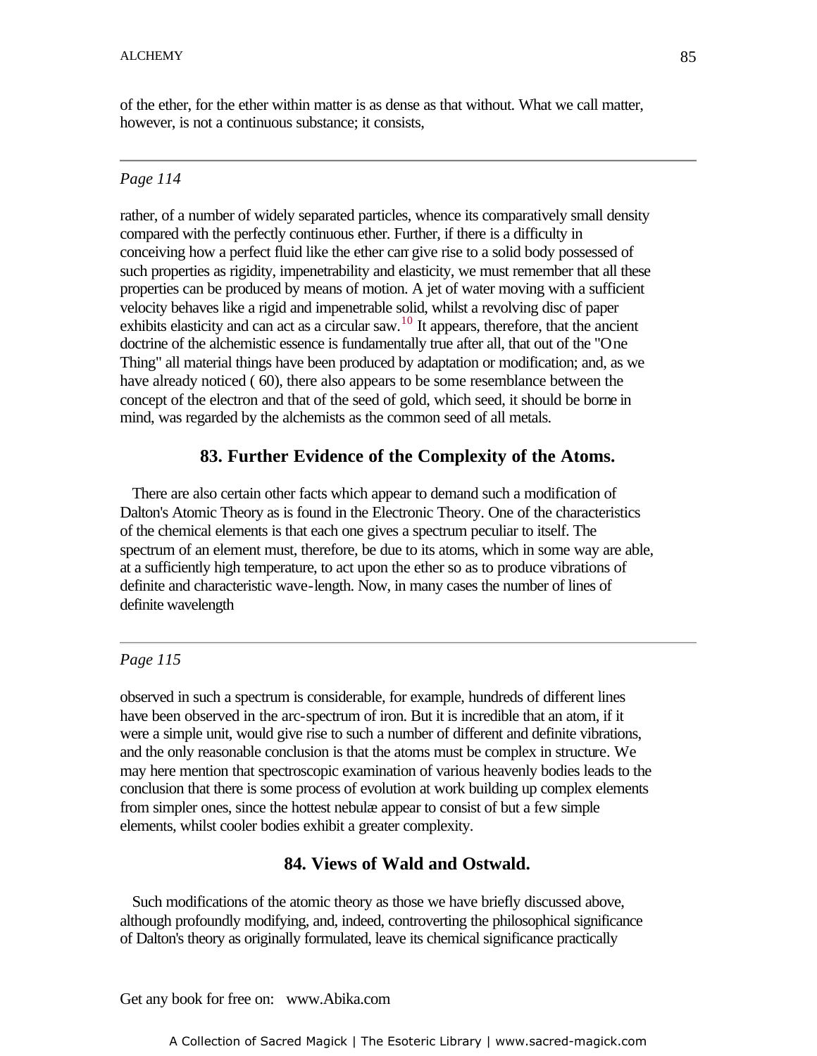of the ether, for the ether within matter is as dense as that without. What we call matter, however, is not a continuous substance; it consists,

---

*Page 114*

rather, of a number of widely separated particles, whence its comparatively small density compared with the perfectly continuous ether. Further, if there is a difficulty in conceiving how a perfect fluid like the ether can give rise to a solid body possessed of such properties as rigidity, impenetrability and elasticity, we must remember that all these properties can be produced by means of motion. A jet of water moving with a sufficient velocity behaves like a rigid and impenetrable solid, whilst a revolving disc of paper exhibits elasticity and can act as a circular saw.[10] It appears, therefore, that the ancient doctrine of the alchemistic essence is fundamentally true after all, that out of the "One Thing" all material things have been produced by adaptation or modification; and, as we have already noticed ( 60), there also appears to be some resemblance between the concept of the electron and that of the seed of gold, which seed, it should be borne in mind, was regarded by the alchemists as the common seed of all metals.

### 83. Further Evidence of the Complexity of the Atoms.

There are also certain other facts which appear to demand such a modification of Dalton's Atomic Theory as is found in the Electronic Theory. One of the characteristics of the chemical elements is that each one gives a spectrum peculiar to itself. The spectrum of an element must, therefore, be due to its atoms, which in some way are able, at a sufficiently high temperature, to act upon the ether so as to produce vibrations of definite and characteristic wave-length. Now, in many cases the number of lines of definite wavelength

---

*Page 115*

observed in such a spectrum is considerable, for example, hundreds of different lines have been observed in the arc-spectrum of iron. But it is incredible that an atom, if it were a simple unit, would give rise to such a number of different and definite vibrations, and the only reasonable conclusion is that the atoms must be complex in structure. We may here mention that spectroscopic examination of various heavenly bodies leads to the conclusion that there is some process of evolution at work building up complex elements from simpler ones, since the hottest nebulæ appear to consist of but a few simple elements, whilst cooler bodies exhibit a greater complexity.

### 84. Views of Wald and Ostwald.

Such modifications of the atomic theory as those we have briefly discussed above, although profoundly modifying, and, indeed, controverting the philosophical significance of Dalton's theory as originally formulated, leave its chemical significance practically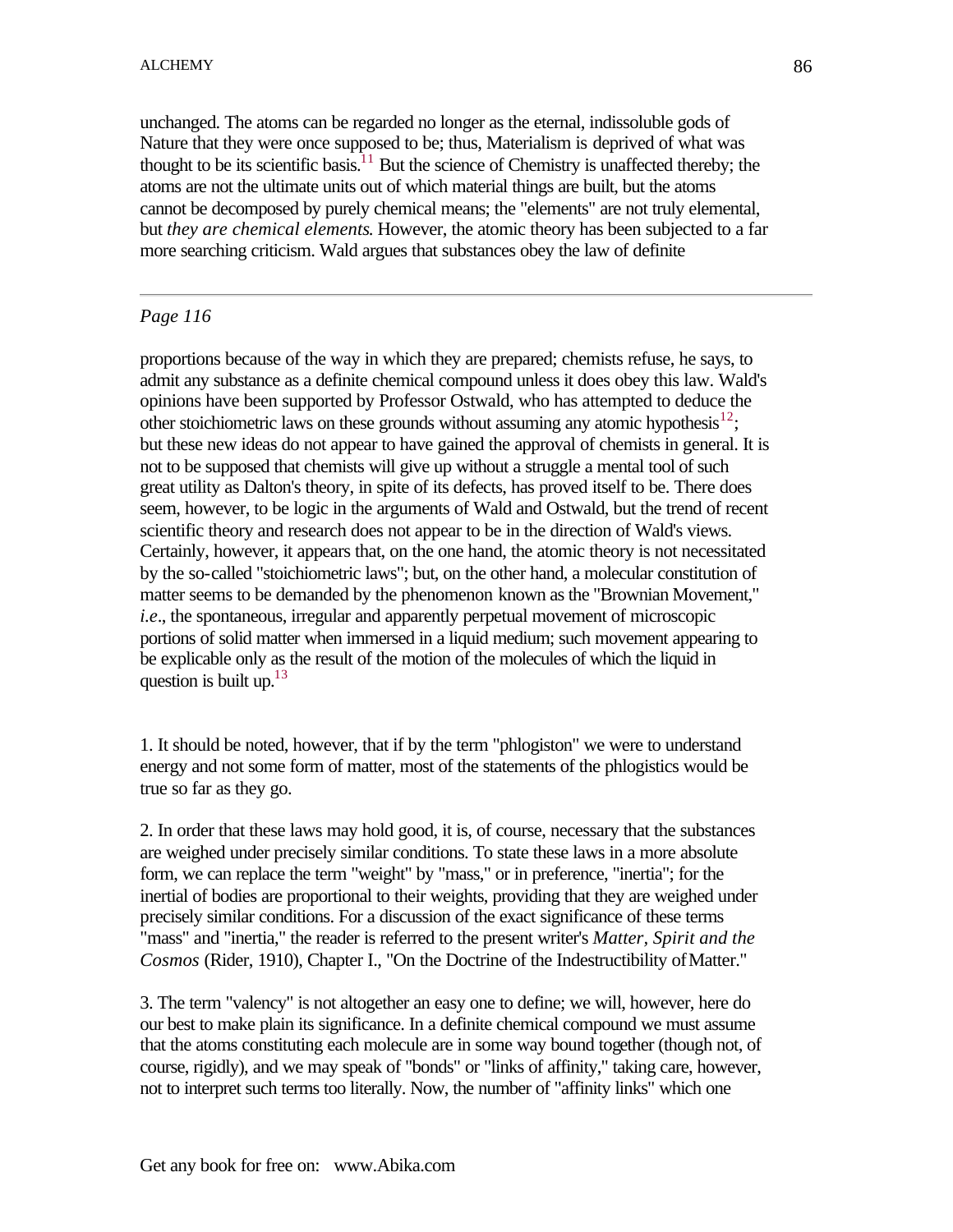unchanged. The atoms can be regarded no longer as the eternal, indissoluble gods of Nature that they were once supposed to be; thus, Materialism is deprived of what was thought to be its scientific basis.[11] But the science of Chemistry is unaffected thereby; the atoms are not the ultimate units out of which material things are built, but the atoms cannot be decomposed by purely chemical means; the "elements" are not truly elemental, but *they are chemical elements*. However, the atomic theory has been subjected to a far more searching criticism. Wald argues that substances obey the law of definite

---

*Page 116*

proportions because of the way in which they are prepared; chemists refuse, he says, to admit any substance as a definite chemical compound unless it does obey this law. Wald's opinions have been supported by Professor Ostwald, who has attempted to deduce the other stoichiometric laws on these grounds without assuming any atomic hypothesis[12]; but these new ideas do not appear to have gained the approval of chemists in general. It is not to be supposed that chemists will give up without a struggle a mental tool of such great utility as Dalton's theory, in spite of its defects, has proved itself to be. There does seem, however, to be logic in the arguments of Wald and Ostwald, but the trend of recent scientific theory and research does not appear to be in the direction of Wald's views. Certainly, however, it appears that, on the one hand, the atomic theory is not necessitated by the so-called "stoichiometric laws"; but, on the other hand, a molecular constitution of matter seems to be demanded by the phenomenon known as the "Brownian Movement," *i.e*., the spontaneous, irregular and apparently perpetual movement of microscopic portions of solid matter when immersed in a liquid medium; such movement appearing to be explicable only as the result of the motion of the molecules of which the liquid in question is built up.[13]

1. It should be noted, however, that if by the term "phlogiston" we were to understand energy and not some form of matter, most of the statements of the phlogistics would be true so far as they go.

2. In order that these laws may hold good, it is, of course, necessary that the substances are weighed under precisely similar conditions. To state these laws in a more absolute form, we can replace the term "weight" by "mass," or in preference, "inertia"; for the inertial of bodies are proportional to their weights, providing that they are weighed under precisely similar conditions. For a discussion of the exact significance of these terms "mass" and "inertia," the reader is referred to the present writer's *Matter, Spirit and the Cosmos* (Rider, 1910), Chapter I., "On the Doctrine of the Indestructibility of Matter."

3. The term "valency" is not altogether an easy one to define; we will, however, here do our best to make plain its significance. In a definite chemical compound we must assume that the atoms constituting each molecule are in some way bound together (though not, of course, rigidly), and we may speak of "bonds" or "links of affinity," taking care, however, not to interpret such terms too literally. Now, the number of "affinity links" which one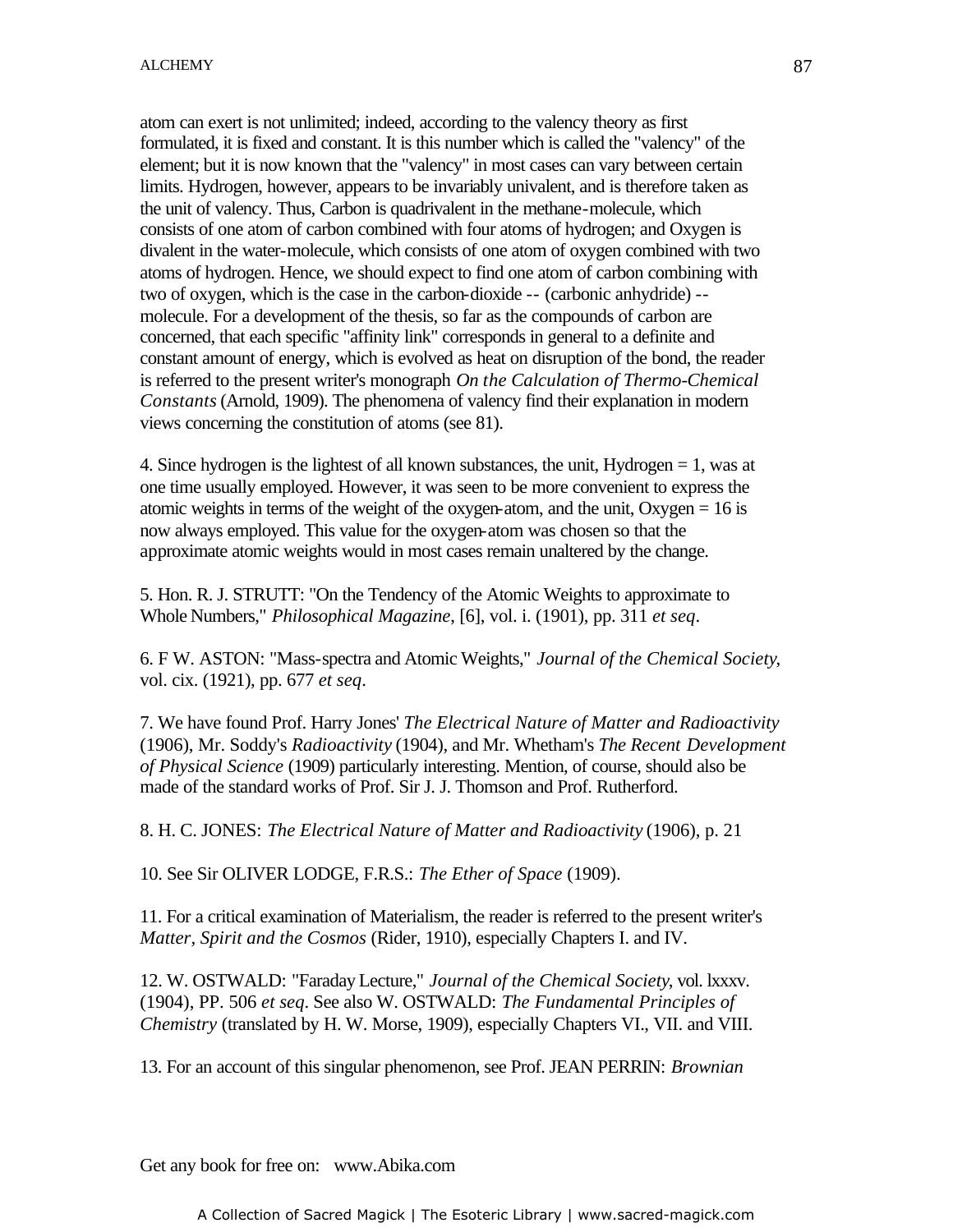atom can exert is not unlimited; indeed, according to the valency theory as first formulated, it is fixed and constant. It is this number which is called the "valency" of the element; but it is now known that the "valency" in most cases can vary between certain limits. Hydrogen, however, appears to be invariably univalent, and is therefore taken as the unit of valency. Thus, Carbon is quadrivalent in the methane-molecule, which consists of one atom of carbon combined with four atoms of hydrogen; and Oxygen is divalent in the water-molecule, which consists of one atom of oxygen combined with two atoms of hydrogen. Hence, we should expect to find one atom of carbon combining with two of oxygen, which is the case in the carbon-dioxide -- (carbonic anhydride) -- molecule. For a development of the thesis, so far as the compounds of carbon are concerned, that each specific "affinity link" corresponds in general to a definite and constant amount of energy, which is evolved as heat on disruption of the bond, the reader is referred to the present writer's monograph *On the Calculation of Thermo-Chemical Constants* (Arnold, 1909). The phenomena of valency find their explanation in modern views concerning the constitution of atoms (see 81).

4. Since hydrogen is the lightest of all known substances, the unit, Hydrogen = 1, was at one time usually employed. However, it was seen to be more convenient to express the atomic weights in terms of the weight of the oxygen-atom, and the unit, Oxygen = 16 is now always employed. This value for the oxygen-atom was chosen so that the approximate atomic weights would in most cases remain unaltered by the change.

5. Hon. R. J. STRUTT: "On the Tendency of the Atomic Weights to approximate to Whole Numbers," *Philosophical Magazine*, [6], vol. i. (1901), pp. 311 *et seq*.

6. F W. ASTON: "Mass-spectra and Atomic Weights," *Journal of the Chemical Society*, vol. cix. (1921), pp. 677 *et seq*.

7. We have found Prof. Harry Jones' *The Electrical Nature of Matter and Radioactivity* (1906), Mr. Soddy's *Radioactivity* (1904), and Mr. Whetham's *The Recent Development of Physical Science* (1909) particularly interesting. Mention, of course, should also be made of the standard works of Prof. Sir J. J. Thomson and Prof. Rutherford.

8. H. C. JONES: *The Electrical Nature of Matter and Radioactivity* (1906), p. 21

10. See Sir OLIVER LODGE, F.R.S.: *The Ether of Space* (1909).

11. For a critical examination of Materialism, the reader is referred to the present writer's *Matter, Spirit and the Cosmos* (Rider, 1910), especially Chapters I. and IV.

12. W. OSTWALD: "Faraday Lecture," *Journal of the Chemical Society*, vol. lxxxv. (1904), PP. 506 *et seq*. See also W. OSTWALD: *The Fundamental Principles of Chemistry* (translated by H. W. Morse, 1909), especially Chapters VI., VII. and VIII.

13. For an account of this singular phenomenon, see Prof. JEAN PERRIN: *Brownian*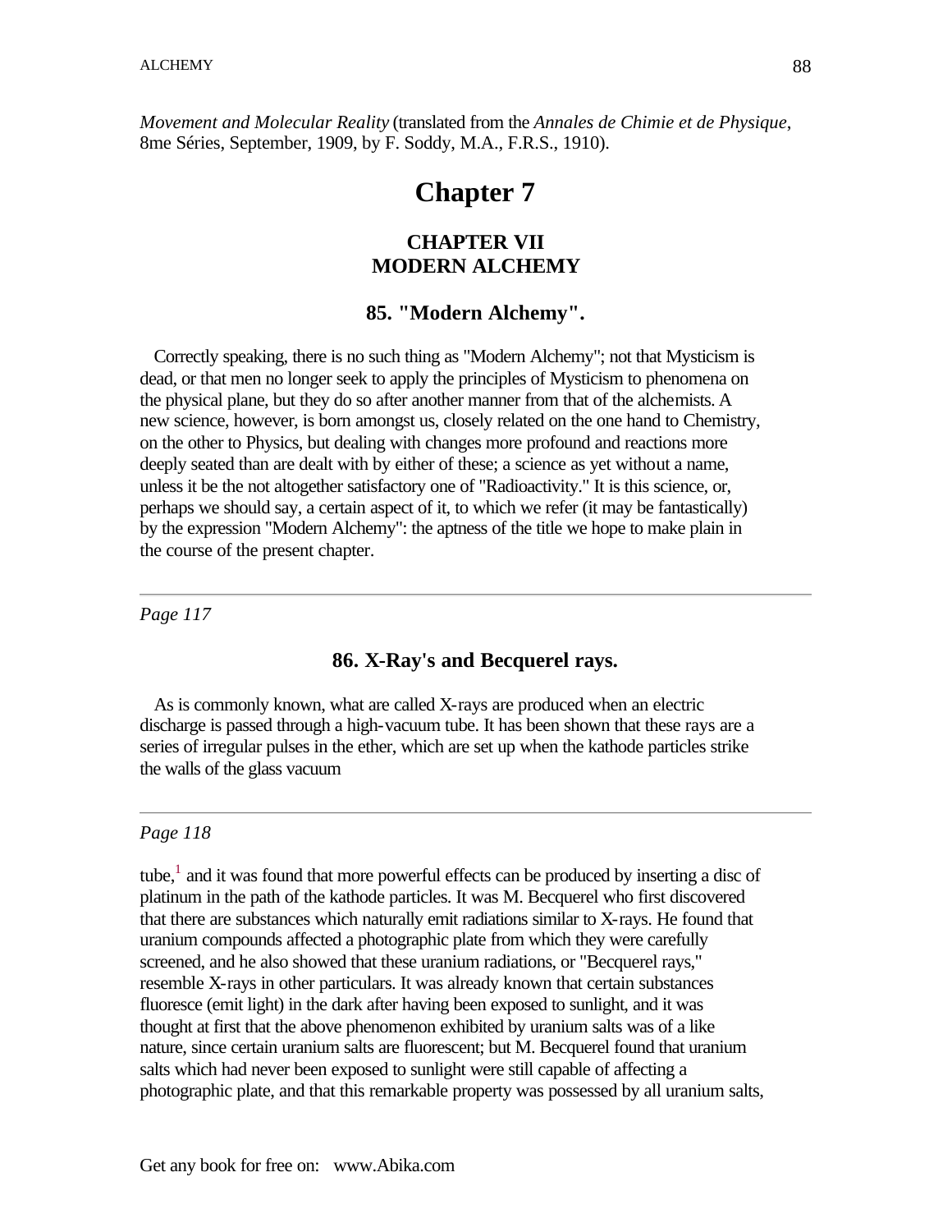*Movement and Molecular Reality* (translated from the *Annales de Chimie et de Physique*, 8me Séries, September, 1909, by F. Soddy, M.A., F.R.S., 1910).

# Chapter 7

## CHAPTER VII
## MODERN ALCHEMY

### 85. "Modern Alchemy".

Correctly speaking, there is no such thing as "Modern Alchemy"; not that Mysticism is dead, or that men no longer seek to apply the principles of Mysticism to phenomena on the physical plane, but they do so after another manner from that of the alchemists. A new science, however, is born amongst us, closely related on the one hand to Chemistry, on the other to Physics, but dealing with changes more profound and reactions more deeply seated than are dealt with by either of these; a science as yet without a name, unless it be the not altogether satisfactory one of "Radioactivity." It is this science, or, perhaps we should say, a certain aspect of it, to which we refer (it may be fantastically) by the expression "Modern Alchemy": the aptness of the title we hope to make plain in the course of the present chapter.

---

*Page 117*

### 86. X-Ray's and Becquerel rays.

As is commonly known, what are called X-rays are produced when an electric discharge is passed through a high-vacuum tube. It has been shown that these rays are a series of irregular pulses in the ether, which are set up when the kathode particles strike the walls of the glass vacuum

---

*Page 118*

tube,[1] and it was found that more powerful effects can be produced by inserting a disc of platinum in the path of the kathode particles. It was M. Becquerel who first discovered that there are substances which naturally emit radiations similar to X-rays. He found that uranium compounds affected a photographic plate from which they were carefully screened, and he also showed that these uranium radiations, or "Becquerel rays," resemble X-rays in other particulars. It was already known that certain substances fluoresce (emit light) in the dark after having been exposed to sunlight, and it was thought at first that the above phenomenon exhibited by uranium salts was of a like nature, since certain uranium salts are fluorescent; but M. Becquerel found that uranium salts which had never been exposed to sunlight were still capable of affecting a photographic plate, and that this remarkable property was possessed by all uranium salts,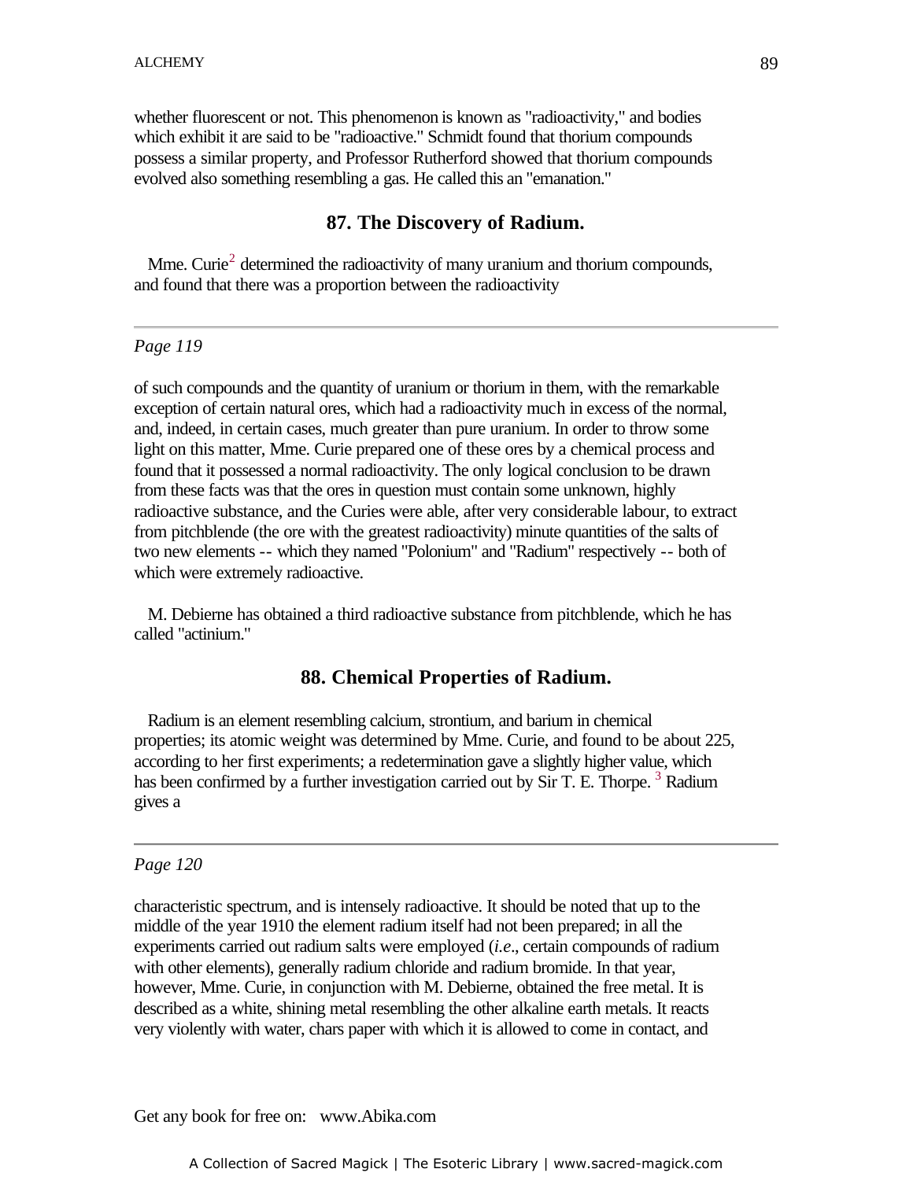whether fluorescent or not. This phenomenon is known as "radioactivity," and bodies which exhibit it are said to be "radioactive." Schmidt found that thorium compounds possess a similar property, and Professor Rutherford showed that thorium compounds evolved also something resembling a gas. He called this an "emanation."

## 87. The Discovery of Radium.

Mme. Curie[2] determined the radioactivity of many uranium and thorium compounds, and found that there was a proportion between the radioactivity

---

*Page 119*

of such compounds and the quantity of uranium or thorium in them, with the remarkable exception of certain natural ores, which had a radioactivity much in excess of the normal, and, indeed, in certain cases, much greater than pure uranium. In order to throw some light on this matter, Mme. Curie prepared one of these ores by a chemical process and found that it possessed a normal radioactivity. The only logical conclusion to be drawn from these facts was that the ores in question must contain some unknown, highly radioactive substance, and the Curies were able, after very considerable labour, to extract from pitchblende (the ore with the greatest radioactivity) minute quantities of the salts of two new elements -- which they named "Polonium" and "Radium" respectively -- both of which were extremely radioactive.

M. Debierne has obtained a third radioactive substance from pitchblende, which he has called "actinium."

## 88. Chemical Properties of Radium.

Radium is an element resembling calcium, strontium, and barium in chemical properties; its atomic weight was determined by Mme. Curie, and found to be about 225, according to her first experiments; a redetermination gave a slightly higher value, which has been confirmed by a further investigation carried out by Sir T. E. Thorpe. [3] Radium gives a

---

*Page 120*

characteristic spectrum, and is intensely radioactive. It should be noted that up to the middle of the year 1910 the element radium itself had not been prepared; in all the experiments carried out radium salts were employed (*i.e*., certain compounds of radium with other elements), generally radium chloride and radium bromide. In that year, however, Mme. Curie, in conjunction with M. Debierne, obtained the free metal. It is described as a white, shining metal resembling the other alkaline earth metals. It reacts very violently with water, chars paper with which it is allowed to come in contact, and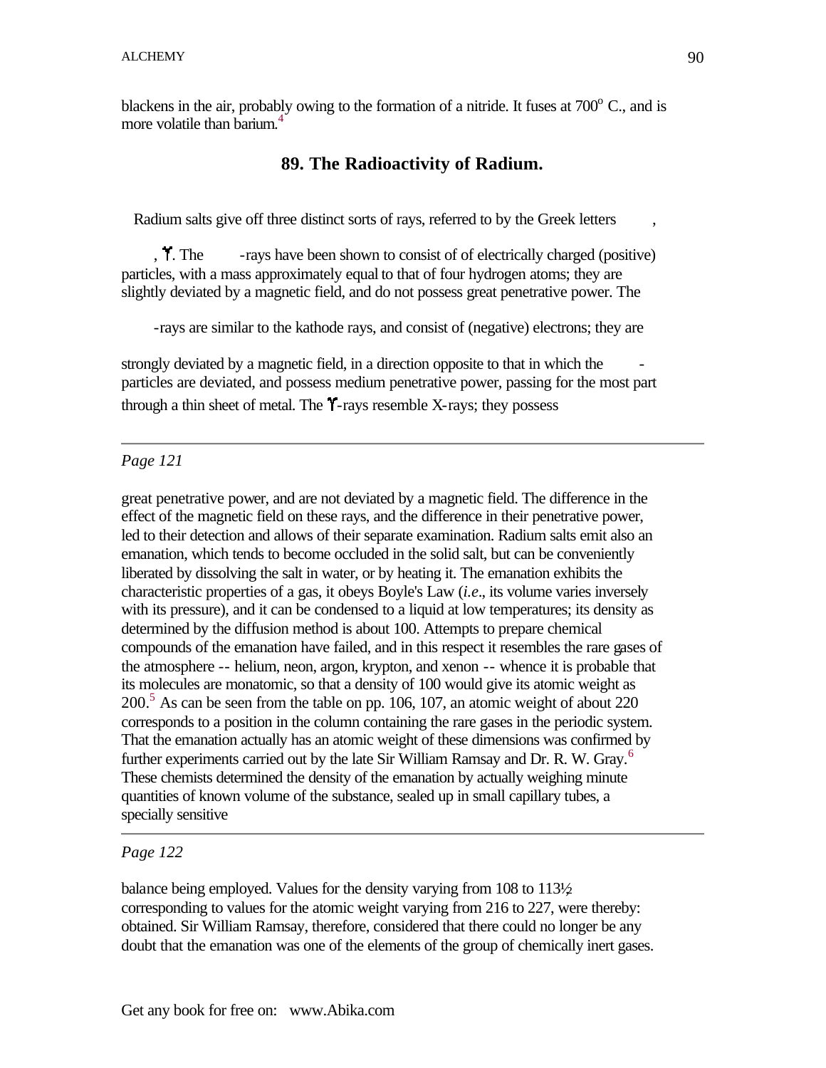blackens in the air, probably owing to the formation of a nitride. It fuses at 700° C., and is more volatile than barium.[4]

## 89. The Radioactivity of Radium.

Radium salts give off three distinct sorts of rays, referred to by the Greek letters ,

, $\gamma$. The -rays have been shown to consist of of electrically charged (positive) particles, with a mass approximately equal to that of four hydrogen atoms; they are slightly deviated by a magnetic field, and do not possess great penetrative power. The

-rays are similar to the kathode rays, and consist of (negative) electrons; they are

strongly deviated by a magnetic field, in a direction opposite to that in which the -particles are deviated, and possess medium penetrative power, passing for the most part through a thin sheet of metal. The $\gamma$-rays resemble X-rays; they possess

*Page 121*

great penetrative power, and are not deviated by a magnetic field. The difference in the effect of the magnetic field on these rays, and the difference in their penetrative power, led to their detection and allows of their separate examination. Radium salts emit also an emanation, which tends to become occluded in the solid salt, but can be conveniently liberated by dissolving the salt in water, or by heating it. The emanation exhibits the characteristic properties of a gas, it obeys Boyle's Law (*i.e*., its volume varies inversely with its pressure), and it can be condensed to a liquid at low temperatures; its density as determined by the diffusion method is about 100. Attempts to prepare chemical compounds of the emanation have failed, and in this respect it resembles the rare gases of the atmosphere -- helium, neon, argon, krypton, and xenon -- whence it is probable that its molecules are monatomic, so that a density of 100 would give its atomic weight as 200.[5] As can be seen from the table on pp. 106, 107, an atomic weight of about 220 corresponds to a position in the column containing the rare gases in the periodic system. That the emanation actually has an atomic weight of these dimensions was confirmed by further experiments carried out by the late Sir William Ramsay and Dr. R. W. Gray.[6] These chemists determined the density of the emanation by actually weighing minute quantities of known volume of the substance, sealed up in small capillary tubes, a specially sensitive

*Page 122*

balance being employed. Values for the density varying from 108 to 113½ corresponding to values for the atomic weight varying from 216 to 227, were thereby: obtained. Sir William Ramsay, therefore, considered that there could no longer be any doubt that the emanation was one of the elements of the group of chemically inert gases.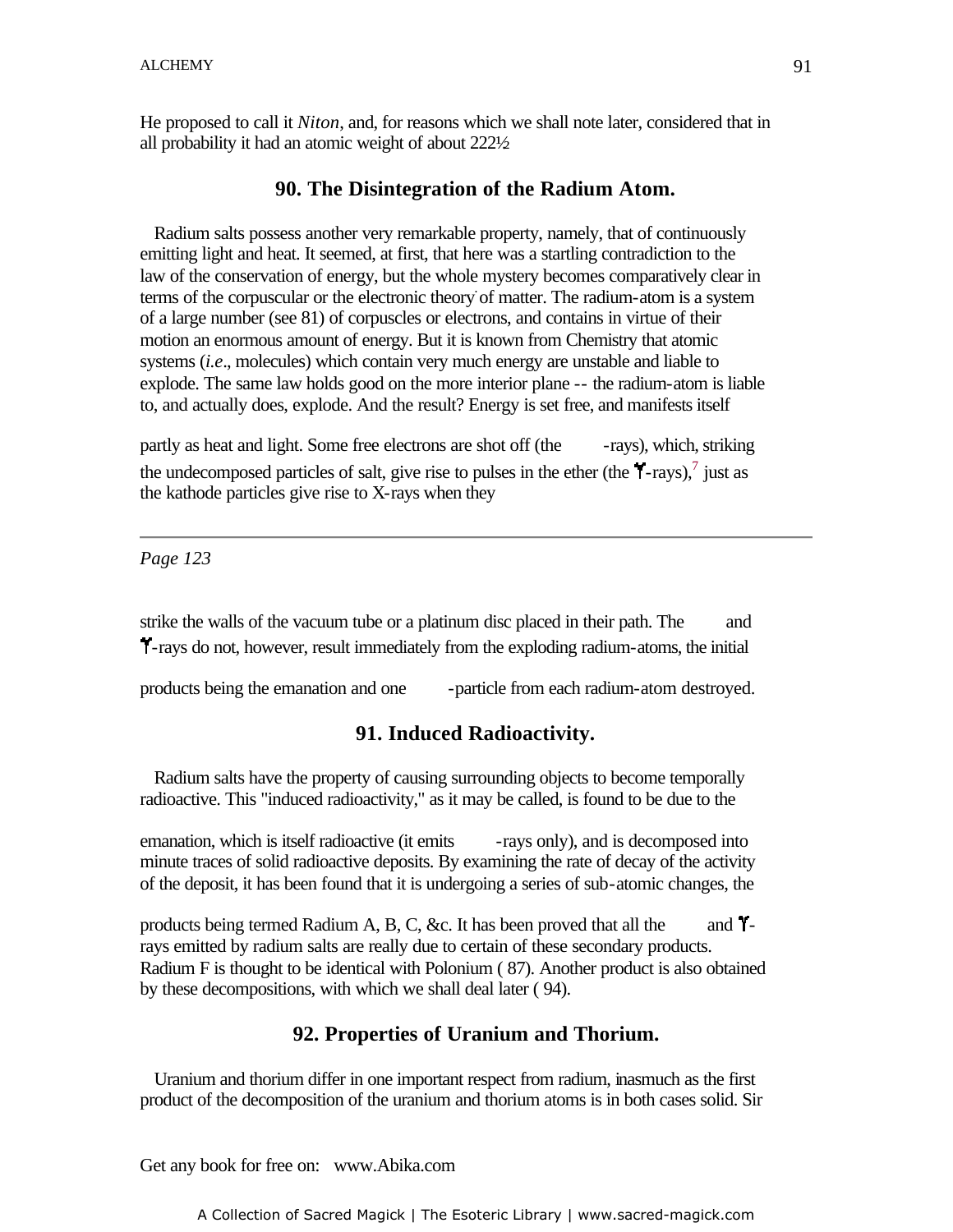He proposed to call it *Niton*, and, for reasons which we shall note later, considered that in all probability it had an atomic weight of about 222½

## 90. The Disintegration of the Radium Atom.

Radium salts possess another very remarkable property, namely, that of continuously emitting light and heat. It seemed, at first, that here was a startling contradiction to the law of the conservation of energy, but the whole mystery becomes comparatively clear in terms of the corpuscular or the electronic theory of matter. The radium-atom is a system of a large number (see 81) of corpuscles or electrons, and contains in virtue of their motion an enormous amount of energy. But it is known from Chemistry that atomic systems (*i.e*., molecules) which contain very much energy are unstable and liable to explode. The same law holds good on the more interior plane -- the radium-atom is liable to, and actually does, explode. And the result? Energy is set free, and manifests itself partly as heat and light. Some free electrons are shot off (the -rays), which, striking the undecomposed particles of salt, give rise to pulses in the ether (the ϒ-rays),[7] just as the kathode particles give rise to X-rays when they

Page 123

strike the walls of the vacuum tube or a platinum disc placed in their path. The and ϒ-rays do not, however, result immediately from the exploding radium-atoms, the initial products being the emanation and one -particle from each radium-atom destroyed.

## 91. Induced Radioactivity.

Radium salts have the property of causing surrounding objects to become temporally radioactive. This "induced radioactivity," as it may be called, is found to be due to the emanation, which is itself radioactive (it emits -rays only), and is decomposed into minute traces of solid radioactive deposits. By examining the rate of decay of the activity of the deposit, it has been found that it is undergoing a series of sub-atomic changes, the products being termed Radium A, B, C, &c. It has been proved that all the and ϒ-rays emitted by radium salts are really due to certain of these secondary products. Radium F is thought to be identical with Polonium ( 87). Another product is also obtained by these decompositions, with which we shall deal later ( 94).

## 92. Properties of Uranium and Thorium.

Uranium and thorium differ in one important respect from radium, inasmuch as the first product of the decomposition of the uranium and thorium atoms is in both cases solid. Sir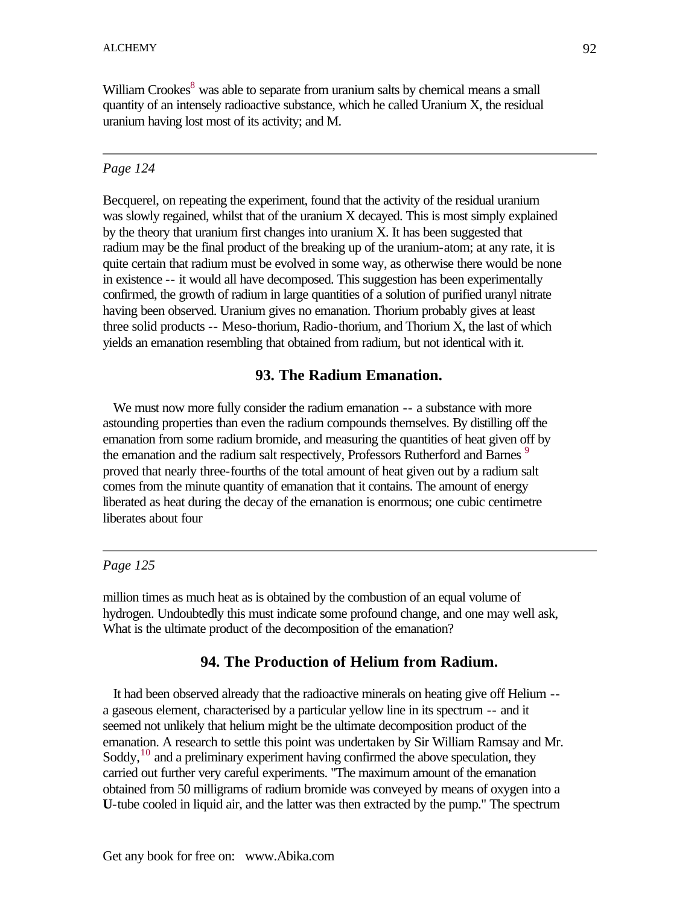William Crookes[8] was able to separate from uranium salts by chemical means a small quantity of an intensely radioactive substance, which he called Uranium X, the residual uranium having lost most of its activity; and M.

---

*Page 124*

Becquerel, on repeating the experiment, found that the activity of the residual uranium was slowly regained, whilst that of the uranium X decayed. This is most simply explained by the theory that uranium first changes into uranium X. It has been suggested that radium may be the final product of the breaking up of the uranium-atom; at any rate, it is quite certain that radium must be evolved in some way, as otherwise there would be none in existence -- it would all have decomposed. This suggestion has been experimentally confirmed, the growth of radium in large quantities of a solution of purified uranyl nitrate having been observed. Uranium gives no emanation. Thorium probably gives at least three solid products -- Meso-thorium, Radio-thorium, and Thorium X, the last of which yields an emanation resembling that obtained from radium, but not identical with it.

### 93. The Radium Emanation.

We must now more fully consider the radium emanation -- a substance with more astounding properties than even the radium compounds themselves. By distilling off the emanation from some radium bromide, and measuring the quantities of heat given off by the emanation and the radium salt respectively, Professors Rutherford and Barnes [9] proved that nearly three-fourths of the total amount of heat given out by a radium salt comes from the minute quantity of emanation that it contains. The amount of energy liberated as heat during the decay of the emanation is enormous; one cubic centimetre liberates about four

---

*Page 125*

million times as much heat as is obtained by the combustion of an equal volume of hydrogen. Undoubtedly this must indicate some profound change, and one may well ask, What is the ultimate product of the decomposition of the emanation?

### 94. The Production of Helium from Radium.

It had been observed already that the radioactive minerals on heating give off Helium -- a gaseous element, characterised by a particular yellow line in its spectrum -- and it seemed not unlikely that helium might be the ultimate decomposition product of the emanation. A research to settle this point was undertaken by Sir William Ramsay and Mr. Soddy,[10] and a preliminary experiment having confirmed the above speculation, they carried out further very careful experiments. "The maximum amount of the emanation obtained from 50 milligrams of radium bromide was conveyed by means of oxygen into a **U**-tube cooled in liquid air, and the latter was then extracted by the pump." The spectrum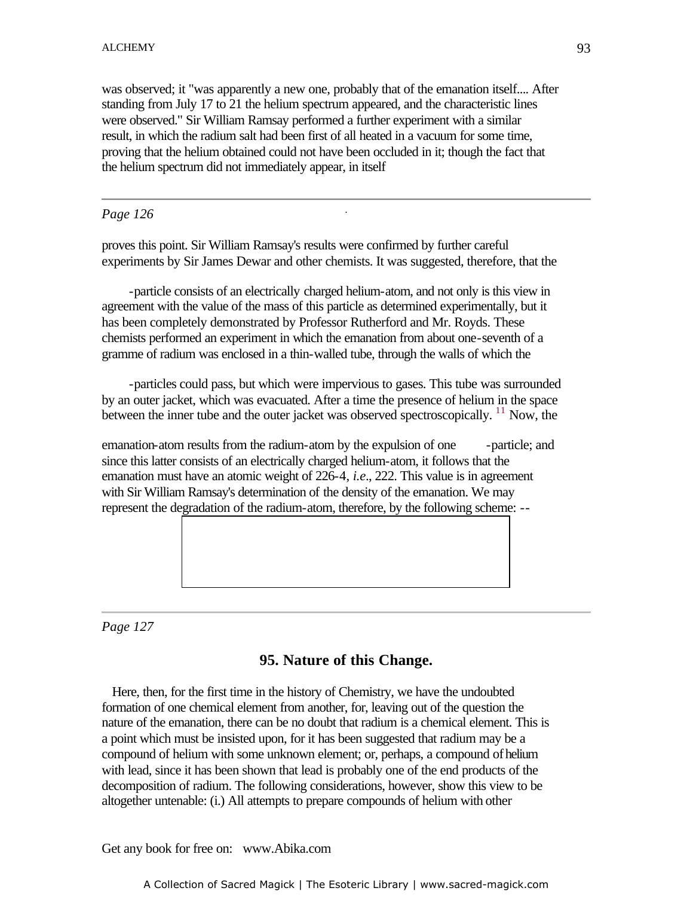was observed; it "was apparently a new one, probably that of the emanation itself.... After standing from July 17 to 21 the helium spectrum appeared, and the characteristic lines were observed." Sir William Ramsay performed a further experiment with a similar result, in which the radium salt had been first of all heated in a vacuum for some time, proving that the helium obtained could not have been occluded in it; though the fact that the helium spectrum did not immediately appear, in itself

---

*Page 126*

proves this point. Sir William Ramsay's results were confirmed by further careful experiments by Sir James Dewar and other chemists. It was suggested, therefore, that the

-particle consists of an electrically charged helium-atom, and not only is this view in agreement with the value of the mass of this particle as determined experimentally, but it has been completely demonstrated by Professor Rutherford and Mr. Royds. These chemists performed an experiment in which the emanation from about one-seventh of a gramme of radium was enclosed in a thin-walled tube, through the walls of which the

-particles could pass, but which were impervious to gases. This tube was surrounded by an outer jacket, which was evacuated. After a time the presence of helium in the space between the inner tube and the outer jacket was observed spectroscopically. [11] Now, the

emanation-atom results from the radium-atom by the expulsion of one -particle; and since this latter consists of an electrically charged helium-atom, it follows that the emanation must have an atomic weight of 226-4, *i.e*., 222. This value is in agreement with Sir William Ramsay's determination of the density of the emanation. We may represent the degradation of the radium-atom, therefore, by the following scheme: --

---

*Page 127*

### 95. Nature of this Change.

Here, then, for the first time in the history of Chemistry, we have the undoubted formation of one chemical element from another, for, leaving out of the question the nature of the emanation, there can be no doubt that radium is a chemical element. This is a point which must be insisted upon, for it has been suggested that radium may be a compound of helium with some unknown element; or, perhaps, a compound of helium with lead, since it has been shown that lead is probably one of the end products of the decomposition of radium. The following considerations, however, show this view to be altogether untenable: (i.) All attempts to prepare compounds of helium with other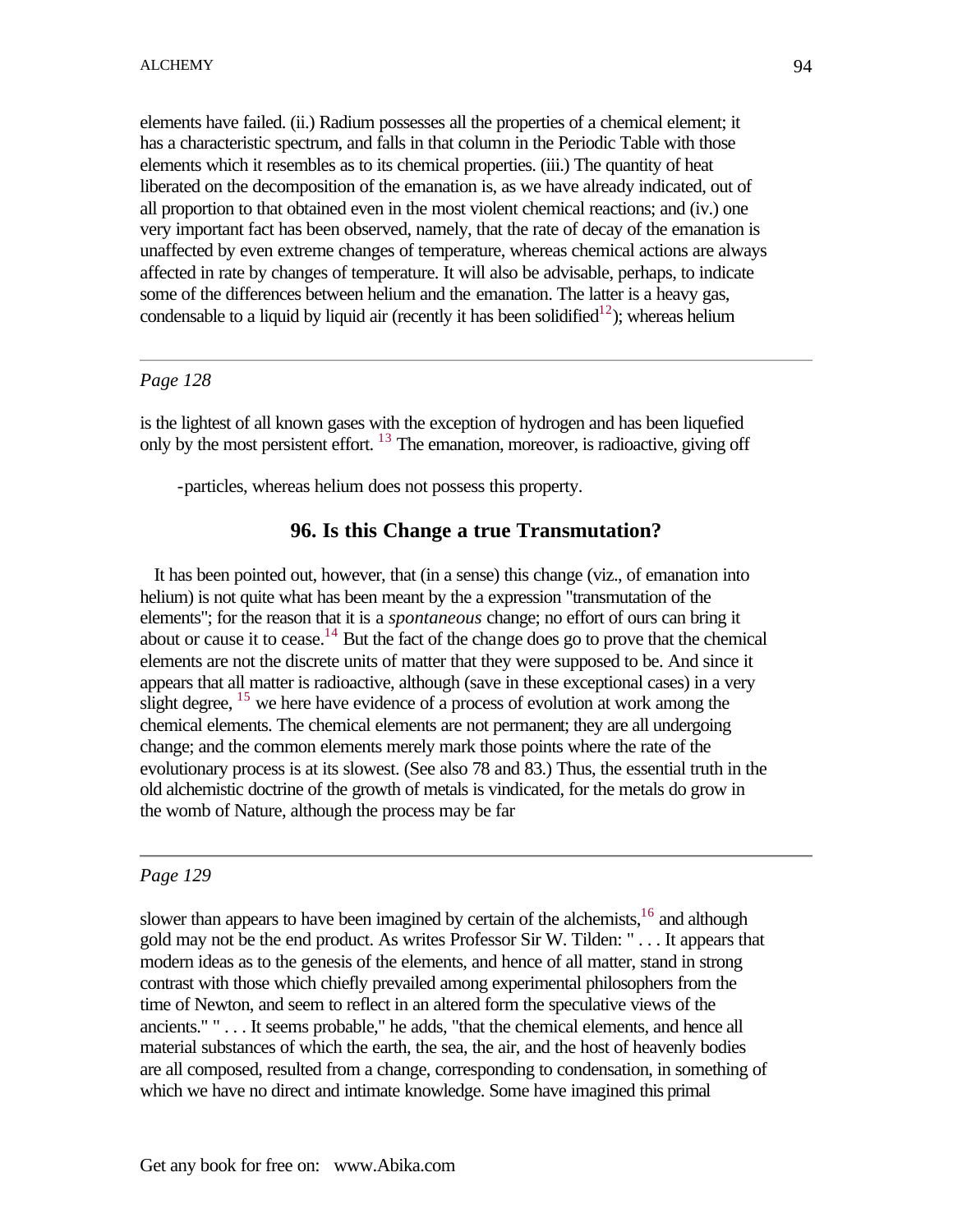elements have failed. (ii.) Radium possesses all the properties of a chemical element; it has a characteristic spectrum, and falls in that column in the Periodic Table with those elements which it resembles as to its chemical properties. (iii.) The quantity of heat liberated on the decomposition of the emanation is, as we have already indicated, out of all proportion to that obtained even in the most violent chemical reactions; and (iv.) one very important fact has been observed, namely, that the rate of decay of the emanation is unaffected by even extreme changes of temperature, whereas chemical actions are always affected in rate by changes of temperature. It will also be advisable, perhaps, to indicate some of the differences between helium and the emanation. The latter is a heavy gas, condensable to a liquid by liquid air (recently it has been solidified[12]); whereas helium

---

*Page 128*

is the lightest of all known gases with the exception of hydrogen and has been liquefied only by the most persistent effort. [13] The emanation, moreover, is radioactive, giving off

-particles, whereas helium does not possess this property.

## 96. Is this Change a true Transmutation?

It has been pointed out, however, that (in a sense) this change (viz., of emanation into helium) is not quite what has been meant by the a expression "transmutation of the elements"; for the reason that it is a *spontaneous* change; no effort of ours can bring it about or cause it to cease.[14] But the fact of the change does go to prove that the chemical elements are not the discrete units of matter that they were supposed to be. And since it appears that all matter is radioactive, although (save in these exceptional cases) in a very slight degree, [15] we here have evidence of a process of evolution at work among the chemical elements. The chemical elements are not permanent; they are all undergoing change; and the common elements merely mark those points where the rate of the evolutionary process is at its slowest. (See also 78 and 83.) Thus, the essential truth in the old alchemistic doctrine of the growth of metals is vindicated, for the metals do grow in the womb of Nature, although the process may be far

---

*Page 129*

slower than appears to have been imagined by certain of the alchemists,[16] and although gold may not be the end product. As writes Professor Sir W. Tilden: " . . . It appears that modern ideas as to the genesis of the elements, and hence of all matter, stand in strong contrast with those which chiefly prevailed among experimental philosophers from the time of Newton, and seem to reflect in an altered form the speculative views of the ancients." " . . . It seems probable," he adds, "that the chemical elements, and hence all material substances of which the earth, the sea, the air, and the host of heavenly bodies are all composed, resulted from a change, corresponding to condensation, in something of which we have no direct and intimate knowledge. Some have imagined this primal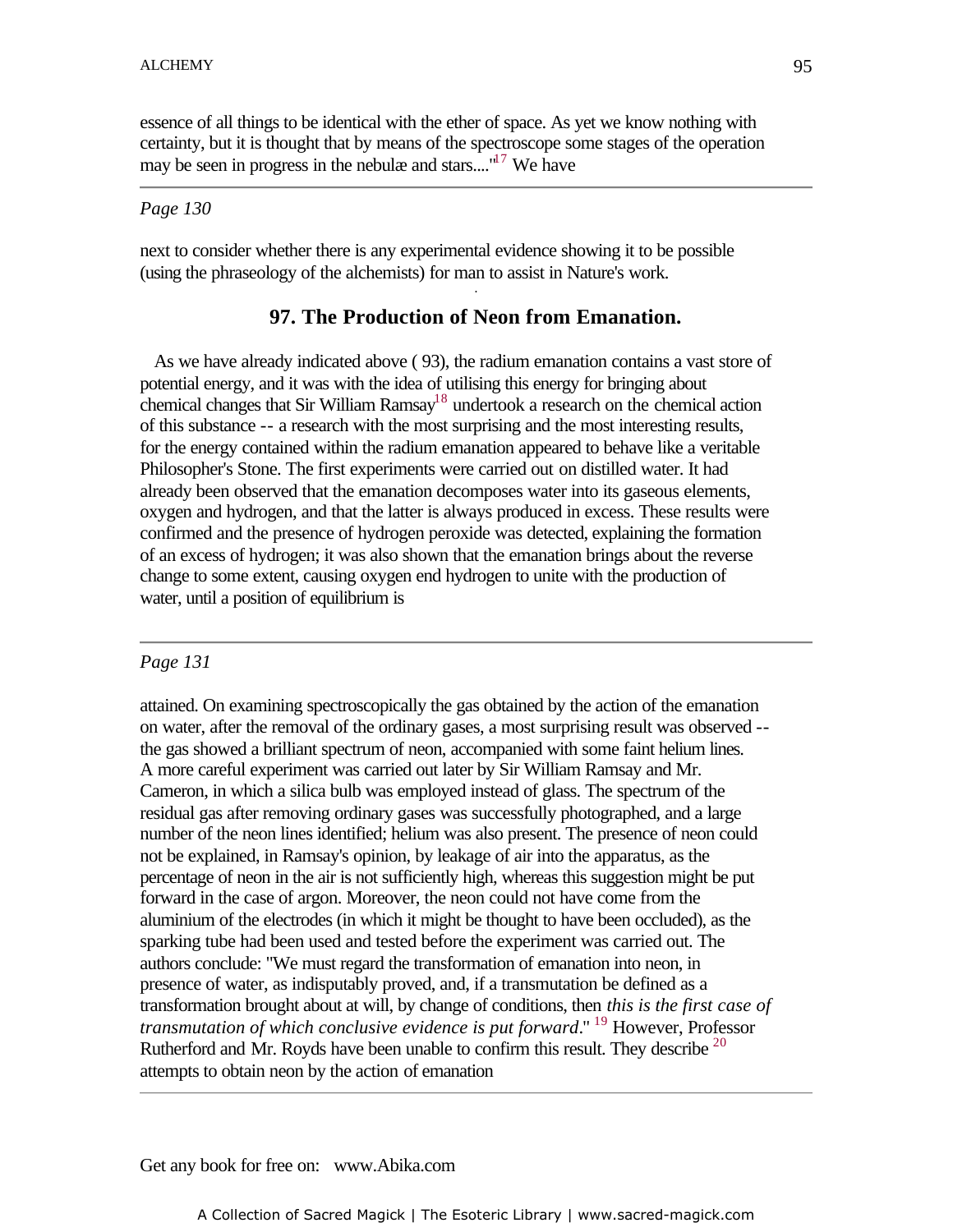essence of all things to be identical with the ether of space. As yet we know nothing with certainty, but it is thought that by means of the spectroscope some stages of the operation may be seen in progress in the nebulæ and stars...."[17] We have

*Page 130*

next to consider whether there is any experimental evidence showing it to be possible (using the phraseology of the alchemists) for man to assist in Nature's work.

### 97. The Production of Neon from Emanation.

As we have already indicated above ( 93), the radium emanation contains a vast store of potential energy, and it was with the idea of utilising this energy for bringing about chemical changes that Sir William Ramsay[18] undertook a research on the chemical action of this substance -- a research with the most surprising and the most interesting results, for the energy contained within the radium emanation appeared to behave like a veritable Philosopher's Stone. The first experiments were carried out on distilled water. It had already been observed that the emanation decomposes water into its gaseous elements, oxygen and hydrogen, and that the latter is always produced in excess. These results were confirmed and the presence of hydrogen peroxide was detected, explaining the formation of an excess of hydrogen; it was also shown that the emanation brings about the reverse change to some extent, causing oxygen end hydrogen to unite with the production of water, until a position of equilibrium is

*Page 131*

attained. On examining spectroscopically the gas obtained by the action of the emanation on water, after the removal of the ordinary gases, a most surprising result was observed -- the gas showed a brilliant spectrum of neon, accompanied with some faint helium lines. A more careful experiment was carried out later by Sir William Ramsay and Mr. Cameron, in which a silica bulb was employed instead of glass. The spectrum of the residual gas after removing ordinary gases was successfully photographed, and a large number of the neon lines identified; helium was also present. The presence of neon could not be explained, in Ramsay's opinion, by leakage of air into the apparatus, as the percentage of neon in the air is not sufficiently high, whereas this suggestion might be put forward in the case of argon. Moreover, the neon could not have come from the aluminium of the electrodes (in which it might be thought to have been occluded), as the sparking tube had been used and tested before the experiment was carried out. The authors conclude: "We must regard the transformation of emanation into neon, in presence of water, as indisputably proved, and, if a transmutation be defined as a transformation brought about at will, by change of conditions, then *this is the first case of transmutation of which conclusive evidence is put forward*." [19] However, Professor Rutherford and Mr. Royds have been unable to confirm this result. They describe [20] attempts to obtain neon by the action of emanation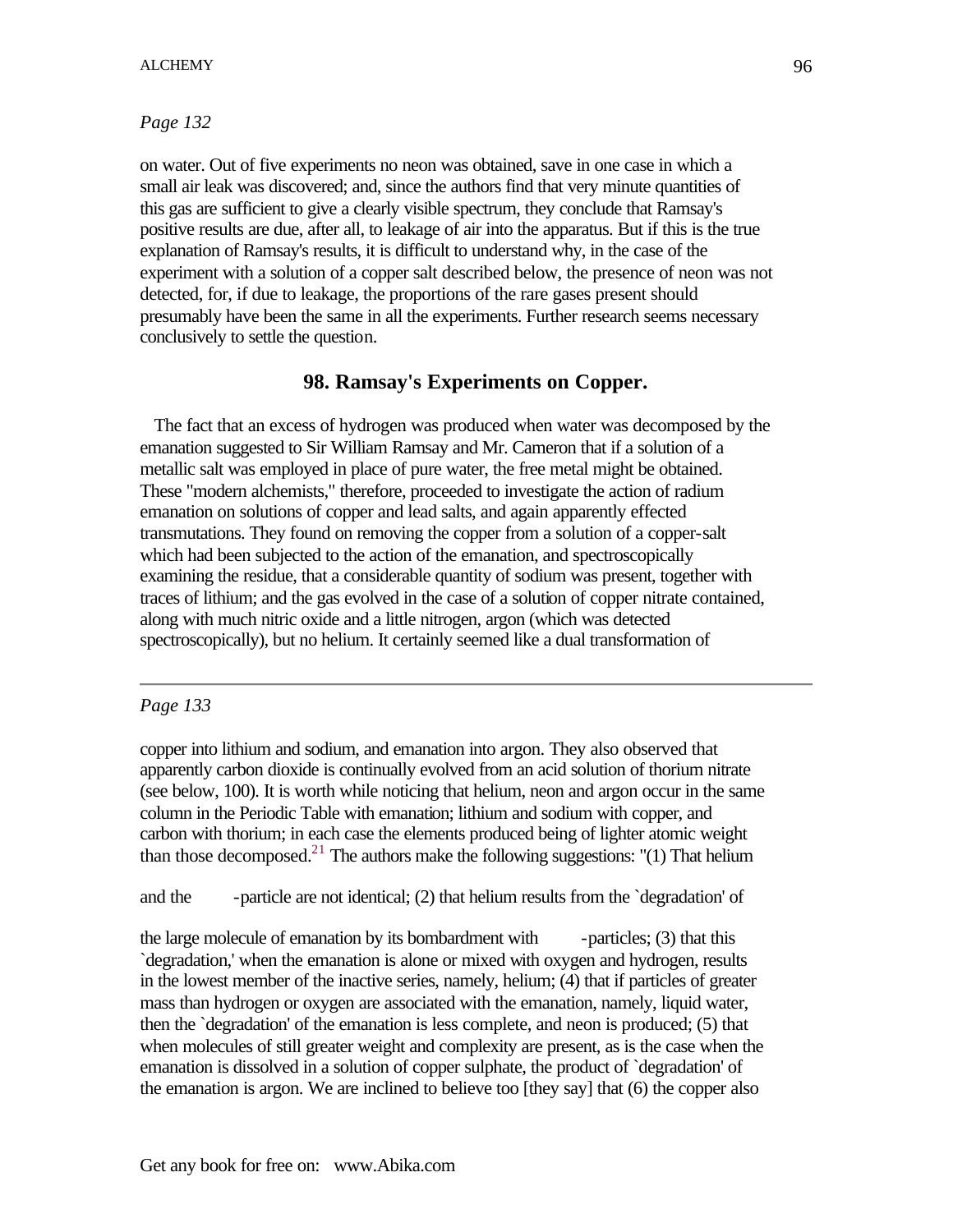*Page 132*

on water. Out of five experiments no neon was obtained, save in one case in which a small air leak was discovered; and, since the authors find that very minute quantities of this gas are sufficient to give a clearly visible spectrum, they conclude that Ramsay's positive results are due, after all, to leakage of air into the apparatus. But if this is the true explanation of Ramsay's results, it is difficult to understand why, in the case of the experiment with a solution of a copper salt described below, the presence of neon was not detected, for, if due to leakage, the proportions of the rare gases present should presumably have been the same in all the experiments. Further research seems necessary conclusively to settle the question.

### 98. Ramsay's Experiments on Copper.

The fact that an excess of hydrogen was produced when water was decomposed by the emanation suggested to Sir William Ramsay and Mr. Cameron that if a solution of a metallic salt was employed in place of pure water, the free metal might be obtained. These "modern alchemists," therefore, proceeded to investigate the action of radium emanation on solutions of copper and lead salts, and again apparently effected transmutations. They found on removing the copper from a solution of a copper-salt which had been subjected to the action of the emanation, and spectroscopically examining the residue, that a considerable quantity of sodium was present, together with traces of lithium; and the gas evolved in the case of a solution of copper nitrate contained, along with much nitric oxide and a little nitrogen, argon (which was detected spectroscopically), but no helium. It certainly seemed like a dual transformation of

---

*Page 133*

copper into lithium and sodium, and emanation into argon. They also observed that apparently carbon dioxide is continually evolved from an acid solution of thorium nitrate (see below, 100). It is worth while noticing that helium, neon and argon occur in the same column in the Periodic Table with emanation; lithium and sodium with copper, and carbon with thorium; in each case the elements produced being of lighter atomic weight than those decomposed.[21] The authors make the following suggestions: "(1) That helium and the -particle are not identical; (2) that helium results from the `degradation' of the large molecule of emanation by its bombardment with -particles; (3) that this `degradation,' when the emanation is alone or mixed with oxygen and hydrogen, results in the lowest member of the inactive series, namely, helium; (4) that if particles of greater mass than hydrogen or oxygen are associated with the emanation, namely, liquid water, then the `degradation' of the emanation is less complete, and neon is produced; (5) that when molecules of still greater weight and complexity are present, as is the case when the emanation is dissolved in a solution of copper sulphate, the product of `degradation' of the emanation is argon. We are inclined to believe too [they say] that (6) the copper also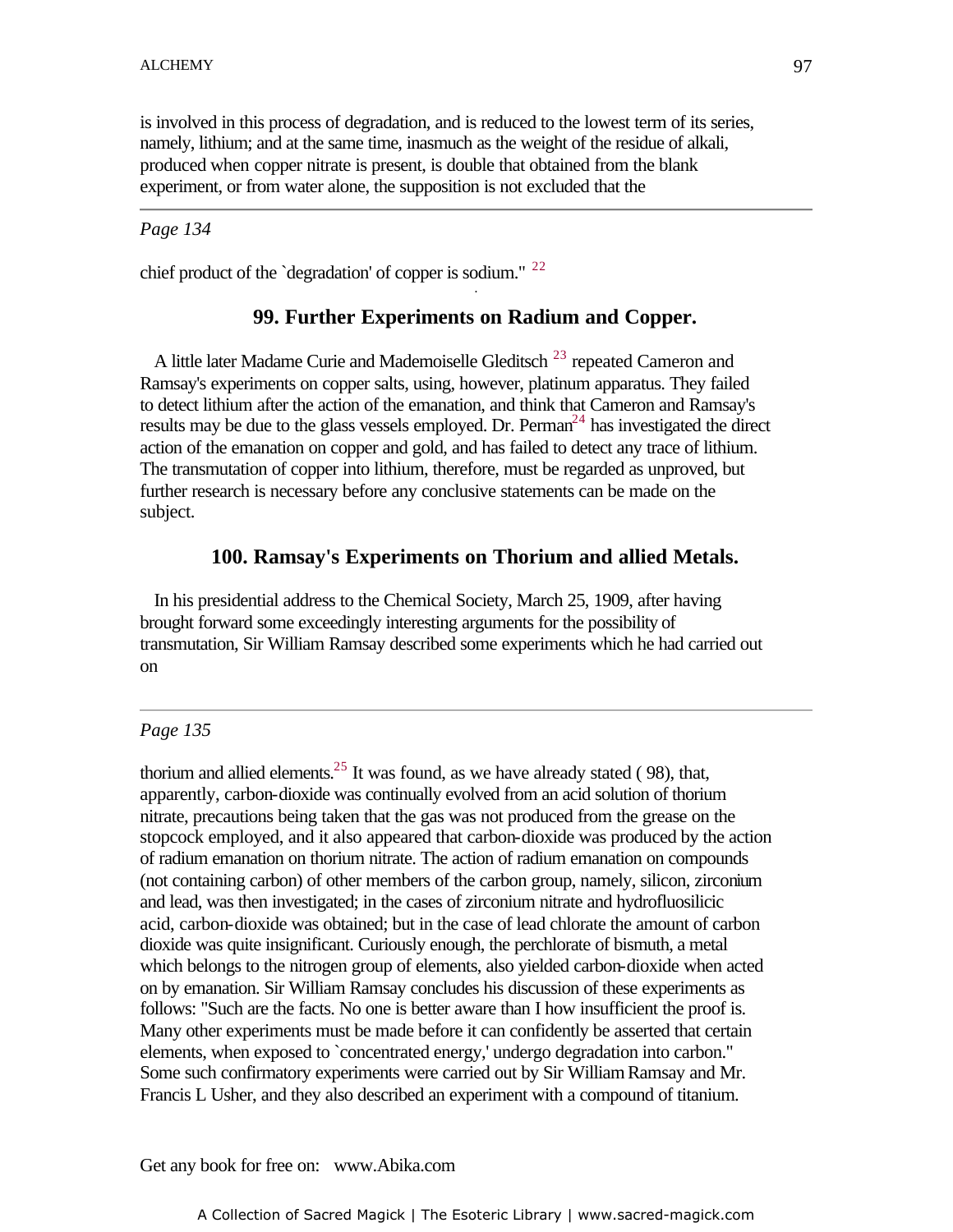is involved in this process of degradation, and is reduced to the lowest term of its series, namely, lithium; and at the same time, inasmuch as the weight of the residue of alkali, produced when copper nitrate is present, is double that obtained from the blank experiment, or from water alone, the supposition is not excluded that the

---

*Page 134*

chief product of the `degradation' of copper is sodium." [22]

### 99. Further Experiments on Radium and Copper.

A little later Madame Curie and Mademoiselle Gleditsch [23] repeated Cameron and Ramsay's experiments on copper salts, using, however, platinum apparatus. They failed to detect lithium after the action of the emanation, and think that Cameron and Ramsay's results may be due to the glass vessels employed. Dr. Perman[24] has investigated the direct action of the emanation on copper and gold, and has failed to detect any trace of lithium. The transmutation of copper into lithium, therefore, must be regarded as unproved, but further research is necessary before any conclusive statements can be made on the subject.

### 100. Ramsay's Experiments on Thorium and allied Metals.

In his presidential address to the Chemical Society, March 25, 1909, after having brought forward some exceedingly interesting arguments for the possibility of transmutation, Sir William Ramsay described some experiments which he had carried out on

---

*Page 135*

thorium and allied elements.[25] It was found, as we have already stated ( 98), that, apparently, carbon-dioxide was continually evolved from an acid solution of thorium nitrate, precautions being taken that the gas was not produced from the grease on the stopcock employed, and it also appeared that carbon-dioxide was produced by the action of radium emanation on thorium nitrate. The action of radium emanation on compounds (not containing carbon) of other members of the carbon group, namely, silicon, zirconium and lead, was then investigated; in the cases of zirconium nitrate and hydrofluosilicic acid, carbon-dioxide was obtained; but in the case of lead chlorate the amount of carbon dioxide was quite insignificant. Curiously enough, the perchlorate of bismuth, a metal which belongs to the nitrogen group of elements, also yielded carbon-dioxide when acted on by emanation. Sir William Ramsay concludes his discussion of these experiments as follows: "Such are the facts. No one is better aware than I how insufficient the proof is. Many other experiments must be made before it can confidently be asserted that certain elements, when exposed to `concentrated energy,' undergo degradation into carbon." Some such confirmatory experiments were carried out by Sir William Ramsay and Mr. Francis L Usher, and they also described an experiment with a compound of titanium.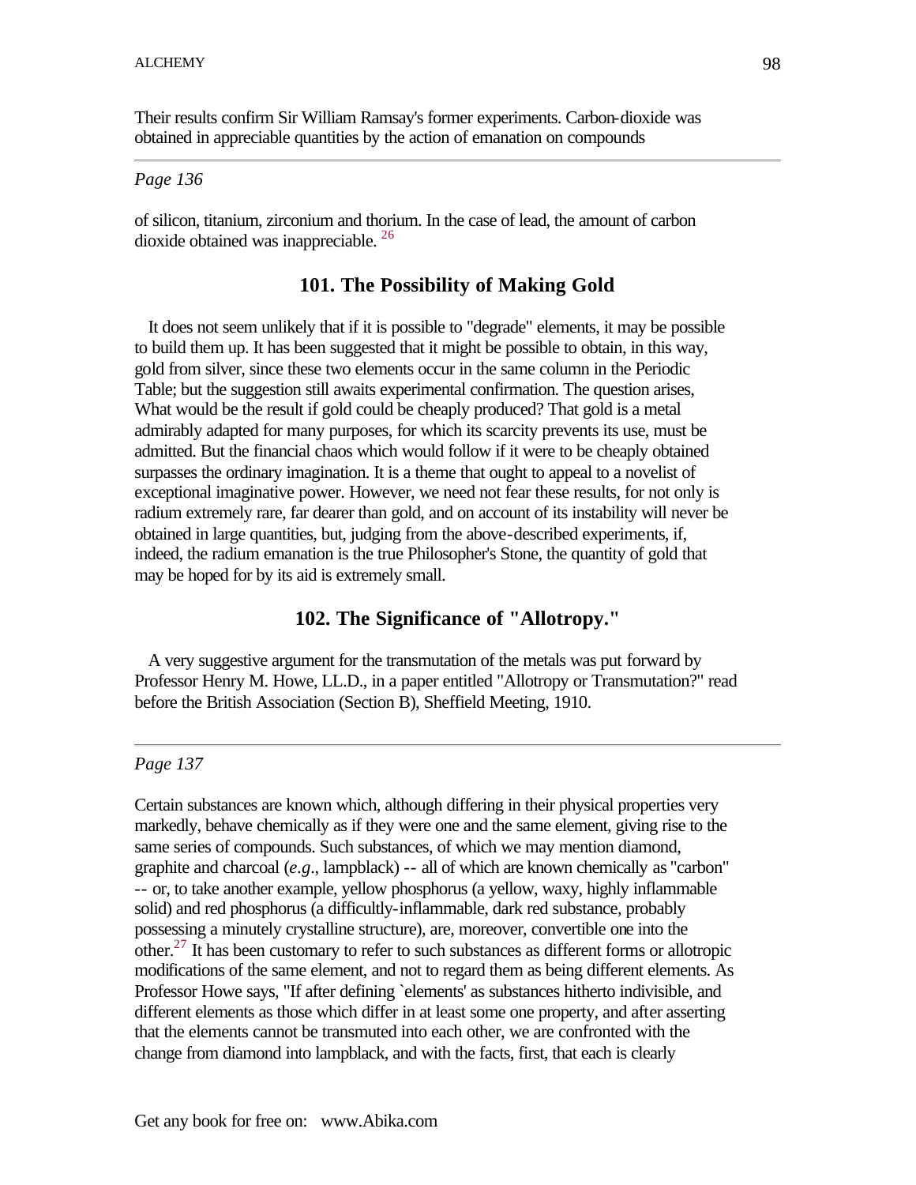Their results confirm Sir William Ramsay's former experiments. Carbon-dioxide was obtained in appreciable quantities by the action of emanation on compounds

---

*Page 136*

of silicon, titanium, zirconium and thorium. In the case of lead, the amount of carbon dioxide obtained was inappreciable. [26]

## 101. The Possibility of Making Gold

It does not seem unlikely that if it is possible to "degrade" elements, it may be possible to build them up. It has been suggested that it might be possible to obtain, in this way, gold from silver, since these two elements occur in the same column in the Periodic Table; but the suggestion still awaits experimental confirmation. The question arises, What would be the result if gold could be cheaply produced? That gold is a metal admirably adapted for many purposes, for which its scarcity prevents its use, must be admitted. But the financial chaos which would follow if it were to be cheaply obtained surpasses the ordinary imagination. It is a theme that ought to appeal to a novelist of exceptional imaginative power. However, we need not fear these results, for not only is radium extremely rare, far dearer than gold, and on account of its instability will never be obtained in large quantities, but, judging from the above-described experiments, if, indeed, the radium emanation is the true Philosopher's Stone, the quantity of gold that may be hoped for by its aid is extremely small.

## 102. The Significance of "Allotropy."

A very suggestive argument for the transmutation of the metals was put forward by Professor Henry M. Howe, LL.D., in a paper entitled "Allotropy or Transmutation?" read before the British Association (Section B), Sheffield Meeting, 1910.

---

*Page 137*

Certain substances are known which, although differing in their physical properties very markedly, behave chemically as if they were one and the same element, giving rise to the same series of compounds. Such substances, of which we may mention diamond, graphite and charcoal (*e.g.*, lampblack) -- all of which are known chemically as "carbon" -- or, to take another example, yellow phosphorus (a yellow, waxy, highly inflammable solid) and red phosphorus (a difficultly-inflammable, dark red substance, probably possessing a minutely crystalline structure), are, moreover, convertible one into the other.[27] It has been customary to refer to such substances as different forms or allotropic modifications of the same element, and not to regard them as being different elements. As Professor Howe says, "If after defining `elements' as substances hitherto indivisible, and different elements as those which differ in at least some one property, and after asserting that the elements cannot be transmuted into each other, we are confronted with the change from diamond into lampblack, and with the facts, first, that each is clearly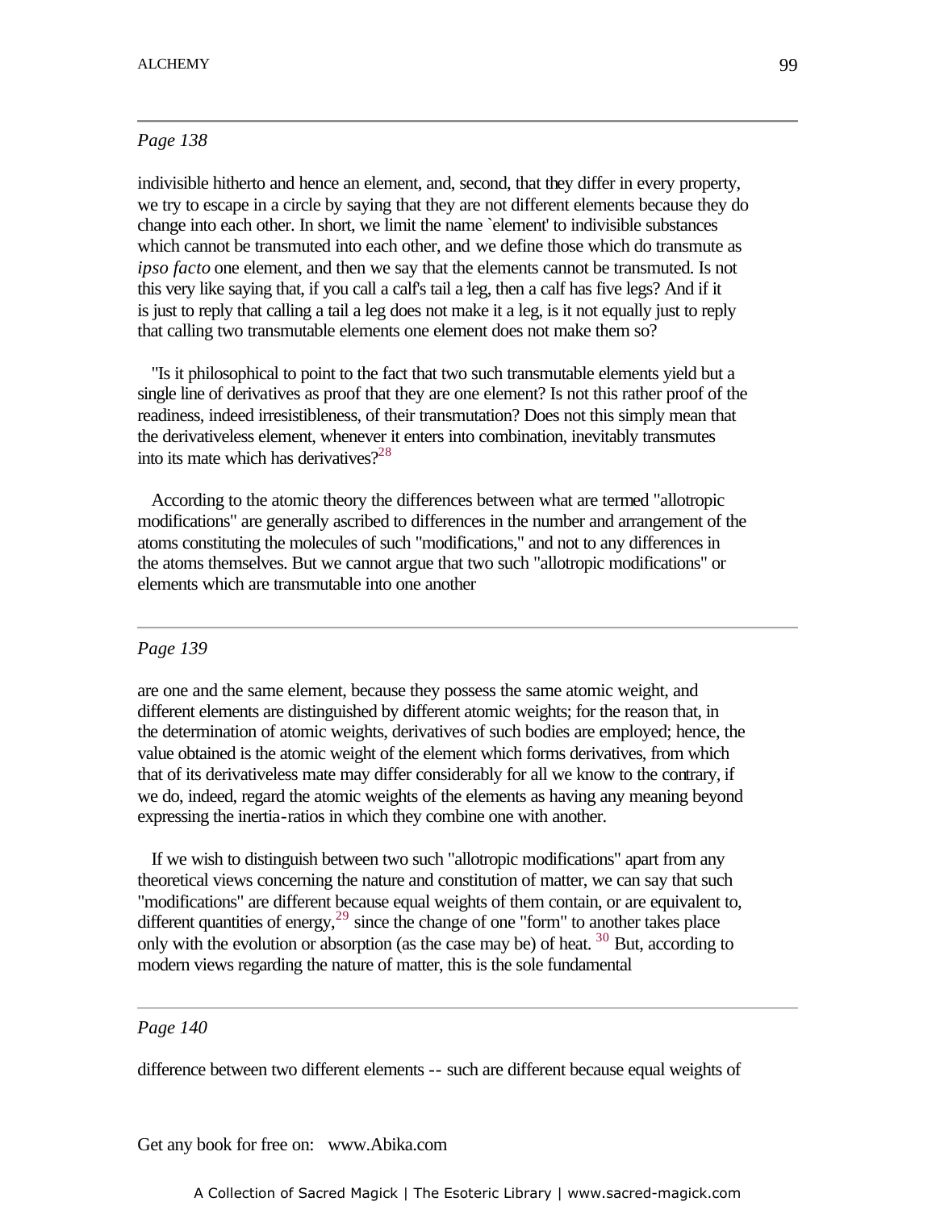*Page 138*

indivisible hitherto and hence an element, and, second, that they differ in every property, we try to escape in a circle by saying that they are not different elements because they do change into each other. In short, we limit the name `element' to indivisible substances which cannot be transmuted into each other, and we define those which do transmute as *ipso facto* one element, and then we say that the elements cannot be transmuted. Is not this very like saying that, if you call a calf's tail a leg, then a calf has five legs? And if it is just to reply that calling a tail a leg does not make it a leg, is it not equally just to reply that calling two transmutable elements one element does not make them so?

"Is it philosophical to point to the fact that two such transmutable elements yield but a single line of derivatives as proof that they are one element? Is not this rather proof of the readiness, indeed irresistibleness, of their transmutation? Does not this simply mean that the derivativeless element, whenever it enters into combination, inevitably transmutes into its mate which has derivatives?[28]

According to the atomic theory the differences between what are termed "allotropic modifications" are generally ascribed to differences in the number and arrangement of the atoms constituting the molecules of such "modifications," and not to any differences in the atoms themselves. But we cannot argue that two such "allotropic modifications" or elements which are transmutable into one another

*Page 139*

are one and the same element, because they possess the same atomic weight, and different elements are distinguished by different atomic weights; for the reason that, in the determination of atomic weights, derivatives of such bodies are employed; hence, the value obtained is the atomic weight of the element which forms derivatives, from which that of its derivativeless mate may differ considerably for all we know to the contrary, if we do, indeed, regard the atomic weights of the elements as having any meaning beyond expressing the inertia-ratios in which they combine one with another.

If we wish to distinguish between two such "allotropic modifications" apart from any theoretical views concerning the nature and constitution of matter, we can say that such "modifications" are different because equal weights of them contain, or are equivalent to, different quantities of energy,[29] since the change of one "form" to another takes place only with the evolution or absorption (as the case may be) of heat. [30] But, according to modern views regarding the nature of matter, this is the sole fundamental

*Page 140*

difference between two different elements -- such are different because equal weights of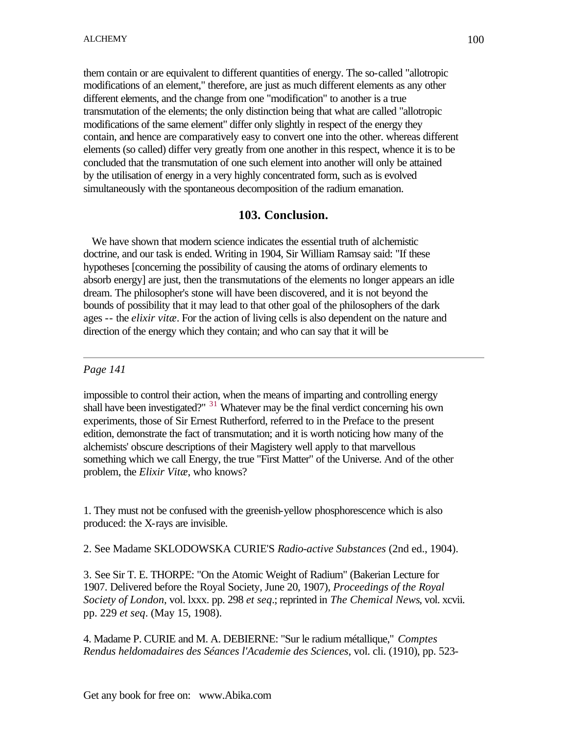them contain or are equivalent to different quantities of energy. The so-called "allotropic modifications of an element," therefore, are just as much different elements as any other different elements, and the change from one "modification" to another is a true transmutation of the elements; the only distinction being that what are called "allotropic modifications of the same element" differ only slightly in respect of the energy they contain, and hence are comparatively easy to convert one into the other. whereas different elements (so called) differ very greatly from one another in this respect, whence it is to be concluded that the transmutation of one such element into another will only be attained by the utilisation of energy in a very highly concentrated form, such as is evolved simultaneously with the spontaneous decomposition of the radium emanation.

## 103. Conclusion.

We have shown that modern science indicates the essential truth of alchemistic doctrine, and our task is ended. Writing in 1904, Sir William Ramsay said: "If these hypotheses [concerning the possibility of causing the atoms of ordinary elements to absorb energy] are just, then the transmutations of the elements no longer appears an idle dream. The philosopher's stone will have been discovered, and it is not beyond the bounds of possibility that it may lead to that other goal of the philosophers of the dark ages -- the *elixir vitæ*. For the action of living cells is also dependent on the nature and direction of the energy which they contain; and who can say that it will be

---

*Page 141*

impossible to control their action, when the means of imparting and controlling energy shall have been investigated?" [31] Whatever may be the final verdict concerning his own experiments, those of Sir Ernest Rutherford, referred to in the Preface to the present edition, demonstrate the fact of transmutation; and it is worth noticing how many of the alchemists' obscure descriptions of their Magistery well apply to that marvellous something which we call Energy, the true "First Matter" of the Universe. And of the other problem, the *Elixir Vitæ*, who knows?

1. They must not be confused with the greenish-yellow phosphorescence which is also produced: the X-rays are invisible.

2. See Madame SKLODOWSKA CURIE'S *Radio-active Substances* (2nd ed., 1904).

3. See Sir T. E. THORPE: "On the Atomic Weight of Radium" (Bakerian Lecture for 1907. Delivered before the Royal Society, June 20, 1907), *Proceedings of the Royal Society of London*, vol. lxxx. pp. 298 *et seq*.; reprinted in *The Chemical News*, vol. xcvii. pp. 229 *et seq*. (May 15, 1908).

4. Madame P. CURIE and M. A. DEBIERNE: "Sur le radium métallique," *Comptes Rendus heldomadaires des Séances l'Academie des Sciences*, vol. cli. (1910), pp. 523-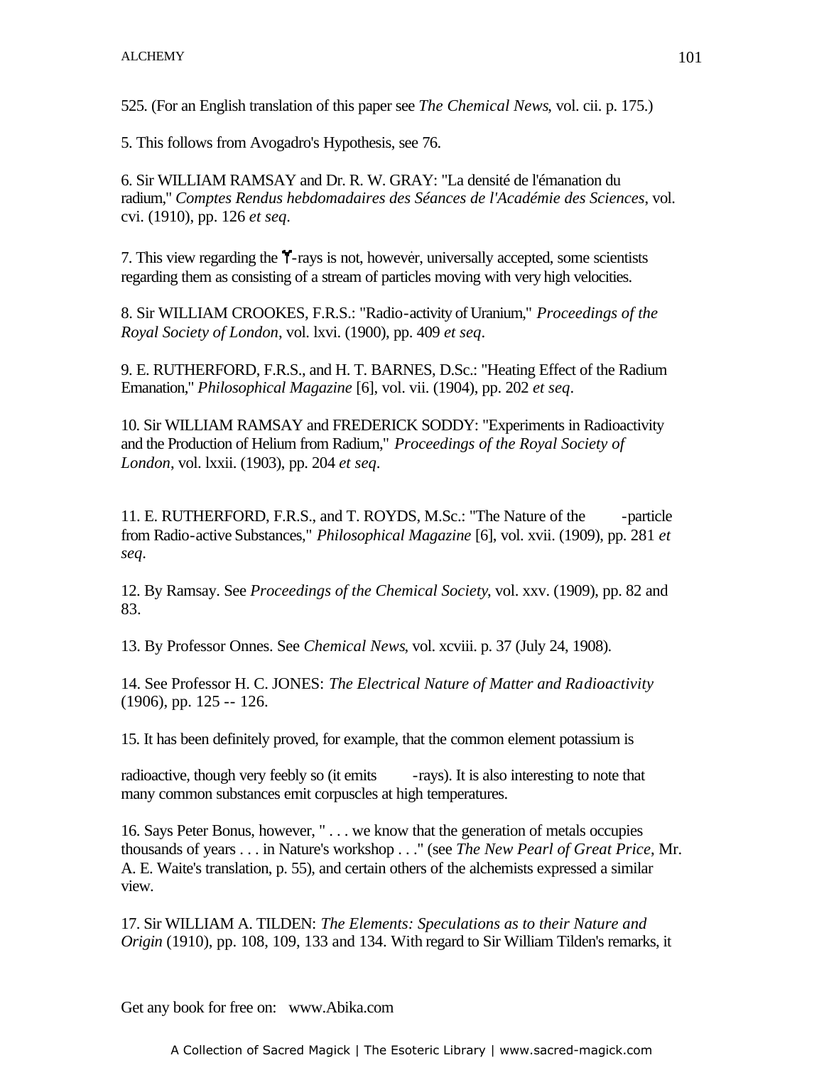525. (For an English translation of this paper see *The Chemical News*, vol. cii. p. 175.)

5. This follows from Avogadro's Hypothesis, see 76.

6. Sir WILLIAM RAMSAY and Dr. R. W. GRAY: "La densité de l'émanation du radium," *Comptes Rendus hebdomadaires des Séances de l'Académie des Sciences*, vol. cvi. (1910), pp. 126 *et seq*.

7. This view regarding the $\gamma$-rays is not, however, universally accepted, some scientists regarding them as consisting of a stream of particles moving with very high velocities.

8. Sir WILLIAM CROOKES, F.R.S.: "Radio-activity of Uranium," *Proceedings of the Royal Society of London*, vol. lxvi. (1900), pp. 409 *et seq*.

9. E. RUTHERFORD, F.R.S., and H. T. BARNES, D.Sc.: "Heating Effect of the Radium Emanation," *Philosophical Magazine* [6], vol. vii. (1904), pp. 202 *et seq*.

10. Sir WILLIAM RAMSAY and FREDERICK SODDY: "Experiments in Radioactivity and the Production of Helium from Radium," *Proceedings of the Royal Society of London*, vol. lxxii. (1903), pp. 204 *et seq*.

11. E. RUTHERFORD, F.R.S., and T. ROYDS, M.Sc.: "The Nature of the -particle from Radio-active Substances," *Philosophical Magazine* [6], vol. xvii. (1909), pp. 281 *et seq*.

12. By Ramsay. See *Proceedings of the Chemical Society*, vol. xxv. (1909), pp. 82 and 83.

13. By Professor Onnes. See *Chemical News*, vol. xcviii. p. 37 (July 24, 1908).

14. See Professor H. C. JONES: *The Electrical Nature of Matter and Radioactivity* (1906), pp. 125 -- 126.

15. It has been definitely proved, for example, that the common element potassium is radioactive, though very feebly so (it emits -rays). It is also interesting to note that many common substances emit corpuscles at high temperatures.

16. Says Peter Bonus, however, " . . . we know that the generation of metals occupies thousands of years . . . in Nature's workshop . . ." (see *The New Pearl of Great Price*, Mr. A. E. Waite's translation, p. 55), and certain others of the alchemists expressed a similar view.

17. Sir WILLIAM A. TILDEN: *The Elements: Speculations as to their Nature and Origin* (1910), pp. 108, 109, 133 and 134. With regard to Sir William Tilden's remarks, it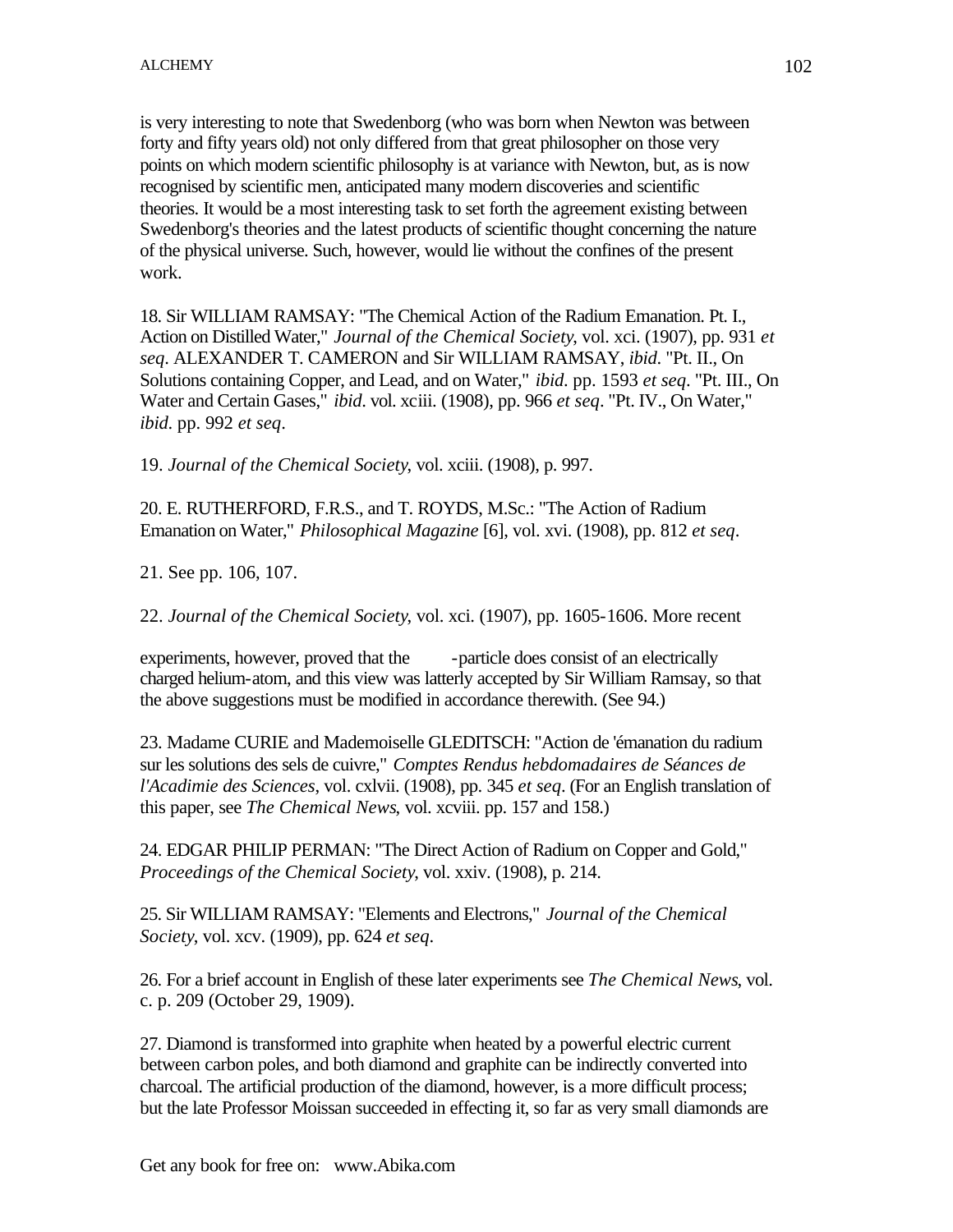is very interesting to note that Swedenborg (who was born when Newton was between forty and fifty years old) not only differed from that great philosopher on those very points on which modern scientific philosophy is at variance with Newton, but, as is now recognised by scientific men, anticipated many modern discoveries and scientific theories. It would be a most interesting task to set forth the agreement existing between Swedenborg's theories and the latest products of scientific thought concerning the nature of the physical universe. Such, however, would lie without the confines of the present work.

18. Sir WILLIAM RAMSAY: "The Chemical Action of the Radium Emanation. Pt. I., Action on Distilled Water," *Journal of the Chemical Society*, vol. xci. (1907), pp. 931 *et seq*. ALEXANDER T. CAMERON and Sir WILLIAM RAMSAY, *ibid*. "Pt. II., On Solutions containing Copper, and Lead, and on Water," *ibid*. pp. 1593 *et seq*. "Pt. III., On Water and Certain Gases," *ibid*. vol. xciii. (1908), pp. 966 *et seq*. "Pt. IV., On Water," *ibid*. pp. 992 *et seq*.

19. *Journal of the Chemical Society*, vol. xciii. (1908), p. 997.

20. E. RUTHERFORD, F.R.S., and T. ROYDS, M.Sc.: "The Action of Radium Emanation on Water," *Philosophical Magazine* [6], vol. xvi. (1908), pp. 812 *et seq*.

21. See pp. 106, 107.

22. *Journal of the Chemical Society*, vol. xci. (1907), pp. 1605-1606. More recent experiments, however, proved that the -particle does consist of an electrically charged helium-atom, and this view was latterly accepted by Sir William Ramsay, so that the above suggestions must be modified in accordance therewith. (See 94.)

23. Madame CURIE and Mademoiselle GLEDITSCH: "Action de l'émanation du radium sur les solutions des sels de cuivre," *Comptes Rendus hebdomadaires de Séances de l'Acadimie des Sciences*, vol. cxlvii. (1908), pp. 345 *et seq*. (For an English translation of this paper, see *The Chemical News*, vol. xcviii. pp. 157 and 158.)

24. EDGAR PHILIP PERMAN: "The Direct Action of Radium on Copper and Gold," *Proceedings of the Chemical Society*, vol. xxiv. (1908), p. 214.

25. Sir WILLIAM RAMSAY: "Elements and Electrons," *Journal of the Chemical Society*, vol. xcv. (1909), pp. 624 *et seq*.

26. For a brief account in English of these later experiments see *The Chemical News*, vol. c. p. 209 (October 29, 1909).

27. Diamond is transformed into graphite when heated by a powerful electric current between carbon poles, and both diamond and graphite can be indirectly converted into charcoal. The artificial production of the diamond, however, is a more difficult process; but the late Professor Moissan succeeded in effecting it, so far as very small diamonds are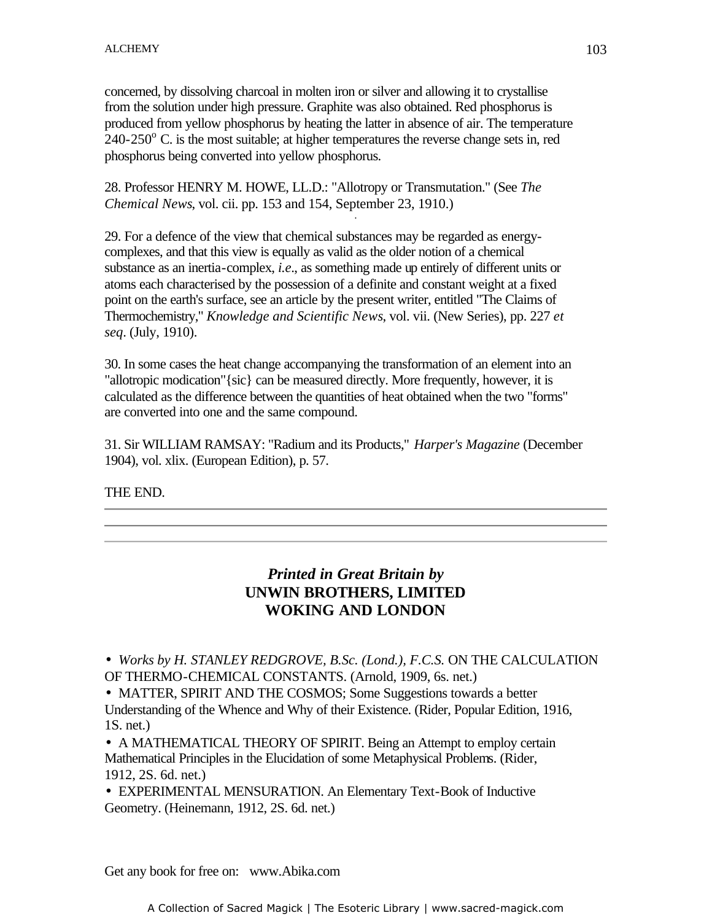concerned, by dissolving charcoal in molten iron or silver and allowing it to crystallise from the solution under high pressure. Graphite was also obtained. Red phosphorus is produced from yellow phosphorus by heating the latter in absence of air. The temperature 240-250° C. is the most suitable; at higher temperatures the reverse change sets in, red phosphorus being converted into yellow phosphorus.

28. Professor HENRY M. HOWE, LL.D.: "Allotropy or Transmutation." (See *The Chemical News*, vol. cii. pp. 153 and 154, September 23, 1910.)

29. For a defence of the view that chemical substances may be regarded as energy-complexes, and that this view is equally as valid as the older notion of a chemical substance as an inertia-complex, *i.e.*, as something made up entirely of different units or atoms each characterised by the possession of a definite and constant weight at a fixed point on the earth's surface, see an article by the present writer, entitled "The Claims of Thermochemistry," *Knowledge and Scientific News*, vol. vii. (New Series), pp. 227 *et seq*. (July, 1910).

30. In some cases the heat change accompanying the transformation of an element into an "allotropic modication"{sic} can be measured directly. More frequently, however, it is calculated as the difference between the quantities of heat obtained when the two "forms" are converted into one and the same compound.

31. Sir WILLIAM RAMSAY: "Radium and its Products," *Harper's Magazine* (December 1904), vol. xlix. (European Edition), p. 57.

THE END.

---

***Printed in Great Britain by***
**UNWIN BROTHERS, LIMITED**
**WOKING AND LONDON**

- *Works by H. STANLEY REDGROVE, B.Sc. (Lond.), F.C.S.* ON THE CALCULATION OF THERMO-CHEMICAL CONSTANTS. (Arnold, 1909, 6s. net.)
- MATTER, SPIRIT AND THE COSMOS; Some Suggestions towards a better Understanding of the Whence and Why of their Existence. (Rider, Popular Edition, 1916, 1S. net.)
- A MATHEMATICAL THEORY OF SPIRIT. Being an Attempt to employ certain Mathematical Principles in the Elucidation of some Metaphysical Problems. (Rider, 1912, 2S. 6d. net.)
- EXPERIMENTAL MENSURATION. An Elementary Text-Book of Inductive Geometry. (Heinemann, 1912, 2S. 6d. net.)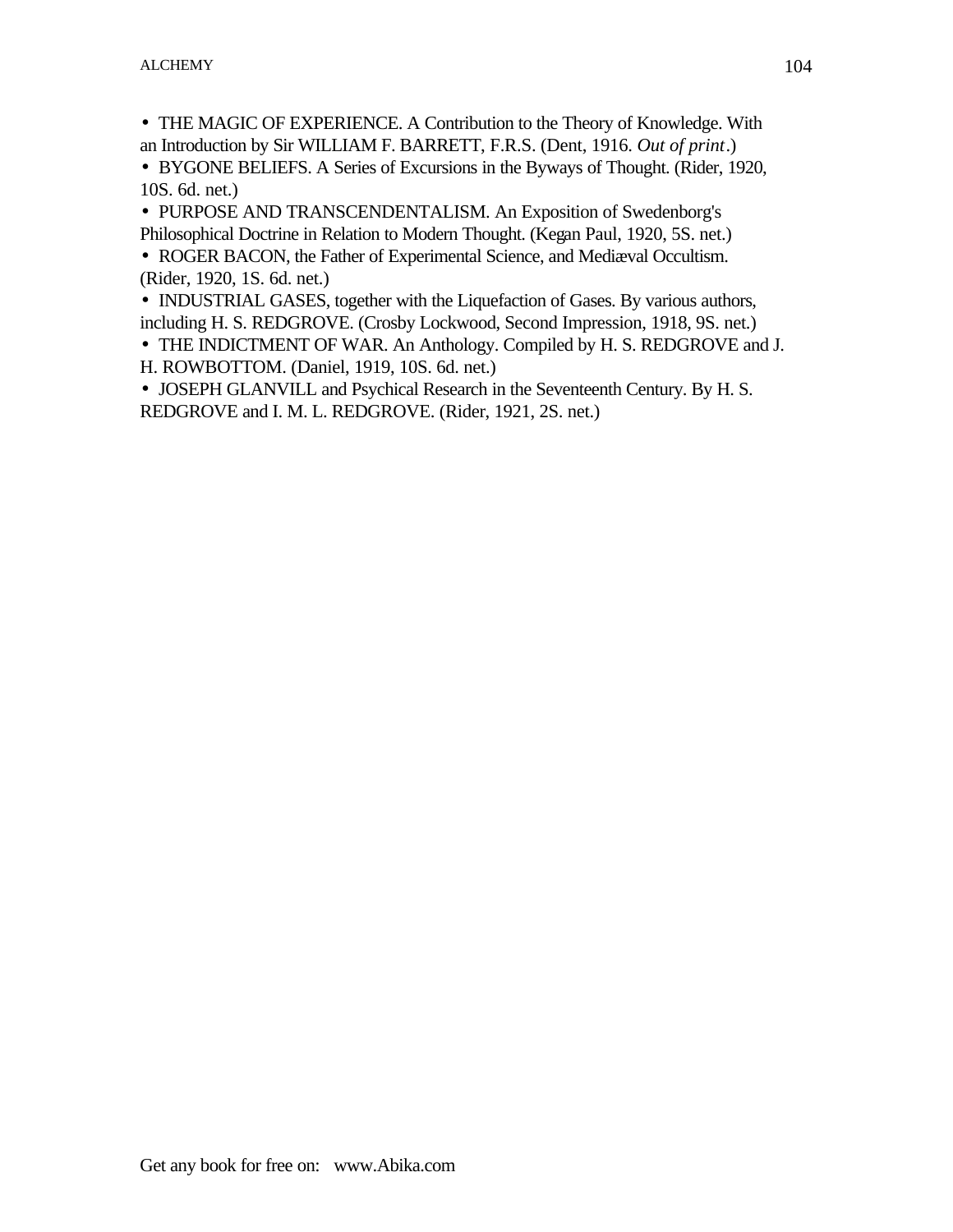- THE MAGIC OF EXPERIENCE. A Contribution to the Theory of Knowledge. With an Introduction by Sir WILLIAM F. BARRETT, F.R.S. (Dent, 1916. *Out of print*.)
- BYGONE BELIEFS. A Series of Excursions in the Byways of Thought. (Rider, 1920, 10S. 6d. net.)
- PURPOSE AND TRANSCENDENTALISM. An Exposition of Swedenborg's Philosophical Doctrine in Relation to Modern Thought. (Kegan Paul, 1920, 5S. net.)
- ROGER BACON, the Father of Experimental Science, and Mediæval Occultism. (Rider, 1920, 1S. 6d. net.)
- INDUSTRIAL GASES, together with the Liquefaction of Gases. By various authors, including H. S. REDGROVE. (Crosby Lockwood, Second Impression, 1918, 9S. net.)
- THE INDICTMENT OF WAR. An Anthology. Compiled by H. S. REDGROVE and J. H. ROWBOTTOM. (Daniel, 1919, 10S. 6d. net.)
- JOSEPH GLANVILL and Psychical Research in the Seventeenth Century. By H. S. REDGROVE and I. M. L. REDGROVE. (Rider, 1921, 2S. net.)